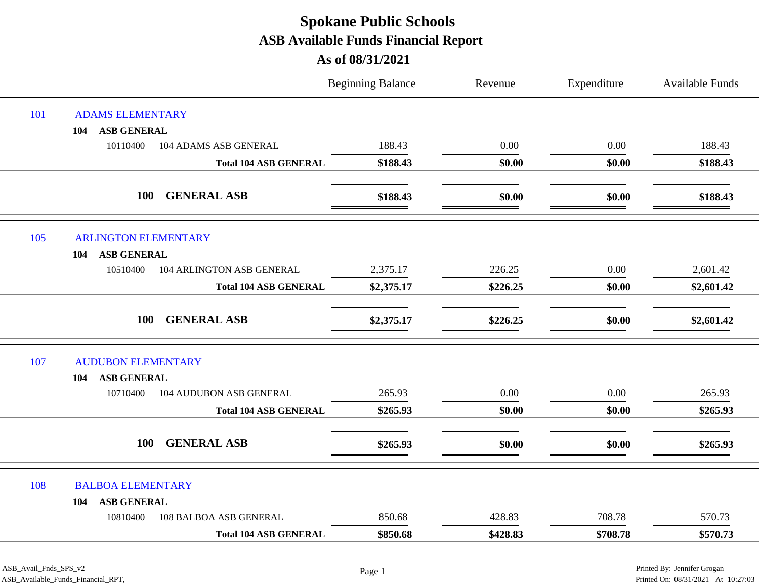# Spokane Public Schools

## ASB Available Funds Financial Report

### As of 08/31/2021

| | | Beginning Balance | Revenue | Expenditure | Available Funds |
|---|---|---|---|---|---|
| **101** | **ADAMS ELEMENTARY** | | | | |
| **104** | **ASB GENERAL** | | | | |
| 10110400 | 104 ADAMS ASB GENERAL | 188.43 | 0.00 | 0.00 | 188.43 |
| | **Total 104 ASB GENERAL** | **$188.43** | **$0.00** | **$0.00** | **$188.43** |
| **100** | **GENERAL ASB** | **$188.43** | **$0.00** | **$0.00** | **$188.43** |
| **105** | **ARLINGTON ELEMENTARY** | | | | |
| **104** | **ASB GENERAL** | | | | |
| 10510400 | 104 ARLINGTON ASB GENERAL | 2,375.17 | 226.25 | 0.00 | 2,601.42 |
| | **Total 104 ASB GENERAL** | **$2,375.17** | **$226.25** | **$0.00** | **$2,601.42** |
| **100** | **GENERAL ASB** | **$2,375.17** | **$226.25** | **$0.00** | **$2,601.42** |
| **107** | **AUDUBON ELEMENTARY** | | | | |
| **104** | **ASB GENERAL** | | | | |
| 10710400 | 104 AUDUBON ASB GENERAL | 265.93 | 0.00 | 0.00 | 265.93 |
| | **Total 104 ASB GENERAL** | **$265.93** | **$0.00** | **$0.00** | **$265.93** |
| **100** | **GENERAL ASB** | **$265.93** | **$0.00** | **$0.00** | **$265.93** |
| **108** | **BALBOA ELEMENTARY** | | | | |
| **104** | **ASB GENERAL** | | | | |
| 10810400 | 108 BALBOA ASB GENERAL | 850.68 | 428.83 | 708.78 | 570.73 |
| | **Total 104 ASB GENERAL** | **$850.68** | **$428.83** | **$708.78** | **$570.73** |

ASB_Avail_Fnds_SPS_v2
ASB_Available_Funds_Financial_RPT,

Printed By: Jennifer Grogan
Printed On: 08/31/2021 At 10:27:03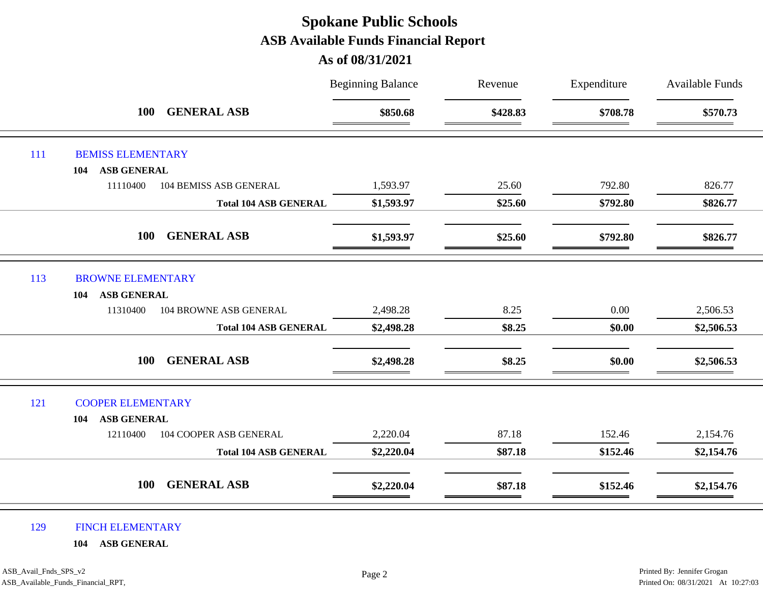# Spokane Public Schools
## ASB Available Funds Financial Report
### As of 08/31/2021

| | | Beginning Balance | Revenue | Expenditure | Available Funds |
|---|---|---|---|---|---|
| **100** | **GENERAL ASB** | **$850.68** | **$428.83** | **$708.78** | **$570.73** |
| 111 | BEMISS ELEMENTARY | | | | |
| **104** | **ASB GENERAL** | | | | |
| 11110400 | 104 BEMISS ASB GENERAL | 1,593.97 | 25.60 | 792.80 | 826.77 |
| | **Total 104 ASB GENERAL** | **$1,593.97** | **$25.60** | **$792.80** | **$826.77** |
| **100** | **GENERAL ASB** | **$1,593.97** | **$25.60** | **$792.80** | **$826.77** |
| 113 | BROWNE ELEMENTARY | | | | |
| **104** | **ASB GENERAL** | | | | |
| 11310400 | 104 BROWNE ASB GENERAL | 2,498.28 | 8.25 | 0.00 | 2,506.53 |
| | **Total 104 ASB GENERAL** | **$2,498.28** | **$8.25** | **$0.00** | **$2,506.53** |
| **100** | **GENERAL ASB** | **$2,498.28** | **$8.25** | **$0.00** | **$2,506.53** |
| 121 | COOPER ELEMENTARY | | | | |
| **104** | **ASB GENERAL** | | | | |
| 12110400 | 104 COOPER ASB GENERAL | 2,220.04 | 87.18 | 152.46 | 2,154.76 |
| | **Total 104 ASB GENERAL** | **$2,220.04** | **$87.18** | **$152.46** | **$2,154.76** |
| **100** | **GENERAL ASB** | **$2,220.04** | **$87.18** | **$152.46** | **$2,154.76** |
| 129 | FINCH ELEMENTARY | | | | |
| **104** | **ASB GENERAL** | | | | |

ASB_Avail_Fnds_SPS_v2
ASB_Available_Funds_Financial_RPT,

Printed By: Jennifer Grogan
Printed On: 08/31/2021 At 10:27:03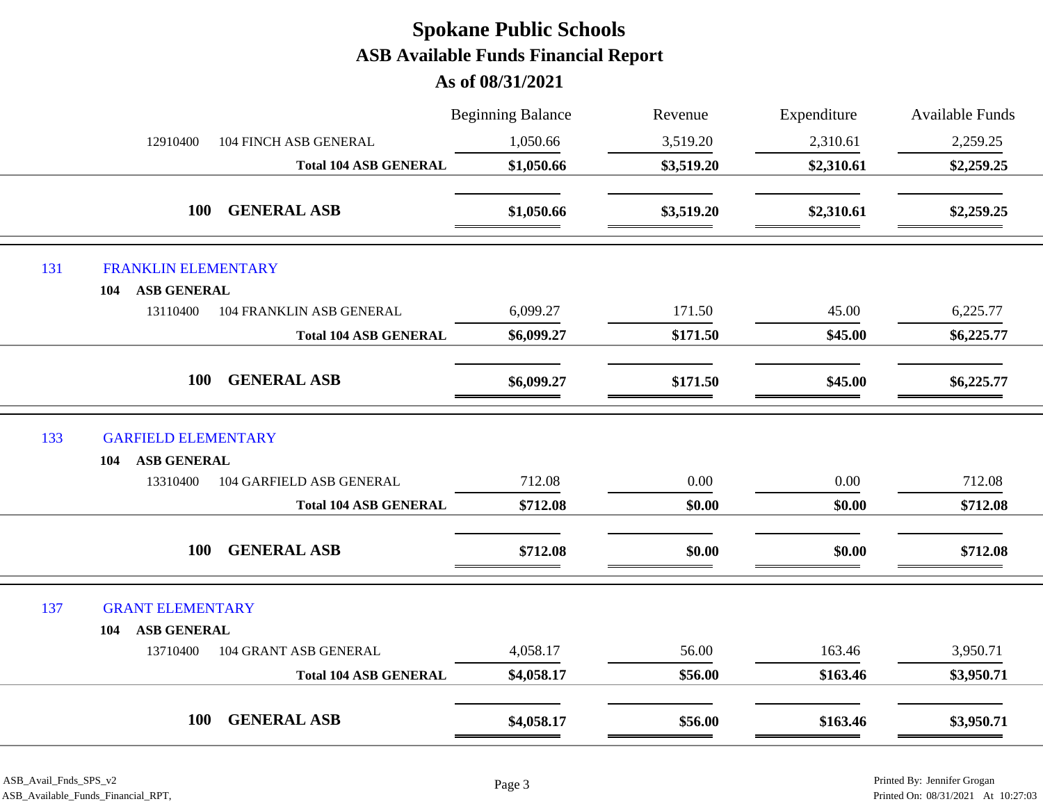# Spokane Public Schools

## ASB Available Funds Financial Report

### As of 08/31/2021

| | | Beginning Balance | Revenue | Expenditure | Available Funds |
|---|---|---|---|---|---|
| 12910400 | 104 FINCH ASB GENERAL | 1,050.66 | 3,519.20 | 2,310.61 | 2,259.25 |
| | **Total 104 ASB GENERAL** | **$1,050.66** | **$3,519.20** | **$2,310.61** | **$2,259.25** |
| **100** | **GENERAL ASB** | **$1,050.66** | **$3,519.20** | **$2,310.61** | **$2,259.25** |
| 131 | FRANKLIN ELEMENTARY | | | | |
| **104** | **ASB GENERAL** | | | | |
| 13110400 | 104 FRANKLIN ASB GENERAL | 6,099.27 | 171.50 | 45.00 | 6,225.77 |
| | **Total 104 ASB GENERAL** | **$6,099.27** | **$171.50** | **$45.00** | **$6,225.77** |
| **100** | **GENERAL ASB** | **$6,099.27** | **$171.50** | **$45.00** | **$6,225.77** |
| 133 | GARFIELD ELEMENTARY | | | | |
| **104** | **ASB GENERAL** | | | | |
| 13310400 | 104 GARFIELD ASB GENERAL | 712.08 | 0.00 | 0.00 | 712.08 |
| | **Total 104 ASB GENERAL** | **$712.08** | **$0.00** | **$0.00** | **$712.08** |
| **100** | **GENERAL ASB** | **$712.08** | **$0.00** | **$0.00** | **$712.08** |
| 137 | GRANT ELEMENTARY | | | | |
| **104** | **ASB GENERAL** | | | | |
| 13710400 | 104 GRANT ASB GENERAL | 4,058.17 | 56.00 | 163.46 | 3,950.71 |
| | **Total 104 ASB GENERAL** | **$4,058.17** | **$56.00** | **$163.46** | **$3,950.71** |
| **100** | **GENERAL ASB** | **$4,058.17** | **$56.00** | **$163.46** | **$3,950.71** |

ASB_Avail_Fnds_SPS_v2
ASB_Available_Funds_Financial_RPT,

Printed By: Jennifer Grogan
Printed On: 08/31/2021 At 10:27:03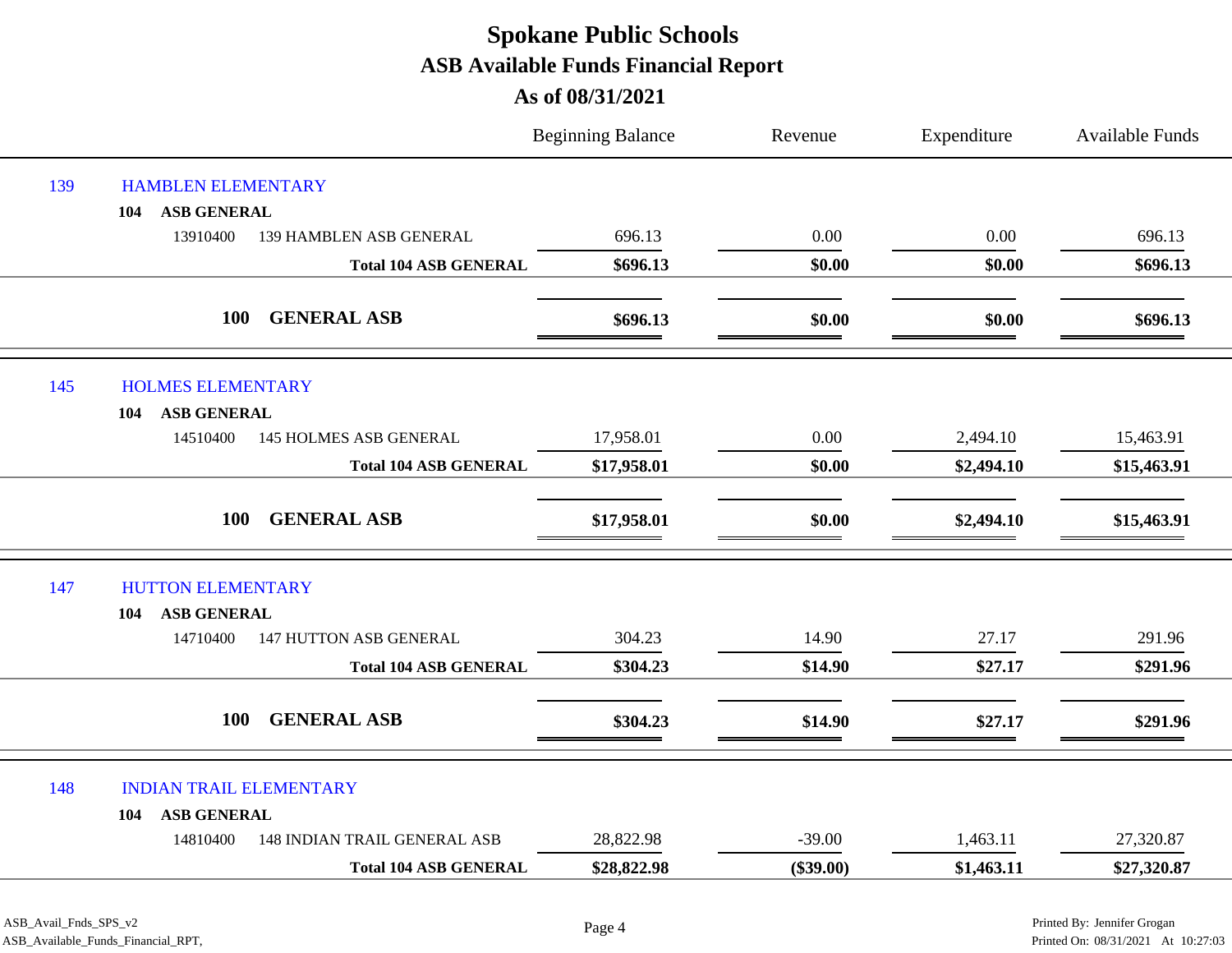# Spokane Public Schools

## ASB Available Funds Financial Report

### As of 08/31/2021

| | | | Beginning Balance | Revenue | Expenditure | Available Funds |
|---|---|---|---|---|---|---|
| 139 | HAMBLEN ELEMENTARY | | | | | |
| 104 | ASB GENERAL | | | | | |
| 13910400 | 139 HAMBLEN ASB GENERAL | | 696.13 | 0.00 | 0.00 | 696.13 |
| | | **Total 104 ASB GENERAL** | **$696.13** | **$0.00** | **$0.00** | **$696.13** |
| **100** | **GENERAL ASB** | | **$696.13** | **$0.00** | **$0.00** | **$696.13** |
| 145 | HOLMES ELEMENTARY | | | | | |
| 104 | ASB GENERAL | | | | | |
| 14510400 | 145 HOLMES ASB GENERAL | | 17,958.01 | 0.00 | 2,494.10 | 15,463.91 |
| | | **Total 104 ASB GENERAL** | **$17,958.01** | **$0.00** | **$2,494.10** | **$15,463.91** |
| **100** | **GENERAL ASB** | | **$17,958.01** | **$0.00** | **$2,494.10** | **$15,463.91** |
| 147 | HUTTON ELEMENTARY | | | | | |
| 104 | ASB GENERAL | | | | | |
| 14710400 | 147 HUTTON ASB GENERAL | | 304.23 | 14.90 | 27.17 | 291.96 |
| | | **Total 104 ASB GENERAL** | **$304.23** | **$14.90** | **$27.17** | **$291.96** |
| **100** | **GENERAL ASB** | | **$304.23** | **$14.90** | **$27.17** | **$291.96** |
| 148 | INDIAN TRAIL ELEMENTARY | | | | | |
| 104 | ASB GENERAL | | | | | |
| 14810400 | 148 INDIAN TRAIL GENERAL ASB | | 28,822.98 | -39.00 | 1,463.11 | 27,320.87 |
| | | **Total 104 ASB GENERAL** | **$28,822.98** | **($39.00)** | **$1,463.11** | **$27,320.87** |

ASB_Avail_Fnds_SPS_v2
ASB_Available_Funds_Financial_RPT,

Printed By: Jennifer Grogan
Printed On: 08/31/2021 At 10:27:03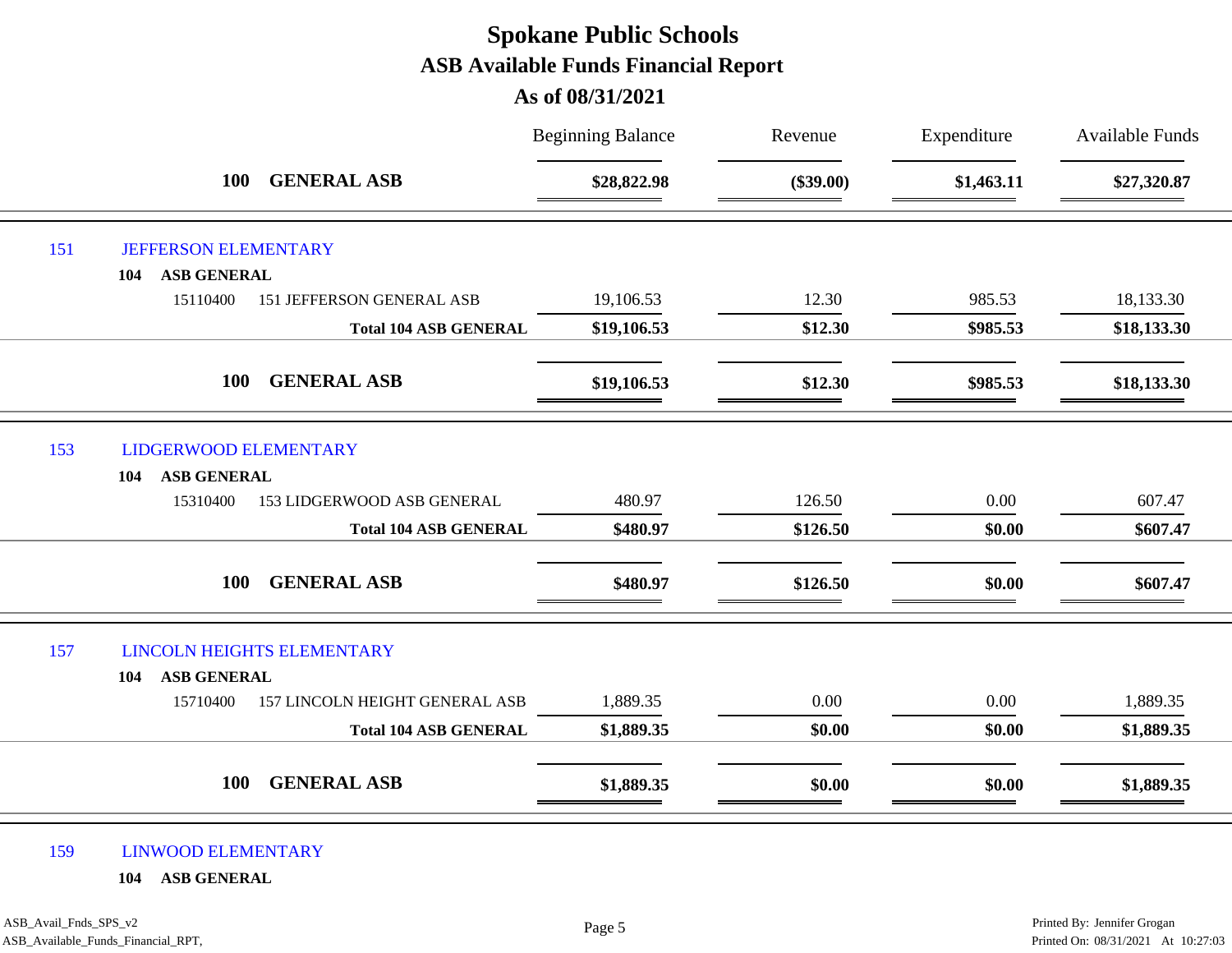# Spokane Public Schools

## ASB Available Funds Financial Report

### As of 08/31/2021

| | Beginning Balance | Revenue | Expenditure | Available Funds |
|---|---|---|---|---|
| **100 GENERAL ASB** | **$28,822.98** | **($39.00)** | **$1,463.11** | **$27,320.87** |
| **151 JEFFERSON ELEMENTARY** | | | | |
| **104 ASB GENERAL** | | | | |
| 15110400 151 JEFFERSON GENERAL ASB | 19,106.53 | 12.30 | 985.53 | 18,133.30 |
| **Total 104 ASB GENERAL** | **$19,106.53** | **$12.30** | **$985.53** | **$18,133.30** |
| **100 GENERAL ASB** | **$19,106.53** | **$12.30** | **$985.53** | **$18,133.30** |
| **153 LIDGERWOOD ELEMENTARY** | | | | |
| **104 ASB GENERAL** | | | | |
| 15310400 153 LIDGERWOOD ASB GENERAL | 480.97 | 126.50 | 0.00 | 607.47 |
| **Total 104 ASB GENERAL** | **$480.97** | **$126.50** | **$0.00** | **$607.47** |
| **100 GENERAL ASB** | **$480.97** | **$126.50** | **$0.00** | **$607.47** |
| **157 LINCOLN HEIGHTS ELEMENTARY** | | | | |
| **104 ASB GENERAL** | | | | |
| 15710400 157 LINCOLN HEIGHT GENERAL ASB | 1,889.35 | 0.00 | 0.00 | 1,889.35 |
| **Total 104 ASB GENERAL** | **$1,889.35** | **$0.00** | **$0.00** | **$1,889.35** |
| **100 GENERAL ASB** | **$1,889.35** | **$0.00** | **$0.00** | **$1,889.35** |
| **159 LINWOOD ELEMENTARY** | | | | |
| **104 ASB GENERAL** | | | | |

ASB_Avail_Fnds_SPS_v2
ASB_Available_Funds_Financial_RPT,

Printed By: Jennifer Grogan
Printed On: 08/31/2021 At 10:27:03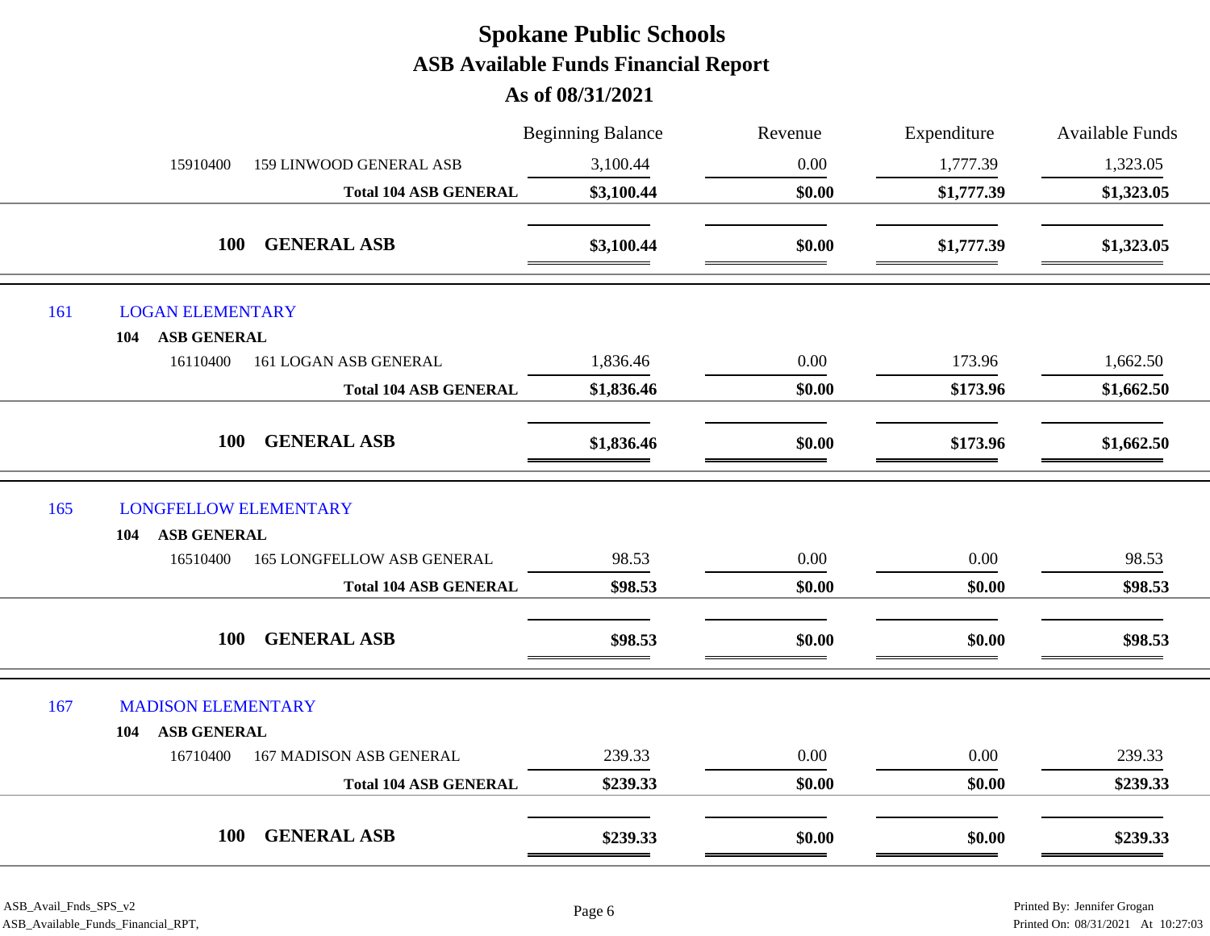# Spokane Public Schools

## ASB Available Funds Financial Report

### As of 08/31/2021

| | | Beginning Balance | Revenue | Expenditure | Available Funds |
|---|---|---|---|---|---|
| 15910400 | 159 LINWOOD GENERAL ASB | 3,100.44 | 0.00 | 1,777.39 | 1,323.05 |
| | **Total 104 ASB GENERAL** | **$3,100.44** | **$0.00** | **$1,777.39** | **$1,323.05** |
| **100** | **GENERAL ASB** | **$3,100.44** | **$0.00** | **$1,777.39** | **$1,323.05** |
| 161 | LOGAN ELEMENTARY | | | | |
| **104** | **ASB GENERAL** | | | | |
| 16110400 | 161 LOGAN ASB GENERAL | 1,836.46 | 0.00 | 173.96 | 1,662.50 |
| | **Total 104 ASB GENERAL** | **$1,836.46** | **$0.00** | **$173.96** | **$1,662.50** |
| **100** | **GENERAL ASB** | **$1,836.46** | **$0.00** | **$173.96** | **$1,662.50** |
| 165 | LONGFELLOW ELEMENTARY | | | | |
| **104** | **ASB GENERAL** | | | | |
| 16510400 | 165 LONGFELLOW ASB GENERAL | 98.53 | 0.00 | 0.00 | 98.53 |
| | **Total 104 ASB GENERAL** | **$98.53** | **$0.00** | **$0.00** | **$98.53** |
| **100** | **GENERAL ASB** | **$98.53** | **$0.00** | **$0.00** | **$98.53** |
| 167 | MADISON ELEMENTARY | | | | |
| **104** | **ASB GENERAL** | | | | |
| 16710400 | 167 MADISON ASB GENERAL | 239.33 | 0.00 | 0.00 | 239.33 |
| | **Total 104 ASB GENERAL** | **$239.33** | **$0.00** | **$0.00** | **$239.33** |
| **100** | **GENERAL ASB** | **$239.33** | **$0.00** | **$0.00** | **$239.33** |

ASB_Avail_Fnds_SPS_v2
ASB_Available_Funds_Financial_RPT,

Printed By: Jennifer Grogan
Printed On: 08/31/2021 At 10:27:03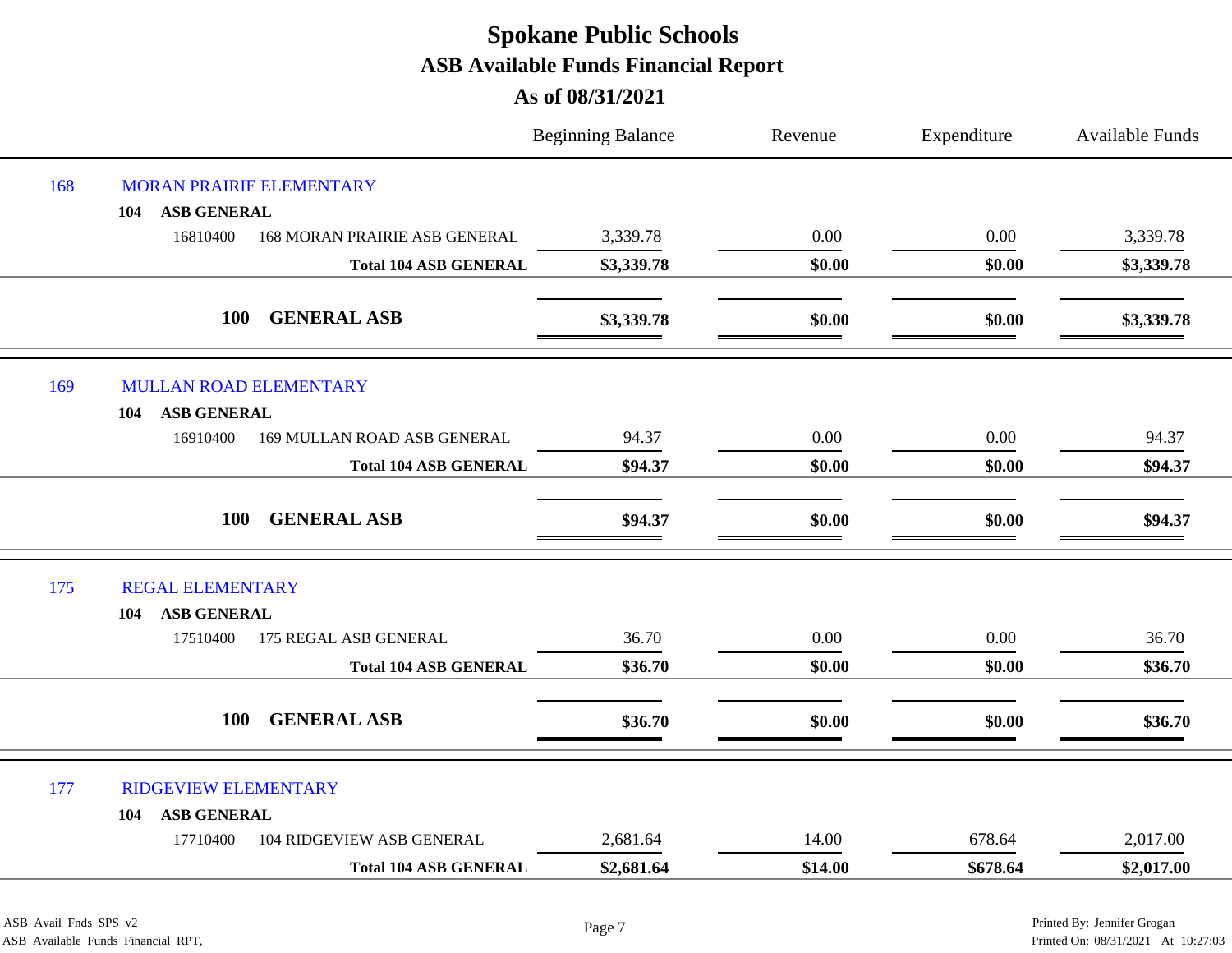# Spokane Public Schools

## ASB Available Funds Financial Report

### As of 08/31/2021

| | | Beginning Balance | Revenue | Expenditure | Available Funds |
|---|---|---|---|---|---|
| 168 | MORAN PRAIRIE ELEMENTARY | | | | |
| 104 | **ASB GENERAL** | | | | |
| 16810400 | 168 MORAN PRAIRIE ASB GENERAL | 3,339.78 | 0.00 | 0.00 | 3,339.78 |
| | **Total 104 ASB GENERAL** | **$3,339.78** | **$0.00** | **$0.00** | **$3,339.78** |
| **100** | **GENERAL ASB** | **$3,339.78** | **$0.00** | **$0.00** | **$3,339.78** |
| 169 | MULLAN ROAD ELEMENTARY | | | | |
| 104 | **ASB GENERAL** | | | | |
| 16910400 | 169 MULLAN ROAD ASB GENERAL | 94.37 | 0.00 | 0.00 | 94.37 |
| | **Total 104 ASB GENERAL** | **$94.37** | **$0.00** | **$0.00** | **$94.37** |
| **100** | **GENERAL ASB** | **$94.37** | **$0.00** | **$0.00** | **$94.37** |
| 175 | REGAL ELEMENTARY | | | | |
| 104 | **ASB GENERAL** | | | | |
| 17510400 | 175 REGAL ASB GENERAL | 36.70 | 0.00 | 0.00 | 36.70 |
| | **Total 104 ASB GENERAL** | **$36.70** | **$0.00** | **$0.00** | **$36.70** |
| **100** | **GENERAL ASB** | **$36.70** | **$0.00** | **$0.00** | **$36.70** |
| 177 | RIDGEVIEW ELEMENTARY | | | | |
| 104 | **ASB GENERAL** | | | | |
| 17710400 | 104 RIDGEVIEW ASB GENERAL | 2,681.64 | 14.00 | 678.64 | 2,017.00 |
| | **Total 104 ASB GENERAL** | **$2,681.64** | **$14.00** | **$678.64** | **$2,017.00** |

ASB_Avail_Fnds_SPS_v2
ASB_Available_Funds_Financial_RPT,

Printed By: Jennifer Grogan
Printed On: 08/31/2021 At 10:27:03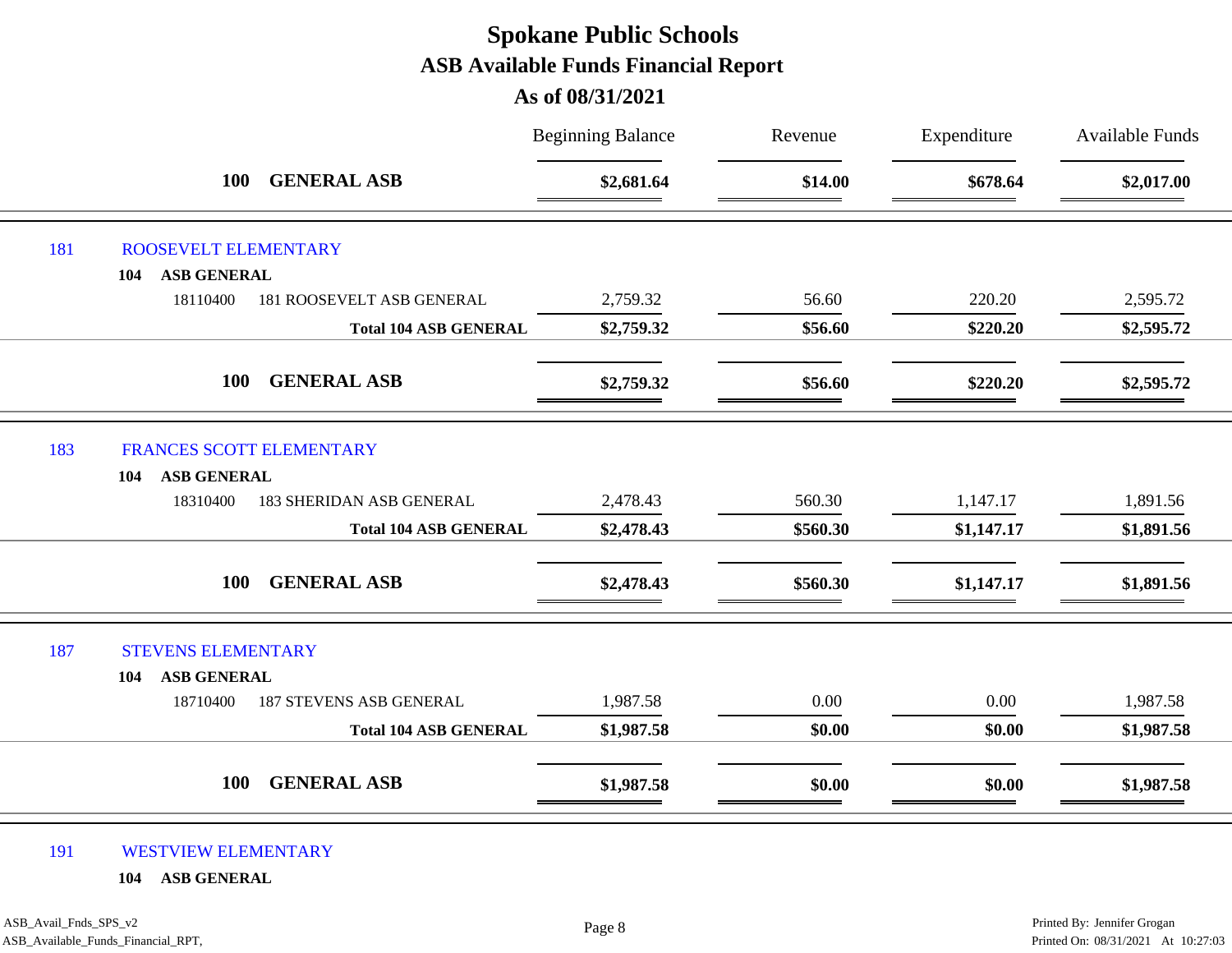# Spokane Public Schools
## ASB Available Funds Financial Report
### As of 08/31/2021

| | | Beginning Balance | Revenue | Expenditure | Available Funds |
|---|---|---|---|---|---|
| **100** | **GENERAL ASB** | **$2,681.64** | **$14.00** | **$678.64** | **$2,017.00** |
| 181 | ROOSEVELT ELEMENTARY | | | | |
| **104** | **ASB GENERAL** | | | | |
| 18110400 | 181 ROOSEVELT ASB GENERAL | 2,759.32 | 56.60 | 220.20 | 2,595.72 |
| | **Total 104 ASB GENERAL** | **$2,759.32** | **$56.60** | **$220.20** | **$2,595.72** |
| **100** | **GENERAL ASB** | **$2,759.32** | **$56.60** | **$220.20** | **$2,595.72** |
| 183 | FRANCES SCOTT ELEMENTARY | | | | |
| **104** | **ASB GENERAL** | | | | |
| 18310400 | 183 SHERIDAN ASB GENERAL | 2,478.43 | 560.30 | 1,147.17 | 1,891.56 |
| | **Total 104 ASB GENERAL** | **$2,478.43** | **$560.30** | **$1,147.17** | **$1,891.56** |
| **100** | **GENERAL ASB** | **$2,478.43** | **$560.30** | **$1,147.17** | **$1,891.56** |
| 187 | STEVENS ELEMENTARY | | | | |
| **104** | **ASB GENERAL** | | | | |
| 18710400 | 187 STEVENS ASB GENERAL | 1,987.58 | 0.00 | 0.00 | 1,987.58 |
| | **Total 104 ASB GENERAL** | **$1,987.58** | **$0.00** | **$0.00** | **$1,987.58** |
| **100** | **GENERAL ASB** | **$1,987.58** | **$0.00** | **$0.00** | **$1,987.58** |
| 191 | WESTVIEW ELEMENTARY | | | | |
| **104** | **ASB GENERAL** | | | | |

ASB_Avail_Fnds_SPS_v2
ASB_Available_Funds_Financial_RPT,

Printed By: Jennifer Grogan
Printed On: 08/31/2021 At 10:27:03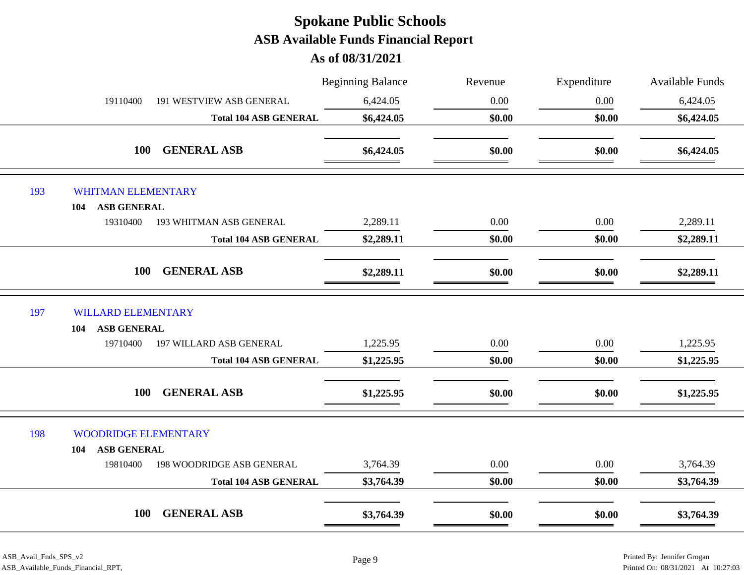# Spokane Public Schools
## ASB Available Funds Financial Report
### As of 08/31/2021

| | | Beginning Balance | Revenue | Expenditure | Available Funds |
|---|---|---|---|---|---|
| 19110400 | 191 WESTVIEW ASB GENERAL | 6,424.05 | 0.00 | 0.00 | 6,424.05 |
| | **Total 104 ASB GENERAL** | **$6,424.05** | **$0.00** | **$0.00** | **$6,424.05** |
| **100** | **GENERAL ASB** | **$6,424.05** | **$0.00** | **$0.00** | **$6,424.05** |
| 193 | WHITMAN ELEMENTARY | | | | |
| **104** | **ASB GENERAL** | | | | |
| 19310400 | 193 WHITMAN ASB GENERAL | 2,289.11 | 0.00 | 0.00 | 2,289.11 |
| | **Total 104 ASB GENERAL** | **$2,289.11** | **$0.00** | **$0.00** | **$2,289.11** |
| **100** | **GENERAL ASB** | **$2,289.11** | **$0.00** | **$0.00** | **$2,289.11** |
| 197 | WILLARD ELEMENTARY | | | | |
| **104** | **ASB GENERAL** | | | | |
| 19710400 | 197 WILLARD ASB GENERAL | 1,225.95 | 0.00 | 0.00 | 1,225.95 |
| | **Total 104 ASB GENERAL** | **$1,225.95** | **$0.00** | **$0.00** | **$1,225.95** |
| **100** | **GENERAL ASB** | **$1,225.95** | **$0.00** | **$0.00** | **$1,225.95** |
| 198 | WOODRIDGE ELEMENTARY | | | | |
| **104** | **ASB GENERAL** | | | | |
| 19810400 | 198 WOODRIDGE ASB GENERAL | 3,764.39 | 0.00 | 0.00 | 3,764.39 |
| | **Total 104 ASB GENERAL** | **$3,764.39** | **$0.00** | **$0.00** | **$3,764.39** |
| **100** | **GENERAL ASB** | **$3,764.39** | **$0.00** | **$0.00** | **$3,764.39** |

ASB_Avail_Fnds_SPS_v2
ASB_Available_Funds_Financial_RPT,

Printed By: Jennifer Grogan
Printed On: 08/31/2021 At 10:27:03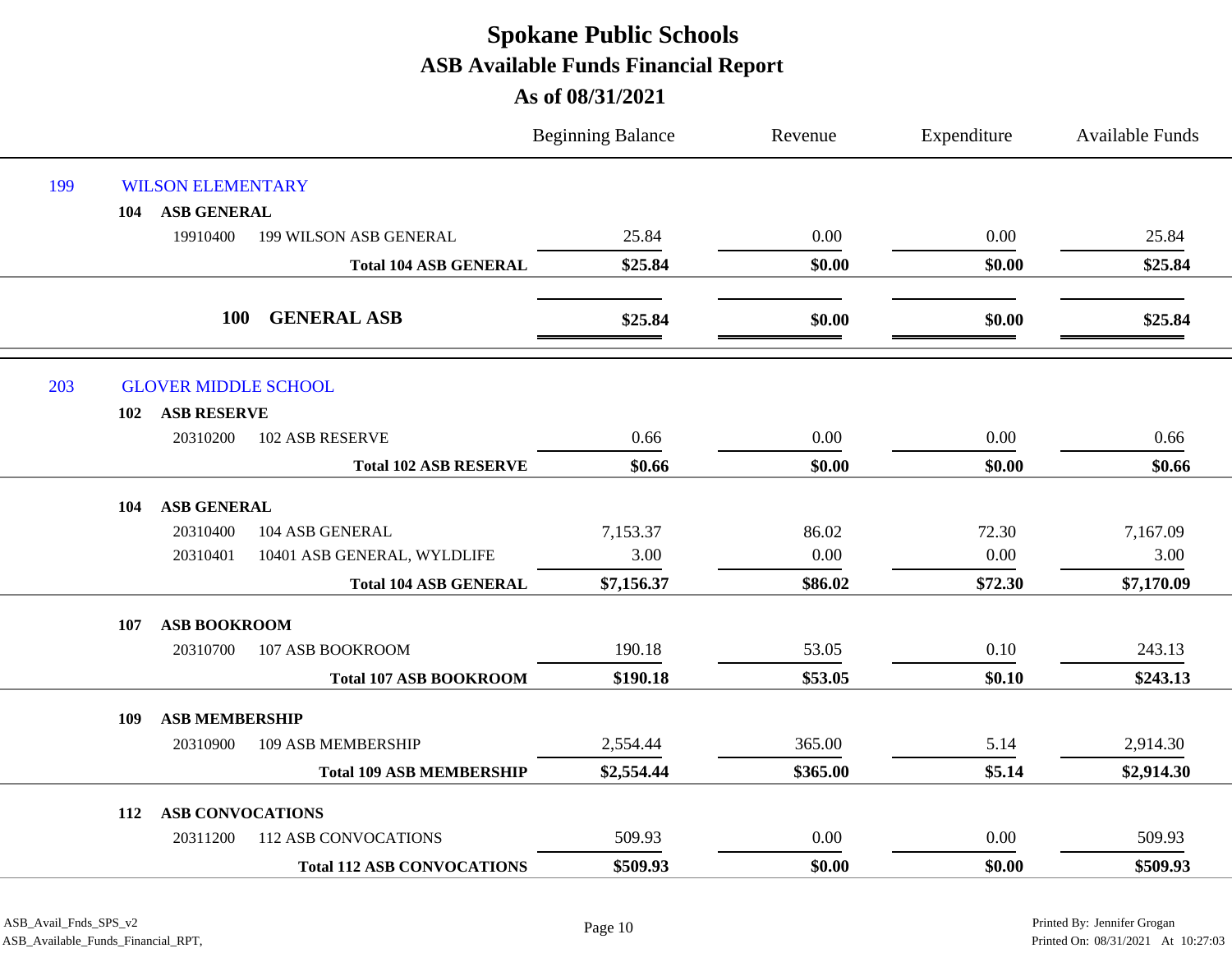# Spokane Public Schools

## ASB Available Funds Financial Report

### As of 08/31/2021

| | | | Beginning Balance | Revenue | Expenditure | Available Funds |
|---|---|---|---|---|---|---|
| 199 | WILSON ELEMENTARY | | | | | |
| 104 | **ASB GENERAL** | | | | | |
| 19910400 | 199 WILSON ASB GENERAL | | 25.84 | 0.00 | 0.00 | 25.84 |
| | | **Total 104 ASB GENERAL** | **$25.84** | **$0.00** | **$0.00** | **$25.84** |
| **100** | **GENERAL ASB** | | **$25.84** | **$0.00** | **$0.00** | **$25.84** |
| 203 | GLOVER MIDDLE SCHOOL | | | | | |
| 102 | **ASB RESERVE** | | | | | |
| 20310200 | 102 ASB RESERVE | | 0.66 | 0.00 | 0.00 | 0.66 |
| | | **Total 102 ASB RESERVE** | **$0.66** | **$0.00** | **$0.00** | **$0.66** |
| 104 | **ASB GENERAL** | | | | | |
| 20310400 | 104 ASB GENERAL | | 7,153.37 | 86.02 | 72.30 | 7,167.09 |
| 20310401 | 10401 ASB GENERAL, WYLDLIFE | | 3.00 | 0.00 | 0.00 | 3.00 |
| | | **Total 104 ASB GENERAL** | **$7,156.37** | **$86.02** | **$72.30** | **$7,170.09** |
| 107 | **ASB BOOKROOM** | | | | | |
| 20310700 | 107 ASB BOOKROOM | | 190.18 | 53.05 | 0.10 | 243.13 |
| | | **Total 107 ASB BOOKROOM** | **$190.18** | **$53.05** | **$0.10** | **$243.13** |
| 109 | **ASB MEMBERSHIP** | | | | | |
| 20310900 | 109 ASB MEMBERSHIP | | 2,554.44 | 365.00 | 5.14 | 2,914.30 |
| | | **Total 109 ASB MEMBERSHIP** | **$2,554.44** | **$365.00** | **$5.14** | **$2,914.30** |
| 112 | **ASB CONVOCATIONS** | | | | | |
| 20311200 | 112 ASB CONVOCATIONS | | 509.93 | 0.00 | 0.00 | 509.93 |
| | | **Total 112 ASB CONVOCATIONS** | **$509.93** | **$0.00** | **$0.00** | **$509.93** |

ASB_Avail_Fnds_SPS_v2
ASB_Available_Funds_Financial_RPT,

Printed By: Jennifer Grogan
Printed On: 08/31/2021 At 10:27:03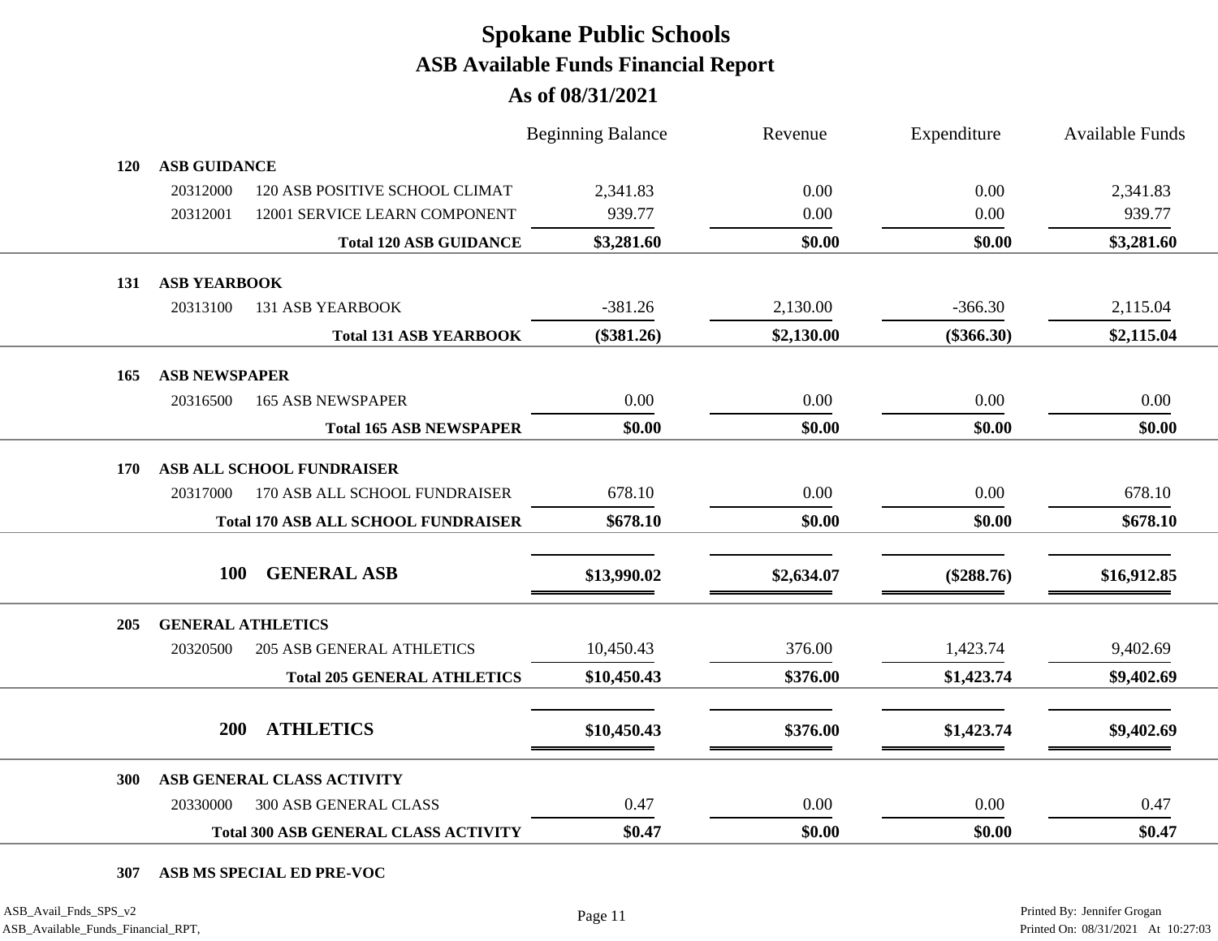# Spokane Public Schools
## ASB Available Funds Financial Report
### As of 08/31/2021

| | | | Beginning Balance | Revenue | Expenditure | Available Funds |
|---|---|---|---|---|---|---|
| **120** | **ASB GUIDANCE** | | | | | |
| | 20312000 | 120 ASB POSITIVE SCHOOL CLIMAT | 2,341.83 | 0.00 | 0.00 | 2,341.83 |
| | 20312001 | 12001 SERVICE LEARN COMPONENT | 939.77 | 0.00 | 0.00 | 939.77 |
| | | **Total 120 ASB GUIDANCE** | **$3,281.60** | **$0.00** | **$0.00** | **$3,281.60** |
| **131** | **ASB YEARBOOK** | | | | | |
| | 20313100 | 131 ASB YEARBOOK | -381.26 | 2,130.00 | -366.30 | 2,115.04 |
| | | **Total 131 ASB YEARBOOK** | **($381.26)** | **$2,130.00** | **($366.30)** | **$2,115.04** |
| **165** | **ASB NEWSPAPER** | | | | | |
| | 20316500 | 165 ASB NEWSPAPER | 0.00 | 0.00 | 0.00 | 0.00 |
| | | **Total 165 ASB NEWSPAPER** | **$0.00** | **$0.00** | **$0.00** | **$0.00** |
| **170** | **ASB ALL SCHOOL FUNDRAISER** | | | | | |
| | 20317000 | 170 ASB ALL SCHOOL FUNDRAISER | 678.10 | 0.00 | 0.00 | 678.10 |
| | | **Total 170 ASB ALL SCHOOL FUNDRAISER** | **$678.10** | **$0.00** | **$0.00** | **$678.10** |
| | **100** | **GENERAL ASB** | **$13,990.02** | **$2,634.07** | **($288.76)** | **$16,912.85** |
| **205** | **GENERAL ATHLETICS** | | | | | |
| | 20320500 | 205 ASB GENERAL ATHLETICS | 10,450.43 | 376.00 | 1,423.74 | 9,402.69 |
| | | **Total 205 GENERAL ATHLETICS** | **$10,450.43** | **$376.00** | **$1,423.74** | **$9,402.69** |
| | **200** | **ATHLETICS** | **$10,450.43** | **$376.00** | **$1,423.74** | **$9,402.69** |
| **300** | **ASB GENERAL CLASS ACTIVITY** | | | | | |
| | 20330000 | 300 ASB GENERAL CLASS | 0.47 | 0.00 | 0.00 | 0.47 |
| | | **Total 300 ASB GENERAL CLASS ACTIVITY** | **$0.47** | **$0.00** | **$0.00** | **$0.47** |
| **307** | **ASB MS SPECIAL ED PRE-VOC** | | | | | |

ASB_Avail_Fnds_SPS_v2
ASB_Available_Funds_Financial_RPT,

Printed By: Jennifer Grogan
Printed On: 08/31/2021 At 10:27:03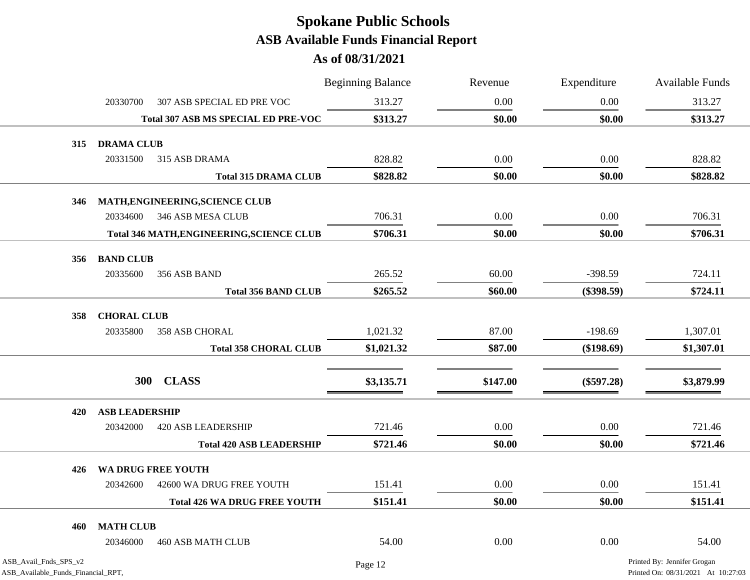# Spokane Public Schools

## ASB Available Funds Financial Report

### As of 08/31/2021

| | | Beginning Balance | Revenue | Expenditure | Available Funds |
|---|---|---|---|---|---|
| 20330700 | 307 ASB SPECIAL ED PRE VOC | 313.27 | 0.00 | 0.00 | 313.27 |
| | **Total 307 ASB MS SPECIAL ED PRE-VOC** | **$313.27** | **$0.00** | **$0.00** | **$313.27** |
| **315** | **DRAMA CLUB** | | | | |
| 20331500 | 315 ASB DRAMA | 828.82 | 0.00 | 0.00 | 828.82 |
| | **Total 315 DRAMA CLUB** | **$828.82** | **$0.00** | **$0.00** | **$828.82** |
| **346** | **MATH,ENGINEERING,SCIENCE CLUB** | | | | |
| 20334600 | 346 ASB MESA CLUB | 706.31 | 0.00 | 0.00 | 706.31 |
| | **Total 346 MATH,ENGINEERING,SCIENCE CLUB** | **$706.31** | **$0.00** | **$0.00** | **$706.31** |
| **356** | **BAND CLUB** | | | | |
| 20335600 | 356 ASB BAND | 265.52 | 60.00 | -398.59 | 724.11 |
| | **Total 356 BAND CLUB** | **$265.52** | **$60.00** | **($398.59)** | **$724.11** |
| **358** | **CHORAL CLUB** | | | | |
| 20335800 | 358 ASB CHORAL | 1,021.32 | 87.00 | -198.69 | 1,307.01 |
| | **Total 358 CHORAL CLUB** | **$1,021.32** | **$87.00** | **($198.69)** | **$1,307.01** |
| **300** | **CLASS** | **$3,135.71** | **$147.00** | **($597.28)** | **$3,879.99** |
| **420** | **ASB LEADERSHIP** | | | | |
| 20342000 | 420 ASB LEADERSHIP | 721.46 | 0.00 | 0.00 | 721.46 |
| | **Total 420 ASB LEADERSHIP** | **$721.46** | **$0.00** | **$0.00** | **$721.46** |
| **426** | **WA DRUG FREE YOUTH** | | | | |
| 20342600 | 42600 WA DRUG FREE YOUTH | 151.41 | 0.00 | 0.00 | 151.41 |
| | **Total 426 WA DRUG FREE YOUTH** | **$151.41** | **$0.00** | **$0.00** | **$151.41** |
| **460** | **MATH CLUB** | | | | |
| 20346000 | 460 ASB MATH CLUB | 54.00 | 0.00 | 0.00 | 54.00 |

ASB_Avail_Fnds_SPS_v2
ASB_Available_Funds_Financial_RPT,

Printed By: Jennifer Grogan
Printed On: 08/31/2021 At 10:27:03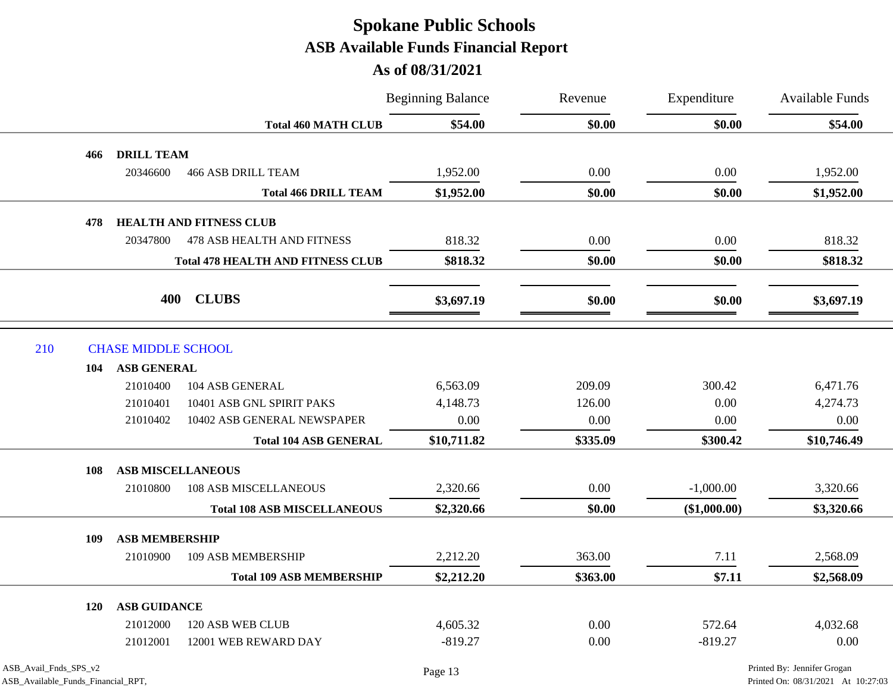# Spokane Public Schools

## ASB Available Funds Financial Report

### As of 08/31/2021

| | | Beginning Balance | Revenue | Expenditure | Available Funds |
|---|---|---|---|---|---|
| | **Total 460 MATH CLUB** | **$54.00** | **$0.00** | **$0.00** | **$54.00** |
| **466** | **DRILL TEAM** | | | | |
| 20346600 | 466 ASB DRILL TEAM | 1,952.00 | 0.00 | 0.00 | 1,952.00 |
| | **Total 466 DRILL TEAM** | **$1,952.00** | **$0.00** | **$0.00** | **$1,952.00** |
| **478** | **HEALTH AND FITNESS CLUB** | | | | |
| 20347800 | 478 ASB HEALTH AND FITNESS | 818.32 | 0.00 | 0.00 | 818.32 |
| | **Total 478 HEALTH AND FITNESS CLUB** | **$818.32** | **$0.00** | **$0.00** | **$818.32** |
| **400** | **CLUBS** | **$3,697.19** | **$0.00** | **$0.00** | **$3,697.19** |
| 210 | CHASE MIDDLE SCHOOL | | | | |
| **104** | **ASB GENERAL** | | | | |
| 21010400 | 104 ASB GENERAL | 6,563.09 | 209.09 | 300.42 | 6,471.76 |
| 21010401 | 10401 ASB GNL SPIRIT PAKS | 4,148.73 | 126.00 | 0.00 | 4,274.73 |
| 21010402 | 10402 ASB GENERAL NEWSPAPER | 0.00 | 0.00 | 0.00 | 0.00 |
| | **Total 104 ASB GENERAL** | **$10,711.82** | **$335.09** | **$300.42** | **$10,746.49** |
| **108** | **ASB MISCELLANEOUS** | | | | |
| 21010800 | 108 ASB MISCELLANEOUS | 2,320.66 | 0.00 | -1,000.00 | 3,320.66 |
| | **Total 108 ASB MISCELLANEOUS** | **$2,320.66** | **$0.00** | **($1,000.00)** | **$3,320.66** |
| **109** | **ASB MEMBERSHIP** | | | | |
| 21010900 | 109 ASB MEMBERSHIP | 2,212.20 | 363.00 | 7.11 | 2,568.09 |
| | **Total 109 ASB MEMBERSHIP** | **$2,212.20** | **$363.00** | **$7.11** | **$2,568.09** |
| **120** | **ASB GUIDANCE** | | | | |
| 21012000 | 120 ASB WEB CLUB | 4,605.32 | 0.00 | 572.64 | 4,032.68 |
| 21012001 | 12001 WEB REWARD DAY | -819.27 | 0.00 | -819.27 | 0.00 |

ASB_Avail_Fnds_SPS_v2
ASB_Available_Funds_Financial_RPT,

Printed By: Jennifer Grogan
Printed On: 08/31/2021 At 10:27:03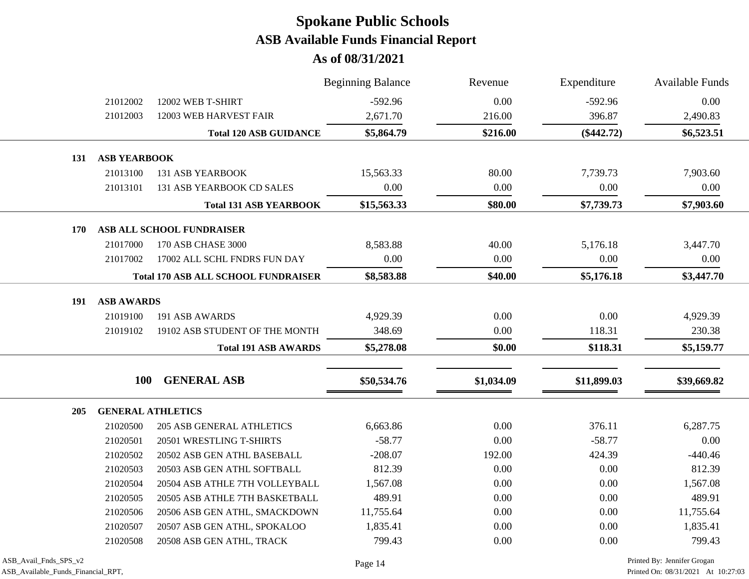# Spokane Public Schools
## ASB Available Funds Financial Report
### As of 08/31/2021

| | | Beginning Balance | Revenue | Expenditure | Available Funds |
|---|---|---|---|---|---|
| 21012002 | 12002 WEB T-SHIRT | -592.96 | 0.00 | -592.96 | 0.00 |
| 21012003 | 12003 WEB HARVEST FAIR | 2,671.70 | 216.00 | 396.87 | 2,490.83 |
| | **Total 120 ASB GUIDANCE** | **$5,864.79** | **$216.00** | **($442.72)** | **$6,523.51** |
| **131** | **ASB YEARBOOK** | | | | |
| 21013100 | 131 ASB YEARBOOK | 15,563.33 | 80.00 | 7,739.73 | 7,903.60 |
| 21013101 | 131 ASB YEARBOOK CD SALES | 0.00 | 0.00 | 0.00 | 0.00 |
| | **Total 131 ASB YEARBOOK** | **$15,563.33** | **$80.00** | **$7,739.73** | **$7,903.60** |
| **170** | **ASB ALL SCHOOL FUNDRAISER** | | | | |
| 21017000 | 170 ASB CHASE 3000 | 8,583.88 | 40.00 | 5,176.18 | 3,447.70 |
| 21017002 | 17002 ALL SCHL FNDRS FUN DAY | 0.00 | 0.00 | 0.00 | 0.00 |
| | **Total 170 ASB ALL SCHOOL FUNDRAISER** | **$8,583.88** | **$40.00** | **$5,176.18** | **$3,447.70** |
| **191** | **ASB AWARDS** | | | | |
| 21019100 | 191 ASB AWARDS | 4,929.39 | 0.00 | 0.00 | 4,929.39 |
| 21019102 | 19102 ASB STUDENT OF THE MONTH | 348.69 | 0.00 | 118.31 | 230.38 |
| | **Total 191 ASB AWARDS** | **$5,278.08** | **$0.00** | **$118.31** | **$5,159.77** |
| **100** | **GENERAL ASB** | **$50,534.76** | **$1,034.09** | **$11,899.03** | **$39,669.82** |
| **205** | **GENERAL ATHLETICS** | | | | |
| 21020500 | 205 ASB GENERAL ATHLETICS | 6,663.86 | 0.00 | 376.11 | 6,287.75 |
| 21020501 | 20501 WRESTLING T-SHIRTS | -58.77 | 0.00 | -58.77 | 0.00 |
| 21020502 | 20502 ASB GEN ATHL BASEBALL | -208.07 | 192.00 | 424.39 | -440.46 |
| 21020503 | 20503 ASB GEN ATHL SOFTBALL | 812.39 | 0.00 | 0.00 | 812.39 |
| 21020504 | 20504 ASB ATHLE 7TH VOLLEYBALL | 1,567.08 | 0.00 | 0.00 | 1,567.08 |
| 21020505 | 20505 ASB ATHLE 7TH BASKETBALL | 489.91 | 0.00 | 0.00 | 489.91 |
| 21020506 | 20506 ASB GEN ATHL, SMACKDOWN | 11,755.64 | 0.00 | 0.00 | 11,755.64 |
| 21020507 | 20507 ASB GEN ATHL, SPOKALOO | 1,835.41 | 0.00 | 0.00 | 1,835.41 |
| 21020508 | 20508 ASB GEN ATHL, TRACK | 799.43 | 0.00 | 0.00 | 799.43 |

ASB_Avail_Fnds_SPS_v2
ASB_Available_Funds_Financial_RPT,

Printed By: Jennifer Grogan
Printed On: 08/31/2021 At 10:27:03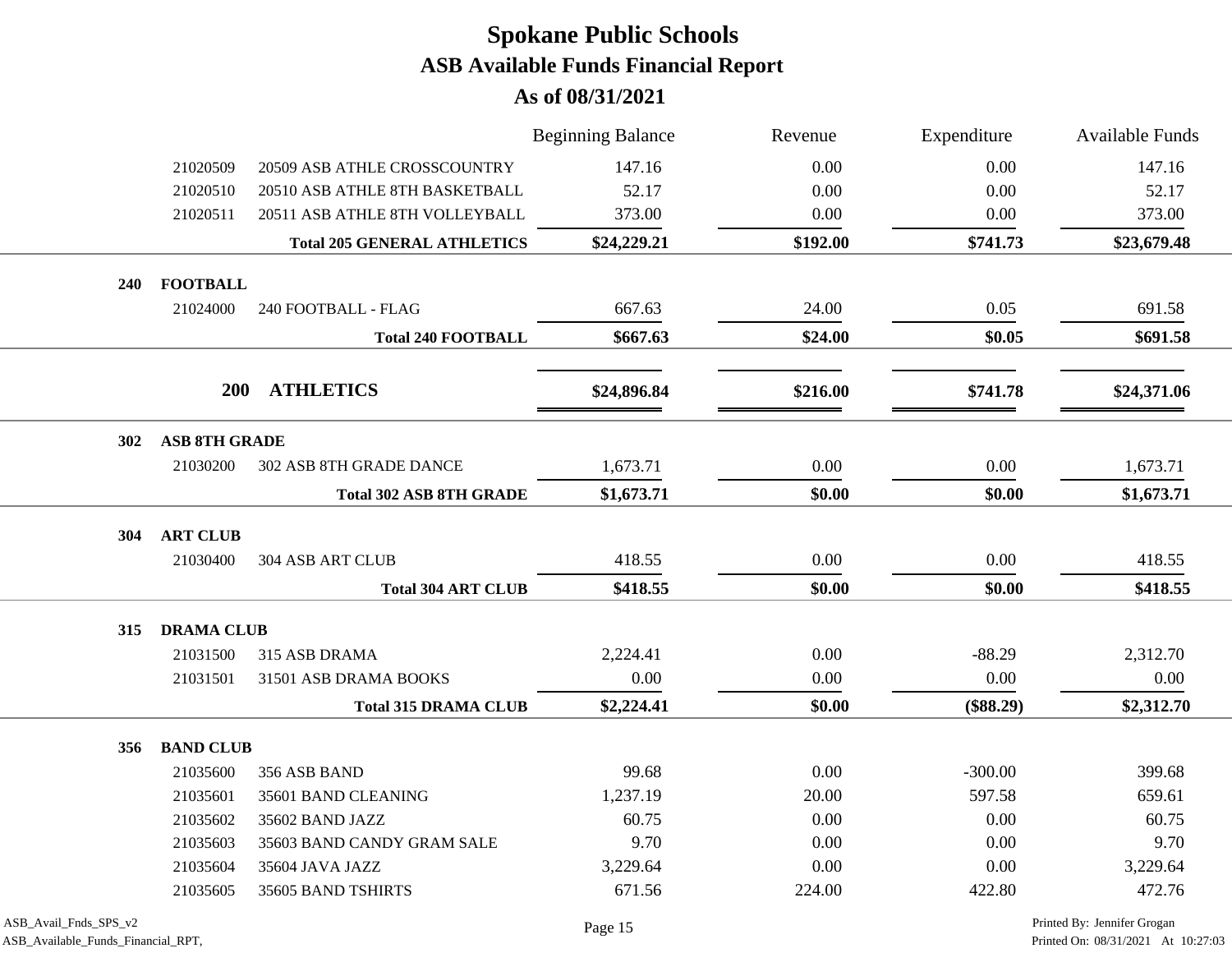# Spokane Public Schools

## ASB Available Funds Financial Report

### As of 08/31/2021

| | | | Beginning Balance | Revenue | Expenditure | Available Funds |
|---|---|---|---|---|---|---|
| | 21020509 | 20509 ASB ATHLE CROSSCOUNTRY | 147.16 | 0.00 | 0.00 | 147.16 |
| | 21020510 | 20510 ASB ATHLE 8TH BASKETBALL | 52.17 | 0.00 | 0.00 | 52.17 |
| | 21020511 | 20511 ASB ATHLE 8TH VOLLEYBALL | 373.00 | 0.00 | 0.00 | 373.00 |
| | | **Total 205 GENERAL ATHLETICS** | **$24,229.21** | **$192.00** | **$741.73** | **$23,679.48** |
| **240** | **FOOTBALL** | | | | | |
| | 21024000 | 240 FOOTBALL - FLAG | 667.63 | 24.00 | 0.05 | 691.58 |
| | | **Total 240 FOOTBALL** | **$667.63** | **$24.00** | **$0.05** | **$691.58** |
| **200** | **ATHLETICS** | | **$24,896.84** | **$216.00** | **$741.78** | **$24,371.06** |
| **302** | **ASB 8TH GRADE** | | | | | |
| | 21030200 | 302 ASB 8TH GRADE DANCE | 1,673.71 | 0.00 | 0.00 | 1,673.71 |
| | | **Total 302 ASB 8TH GRADE** | **$1,673.71** | **$0.00** | **$0.00** | **$1,673.71** |
| **304** | **ART CLUB** | | | | | |
| | 21030400 | 304 ASB ART CLUB | 418.55 | 0.00 | 0.00 | 418.55 |
| | | **Total 304 ART CLUB** | **$418.55** | **$0.00** | **$0.00** | **$418.55** |
| **315** | **DRAMA CLUB** | | | | | |
| | 21031500 | 315 ASB DRAMA | 2,224.41 | 0.00 | -88.29 | 2,312.70 |
| | 21031501 | 31501 ASB DRAMA BOOKS | 0.00 | 0.00 | 0.00 | 0.00 |
| | | **Total 315 DRAMA CLUB** | **$2,224.41** | **$0.00** | **($88.29)** | **$2,312.70** |
| **356** | **BAND CLUB** | | | | | |
| | 21035600 | 356 ASB BAND | 99.68 | 0.00 | -300.00 | 399.68 |
| | 21035601 | 35601 BAND CLEANING | 1,237.19 | 20.00 | 597.58 | 659.61 |
| | 21035602 | 35602 BAND JAZZ | 60.75 | 0.00 | 0.00 | 60.75 |
| | 21035603 | 35603 BAND CANDY GRAM SALE | 9.70 | 0.00 | 0.00 | 9.70 |
| | 21035604 | 35604 JAVA JAZZ | 3,229.64 | 0.00 | 0.00 | 3,229.64 |
| | 21035605 | 35605 BAND TSHIRTS | 671.56 | 224.00 | 422.80 | 472.76 |

ASB_Avail_Fnds_SPS_v2
ASB_Available_Funds_Financial_RPT,

Printed By: Jennifer Grogan
Printed On: 08/31/2021 At 10:27:03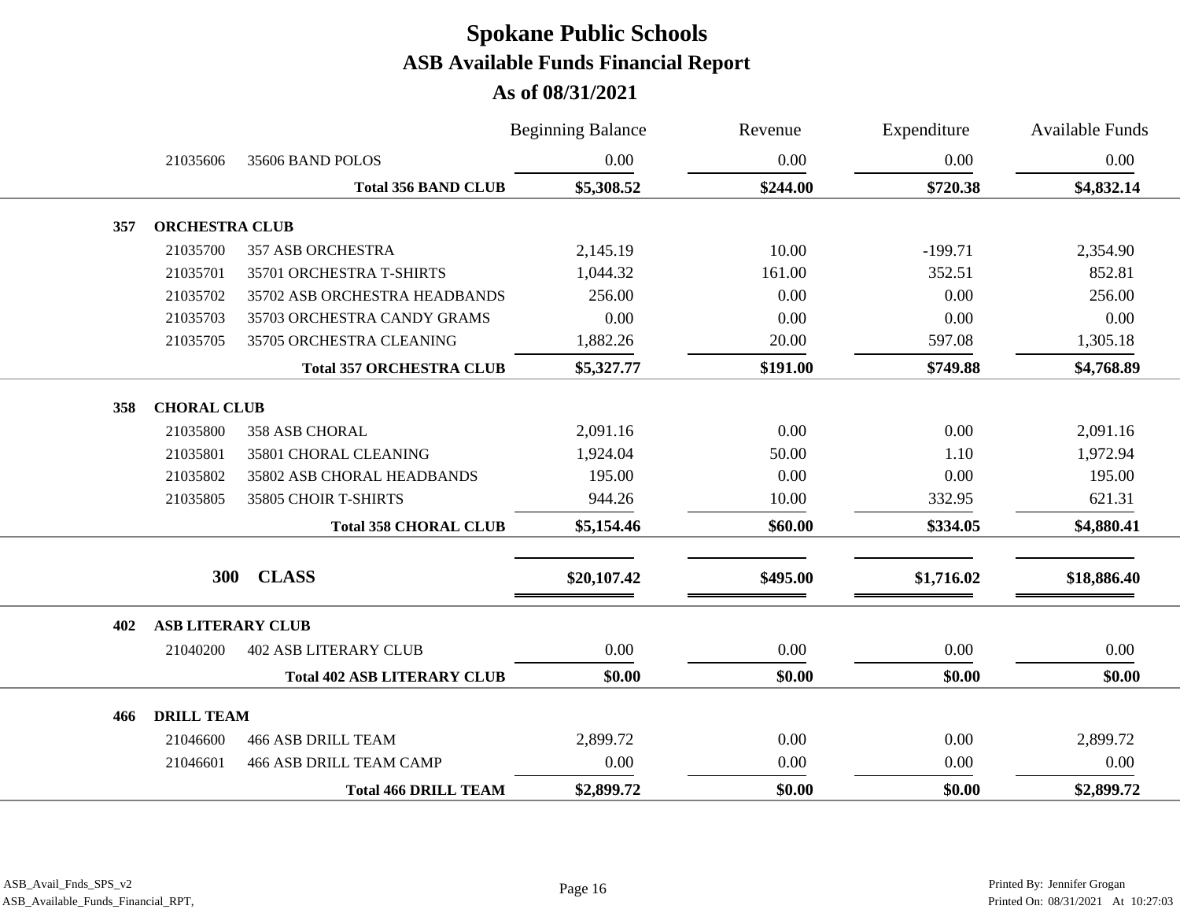# Spokane Public Schools
## ASB Available Funds Financial Report
### As of 08/31/2021

| | | Beginning Balance | Revenue | Expenditure | Available Funds |
|---|---|---|---|---|---|
| 21035606 | 35606 BAND POLOS | 0.00 | 0.00 | 0.00 | 0.00 |
| | **Total 356 BAND CLUB** | **$5,308.52** | **$244.00** | **$720.38** | **$4,832.14** |
| **357** | **ORCHESTRA CLUB** | | | | |
| 21035700 | 357 ASB ORCHESTRA | 2,145.19 | 10.00 | -199.71 | 2,354.90 |
| 21035701 | 35701 ORCHESTRA T-SHIRTS | 1,044.32 | 161.00 | 352.51 | 852.81 |
| 21035702 | 35702 ASB ORCHESTRA HEADBANDS | 256.00 | 0.00 | 0.00 | 256.00 |
| 21035703 | 35703 ORCHESTRA CANDY GRAMS | 0.00 | 0.00 | 0.00 | 0.00 |
| 21035705 | 35705 ORCHESTRA CLEANING | 1,882.26 | 20.00 | 597.08 | 1,305.18 |
| | **Total 357 ORCHESTRA CLUB** | **$5,327.77** | **$191.00** | **$749.88** | **$4,768.89** |
| **358** | **CHORAL CLUB** | | | | |
| 21035800 | 358 ASB CHORAL | 2,091.16 | 0.00 | 0.00 | 2,091.16 |
| 21035801 | 35801 CHORAL CLEANING | 1,924.04 | 50.00 | 1.10 | 1,972.94 |
| 21035802 | 35802 ASB CHORAL HEADBANDS | 195.00 | 0.00 | 0.00 | 195.00 |
| 21035805 | 35805 CHOIR T-SHIRTS | 944.26 | 10.00 | 332.95 | 621.31 |
| | **Total 358 CHORAL CLUB** | **$5,154.46** | **$60.00** | **$334.05** | **$4,880.41** |
| **300** | **CLASS** | **$20,107.42** | **$495.00** | **$1,716.02** | **$18,886.40** |
| **402** | **ASB LITERARY CLUB** | | | | |
| 21040200 | 402 ASB LITERARY CLUB | 0.00 | 0.00 | 0.00 | 0.00 |
| | **Total 402 ASB LITERARY CLUB** | **$0.00** | **$0.00** | **$0.00** | **$0.00** |
| **466** | **DRILL TEAM** | | | | |
| 21046600 | 466 ASB DRILL TEAM | 2,899.72 | 0.00 | 0.00 | 2,899.72 |
| 21046601 | 466 ASB DRILL TEAM CAMP | 0.00 | 0.00 | 0.00 | 0.00 |
| | **Total 466 DRILL TEAM** | **$2,899.72** | **$0.00** | **$0.00** | **$2,899.72** |

ASB_Avail_Fnds_SPS_v2
ASB_Available_Funds_Financial_RPT,

Printed By: Jennifer Grogan
Printed On: 08/31/2021 At 10:27:03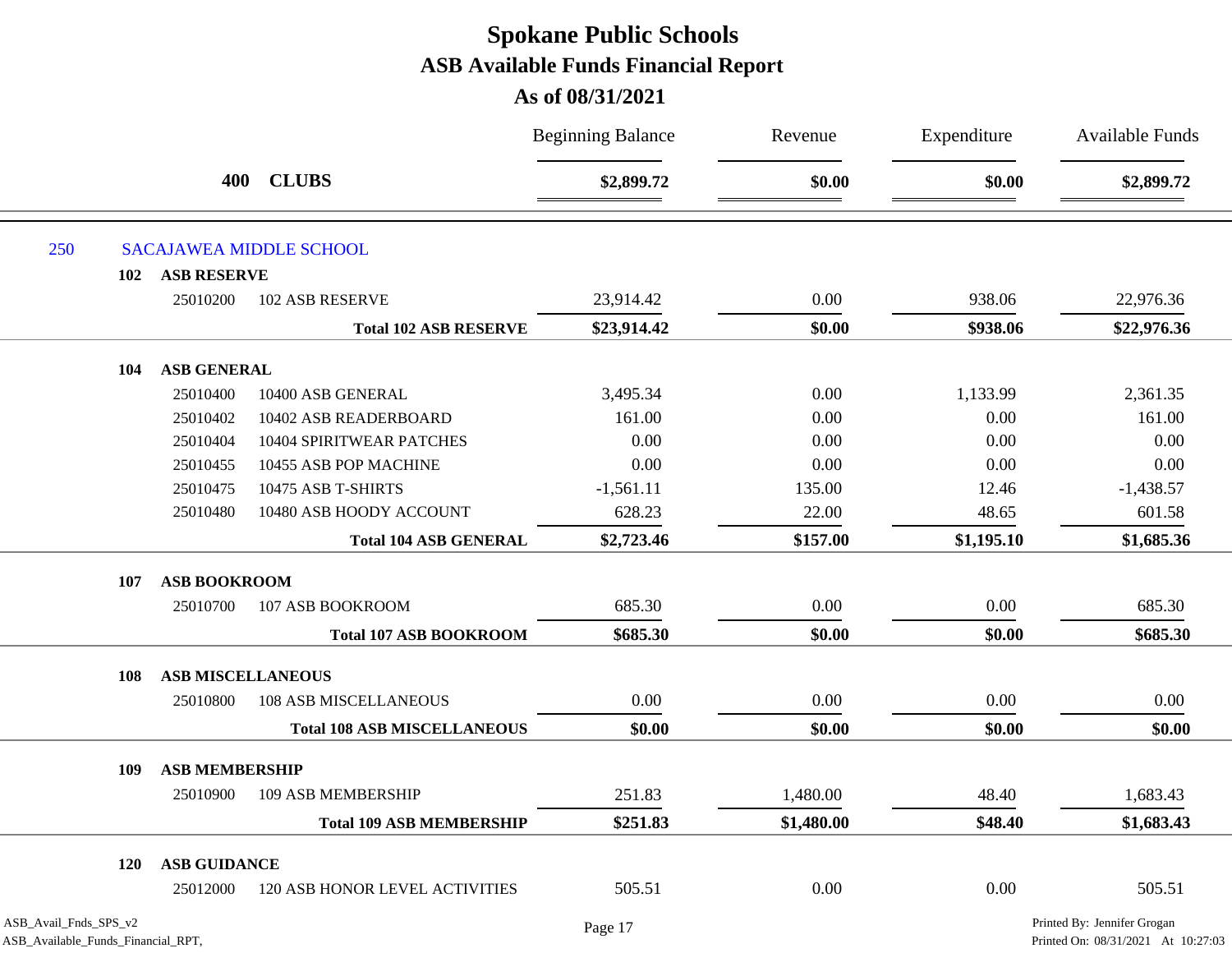# Spokane Public Schools
## ASB Available Funds Financial Report
### As of 08/31/2021

| | | Beginning Balance | Revenue | Expenditure | Available Funds |
|---|---|---|---|---|---|
| **400** | **CLUBS** | **$2,899.72** | **$0.00** | **$0.00** | **$2,899.72** |
| 250 | SACAJAWEA MIDDLE SCHOOL | | | | |
| **102** | **ASB RESERVE** | | | | |
| 25010200 | 102 ASB RESERVE | 23,914.42 | 0.00 | 938.06 | 22,976.36 |
| | **Total 102 ASB RESERVE** | **$23,914.42** | **$0.00** | **$938.06** | **$22,976.36** |
| **104** | **ASB GENERAL** | | | | |
| 25010400 | 10400 ASB GENERAL | 3,495.34 | 0.00 | 1,133.99 | 2,361.35 |
| 25010402 | 10402 ASB READERBOARD | 161.00 | 0.00 | 0.00 | 161.00 |
| 25010404 | 10404 SPIRITWEAR PATCHES | 0.00 | 0.00 | 0.00 | 0.00 |
| 25010455 | 10455 ASB POP MACHINE | 0.00 | 0.00 | 0.00 | 0.00 |
| 25010475 | 10475 ASB T-SHIRTS | -1,561.11 | 135.00 | 12.46 | -1,438.57 |
| 25010480 | 10480 ASB HOODY ACCOUNT | 628.23 | 22.00 | 48.65 | 601.58 |
| | **Total 104 ASB GENERAL** | **$2,723.46** | **$157.00** | **$1,195.10** | **$1,685.36** |
| **107** | **ASB BOOKROOM** | | | | |
| 25010700 | 107 ASB BOOKROOM | 685.30 | 0.00 | 0.00 | 685.30 |
| | **Total 107 ASB BOOKROOM** | **$685.30** | **$0.00** | **$0.00** | **$685.30** |
| **108** | **ASB MISCELLANEOUS** | | | | |
| 25010800 | 108 ASB MISCELLANEOUS | 0.00 | 0.00 | 0.00 | 0.00 |
| | **Total 108 ASB MISCELLANEOUS** | **$0.00** | **$0.00** | **$0.00** | **$0.00** |
| **109** | **ASB MEMBERSHIP** | | | | |
| 25010900 | 109 ASB MEMBERSHIP | 251.83 | 1,480.00 | 48.40 | 1,683.43 |
| | **Total 109 ASB MEMBERSHIP** | **$251.83** | **$1,480.00** | **$48.40** | **$1,683.43** |
| **120** | **ASB GUIDANCE** | | | | |
| 25012000 | 120 ASB HONOR LEVEL ACTIVITIES | 505.51 | 0.00 | 0.00 | 505.51 |

ASB_Avail_Fnds_SPS_v2
ASB_Available_Funds_Financial_RPT,

Printed By: Jennifer Grogan
Printed On: 08/31/2021 At 10:27:03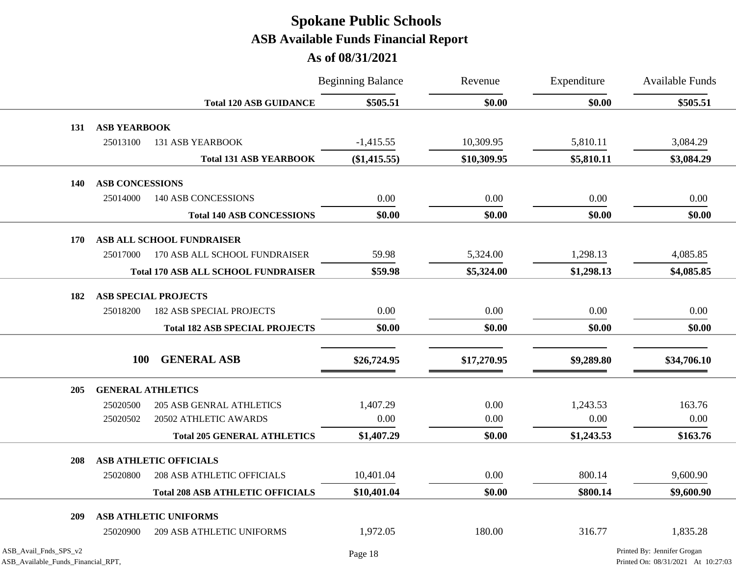# Spokane Public Schools
## ASB Available Funds Financial Report
### As of 08/31/2021

| | | Beginning Balance | Revenue | Expenditure | Available Funds |
|---|---|---|---|---|---|
| | **Total 120 ASB GUIDANCE** | **$505.51** | **$0.00** | **$0.00** | **$505.51** |
| **131** | **ASB YEARBOOK** | | | | |
| 25013100 | 131 ASB YEARBOOK | -1,415.55 | 10,309.95 | 5,810.11 | 3,084.29 |
| | **Total 131 ASB YEARBOOK** | **($1,415.55)** | **$10,309.95** | **$5,810.11** | **$3,084.29** |
| **140** | **ASB CONCESSIONS** | | | | |
| 25014000 | 140 ASB CONCESSIONS | 0.00 | 0.00 | 0.00 | 0.00 |
| | **Total 140 ASB CONCESSIONS** | **$0.00** | **$0.00** | **$0.00** | **$0.00** |
| **170** | **ASB ALL SCHOOL FUNDRAISER** | | | | |
| 25017000 | 170 ASB ALL SCHOOL FUNDRAISER | 59.98 | 5,324.00 | 1,298.13 | 4,085.85 |
| | **Total 170 ASB ALL SCHOOL FUNDRAISER** | **$59.98** | **$5,324.00** | **$1,298.13** | **$4,085.85** |
| **182** | **ASB SPECIAL PROJECTS** | | | | |
| 25018200 | 182 ASB SPECIAL PROJECTS | 0.00 | 0.00 | 0.00 | 0.00 |
| | **Total 182 ASB SPECIAL PROJECTS** | **$0.00** | **$0.00** | **$0.00** | **$0.00** |
| **100** | **GENERAL ASB** | **$26,724.95** | **$17,270.95** | **$9,289.80** | **$34,706.10** |
| **205** | **GENERAL ATHLETICS** | | | | |
| 25020500 | 205 ASB GENRAL ATHLETICS | 1,407.29 | 0.00 | 1,243.53 | 163.76 |
| 25020502 | 20502 ATHLETIC AWARDS | 0.00 | 0.00 | 0.00 | 0.00 |
| | **Total 205 GENERAL ATHLETICS** | **$1,407.29** | **$0.00** | **$1,243.53** | **$163.76** |
| **208** | **ASB ATHLETIC OFFICIALS** | | | | |
| 25020800 | 208 ASB ATHLETIC OFFICIALS | 10,401.04 | 0.00 | 800.14 | 9,600.90 |
| | **Total 208 ASB ATHLETIC OFFICIALS** | **$10,401.04** | **$0.00** | **$800.14** | **$9,600.90** |
| **209** | **ASB ATHLETIC UNIFORMS** | | | | |
| 25020900 | 209 ASB ATHLETIC UNIFORMS | 1,972.05 | 180.00 | 316.77 | 1,835.28 |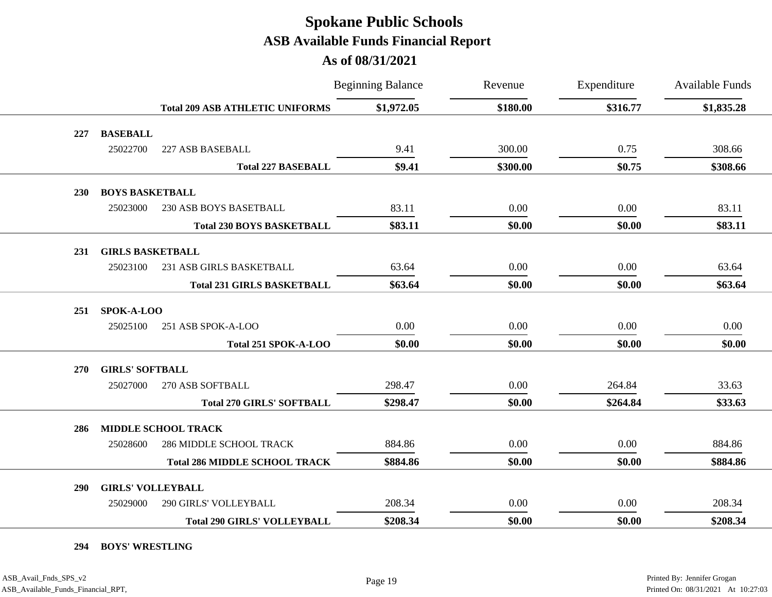# Spokane Public Schools

## ASB Available Funds Financial Report

### As of 08/31/2021

| | | Beginning Balance | Revenue | Expenditure | Available Funds |
|---|---|---|---|---|---|
| | **Total 209 ASB ATHLETIC UNIFORMS** | **$1,972.05** | **$180.00** | **$316.77** | **$1,835.28** |
| **227** | **BASEBALL** | | | | |
| 25022700 | 227 ASB BASEBALL | 9.41 | 300.00 | 0.75 | 308.66 |
| | **Total 227 BASEBALL** | **$9.41** | **$300.00** | **$0.75** | **$308.66** |
| **230** | **BOYS BASKETBALL** | | | | |
| 25023000 | 230 ASB BOYS BASETBALL | 83.11 | 0.00 | 0.00 | 83.11 |
| | **Total 230 BOYS BASKETBALL** | **$83.11** | **$0.00** | **$0.00** | **$83.11** |
| **231** | **GIRLS BASKETBALL** | | | | |
| 25023100 | 231 ASB GIRLS BASKETBALL | 63.64 | 0.00 | 0.00 | 63.64 |
| | **Total 231 GIRLS BASKETBALL** | **$63.64** | **$0.00** | **$0.00** | **$63.64** |
| **251** | **SPOK-A-LOO** | | | | |
| 25025100 | 251 ASB SPOK-A-LOO | 0.00 | 0.00 | 0.00 | 0.00 |
| | **Total 251 SPOK-A-LOO** | **$0.00** | **$0.00** | **$0.00** | **$0.00** |
| **270** | **GIRLS' SOFTBALL** | | | | |
| 25027000 | 270 ASB SOFTBALL | 298.47 | 0.00 | 264.84 | 33.63 |
| | **Total 270 GIRLS' SOFTBALL** | **$298.47** | **$0.00** | **$264.84** | **$33.63** |
| **286** | **MIDDLE SCHOOL TRACK** | | | | |
| 25028600 | 286 MIDDLE SCHOOL TRACK | 884.86 | 0.00 | 0.00 | 884.86 |
| | **Total 286 MIDDLE SCHOOL TRACK** | **$884.86** | **$0.00** | **$0.00** | **$884.86** |
| **290** | **GIRLS' VOLLEYBALL** | | | | |
| 25029000 | 290 GIRLS' VOLLEYBALL | 208.34 | 0.00 | 0.00 | 208.34 |
| | **Total 290 GIRLS' VOLLEYBALL** | **$208.34** | **$0.00** | **$0.00** | **$208.34** |
| **294** | **BOYS' WRESTLING** | | | | |

ASB_Avail_Fnds_SPS_v2
ASB_Available_Funds_Financial_RPT,

Printed By: Jennifer Grogan
Printed On: 08/31/2021 At 10:27:03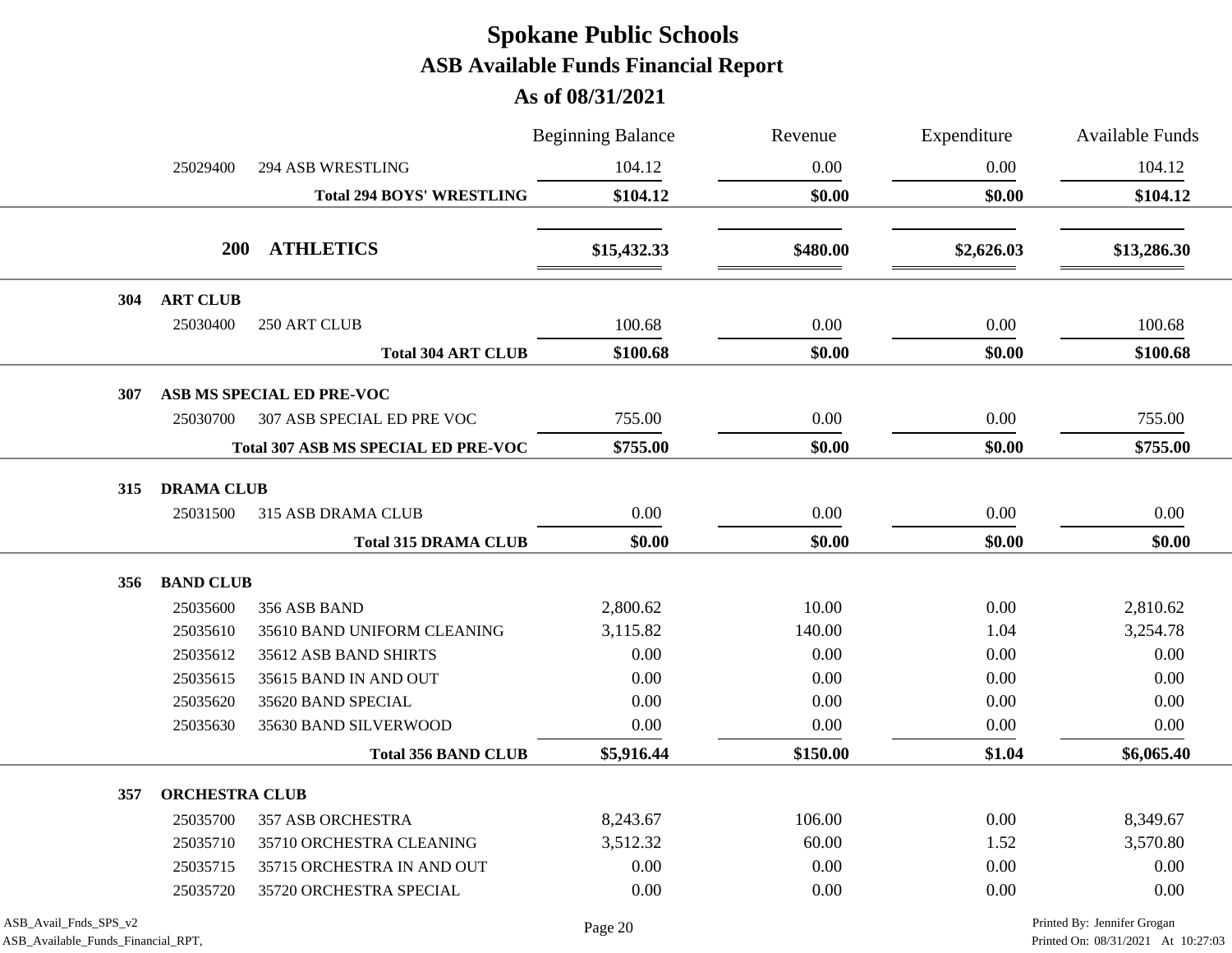# Spokane Public Schools

## ASB Available Funds Financial Report

### As of 08/31/2021

| | | Beginning Balance | Revenue | Expenditure | Available Funds |
|---|---|---|---|---|---|
| 25029400 | 294 ASB WRESTLING | 104.12 | 0.00 | 0.00 | 104.12 |
| | **Total 294 BOYS' WRESTLING** | **$104.12** | **$0.00** | **$0.00** | **$104.12** |
| **200** | **ATHLETICS** | **$15,432.33** | **$480.00** | **$2,626.03** | **$13,286.30** |
| **304** | **ART CLUB** | | | | |
| 25030400 | 250 ART CLUB | 100.68 | 0.00 | 0.00 | 100.68 |
| | **Total 304 ART CLUB** | **$100.68** | **$0.00** | **$0.00** | **$100.68** |
| **307** | **ASB MS SPECIAL ED PRE-VOC** | | | | |
| 25030700 | 307 ASB SPECIAL ED PRE VOC | 755.00 | 0.00 | 0.00 | 755.00 |
| | **Total 307 ASB MS SPECIAL ED PRE-VOC** | **$755.00** | **$0.00** | **$0.00** | **$755.00** |
| **315** | **DRAMA CLUB** | | | | |
| 25031500 | 315 ASB DRAMA CLUB | 0.00 | 0.00 | 0.00 | 0.00 |
| | **Total 315 DRAMA CLUB** | **$0.00** | **$0.00** | **$0.00** | **$0.00** |
| **356** | **BAND CLUB** | | | | |
| 25035600 | 356 ASB BAND | 2,800.62 | 10.00 | 0.00 | 2,810.62 |
| 25035610 | 35610 BAND UNIFORM CLEANING | 3,115.82 | 140.00 | 1.04 | 3,254.78 |
| 25035612 | 35612 ASB BAND SHIRTS | 0.00 | 0.00 | 0.00 | 0.00 |
| 25035615 | 35615 BAND IN AND OUT | 0.00 | 0.00 | 0.00 | 0.00 |
| 25035620 | 35620 BAND SPECIAL | 0.00 | 0.00 | 0.00 | 0.00 |
| 25035630 | 35630 BAND SILVERWOOD | 0.00 | 0.00 | 0.00 | 0.00 |
| | **Total 356 BAND CLUB** | **$5,916.44** | **$150.00** | **$1.04** | **$6,065.40** |
| **357** | **ORCHESTRA CLUB** | | | | |
| 25035700 | 357 ASB ORCHESTRA | 8,243.67 | 106.00 | 0.00 | 8,349.67 |
| 25035710 | 35710 ORCHESTRA CLEANING | 3,512.32 | 60.00 | 1.52 | 3,570.80 |
| 25035715 | 35715 ORCHESTRA IN AND OUT | 0.00 | 0.00 | 0.00 | 0.00 |
| 25035720 | 35720 ORCHESTRA SPECIAL | 0.00 | 0.00 | 0.00 | 0.00 |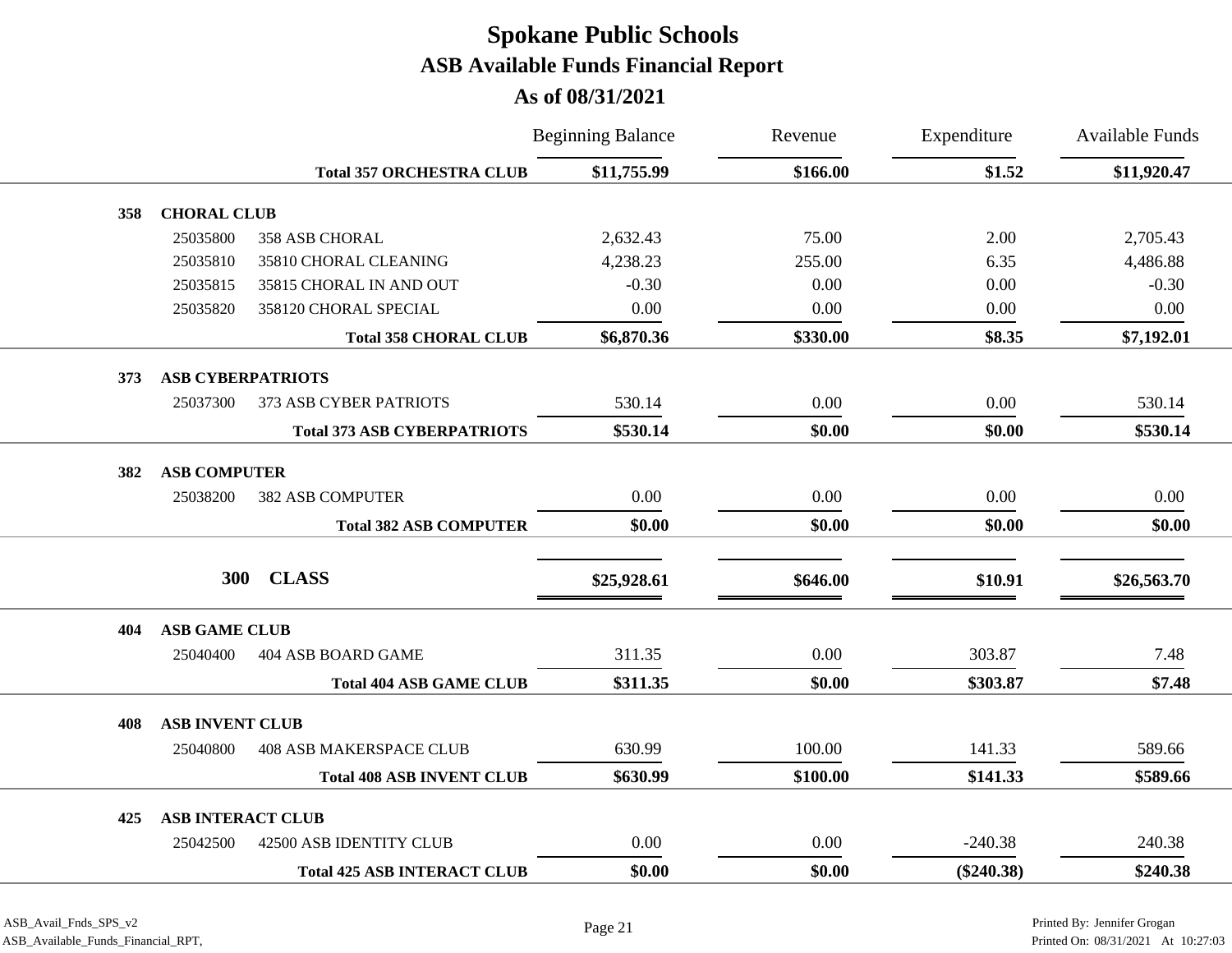# Spokane Public Schools

## ASB Available Funds Financial Report

### As of 08/31/2021

| | | Beginning Balance | Revenue | Expenditure | Available Funds |
|---|---|---|---|---|---|
| | **Total 357 ORCHESTRA CLUB** | **$11,755.99** | **$166.00** | **$1.52** | **$11,920.47** |
| **358** | **CHORAL CLUB** | | | | |
| 25035800 | 358 ASB CHORAL | 2,632.43 | 75.00 | 2.00 | 2,705.43 |
| 25035810 | 35810 CHORAL CLEANING | 4,238.23 | 255.00 | 6.35 | 4,486.88 |
| 25035815 | 35815 CHORAL IN AND OUT | -0.30 | 0.00 | 0.00 | -0.30 |
| 25035820 | 358120 CHORAL SPECIAL | 0.00 | 0.00 | 0.00 | 0.00 |
| | **Total 358 CHORAL CLUB** | **$6,870.36** | **$330.00** | **$8.35** | **$7,192.01** |
| **373** | **ASB CYBERPATRIOTS** | | | | |
| 25037300 | 373 ASB CYBER PATRIOTS | 530.14 | 0.00 | 0.00 | 530.14 |
| | **Total 373 ASB CYBERPATRIOTS** | **$530.14** | **$0.00** | **$0.00** | **$530.14** |
| **382** | **ASB COMPUTER** | | | | |
| 25038200 | 382 ASB COMPUTER | 0.00 | 0.00 | 0.00 | 0.00 |
| | **Total 382 ASB COMPUTER** | **$0.00** | **$0.00** | **$0.00** | **$0.00** |
| **300** | **CLASS** | **$25,928.61** | **$646.00** | **$10.91** | **$26,563.70** |
| **404** | **ASB GAME CLUB** | | | | |
| 25040400 | 404 ASB BOARD GAME | 311.35 | 0.00 | 303.87 | 7.48 |
| | **Total 404 ASB GAME CLUB** | **$311.35** | **$0.00** | **$303.87** | **$7.48** |
| **408** | **ASB INVENT CLUB** | | | | |
| 25040800 | 408 ASB MAKERSPACE CLUB | 630.99 | 100.00 | 141.33 | 589.66 |
| | **Total 408 ASB INVENT CLUB** | **$630.99** | **$100.00** | **$141.33** | **$589.66** |
| **425** | **ASB INTERACT CLUB** | | | | |
| 25042500 | 42500 ASB IDENTITY CLUB | 0.00 | 0.00 | -240.38 | 240.38 |
| | **Total 425 ASB INTERACT CLUB** | **$0.00** | **$0.00** | **($240.38)** | **$240.38** |

ASB_Avail_Fnds_SPS_v2
ASB_Available_Funds_Financial_RPT,

Printed By: Jennifer Grogan
Printed On: 08/31/2021 At 10:27:03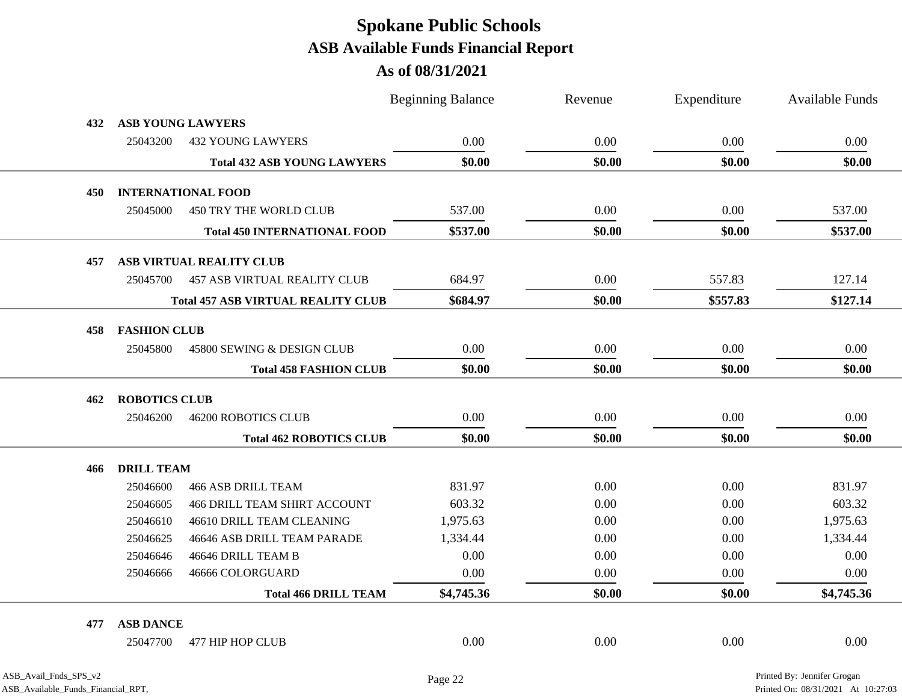# Spokane Public Schools
## ASB Available Funds Financial Report
### As of 08/31/2021

| | | | Beginning Balance | Revenue | Expenditure | Available Funds |
|---|---|---|---|---|---|---|
| **432** | **ASB YOUNG LAWYERS** | | | | | |
| | 25043200 | 432 YOUNG LAWYERS | 0.00 | 0.00 | 0.00 | 0.00 |
| | | **Total 432 ASB YOUNG LAWYERS** | **$0.00** | **$0.00** | **$0.00** | **$0.00** |
| **450** | **INTERNATIONAL FOOD** | | | | | |
| | 25045000 | 450 TRY THE WORLD CLUB | 537.00 | 0.00 | 0.00 | 537.00 |
| | | **Total 450 INTERNATIONAL FOOD** | **$537.00** | **$0.00** | **$0.00** | **$537.00** |
| **457** | **ASB VIRTUAL REALITY CLUB** | | | | | |
| | 25045700 | 457 ASB VIRTUAL REALITY CLUB | 684.97 | 0.00 | 557.83 | 127.14 |
| | | **Total 457 ASB VIRTUAL REALITY CLUB** | **$684.97** | **$0.00** | **$557.83** | **$127.14** |
| **458** | **FASHION CLUB** | | | | | |
| | 25045800 | 45800 SEWING & DESIGN CLUB | 0.00 | 0.00 | 0.00 | 0.00 |
| | | **Total 458 FASHION CLUB** | **$0.00** | **$0.00** | **$0.00** | **$0.00** |
| **462** | **ROBOTICS CLUB** | | | | | |
| | 25046200 | 46200 ROBOTICS CLUB | 0.00 | 0.00 | 0.00 | 0.00 |
| | | **Total 462 ROBOTICS CLUB** | **$0.00** | **$0.00** | **$0.00** | **$0.00** |
| **466** | **DRILL TEAM** | | | | | |
| | 25046600 | 466 ASB DRILL TEAM | 831.97 | 0.00 | 0.00 | 831.97 |
| | 25046605 | 466 DRILL TEAM SHIRT ACCOUNT | 603.32 | 0.00 | 0.00 | 603.32 |
| | 25046610 | 46610 DRILL TEAM CLEANING | 1,975.63 | 0.00 | 0.00 | 1,975.63 |
| | 25046625 | 46646 ASB DRILL TEAM PARADE | 1,334.44 | 0.00 | 0.00 | 1,334.44 |
| | 25046646 | 46646 DRILL TEAM B | 0.00 | 0.00 | 0.00 | 0.00 |
| | 25046666 | 46666 COLORGUARD | 0.00 | 0.00 | 0.00 | 0.00 |
| | | **Total 466 DRILL TEAM** | **$4,745.36** | **$0.00** | **$0.00** | **$4,745.36** |
| **477** | **ASB DANCE** | | | | | |
| | 25047700 | 477 HIP HOP CLUB | 0.00 | 0.00 | 0.00 | 0.00 |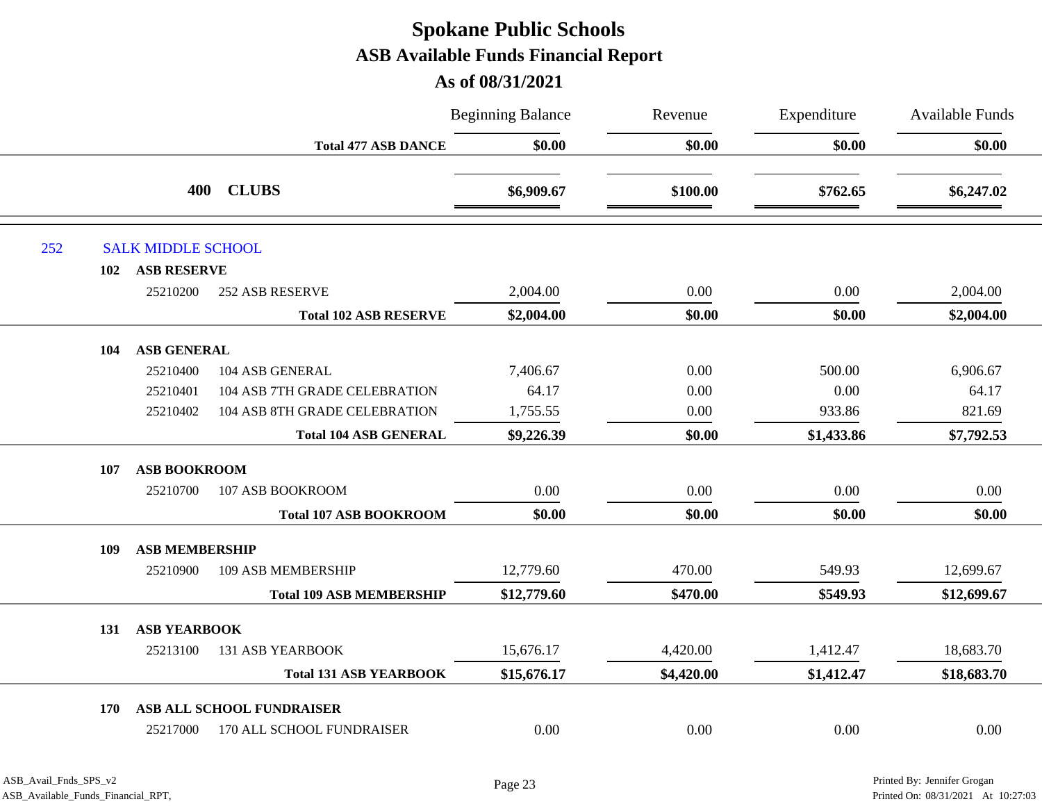# Spokane Public Schools

## ASB Available Funds Financial Report

### As of 08/31/2021

| | | Beginning Balance | Revenue | Expenditure | Available Funds |
|---|---|---|---|---|---|
| | **Total 477 ASB DANCE** | **$0.00** | **$0.00** | **$0.00** | **$0.00** |
| **400** | **CLUBS** | **$6,909.67** | **$100.00** | **$762.65** | **$6,247.02** |
| 252 | SALK MIDDLE SCHOOL | | | | |
| **102** | **ASB RESERVE** | | | | |
| 25210200 | 252 ASB RESERVE | 2,004.00 | 0.00 | 0.00 | 2,004.00 |
| | **Total 102 ASB RESERVE** | **$2,004.00** | **$0.00** | **$0.00** | **$2,004.00** |
| **104** | **ASB GENERAL** | | | | |
| 25210400 | 104 ASB GENERAL | 7,406.67 | 0.00 | 500.00 | 6,906.67 |
| 25210401 | 104 ASB 7TH GRADE CELEBRATION | 64.17 | 0.00 | 0.00 | 64.17 |
| 25210402 | 104 ASB 8TH GRADE CELEBRATION | 1,755.55 | 0.00 | 933.86 | 821.69 |
| | **Total 104 ASB GENERAL** | **$9,226.39** | **$0.00** | **$1,433.86** | **$7,792.53** |
| **107** | **ASB BOOKROOM** | | | | |
| 25210700 | 107 ASB BOOKROOM | 0.00 | 0.00 | 0.00 | 0.00 |
| | **Total 107 ASB BOOKROOM** | **$0.00** | **$0.00** | **$0.00** | **$0.00** |
| **109** | **ASB MEMBERSHIP** | | | | |
| 25210900 | 109 ASB MEMBERSHIP | 12,779.60 | 470.00 | 549.93 | 12,699.67 |
| | **Total 109 ASB MEMBERSHIP** | **$12,779.60** | **$470.00** | **$549.93** | **$12,699.67** |
| **131** | **ASB YEARBOOK** | | | | |
| 25213100 | 131 ASB YEARBOOK | 15,676.17 | 4,420.00 | 1,412.47 | 18,683.70 |
| | **Total 131 ASB YEARBOOK** | **$15,676.17** | **$4,420.00** | **$1,412.47** | **$18,683.70** |
| **170** | **ASB ALL SCHOOL FUNDRAISER** | | | | |
| 25217000 | 170 ALL SCHOOL FUNDRAISER | 0.00 | 0.00 | 0.00 | 0.00 |

ASB_Avail_Fnds_SPS_v2
ASB_Available_Funds_Financial_RPT,

Printed By: Jennifer Grogan
Printed On: 08/31/2021 At 10:27:03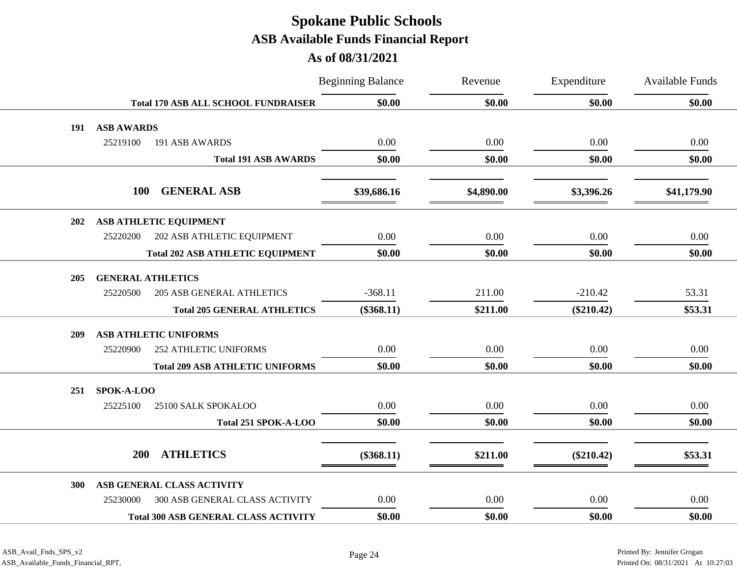# Spokane Public Schools

## ASB Available Funds Financial Report

### As of 08/31/2021

| | | Beginning Balance | Revenue | Expenditure | Available Funds |
|---|---|---|---|---|---|
| | **Total 170 ASB ALL SCHOOL FUNDRAISER** | **$0.00** | **$0.00** | **$0.00** | **$0.00** |
| **191** | **ASB AWARDS** | | | | |
| 25219100 | 191 ASB AWARDS | 0.00 | 0.00 | 0.00 | 0.00 |
| | **Total 191 ASB AWARDS** | **$0.00** | **$0.00** | **$0.00** | **$0.00** |
| **100** | **GENERAL ASB** | **$39,686.16** | **$4,890.00** | **$3,396.26** | **$41,179.90** |
| **202** | **ASB ATHLETIC EQUIPMENT** | | | | |
| 25220200 | 202 ASB ATHLETIC EQUIPMENT | 0.00 | 0.00 | 0.00 | 0.00 |
| | **Total 202 ASB ATHLETIC EQUIPMENT** | **$0.00** | **$0.00** | **$0.00** | **$0.00** |
| **205** | **GENERAL ATHLETICS** | | | | |
| 25220500 | 205 ASB GENERAL ATHLETICS | -368.11 | 211.00 | -210.42 | 53.31 |
| | **Total 205 GENERAL ATHLETICS** | **($368.11)** | **$211.00** | **($210.42)** | **$53.31** |
| **209** | **ASB ATHLETIC UNIFORMS** | | | | |
| 25220900 | 252 ATHLETIC UNIFORMS | 0.00 | 0.00 | 0.00 | 0.00 |
| | **Total 209 ASB ATHLETIC UNIFORMS** | **$0.00** | **$0.00** | **$0.00** | **$0.00** |
| **251** | **SPOK-A-LOO** | | | | |
| 25225100 | 25100 SALK SPOKALOO | 0.00 | 0.00 | 0.00 | 0.00 |
| | **Total 251 SPOK-A-LOO** | **$0.00** | **$0.00** | **$0.00** | **$0.00** |
| **200** | **ATHLETICS** | **($368.11)** | **$211.00** | **($210.42)** | **$53.31** |
| **300** | **ASB GENERAL CLASS ACTIVITY** | | | | |
| 25230000 | 300 ASB GENERAL CLASS ACTIVITY | 0.00 | 0.00 | 0.00 | 0.00 |
| | **Total 300 ASB GENERAL CLASS ACTIVITY** | **$0.00** | **$0.00** | **$0.00** | **$0.00** |

ASB_Avail_Fnds_SPS_v2
ASB_Available_Funds_Financial_RPT,

Printed By: Jennifer Grogan
Printed On: 08/31/2021 At 10:27:03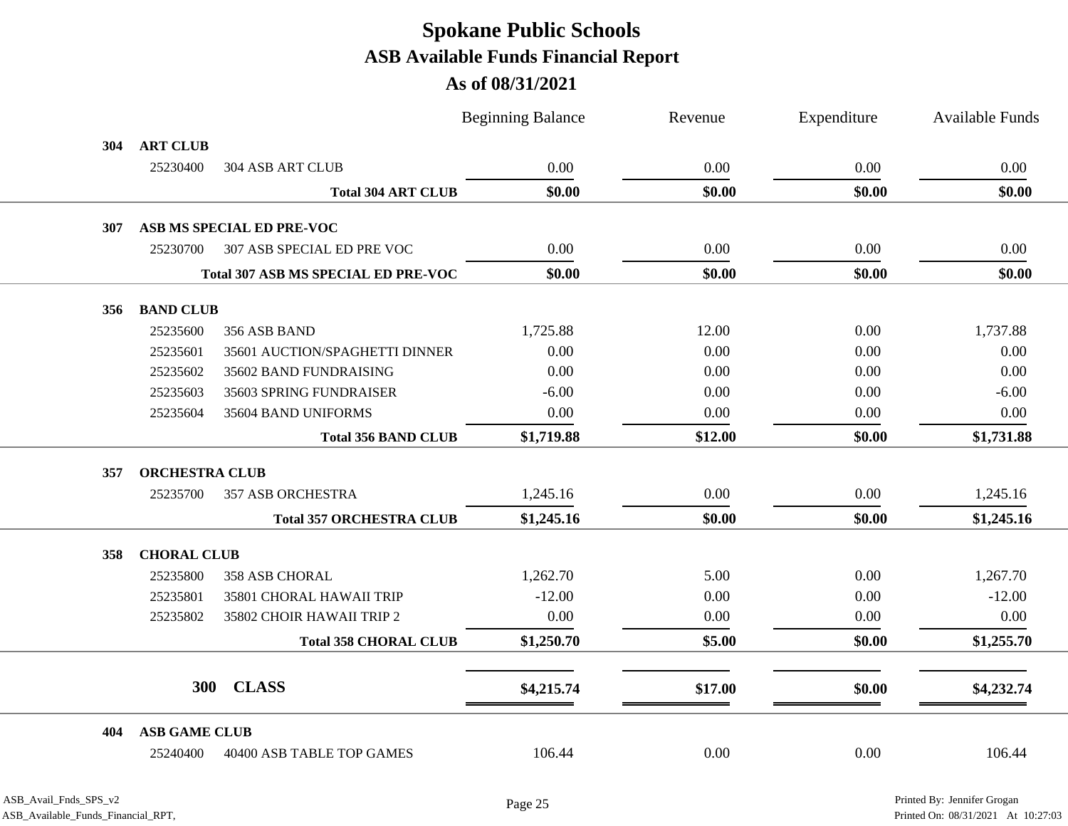# Spokane Public Schools

## ASB Available Funds Financial Report

### As of 08/31/2021

| | | | Beginning Balance | Revenue | Expenditure | Available Funds |
|---|---|---|---|---|---|---|
| **304** | **ART CLUB** | | | | | |
| | 25230400 | 304 ASB ART CLUB | 0.00 | 0.00 | 0.00 | 0.00 |
| | | **Total 304 ART CLUB** | **$0.00** | **$0.00** | **$0.00** | **$0.00** |
| **307** | **ASB MS SPECIAL ED PRE-VOC** | | | | | |
| | 25230700 | 307 ASB SPECIAL ED PRE VOC | 0.00 | 0.00 | 0.00 | 0.00 |
| | | **Total 307 ASB MS SPECIAL ED PRE-VOC** | **$0.00** | **$0.00** | **$0.00** | **$0.00** |
| **356** | **BAND CLUB** | | | | | |
| | 25235600 | 356 ASB BAND | 1,725.88 | 12.00 | 0.00 | 1,737.88 |
| | 25235601 | 35601 AUCTION/SPAGHETTI DINNER | 0.00 | 0.00 | 0.00 | 0.00 |
| | 25235602 | 35602 BAND FUNDRAISING | 0.00 | 0.00 | 0.00 | 0.00 |
| | 25235603 | 35603 SPRING FUNDRAISER | -6.00 | 0.00 | 0.00 | -6.00 |
| | 25235604 | 35604 BAND UNIFORMS | 0.00 | 0.00 | 0.00 | 0.00 |
| | | **Total 356 BAND CLUB** | **$1,719.88** | **$12.00** | **$0.00** | **$1,731.88** |
| **357** | **ORCHESTRA CLUB** | | | | | |
| | 25235700 | 357 ASB ORCHESTRA | 1,245.16 | 0.00 | 0.00 | 1,245.16 |
| | | **Total 357 ORCHESTRA CLUB** | **$1,245.16** | **$0.00** | **$0.00** | **$1,245.16** |
| **358** | **CHORAL CLUB** | | | | | |
| | 25235800 | 358 ASB CHORAL | 1,262.70 | 5.00 | 0.00 | 1,267.70 |
| | 25235801 | 35801 CHORAL HAWAII TRIP | -12.00 | 0.00 | 0.00 | -12.00 |
| | 25235802 | 35802 CHOIR HAWAII TRIP 2 | 0.00 | 0.00 | 0.00 | 0.00 |
| | | **Total 358 CHORAL CLUB** | **$1,250.70** | **$5.00** | **$0.00** | **$1,255.70** |
| | **300** | **CLASS** | **$4,215.74** | **$17.00** | **$0.00** | **$4,232.74** |
| **404** | **ASB GAME CLUB** | | | | | |
| | 25240400 | 40400 ASB TABLE TOP GAMES | 106.44 | 0.00 | 0.00 | 106.44 |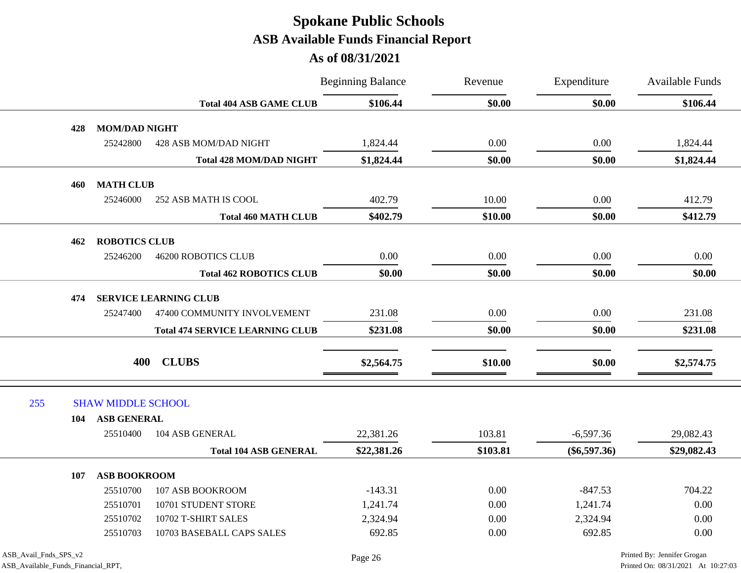# Spokane Public Schools
## ASB Available Funds Financial Report
### As of 08/31/2021

| | | Beginning Balance | Revenue | Expenditure | Available Funds |
|---|---|---|---|---|---|
| | **Total 404 ASB GAME CLUB** | **$106.44** | **$0.00** | **$0.00** | **$106.44** |
| **428** | **MOM/DAD NIGHT** | | | | |
| 25242800 | 428 ASB MOM/DAD NIGHT | 1,824.44 | 0.00 | 0.00 | 1,824.44 |
| | **Total 428 MOM/DAD NIGHT** | **$1,824.44** | **$0.00** | **$0.00** | **$1,824.44** |
| **460** | **MATH CLUB** | | | | |
| 25246000 | 252 ASB MATH IS COOL | 402.79 | 10.00 | 0.00 | 412.79 |
| | **Total 460 MATH CLUB** | **$402.79** | **$10.00** | **$0.00** | **$412.79** |
| **462** | **ROBOTICS CLUB** | | | | |
| 25246200 | 46200 ROBOTICS CLUB | 0.00 | 0.00 | 0.00 | 0.00 |
| | **Total 462 ROBOTICS CLUB** | **$0.00** | **$0.00** | **$0.00** | **$0.00** |
| **474** | **SERVICE LEARNING CLUB** | | | | |
| 25247400 | 47400 COMMUNITY INVOLVEMENT | 231.08 | 0.00 | 0.00 | 231.08 |
| | **Total 474 SERVICE LEARNING CLUB** | **$231.08** | **$0.00** | **$0.00** | **$231.08** |
| **400** | **CLUBS** | **$2,564.75** | **$10.00** | **$0.00** | **$2,574.75** |
| 255 | SHAW MIDDLE SCHOOL | | | | |
| **104** | **ASB GENERAL** | | | | |
| 25510400 | 104 ASB GENERAL | 22,381.26 | 103.81 | -6,597.36 | 29,082.43 |
| | **Total 104 ASB GENERAL** | **$22,381.26** | **$103.81** | **($6,597.36)** | **$29,082.43** |
| **107** | **ASB BOOKROOM** | | | | |
| 25510700 | 107 ASB BOOKROOM | -143.31 | 0.00 | -847.53 | 704.22 |
| 25510701 | 10701 STUDENT STORE | 1,241.74 | 0.00 | 1,241.74 | 0.00 |
| 25510702 | 10702 T-SHIRT SALES | 2,324.94 | 0.00 | 2,324.94 | 0.00 |
| 25510703 | 10703 BASEBALL CAPS SALES | 692.85 | 0.00 | 692.85 | 0.00 |

ASB_Avail_Fnds_SPS_v2
ASB_Available_Funds_Financial_RPT,

Printed By: Jennifer Grogan
Printed On: 08/31/2021 At 10:27:03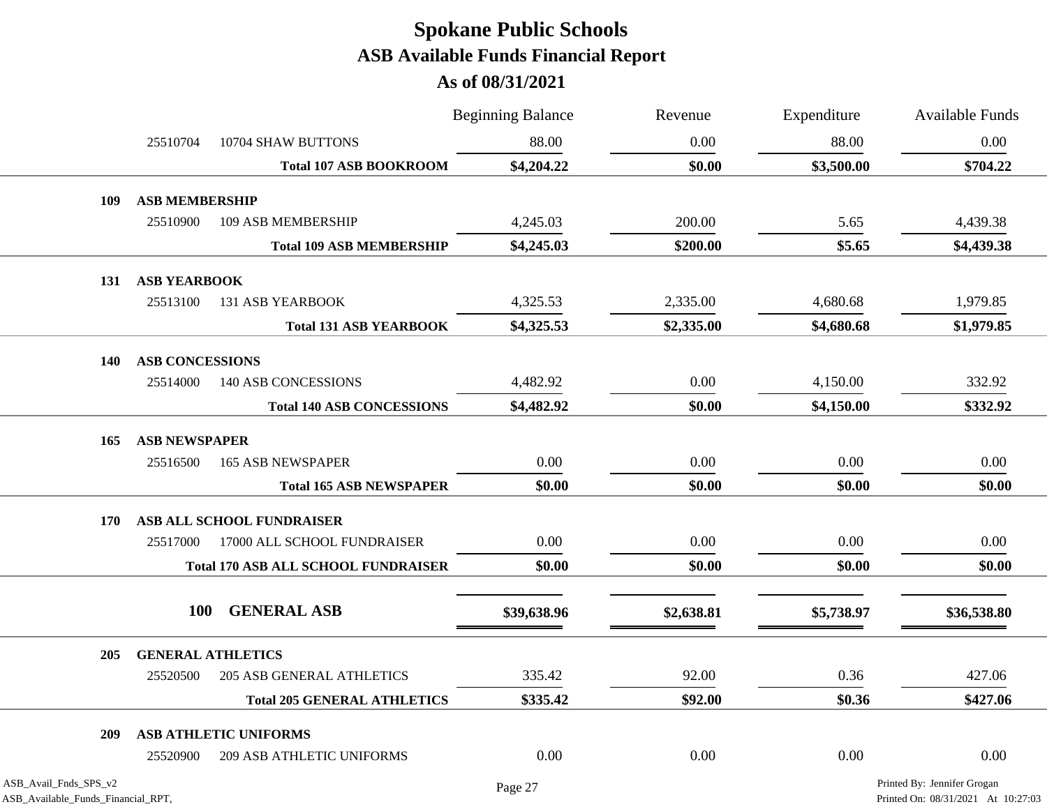# Spokane Public Schools

## ASB Available Funds Financial Report

### As of 08/31/2021

| | | | Beginning Balance | Revenue | Expenditure | Available Funds |
|---|---|---|---|---|---|---|
| | 25510704 | 10704 SHAW BUTTONS | 88.00 | 0.00 | 88.00 | 0.00 |
| | | **Total 107 ASB BOOKROOM** | **$4,204.22** | **$0.00** | **$3,500.00** | **$704.22** |
| **109** | **ASB MEMBERSHIP** | | | | | |
| | 25510900 | 109 ASB MEMBERSHIP | 4,245.03 | 200.00 | 5.65 | 4,439.38 |
| | | **Total 109 ASB MEMBERSHIP** | **$4,245.03** | **$200.00** | **$5.65** | **$4,439.38** |
| **131** | **ASB YEARBOOK** | | | | | |
| | 25513100 | 131 ASB YEARBOOK | 4,325.53 | 2,335.00 | 4,680.68 | 1,979.85 |
| | | **Total 131 ASB YEARBOOK** | **$4,325.53** | **$2,335.00** | **$4,680.68** | **$1,979.85** |
| **140** | **ASB CONCESSIONS** | | | | | |
| | 25514000 | 140 ASB CONCESSIONS | 4,482.92 | 0.00 | 4,150.00 | 332.92 |
| | | **Total 140 ASB CONCESSIONS** | **$4,482.92** | **$0.00** | **$4,150.00** | **$332.92** |
| **165** | **ASB NEWSPAPER** | | | | | |
| | 25516500 | 165 ASB NEWSPAPER | 0.00 | 0.00 | 0.00 | 0.00 |
| | | **Total 165 ASB NEWSPAPER** | **$0.00** | **$0.00** | **$0.00** | **$0.00** |
| **170** | **ASB ALL SCHOOL FUNDRAISER** | | | | | |
| | 25517000 | 17000 ALL SCHOOL FUNDRAISER | 0.00 | 0.00 | 0.00 | 0.00 |
| | | **Total 170 ASB ALL SCHOOL FUNDRAISER** | **$0.00** | **$0.00** | **$0.00** | **$0.00** |
| | **100** | **GENERAL ASB** | **$39,638.96** | **$2,638.81** | **$5,738.97** | **$36,538.80** |
| **205** | **GENERAL ATHLETICS** | | | | | |
| | 25520500 | 205 ASB GENERAL ATHLETICS | 335.42 | 92.00 | 0.36 | 427.06 |
| | | **Total 205 GENERAL ATHLETICS** | **$335.42** | **$92.00** | **$0.36** | **$427.06** |
| **209** | **ASB ATHLETIC UNIFORMS** | | | | | |
| | 25520900 | 209 ASB ATHLETIC UNIFORMS | 0.00 | 0.00 | 0.00 | 0.00 |

ASB_Avail_Fnds_SPS_v2
ASB_Available_Funds_Financial_RPT,

Printed By: Jennifer Grogan
Printed On: 08/31/2021 At 10:27:03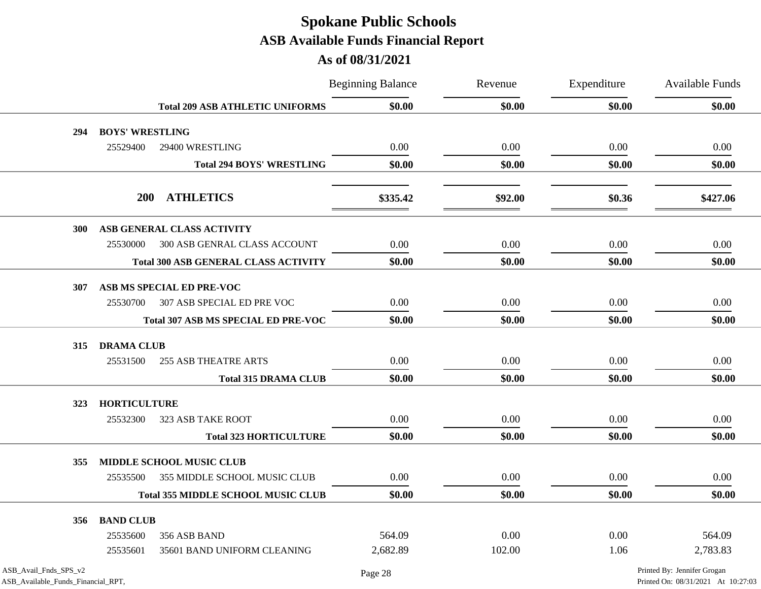# Spokane Public Schools

## ASB Available Funds Financial Report

### As of 08/31/2021

| | | Beginning Balance | Revenue | Expenditure | Available Funds |
|---|---|---|---|---|---|
| | **Total 209 ASB ATHLETIC UNIFORMS** | **$0.00** | **$0.00** | **$0.00** | **$0.00** |
| **294** | **BOYS' WRESTLING** | | | | |
| 25529400 | 29400 WRESTLING | 0.00 | 0.00 | 0.00 | 0.00 |
| | **Total 294 BOYS' WRESTLING** | **$0.00** | **$0.00** | **$0.00** | **$0.00** |
| **200** | **ATHLETICS** | **$335.42** | **$92.00** | **$0.36** | **$427.06** |
| **300** | **ASB GENERAL CLASS ACTIVITY** | | | | |
| 25530000 | 300 ASB GENRAL CLASS ACCOUNT | 0.00 | 0.00 | 0.00 | 0.00 |
| | **Total 300 ASB GENERAL CLASS ACTIVITY** | **$0.00** | **$0.00** | **$0.00** | **$0.00** |
| **307** | **ASB MS SPECIAL ED PRE-VOC** | | | | |
| 25530700 | 307 ASB SPECIAL ED PRE VOC | 0.00 | 0.00 | 0.00 | 0.00 |
| | **Total 307 ASB MS SPECIAL ED PRE-VOC** | **$0.00** | **$0.00** | **$0.00** | **$0.00** |
| **315** | **DRAMA CLUB** | | | | |
| 25531500 | 255 ASB THEATRE ARTS | 0.00 | 0.00 | 0.00 | 0.00 |
| | **Total 315 DRAMA CLUB** | **$0.00** | **$0.00** | **$0.00** | **$0.00** |
| **323** | **HORTICULTURE** | | | | |
| 25532300 | 323 ASB TAKE ROOT | 0.00 | 0.00 | 0.00 | 0.00 |
| | **Total 323 HORTICULTURE** | **$0.00** | **$0.00** | **$0.00** | **$0.00** |
| **355** | **MIDDLE SCHOOL MUSIC CLUB** | | | | |
| 25535500 | 355 MIDDLE SCHOOL MUSIC CLUB | 0.00 | 0.00 | 0.00 | 0.00 |
| | **Total 355 MIDDLE SCHOOL MUSIC CLUB** | **$0.00** | **$0.00** | **$0.00** | **$0.00** |
| **356** | **BAND CLUB** | | | | |
| 25535600 | 356 ASB BAND | 564.09 | 0.00 | 0.00 | 564.09 |
| 25535601 | 35601 BAND UNIFORM CLEANING | 2,682.89 | 102.00 | 1.06 | 2,783.83 |

ASB_Avail_Fnds_SPS_v2
ASB_Available_Funds_Financial_RPT,

Printed By: Jennifer Grogan
Printed On: 08/31/2021 At 10:27:03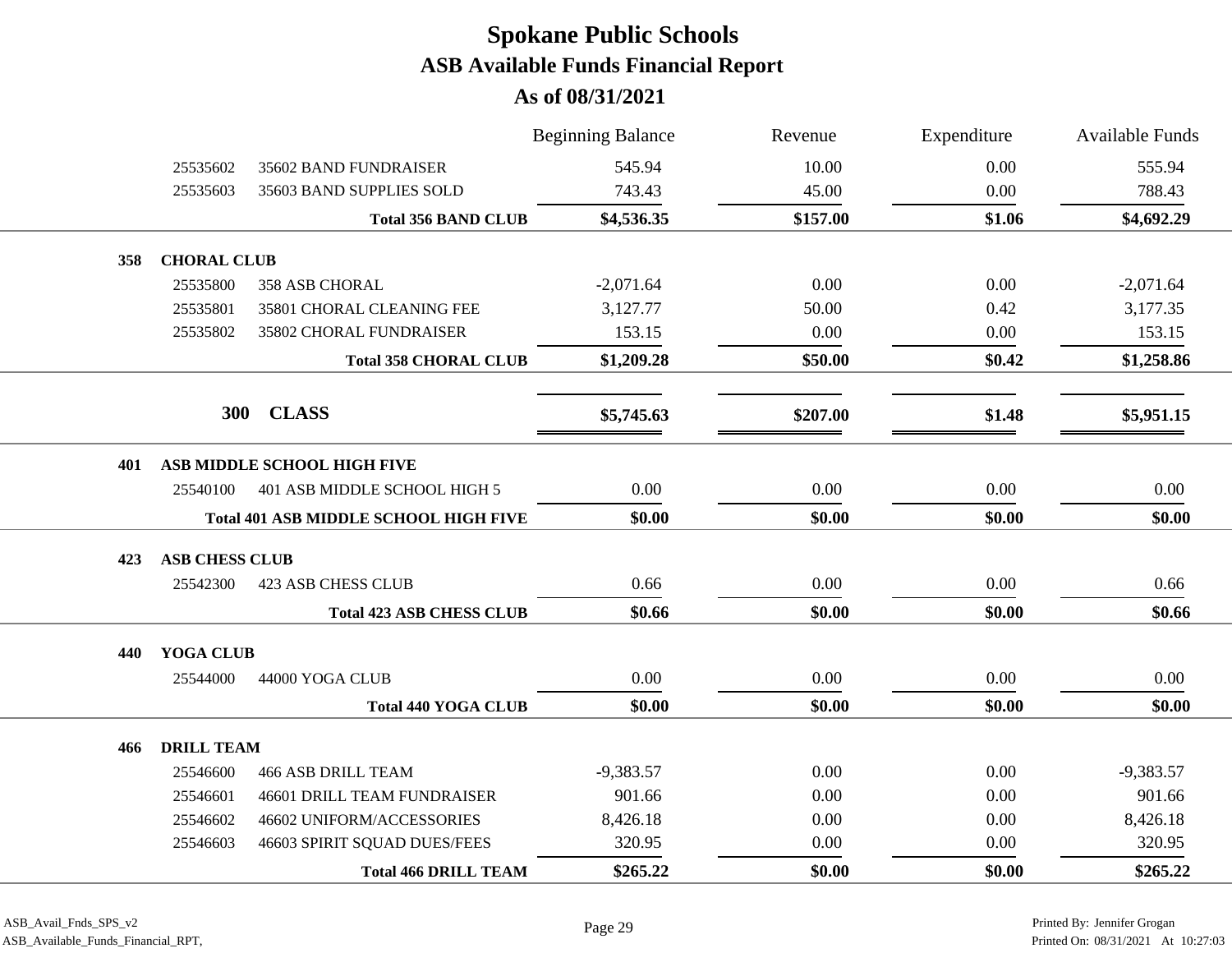# Spokane Public Schools

## ASB Available Funds Financial Report

### As of 08/31/2021

| | | Beginning Balance | Revenue | Expenditure | Available Funds |
|---|---|---|---|---|---|
| 25535602 | 35602 BAND FUNDRAISER | 545.94 | 10.00 | 0.00 | 555.94 |
| 25535603 | 35603 BAND SUPPLIES SOLD | 743.43 | 45.00 | 0.00 | 788.43 |
| | **Total 356 BAND CLUB** | **$4,536.35** | **$157.00** | **$1.06** | **$4,692.29** |
| **358** | **CHORAL CLUB** | | | | |
| 25535800 | 358 ASB CHORAL | -2,071.64 | 0.00 | 0.00 | -2,071.64 |
| 25535801 | 35801 CHORAL CLEANING FEE | 3,127.77 | 50.00 | 0.42 | 3,177.35 |
| 25535802 | 35802 CHORAL FUNDRAISER | 153.15 | 0.00 | 0.00 | 153.15 |
| | **Total 358 CHORAL CLUB** | **$1,209.28** | **$50.00** | **$0.42** | **$1,258.86** |
| **300** | **CLASS** | **$5,745.63** | **$207.00** | **$1.48** | **$5,951.15** |
| **401** | **ASB MIDDLE SCHOOL HIGH FIVE** | | | | |
| 25540100 | 401 ASB MIDDLE SCHOOL HIGH 5 | 0.00 | 0.00 | 0.00 | 0.00 |
| | **Total 401 ASB MIDDLE SCHOOL HIGH FIVE** | **$0.00** | **$0.00** | **$0.00** | **$0.00** |
| **423** | **ASB CHESS CLUB** | | | | |
| 25542300 | 423 ASB CHESS CLUB | 0.66 | 0.00 | 0.00 | 0.66 |
| | **Total 423 ASB CHESS CLUB** | **$0.66** | **$0.00** | **$0.00** | **$0.66** |
| **440** | **YOGA CLUB** | | | | |
| 25544000 | 44000 YOGA CLUB | 0.00 | 0.00 | 0.00 | 0.00 |
| | **Total 440 YOGA CLUB** | **$0.00** | **$0.00** | **$0.00** | **$0.00** |
| **466** | **DRILL TEAM** | | | | |
| 25546600 | 466 ASB DRILL TEAM | -9,383.57 | 0.00 | 0.00 | -9,383.57 |
| 25546601 | 46601 DRILL TEAM FUNDRAISER | 901.66 | 0.00 | 0.00 | 901.66 |
| 25546602 | 46602 UNIFORM/ACCESSORIES | 8,426.18 | 0.00 | 0.00 | 8,426.18 |
| 25546603 | 46603 SPIRIT SQUAD DUES/FEES | 320.95 | 0.00 | 0.00 | 320.95 |
| | **Total 466 DRILL TEAM** | **$265.22** | **$0.00** | **$0.00** | **$265.22** |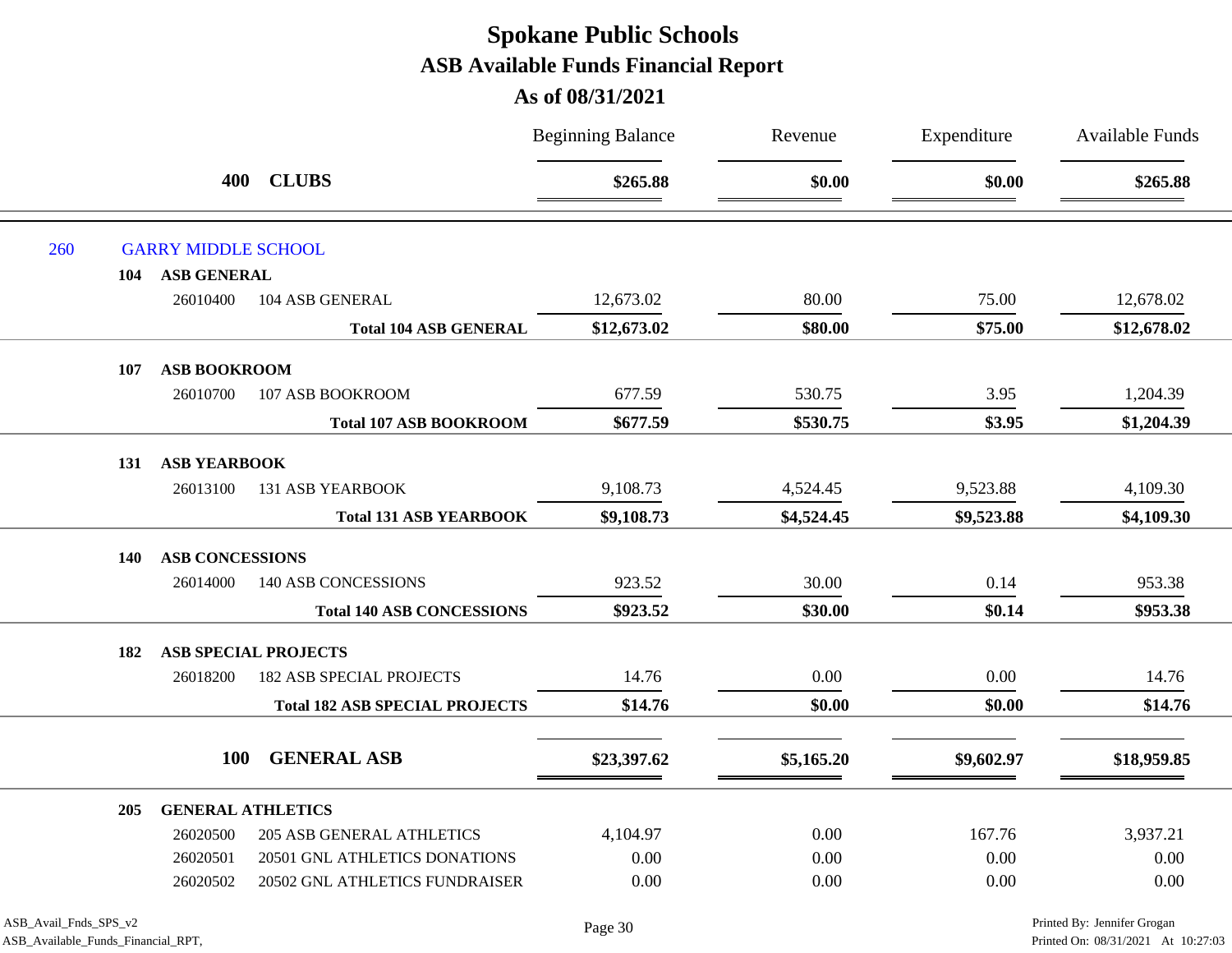# Spokane Public Schools
## ASB Available Funds Financial Report
### As of 08/31/2021

| | | Beginning Balance | Revenue | Expenditure | Available Funds |
|---|---|---|---|---|---|
| **400** | **CLUBS** | **$265.88** | **$0.00** | **$0.00** | **$265.88** |
| 260 | GARRY MIDDLE SCHOOL | | | | |
| **104** | **ASB GENERAL** | | | | |
| 26010400 | 104 ASB GENERAL | 12,673.02 | 80.00 | 75.00 | 12,678.02 |
| | **Total 104 ASB GENERAL** | **$12,673.02** | **$80.00** | **$75.00** | **$12,678.02** |
| **107** | **ASB BOOKROOM** | | | | |
| 26010700 | 107 ASB BOOKROOM | 677.59 | 530.75 | 3.95 | 1,204.39 |
| | **Total 107 ASB BOOKROOM** | **$677.59** | **$530.75** | **$3.95** | **$1,204.39** |
| **131** | **ASB YEARBOOK** | | | | |
| 26013100 | 131 ASB YEARBOOK | 9,108.73 | 4,524.45 | 9,523.88 | 4,109.30 |
| | **Total 131 ASB YEARBOOK** | **$9,108.73** | **$4,524.45** | **$9,523.88** | **$4,109.30** |
| **140** | **ASB CONCESSIONS** | | | | |
| 26014000 | 140 ASB CONCESSIONS | 923.52 | 30.00 | 0.14 | 953.38 |
| | **Total 140 ASB CONCESSIONS** | **$923.52** | **$30.00** | **$0.14** | **$953.38** |
| **182** | **ASB SPECIAL PROJECTS** | | | | |
| 26018200 | 182 ASB SPECIAL PROJECTS | 14.76 | 0.00 | 0.00 | 14.76 |
| | **Total 182 ASB SPECIAL PROJECTS** | **$14.76** | **$0.00** | **$0.00** | **$14.76** |
| **100** | **GENERAL ASB** | **$23,397.62** | **$5,165.20** | **$9,602.97** | **$18,959.85** |
| **205** | **GENERAL ATHLETICS** | | | | |
| 26020500 | 205 ASB GENERAL ATHLETICS | 4,104.97 | 0.00 | 167.76 | 3,937.21 |
| 26020501 | 20501 GNL ATHLETICS DONATIONS | 0.00 | 0.00 | 0.00 | 0.00 |
| 26020502 | 20502 GNL ATHLETICS FUNDRAISER | 0.00 | 0.00 | 0.00 | 0.00 |

ASB_Avail_Fnds_SPS_v2
ASB_Available_Funds_Financial_RPT,

Printed By: Jennifer Grogan
Printed On: 08/31/2021 At 10:27:03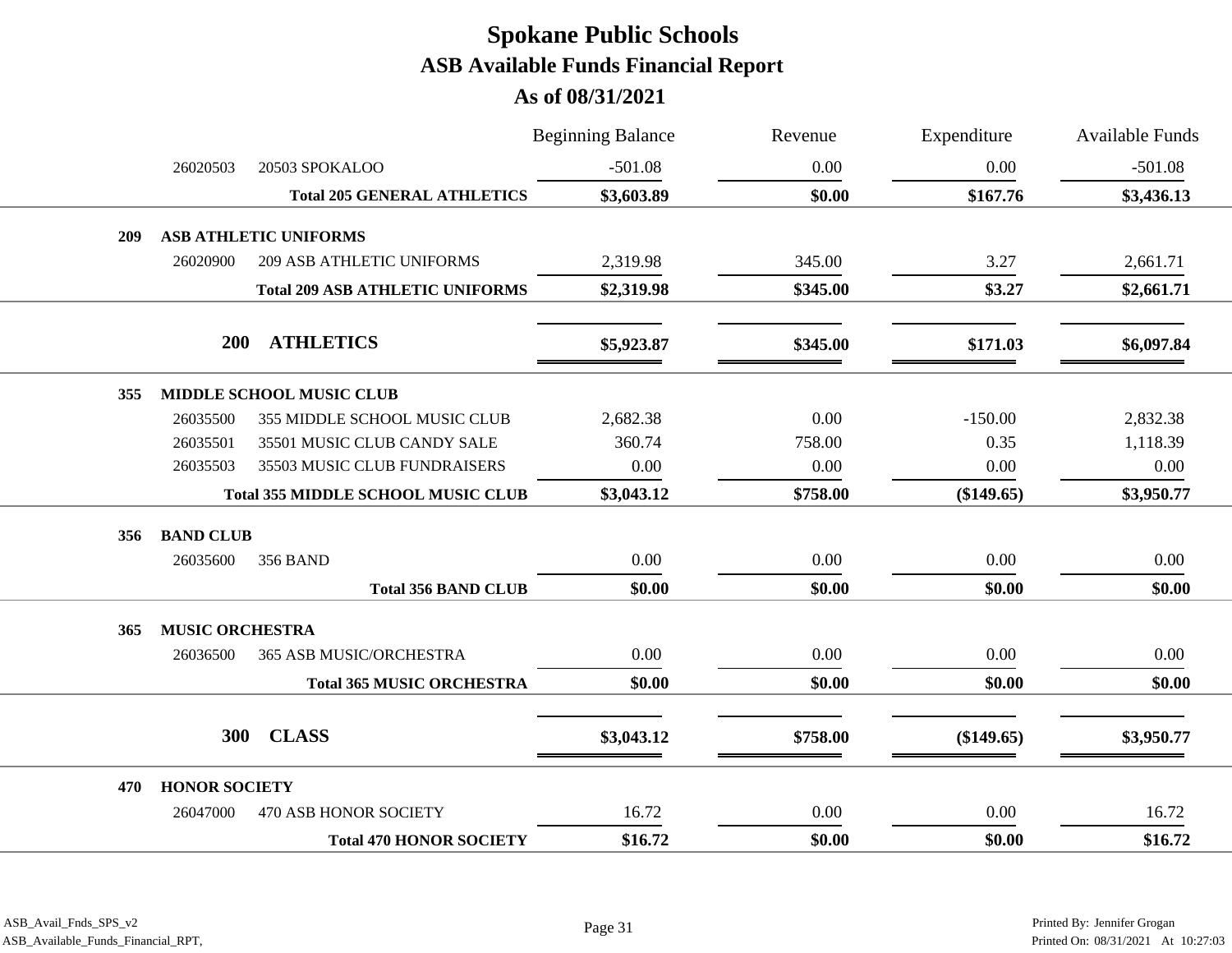# Spokane Public Schools
## ASB Available Funds Financial Report
### As of 08/31/2021

| | | | Beginning Balance | Revenue | Expenditure | Available Funds |
|---|---|---|---|---|---|---|
| | 26020503 | 20503 SPOKALOO | -501.08 | 0.00 | 0.00 | -501.08 |
| | | **Total 205 GENERAL ATHLETICS** | **$3,603.89** | **$0.00** | **$167.76** | **$3,436.13** |
| **209** | **ASB ATHLETIC UNIFORMS** | | | | | |
| | 26020900 | 209 ASB ATHLETIC UNIFORMS | 2,319.98 | 345.00 | 3.27 | 2,661.71 |
| | | **Total 209 ASB ATHLETIC UNIFORMS** | **$2,319.98** | **$345.00** | **$3.27** | **$2,661.71** |
| | **200** | **ATHLETICS** | **$5,923.87** | **$345.00** | **$171.03** | **$6,097.84** |
| **355** | **MIDDLE SCHOOL MUSIC CLUB** | | | | | |
| | 26035500 | 355 MIDDLE SCHOOL MUSIC CLUB | 2,682.38 | 0.00 | -150.00 | 2,832.38 |
| | 26035501 | 35501 MUSIC CLUB CANDY SALE | 360.74 | 758.00 | 0.35 | 1,118.39 |
| | 26035503 | 35503 MUSIC CLUB FUNDRAISERS | 0.00 | 0.00 | 0.00 | 0.00 |
| | | **Total 355 MIDDLE SCHOOL MUSIC CLUB** | **$3,043.12** | **$758.00** | **($149.65)** | **$3,950.77** |
| **356** | **BAND CLUB** | | | | | |
| | 26035600 | 356 BAND | 0.00 | 0.00 | 0.00 | 0.00 |
| | | **Total 356 BAND CLUB** | **$0.00** | **$0.00** | **$0.00** | **$0.00** |
| **365** | **MUSIC ORCHESTRA** | | | | | |
| | 26036500 | 365 ASB MUSIC/ORCHESTRA | 0.00 | 0.00 | 0.00 | 0.00 |
| | | **Total 365 MUSIC ORCHESTRA** | **$0.00** | **$0.00** | **$0.00** | **$0.00** |
| | **300** | **CLASS** | **$3,043.12** | **$758.00** | **($149.65)** | **$3,950.77** |
| **470** | **HONOR SOCIETY** | | | | | |
| | 26047000 | 470 ASB HONOR SOCIETY | 16.72 | 0.00 | 0.00 | 16.72 |
| | | **Total 470 HONOR SOCIETY** | **$16.72** | **$0.00** | **$0.00** | **$16.72** |

ASB_Avail_Fnds_SPS_v2
ASB_Available_Funds_Financial_RPT,

Printed By: Jennifer Grogan
Printed On: 08/31/2021 At 10:27:03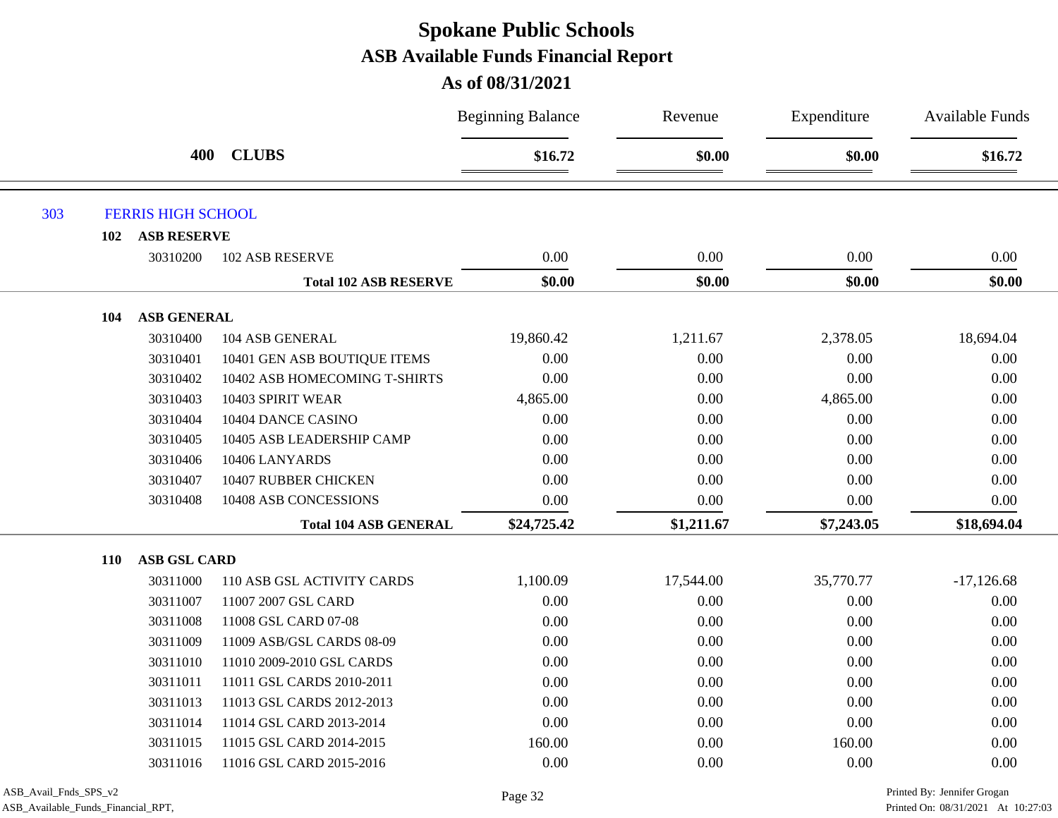# Spokane Public Schools
## ASB Available Funds Financial Report
### As of 08/31/2021

| | | Beginning Balance | Revenue | Expenditure | Available Funds |
|---|---|---|---|---|---|
| **400** | **CLUBS** | **$16.72** | **$0.00** | **$0.00** | **$16.72** |

## 303 FERRIS HIGH SCHOOL

| | | Beginning Balance | Revenue | Expenditure | Available Funds |
|---|---|---|---|---|---|
| **102** | **ASB RESERVE** | | | | |
| 30310200 | 102 ASB RESERVE | 0.00 | 0.00 | 0.00 | 0.00 |
| | **Total 102 ASB RESERVE** | **$0.00** | **$0.00** | **$0.00** | **$0.00** |
| **104** | **ASB GENERAL** | | | | |
| 30310400 | 104 ASB GENERAL | 19,860.42 | 1,211.67 | 2,378.05 | 18,694.04 |
| 30310401 | 10401 GEN ASB BOUTIQUE ITEMS | 0.00 | 0.00 | 0.00 | 0.00 |
| 30310402 | 10402 ASB HOMECOMING T-SHIRTS | 0.00 | 0.00 | 0.00 | 0.00 |
| 30310403 | 10403 SPIRIT WEAR | 4,865.00 | 0.00 | 4,865.00 | 0.00 |
| 30310404 | 10404 DANCE CASINO | 0.00 | 0.00 | 0.00 | 0.00 |
| 30310405 | 10405 ASB LEADERSHIP CAMP | 0.00 | 0.00 | 0.00 | 0.00 |
| 30310406 | 10406 LANYARDS | 0.00 | 0.00 | 0.00 | 0.00 |
| 30310407 | 10407 RUBBER CHICKEN | 0.00 | 0.00 | 0.00 | 0.00 |
| 30310408 | 10408 ASB CONCESSIONS | 0.00 | 0.00 | 0.00 | 0.00 |
| | **Total 104 ASB GENERAL** | **$24,725.42** | **$1,211.67** | **$7,243.05** | **$18,694.04** |
| **110** | **ASB GSL CARD** | | | | |
| 30311000 | 110 ASB GSL ACTIVITY CARDS | 1,100.09 | 17,544.00 | 35,770.77 | -17,126.68 |
| 30311007 | 11007 2007 GSL CARD | 0.00 | 0.00 | 0.00 | 0.00 |
| 30311008 | 11008 GSL CARD 07-08 | 0.00 | 0.00 | 0.00 | 0.00 |
| 30311009 | 11009 ASB/GSL CARDS 08-09 | 0.00 | 0.00 | 0.00 | 0.00 |
| 30311010 | 11010 2009-2010 GSL CARDS | 0.00 | 0.00 | 0.00 | 0.00 |
| 30311011 | 11011 GSL CARDS 2010-2011 | 0.00 | 0.00 | 0.00 | 0.00 |
| 30311013 | 11013 GSL CARDS 2012-2013 | 0.00 | 0.00 | 0.00 | 0.00 |
| 30311014 | 11014 GSL CARD 2013-2014 | 0.00 | 0.00 | 0.00 | 0.00 |
| 30311015 | 11015 GSL CARD 2014-2015 | 160.00 | 0.00 | 160.00 | 0.00 |
| 30311016 | 11016 GSL CARD 2015-2016 | 0.00 | 0.00 | 0.00 | 0.00 |

ASB_Avail_Fnds_SPS_v2
ASB_Available_Funds_Financial_RPT,

Printed By: Jennifer Grogan
Printed On: 08/31/2021 At 10:27:03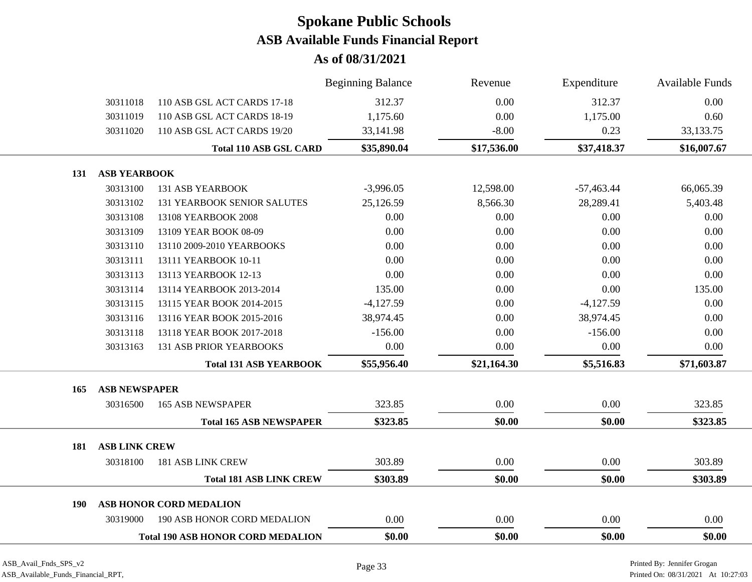# Spokane Public Schools

## ASB Available Funds Financial Report

### As of 08/31/2021

| | | Beginning Balance | Revenue | Expenditure | Available Funds |
|---|---|---|---|---|---|
| 30311018 | 110 ASB GSL ACT CARDS 17-18 | 312.37 | 0.00 | 312.37 | 0.00 |
| 30311019 | 110 ASB GSL ACT CARDS 18-19 | 1,175.60 | 0.00 | 1,175.00 | 0.60 |
| 30311020 | 110 ASB GSL ACT CARDS 19/20 | 33,141.98 | -8.00 | 0.23 | 33,133.75 |
| | **Total 110 ASB GSL CARD** | **$35,890.04** | **$17,536.00** | **$37,418.37** | **$16,007.67** |
| **131** | **ASB YEARBOOK** | | | | |
| 30313100 | 131 ASB YEARBOOK | -3,996.05 | 12,598.00 | -57,463.44 | 66,065.39 |
| 30313102 | 131 YEARBOOK SENIOR SALUTES | 25,126.59 | 8,566.30 | 28,289.41 | 5,403.48 |
| 30313108 | 13108 YEARBOOK 2008 | 0.00 | 0.00 | 0.00 | 0.00 |
| 30313109 | 13109 YEAR BOOK 08-09 | 0.00 | 0.00 | 0.00 | 0.00 |
| 30313110 | 13110 2009-2010 YEARBOOKS | 0.00 | 0.00 | 0.00 | 0.00 |
| 30313111 | 13111 YEARBOOK 10-11 | 0.00 | 0.00 | 0.00 | 0.00 |
| 30313113 | 13113 YEARBOOK 12-13 | 0.00 | 0.00 | 0.00 | 0.00 |
| 30313114 | 13114 YEARBOOK 2013-2014 | 135.00 | 0.00 | 0.00 | 135.00 |
| 30313115 | 13115 YEAR BOOK 2014-2015 | -4,127.59 | 0.00 | -4,127.59 | 0.00 |
| 30313116 | 13116 YEAR BOOK 2015-2016 | 38,974.45 | 0.00 | 38,974.45 | 0.00 |
| 30313118 | 13118 YEAR BOOK 2017-2018 | -156.00 | 0.00 | -156.00 | 0.00 |
| 30313163 | 131 ASB PRIOR YEARBOOKS | 0.00 | 0.00 | 0.00 | 0.00 |
| | **Total 131 ASB YEARBOOK** | **$55,956.40** | **$21,164.30** | **$5,516.83** | **$71,603.87** |
| **165** | **ASB NEWSPAPER** | | | | |
| 30316500 | 165 ASB NEWSPAPER | 323.85 | 0.00 | 0.00 | 323.85 |
| | **Total 165 ASB NEWSPAPER** | **$323.85** | **$0.00** | **$0.00** | **$323.85** |
| **181** | **ASB LINK CREW** | | | | |
| 30318100 | 181 ASB LINK CREW | 303.89 | 0.00 | 0.00 | 303.89 |
| | **Total 181 ASB LINK CREW** | **$303.89** | **$0.00** | **$0.00** | **$303.89** |
| **190** | **ASB HONOR CORD MEDALION** | | | | |
| 30319000 | 190 ASB HONOR CORD MEDALION | 0.00 | 0.00 | 0.00 | 0.00 |
| | **Total 190 ASB HONOR CORD MEDALION** | **$0.00** | **$0.00** | **$0.00** | **$0.00** |

ASB_Avail_Fnds_SPS_v2
ASB_Available_Funds_Financial_RPT,

Printed By: Jennifer Grogan
Printed On: 08/31/2021 At 10:27:03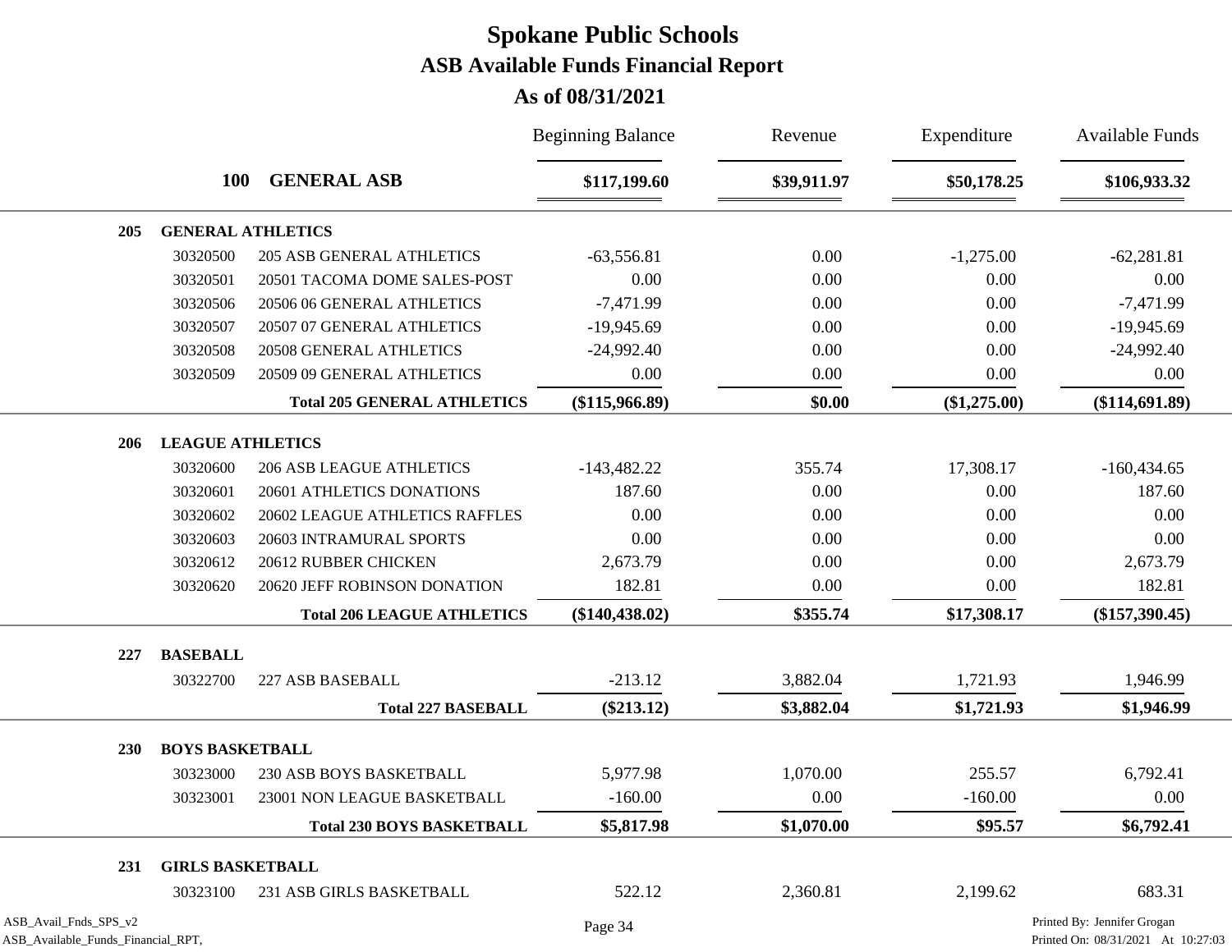# Spokane Public Schools

## ASB Available Funds Financial Report

### As of 08/31/2021

| | | Beginning Balance | Revenue | Expenditure | Available Funds |
|---|---|---|---|---|---|
| **100** | **GENERAL ASB** | **$117,199.60** | **$39,911.97** | **$50,178.25** | **$106,933.32** |
| **205** | **GENERAL ATHLETICS** | | | | |
| 30320500 | 205 ASB GENERAL ATHLETICS | -63,556.81 | 0.00 | -1,275.00 | -62,281.81 |
| 30320501 | 20501 TACOMA DOME SALES-POST | 0.00 | 0.00 | 0.00 | 0.00 |
| 30320506 | 20506 06 GENERAL ATHLETICS | -7,471.99 | 0.00 | 0.00 | -7,471.99 |
| 30320507 | 20507 07 GENERAL ATHLETICS | -19,945.69 | 0.00 | 0.00 | -19,945.69 |
| 30320508 | 20508 GENERAL ATHLETICS | -24,992.40 | 0.00 | 0.00 | -24,992.40 |
| 30320509 | 20509 09 GENERAL ATHLETICS | 0.00 | 0.00 | 0.00 | 0.00 |
| | **Total 205 GENERAL ATHLETICS** | **($115,966.89)** | **$0.00** | **($1,275.00)** | **($114,691.89)** |
| **206** | **LEAGUE ATHLETICS** | | | | |
| 30320600 | 206 ASB LEAGUE ATHLETICS | -143,482.22 | 355.74 | 17,308.17 | -160,434.65 |
| 30320601 | 20601 ATHLETICS DONATIONS | 187.60 | 0.00 | 0.00 | 187.60 |
| 30320602 | 20602 LEAGUE ATHLETICS RAFFLES | 0.00 | 0.00 | 0.00 | 0.00 |
| 30320603 | 20603 INTRAMURAL SPORTS | 0.00 | 0.00 | 0.00 | 0.00 |
| 30320612 | 20612 RUBBER CHICKEN | 2,673.79 | 0.00 | 0.00 | 2,673.79 |
| 30320620 | 20620 JEFF ROBINSON DONATION | 182.81 | 0.00 | 0.00 | 182.81 |
| | **Total 206 LEAGUE ATHLETICS** | **($140,438.02)** | **$355.74** | **$17,308.17** | **($157,390.45)** |
| **227** | **BASEBALL** | | | | |
| 30322700 | 227 ASB BASEBALL | -213.12 | 3,882.04 | 1,721.93 | 1,946.99 |
| | **Total 227 BASEBALL** | **($213.12)** | **$3,882.04** | **$1,721.93** | **$1,946.99** |
| **230** | **BOYS BASKETBALL** | | | | |
| 30323000 | 230 ASB BOYS BASKETBALL | 5,977.98 | 1,070.00 | 255.57 | 6,792.41 |
| 30323001 | 23001 NON LEAGUE BASKETBALL | -160.00 | 0.00 | -160.00 | 0.00 |
| | **Total 230 BOYS BASKETBALL** | **$5,817.98** | **$1,070.00** | **$95.57** | **$6,792.41** |
| **231** | **GIRLS BASKETBALL** | | | | |
| 30323100 | 231 ASB GIRLS BASKETBALL | 522.12 | 2,360.81 | 2,199.62 | 683.31 |

ASB_Avail_Fnds_SPS_v2
ASB_Available_Funds_Financial_RPT,

Printed By: Jennifer Grogan
Printed On: 08/31/2021 At 10:27:03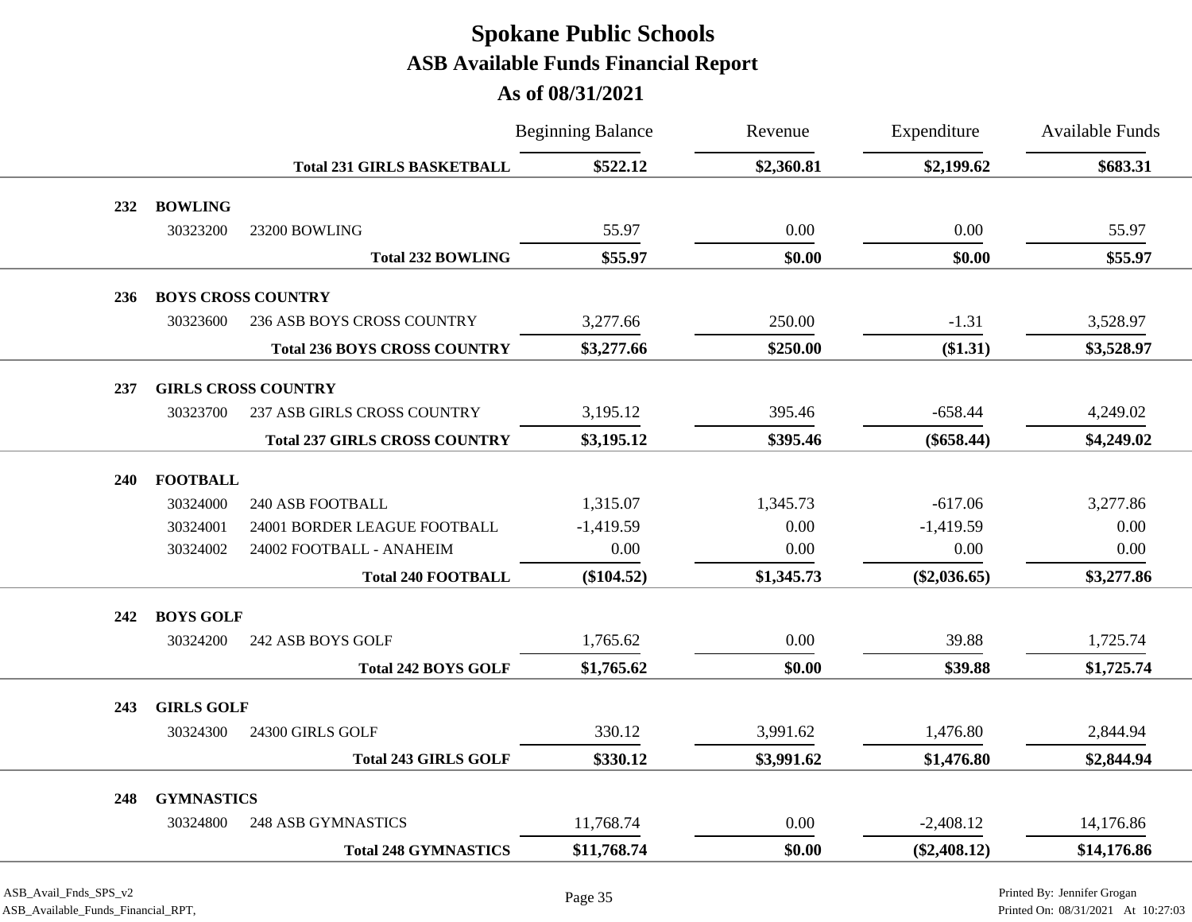# Spokane Public Schools

## ASB Available Funds Financial Report

### As of 08/31/2021

| | | Beginning Balance | Revenue | Expenditure | Available Funds |
|---|---|---|---|---|---|
| | **Total 231 GIRLS BASKETBALL** | **$522.12** | **$2,360.81** | **$2,199.62** | **$683.31** |
| **232** | **BOWLING** | | | | |
| 30323200 | 23200 BOWLING | 55.97 | 0.00 | 0.00 | 55.97 |
| | **Total 232 BOWLING** | **$55.97** | **$0.00** | **$0.00** | **$55.97** |
| **236** | **BOYS CROSS COUNTRY** | | | | |
| 30323600 | 236 ASB BOYS CROSS COUNTRY | 3,277.66 | 250.00 | -1.31 | 3,528.97 |
| | **Total 236 BOYS CROSS COUNTRY** | **$3,277.66** | **$250.00** | **($1.31)** | **$3,528.97** |
| **237** | **GIRLS CROSS COUNTRY** | | | | |
| 30323700 | 237 ASB GIRLS CROSS COUNTRY | 3,195.12 | 395.46 | -658.44 | 4,249.02 |
| | **Total 237 GIRLS CROSS COUNTRY** | **$3,195.12** | **$395.46** | **($658.44)** | **$4,249.02** |
| **240** | **FOOTBALL** | | | | |
| 30324000 | 240 ASB FOOTBALL | 1,315.07 | 1,345.73 | -617.06 | 3,277.86 |
| 30324001 | 24001 BORDER LEAGUE FOOTBALL | -1,419.59 | 0.00 | -1,419.59 | 0.00 |
| 30324002 | 24002 FOOTBALL - ANAHEIM | 0.00 | 0.00 | 0.00 | 0.00 |
| | **Total 240 FOOTBALL** | **($104.52)** | **$1,345.73** | **($2,036.65)** | **$3,277.86** |
| **242** | **BOYS GOLF** | | | | |
| 30324200 | 242 ASB BOYS GOLF | 1,765.62 | 0.00 | 39.88 | 1,725.74 |
| | **Total 242 BOYS GOLF** | **$1,765.62** | **$0.00** | **$39.88** | **$1,725.74** |
| **243** | **GIRLS GOLF** | | | | |
| 30324300 | 24300 GIRLS GOLF | 330.12 | 3,991.62 | 1,476.80 | 2,844.94 |
| | **Total 243 GIRLS GOLF** | **$330.12** | **$3,991.62** | **$1,476.80** | **$2,844.94** |
| **248** | **GYMNASTICS** | | | | |
| 30324800 | 248 ASB GYMNASTICS | 11,768.74 | 0.00 | -2,408.12 | 14,176.86 |
| | **Total 248 GYMNASTICS** | **$11,768.74** | **$0.00** | **($2,408.12)** | **$14,176.86** |

ASB_Avail_Fnds_SPS_v2
ASB_Available_Funds_Financial_RPT,

Printed By: Jennifer Grogan
Printed On: 08/31/2021 At 10:27:03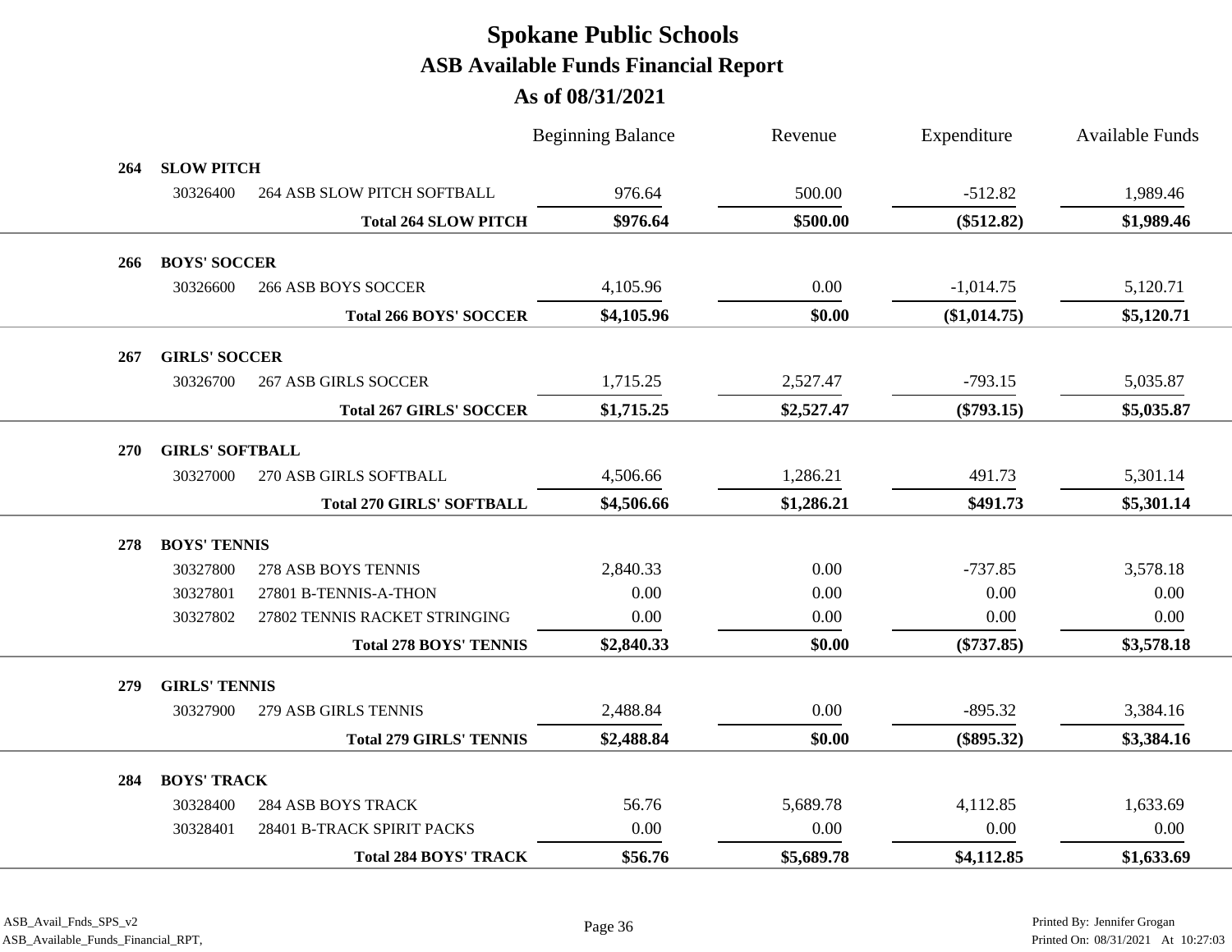# Spokane Public Schools

## ASB Available Funds Financial Report

### As of 08/31/2021

| | | | Beginning Balance | Revenue | Expenditure | Available Funds |
|---|---|---|---|---|---|---|
| **264** | **SLOW PITCH** | | | | | |
| | 30326400 | 264 ASB SLOW PITCH SOFTBALL | 976.64 | 500.00 | -512.82 | 1,989.46 |
| | | **Total 264 SLOW PITCH** | **$976.64** | **$500.00** | **($512.82)** | **$1,989.46** |
| **266** | **BOYS' SOCCER** | | | | | |
| | 30326600 | 266 ASB BOYS SOCCER | 4,105.96 | 0.00 | -1,014.75 | 5,120.71 |
| | | **Total 266 BOYS' SOCCER** | **$4,105.96** | **$0.00** | **($1,014.75)** | **$5,120.71** |
| **267** | **GIRLS' SOCCER** | | | | | |
| | 30326700 | 267 ASB GIRLS SOCCER | 1,715.25 | 2,527.47 | -793.15 | 5,035.87 |
| | | **Total 267 GIRLS' SOCCER** | **$1,715.25** | **$2,527.47** | **($793.15)** | **$5,035.87** |
| **270** | **GIRLS' SOFTBALL** | | | | | |
| | 30327000 | 270 ASB GIRLS SOFTBALL | 4,506.66 | 1,286.21 | 491.73 | 5,301.14 |
| | | **Total 270 GIRLS' SOFTBALL** | **$4,506.66** | **$1,286.21** | **$491.73** | **$5,301.14** |
| **278** | **BOYS' TENNIS** | | | | | |
| | 30327800 | 278 ASB BOYS TENNIS | 2,840.33 | 0.00 | -737.85 | 3,578.18 |
| | 30327801 | 27801 B-TENNIS-A-THON | 0.00 | 0.00 | 0.00 | 0.00 |
| | 30327802 | 27802 TENNIS RACKET STRINGING | 0.00 | 0.00 | 0.00 | 0.00 |
| | | **Total 278 BOYS' TENNIS** | **$2,840.33** | **$0.00** | **($737.85)** | **$3,578.18** |
| **279** | **GIRLS' TENNIS** | | | | | |
| | 30327900 | 279 ASB GIRLS TENNIS | 2,488.84 | 0.00 | -895.32 | 3,384.16 |
| | | **Total 279 GIRLS' TENNIS** | **$2,488.84** | **$0.00** | **($895.32)** | **$3,384.16** |
| **284** | **BOYS' TRACK** | | | | | |
| | 30328400 | 284 ASB BOYS TRACK | 56.76 | 5,689.78 | 4,112.85 | 1,633.69 |
| | 30328401 | 28401 B-TRACK SPIRIT PACKS | 0.00 | 0.00 | 0.00 | 0.00 |
| | | **Total 284 BOYS' TRACK** | **$56.76** | **$5,689.78** | **$4,112.85** | **$1,633.69** |

ASB_Avail_Fnds_SPS_v2
ASB_Available_Funds_Financial_RPT,

Printed By: Jennifer Grogan
Printed On: 08/31/2021 At 10:27:03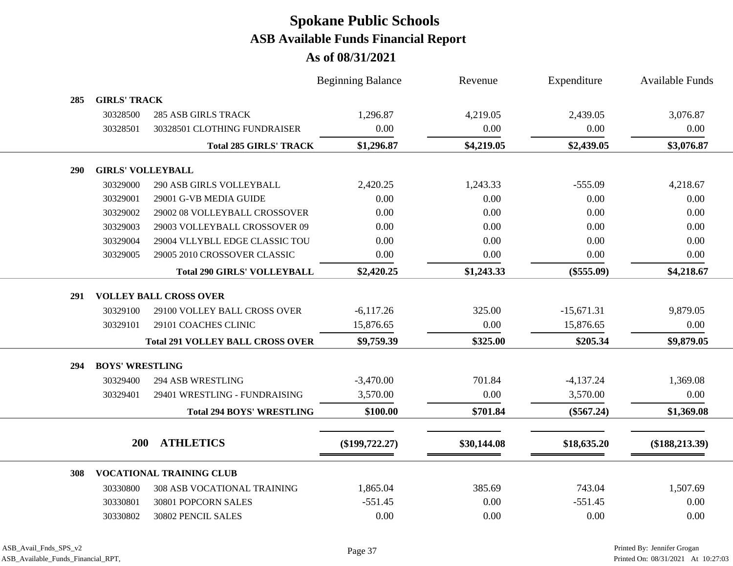# Spokane Public Schools

## ASB Available Funds Financial Report

### As of 08/31/2021

| | | | Beginning Balance | Revenue | Expenditure | Available Funds |
|---|---|---|---|---|---|---|
| **285** | **GIRLS' TRACK** | | | | | |
| | 30328500 | 285 ASB GIRLS TRACK | 1,296.87 | 4,219.05 | 2,439.05 | 3,076.87 |
| | 30328501 | 30328501 CLOTHING FUNDRAISER | 0.00 | 0.00 | 0.00 | 0.00 |
| | | **Total 285 GIRLS' TRACK** | **$1,296.87** | **$4,219.05** | **$2,439.05** | **$3,076.87** |
| **290** | **GIRLS' VOLLEYBALL** | | | | | |
| | 30329000 | 290 ASB GIRLS VOLLEYBALL | 2,420.25 | 1,243.33 | -555.09 | 4,218.67 |
| | 30329001 | 29001 G-VB MEDIA GUIDE | 0.00 | 0.00 | 0.00 | 0.00 |
| | 30329002 | 29002 08 VOLLEYBALL CROSSOVER | 0.00 | 0.00 | 0.00 | 0.00 |
| | 30329003 | 29003 VOLLEYBALL CROSSOVER 09 | 0.00 | 0.00 | 0.00 | 0.00 |
| | 30329004 | 29004 VLLYBLL EDGE CLASSIC TOU | 0.00 | 0.00 | 0.00 | 0.00 |
| | 30329005 | 29005 2010 CROSSOVER CLASSIC | 0.00 | 0.00 | 0.00 | 0.00 |
| | | **Total 290 GIRLS' VOLLEYBALL** | **$2,420.25** | **$1,243.33** | **($555.09)** | **$4,218.67** |
| **291** | **VOLLEY BALL CROSS OVER** | | | | | |
| | 30329100 | 29100 VOLLEY BALL CROSS OVER | -6,117.26 | 325.00 | -15,671.31 | 9,879.05 |
| | 30329101 | 29101 COACHES CLINIC | 15,876.65 | 0.00 | 15,876.65 | 0.00 |
| | | **Total 291 VOLLEY BALL CROSS OVER** | **$9,759.39** | **$325.00** | **$205.34** | **$9,879.05** |
| **294** | **BOYS' WRESTLING** | | | | | |
| | 30329400 | 294 ASB WRESTLING | -3,470.00 | 701.84 | -4,137.24 | 1,369.08 |
| | 30329401 | 29401 WRESTLING - FUNDRAISING | 3,570.00 | 0.00 | 3,570.00 | 0.00 |
| | | **Total 294 BOYS' WRESTLING** | **$100.00** | **$701.84** | **($567.24)** | **$1,369.08** |
| | **200** | **ATHLETICS** | **($199,722.27)** | **$30,144.08** | **$18,635.20** | **($188,213.39)** |
| **308** | **VOCATIONAL TRAINING CLUB** | | | | | |
| | 30330800 | 308 ASB VOCATIONAL TRAINING | 1,865.04 | 385.69 | 743.04 | 1,507.69 |
| | 30330801 | 30801 POPCORN SALES | -551.45 | 0.00 | -551.45 | 0.00 |
| | 30330802 | 30802 PENCIL SALES | 0.00 | 0.00 | 0.00 | 0.00 |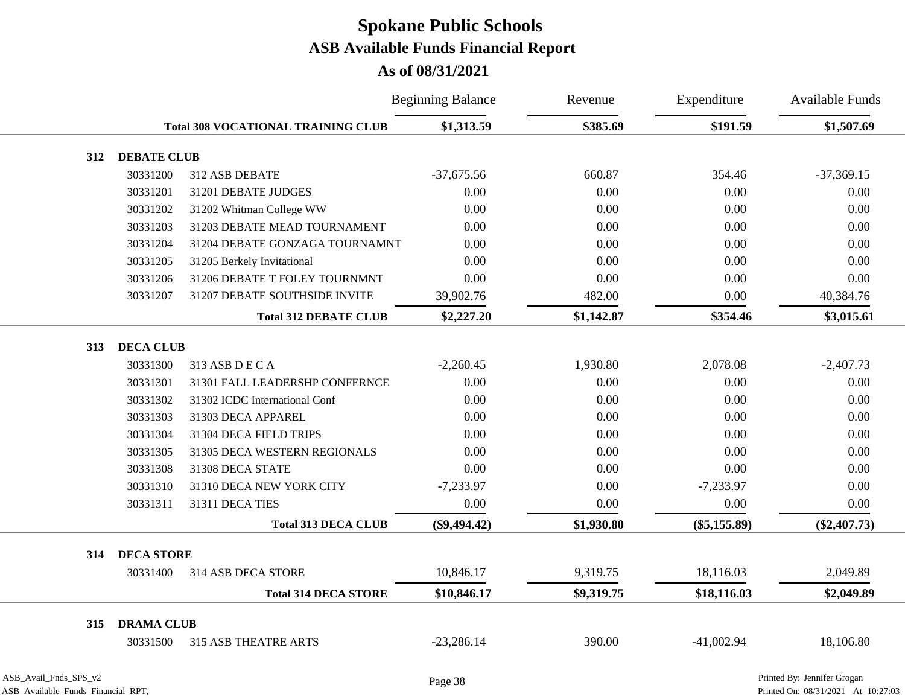# Spokane Public Schools
## ASB Available Funds Financial Report
### As of 08/31/2021

| | | Beginning Balance | Revenue | Expenditure | Available Funds |
|---|---|---|---|---|---|
| | **Total 308 VOCATIONAL TRAINING CLUB** | **$1,313.59** | **$385.69** | **$191.59** | **$1,507.69** |
| **312** | **DEBATE CLUB** | | | | |
| 30331200 | 312 ASB DEBATE | -37,675.56 | 660.87 | 354.46 | -37,369.15 |
| 30331201 | 31201 DEBATE JUDGES | 0.00 | 0.00 | 0.00 | 0.00 |
| 30331202 | 31202 Whitman College WW | 0.00 | 0.00 | 0.00 | 0.00 |
| 30331203 | 31203 DEBATE MEAD TOURNAMENT | 0.00 | 0.00 | 0.00 | 0.00 |
| 30331204 | 31204 DEBATE GONZAGA TOURNAMNT | 0.00 | 0.00 | 0.00 | 0.00 |
| 30331205 | 31205 Berkely Invitational | 0.00 | 0.00 | 0.00 | 0.00 |
| 30331206 | 31206 DEBATE T FOLEY TOURNMNT | 0.00 | 0.00 | 0.00 | 0.00 |
| 30331207 | 31207 DEBATE SOUTHSIDE INVITE | 39,902.76 | 482.00 | 0.00 | 40,384.76 |
| | **Total 312 DEBATE CLUB** | **$2,227.20** | **$1,142.87** | **$354.46** | **$3,015.61** |
| **313** | **DECA CLUB** | | | | |
| 30331300 | 313 ASB D E C A | -2,260.45 | 1,930.80 | 2,078.08 | -2,407.73 |
| 30331301 | 31301 FALL LEADERSHP CONFERNCE | 0.00 | 0.00 | 0.00 | 0.00 |
| 30331302 | 31302 ICDC International Conf | 0.00 | 0.00 | 0.00 | 0.00 |
| 30331303 | 31303 DECA APPAREL | 0.00 | 0.00 | 0.00 | 0.00 |
| 30331304 | 31304 DECA FIELD TRIPS | 0.00 | 0.00 | 0.00 | 0.00 |
| 30331305 | 31305 DECA WESTERN REGIONALS | 0.00 | 0.00 | 0.00 | 0.00 |
| 30331308 | 31308 DECA STATE | 0.00 | 0.00 | 0.00 | 0.00 |
| 30331310 | 31310 DECA NEW YORK CITY | -7,233.97 | 0.00 | -7,233.97 | 0.00 |
| 30331311 | 31311 DECA TIES | 0.00 | 0.00 | 0.00 | 0.00 |
| | **Total 313 DECA CLUB** | **($9,494.42)** | **$1,930.80** | **($5,155.89)** | **($2,407.73)** |
| **314** | **DECA STORE** | | | | |
| 30331400 | 314 ASB DECA STORE | 10,846.17 | 9,319.75 | 18,116.03 | 2,049.89 |
| | **Total 314 DECA STORE** | **$10,846.17** | **$9,319.75** | **$18,116.03** | **$2,049.89** |
| **315** | **DRAMA CLUB** | | | | |
| 30331500 | 315 ASB THEATRE ARTS | -23,286.14 | 390.00 | -41,002.94 | 18,106.80 |

ASB_Avail_Fnds_SPS_v2
ASB_Available_Funds_Financial_RPT,

Printed By: Jennifer Grogan
Printed On: 08/31/2021 At 10:27:03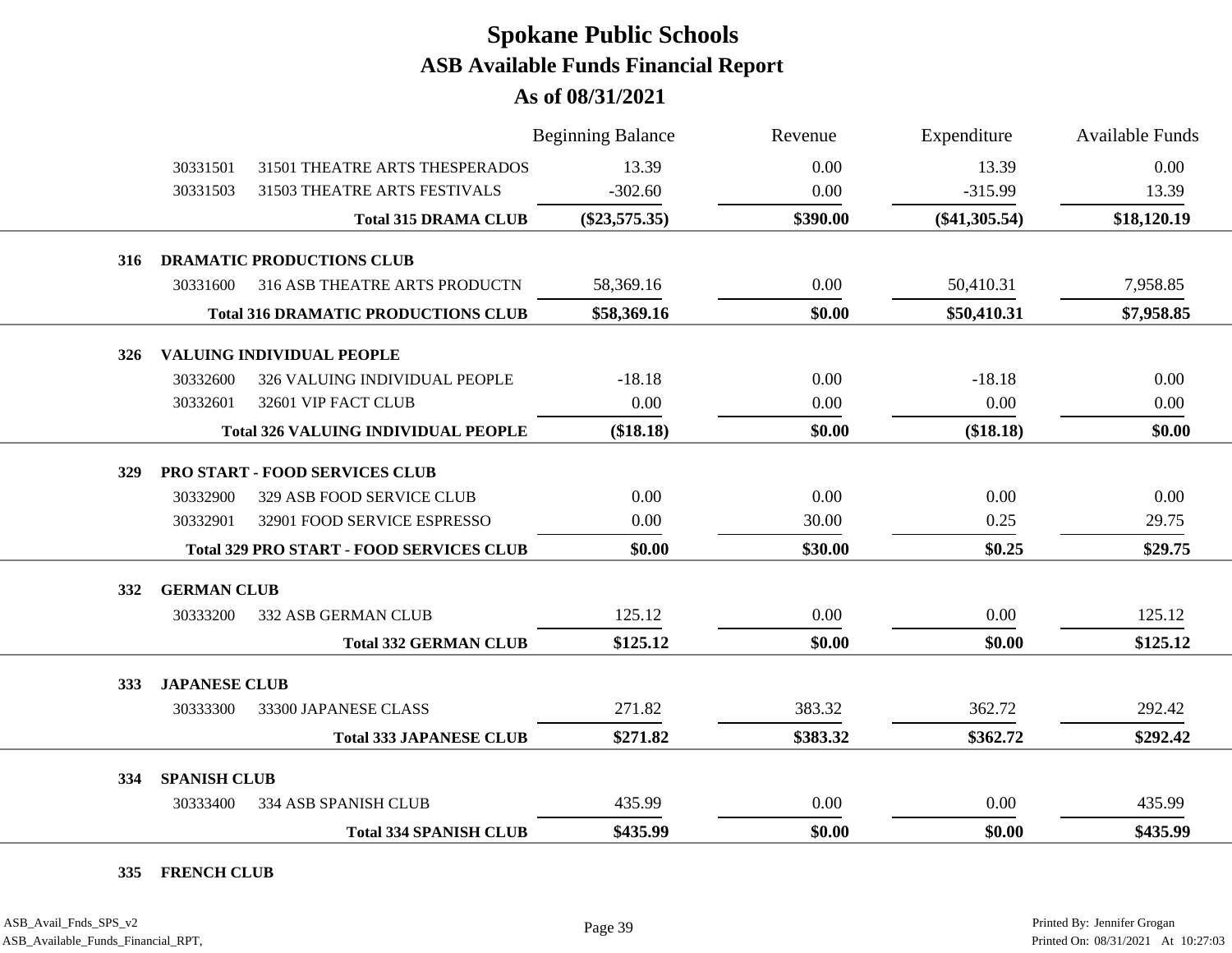# Spokane Public Schools
## ASB Available Funds Financial Report
### As of 08/31/2021

| | | | Beginning Balance | Revenue | Expenditure | Available Funds |
|---|---|---|---|---|---|---|
| | 30331501 | 31501 THEATRE ARTS THESPERADOS | 13.39 | 0.00 | 13.39 | 0.00 |
| | 30331503 | 31503 THEATRE ARTS FESTIVALS | -302.60 | 0.00 | -315.99 | 13.39 |
| | | **Total 315 DRAMA CLUB** | **($23,575.35)** | **$390.00** | **($41,305.54)** | **$18,120.19** |
| **316** | **DRAMATIC PRODUCTIONS CLUB** | | | | | |
| | 30331600 | 316 ASB THEATRE ARTS PRODUCTN | 58,369.16 | 0.00 | 50,410.31 | 7,958.85 |
| | | **Total 316 DRAMATIC PRODUCTIONS CLUB** | **$58,369.16** | **$0.00** | **$50,410.31** | **$7,958.85** |
| **326** | **VALUING INDIVIDUAL PEOPLE** | | | | | |
| | 30332600 | 326 VALUING INDIVIDUAL PEOPLE | -18.18 | 0.00 | -18.18 | 0.00 |
| | 30332601 | 32601 VIP FACT CLUB | 0.00 | 0.00 | 0.00 | 0.00 |
| | | **Total 326 VALUING INDIVIDUAL PEOPLE** | **($18.18)** | **$0.00** | **($18.18)** | **$0.00** |
| **329** | **PRO START - FOOD SERVICES CLUB** | | | | | |
| | 30332900 | 329 ASB FOOD SERVICE CLUB | 0.00 | 0.00 | 0.00 | 0.00 |
| | 30332901 | 32901 FOOD SERVICE ESPRESSO | 0.00 | 30.00 | 0.25 | 29.75 |
| | | **Total 329 PRO START - FOOD SERVICES CLUB** | **$0.00** | **$30.00** | **$0.25** | **$29.75** |
| **332** | **GERMAN CLUB** | | | | | |
| | 30333200 | 332 ASB GERMAN CLUB | 125.12 | 0.00 | 0.00 | 125.12 |
| | | **Total 332 GERMAN CLUB** | **$125.12** | **$0.00** | **$0.00** | **$125.12** |
| **333** | **JAPANESE CLUB** | | | | | |
| | 30333300 | 33300 JAPANESE CLASS | 271.82 | 383.32 | 362.72 | 292.42 |
| | | **Total 333 JAPANESE CLUB** | **$271.82** | **$383.32** | **$362.72** | **$292.42** |
| **334** | **SPANISH CLUB** | | | | | |
| | 30333400 | 334 ASB SPANISH CLUB | 435.99 | 0.00 | 0.00 | 435.99 |
| | | **Total 334 SPANISH CLUB** | **$435.99** | **$0.00** | **$0.00** | **$435.99** |
| **335** | **FRENCH CLUB** | | | | | |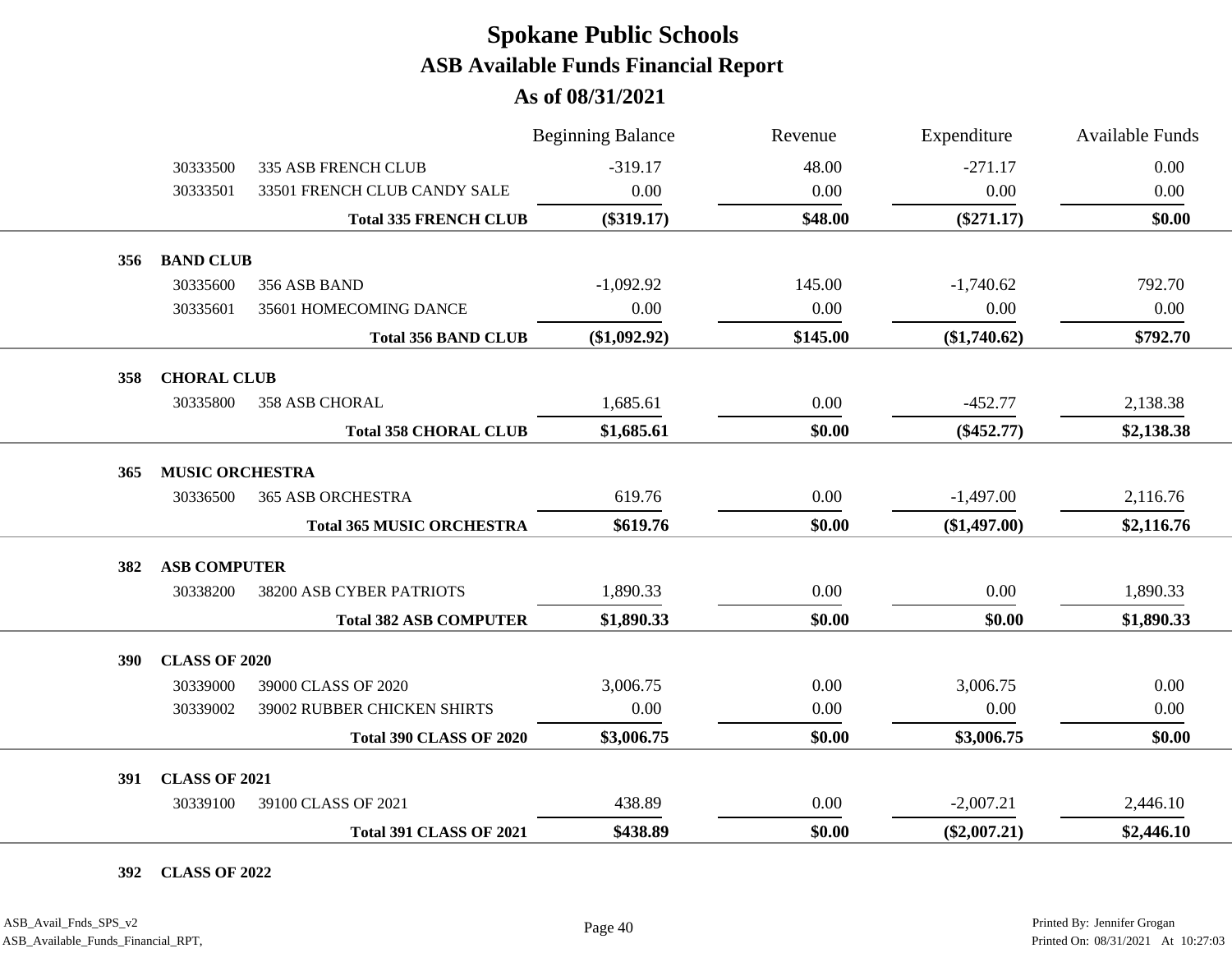# Spokane Public Schools

## ASB Available Funds Financial Report

### As of 08/31/2021

| | | | Beginning Balance | Revenue | Expenditure | Available Funds |
|---|---|---|---|---|---|---|
| | 30333500 | 335 ASB FRENCH CLUB | -319.17 | 48.00 | -271.17 | 0.00 |
| | 30333501 | 33501 FRENCH CLUB CANDY SALE | 0.00 | 0.00 | 0.00 | 0.00 |
| | | **Total 335 FRENCH CLUB** | **($319.17)** | **$48.00** | **($271.17)** | **$0.00** |
| **356** | **BAND CLUB** | | | | | |
| | 30335600 | 356 ASB BAND | -1,092.92 | 145.00 | -1,740.62 | 792.70 |
| | 30335601 | 35601 HOMECOMING DANCE | 0.00 | 0.00 | 0.00 | 0.00 |
| | | **Total 356 BAND CLUB** | **($1,092.92)** | **$145.00** | **($1,740.62)** | **$792.70** |
| **358** | **CHORAL CLUB** | | | | | |
| | 30335800 | 358 ASB CHORAL | 1,685.61 | 0.00 | -452.77 | 2,138.38 |
| | | **Total 358 CHORAL CLUB** | **$1,685.61** | **$0.00** | **($452.77)** | **$2,138.38** |
| **365** | **MUSIC ORCHESTRA** | | | | | |
| | 30336500 | 365 ASB ORCHESTRA | 619.76 | 0.00 | -1,497.00 | 2,116.76 |
| | | **Total 365 MUSIC ORCHESTRA** | **$619.76** | **$0.00** | **($1,497.00)** | **$2,116.76** |
| **382** | **ASB COMPUTER** | | | | | |
| | 30338200 | 38200 ASB CYBER PATRIOTS | 1,890.33 | 0.00 | 0.00 | 1,890.33 |
| | | **Total 382 ASB COMPUTER** | **$1,890.33** | **$0.00** | **$0.00** | **$1,890.33** |
| **390** | **CLASS OF 2020** | | | | | |
| | 30339000 | 39000 CLASS OF 2020 | 3,006.75 | 0.00 | 3,006.75 | 0.00 |
| | 30339002 | 39002 RUBBER CHICKEN SHIRTS | 0.00 | 0.00 | 0.00 | 0.00 |
| | | **Total 390 CLASS OF 2020** | **$3,006.75** | **$0.00** | **$3,006.75** | **$0.00** |
| **391** | **CLASS OF 2021** | | | | | |
| | 30339100 | 39100 CLASS OF 2021 | 438.89 | 0.00 | -2,007.21 | 2,446.10 |
| | | **Total 391 CLASS OF 2021** | **$438.89** | **$0.00** | **($2,007.21)** | **$2,446.10** |
| **392** | **CLASS OF 2022** | | | | | |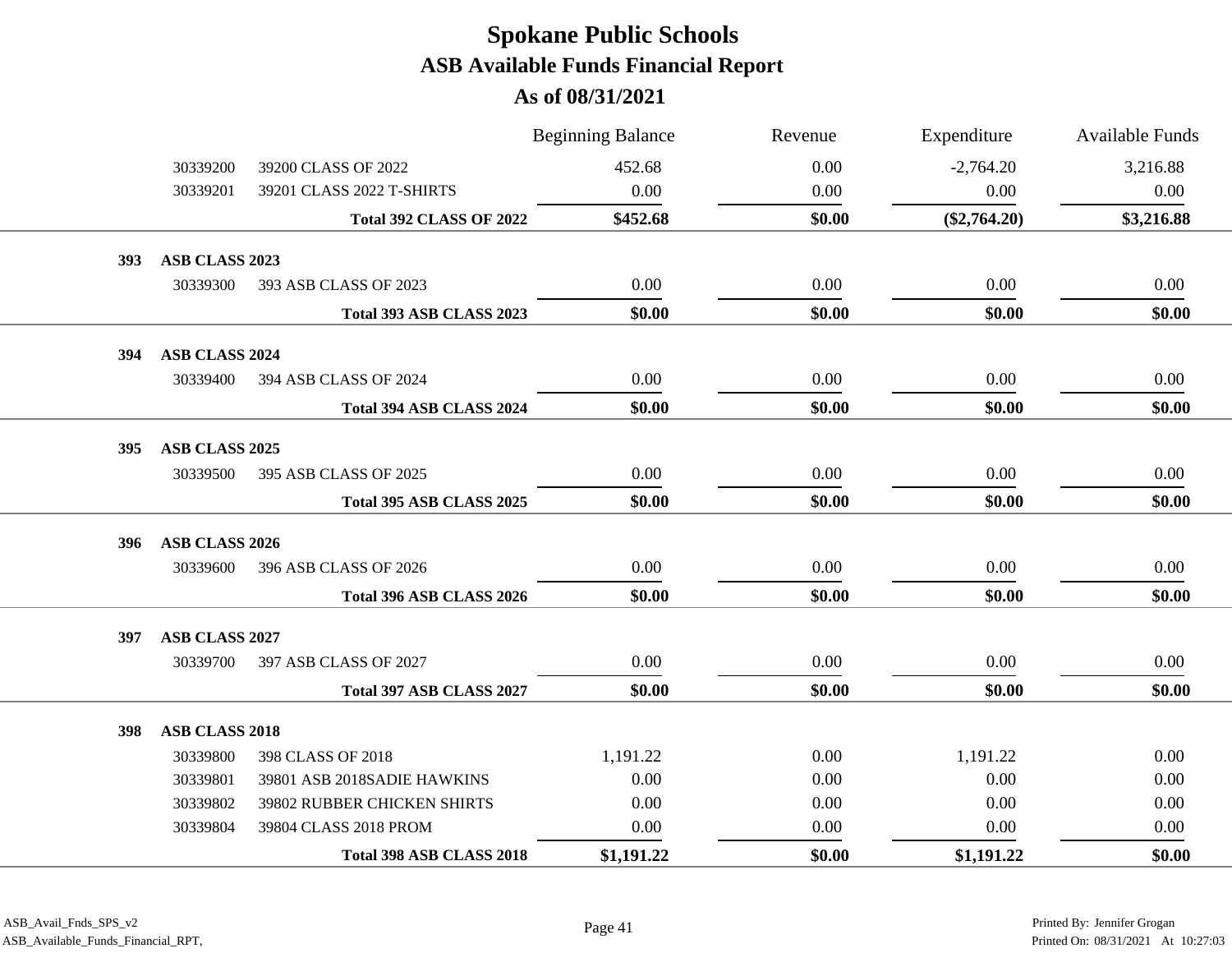# Spokane Public Schools

## ASB Available Funds Financial Report

### As of 08/31/2021

| | | Beginning Balance | Revenue | Expenditure | Available Funds |
|---|---|---|---|---|---|
| 30339200 | 39200 CLASS OF 2022 | 452.68 | 0.00 | -2,764.20 | 3,216.88 |
| 30339201 | 39201 CLASS 2022 T-SHIRTS | 0.00 | 0.00 | 0.00 | 0.00 |
| | **Total 392 CLASS OF 2022** | **$452.68** | **$0.00** | **($2,764.20)** | **$3,216.88** |
| **393** | **ASB CLASS 2023** | | | | |
| 30339300 | 393 ASB CLASS OF 2023 | 0.00 | 0.00 | 0.00 | 0.00 |
| | **Total 393 ASB CLASS 2023** | **$0.00** | **$0.00** | **$0.00** | **$0.00** |
| **394** | **ASB CLASS 2024** | | | | |
| 30339400 | 394 ASB CLASS OF 2024 | 0.00 | 0.00 | 0.00 | 0.00 |
| | **Total 394 ASB CLASS 2024** | **$0.00** | **$0.00** | **$0.00** | **$0.00** |
| **395** | **ASB CLASS 2025** | | | | |
| 30339500 | 395 ASB CLASS OF 2025 | 0.00 | 0.00 | 0.00 | 0.00 |
| | **Total 395 ASB CLASS 2025** | **$0.00** | **$0.00** | **$0.00** | **$0.00** |
| **396** | **ASB CLASS 2026** | | | | |
| 30339600 | 396 ASB CLASS OF 2026 | 0.00 | 0.00 | 0.00 | 0.00 |
| | **Total 396 ASB CLASS 2026** | **$0.00** | **$0.00** | **$0.00** | **$0.00** |
| **397** | **ASB CLASS 2027** | | | | |
| 30339700 | 397 ASB CLASS OF 2027 | 0.00 | 0.00 | 0.00 | 0.00 |
| | **Total 397 ASB CLASS 2027** | **$0.00** | **$0.00** | **$0.00** | **$0.00** |
| **398** | **ASB CLASS 2018** | | | | |
| 30339800 | 398 CLASS OF 2018 | 1,191.22 | 0.00 | 1,191.22 | 0.00 |
| 30339801 | 39801 ASB 2018SADIE HAWKINS | 0.00 | 0.00 | 0.00 | 0.00 |
| 30339802 | 39802 RUBBER CHICKEN SHIRTS | 0.00 | 0.00 | 0.00 | 0.00 |
| 30339804 | 39804 CLASS 2018 PROM | 0.00 | 0.00 | 0.00 | 0.00 |
| | **Total 398 ASB CLASS 2018** | **$1,191.22** | **$0.00** | **$1,191.22** | **$0.00** |

ASB_Avail_Fnds_SPS_v2
ASB_Available_Funds_Financial_RPT,

Printed By: Jennifer Grogan
Printed On: 08/31/2021 At 10:27:03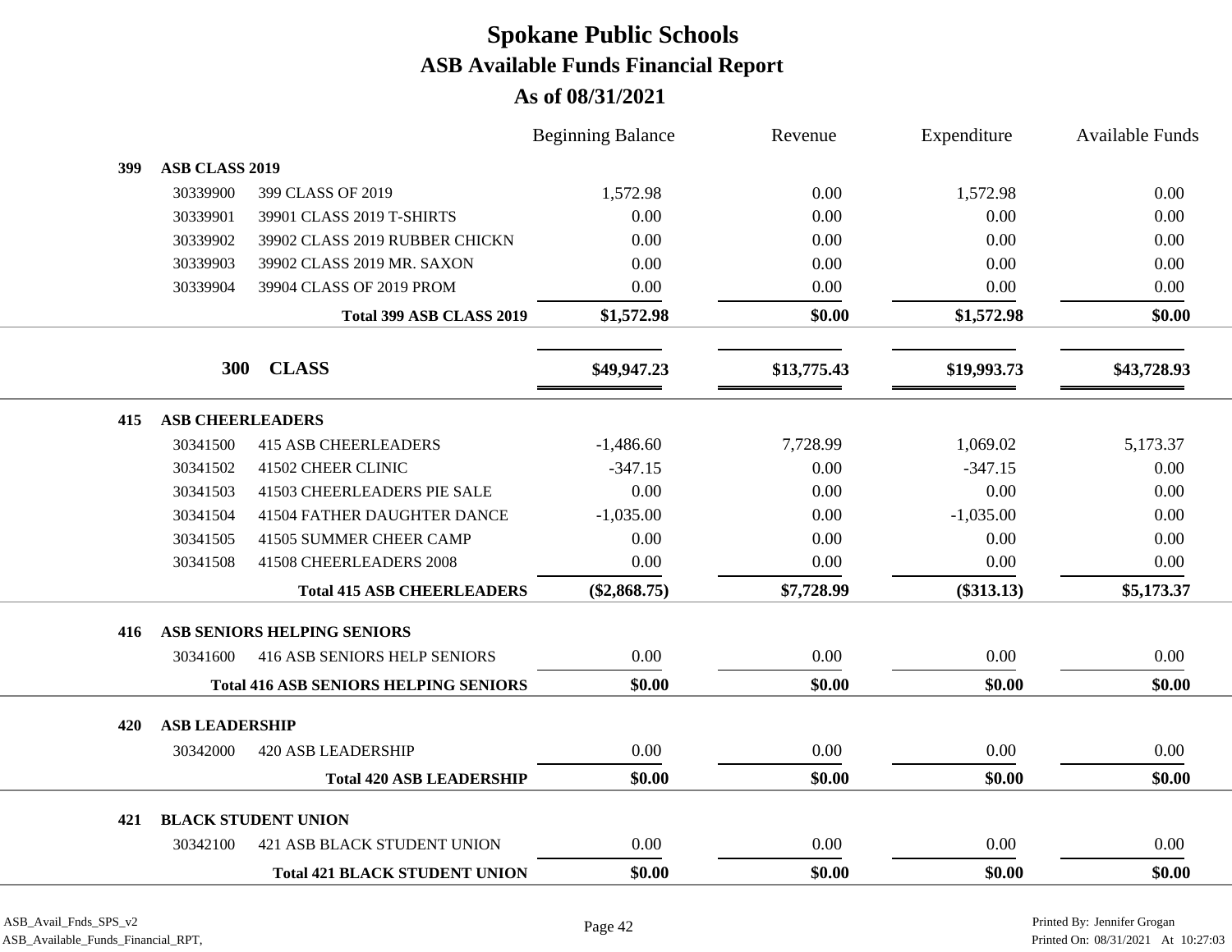# Spokane Public Schools
## ASB Available Funds Financial Report
### As of 08/31/2021

| | | | Beginning Balance | Revenue | Expenditure | Available Funds |
|---|---|---|---|---|---|---|
| **399** | **ASB CLASS 2019** | | | | | |
| | 30339900 | 399 CLASS OF 2019 | 1,572.98 | 0.00 | 1,572.98 | 0.00 |
| | 30339901 | 39901 CLASS 2019 T-SHIRTS | 0.00 | 0.00 | 0.00 | 0.00 |
| | 30339902 | 39902 CLASS 2019 RUBBER CHICKN | 0.00 | 0.00 | 0.00 | 0.00 |
| | 30339903 | 39902 CLASS 2019 MR. SAXON | 0.00 | 0.00 | 0.00 | 0.00 |
| | 30339904 | 39904 CLASS OF 2019 PROM | 0.00 | 0.00 | 0.00 | 0.00 |
| | | **Total 399 ASB CLASS 2019** | **$1,572.98** | **$0.00** | **$1,572.98** | **$0.00** |
| **300** | **CLASS** | | **$49,947.23** | **$13,775.43** | **$19,993.73** | **$43,728.93** |
| **415** | **ASB CHEERLEADERS** | | | | | |
| | 30341500 | 415 ASB CHEERLEADERS | -1,486.60 | 7,728.99 | 1,069.02 | 5,173.37 |
| | 30341502 | 41502 CHEER CLINIC | -347.15 | 0.00 | -347.15 | 0.00 |
| | 30341503 | 41503 CHEERLEADERS PIE SALE | 0.00 | 0.00 | 0.00 | 0.00 |
| | 30341504 | 41504 FATHER DAUGHTER DANCE | -1,035.00 | 0.00 | -1,035.00 | 0.00 |
| | 30341505 | 41505 SUMMER CHEER CAMP | 0.00 | 0.00 | 0.00 | 0.00 |
| | 30341508 | 41508 CHEERLEADERS 2008 | 0.00 | 0.00 | 0.00 | 0.00 |
| | | **Total 415 ASB CHEERLEADERS** | **($2,868.75)** | **$7,728.99** | **($313.13)** | **$5,173.37** |
| **416** | **ASB SENIORS HELPING SENIORS** | | | | | |
| | 30341600 | 416 ASB SENIORS HELP SENIORS | 0.00 | 0.00 | 0.00 | 0.00 |
| | | **Total 416 ASB SENIORS HELPING SENIORS** | **$0.00** | **$0.00** | **$0.00** | **$0.00** |
| **420** | **ASB LEADERSHIP** | | | | | |
| | 30342000 | 420 ASB LEADERSHIP | 0.00 | 0.00 | 0.00 | 0.00 |
| | | **Total 420 ASB LEADERSHIP** | **$0.00** | **$0.00** | **$0.00** | **$0.00** |
| **421** | **BLACK STUDENT UNION** | | | | | |
| | 30342100 | 421 ASB BLACK STUDENT UNION | 0.00 | 0.00 | 0.00 | 0.00 |
| | | **Total 421 BLACK STUDENT UNION** | **$0.00** | **$0.00** | **$0.00** | **$0.00** |

ASB_Avail_Fnds_SPS_v2
ASB_Available_Funds_Financial_RPT,

Printed By: Jennifer Grogan
Printed On: 08/31/2021 At 10:27:03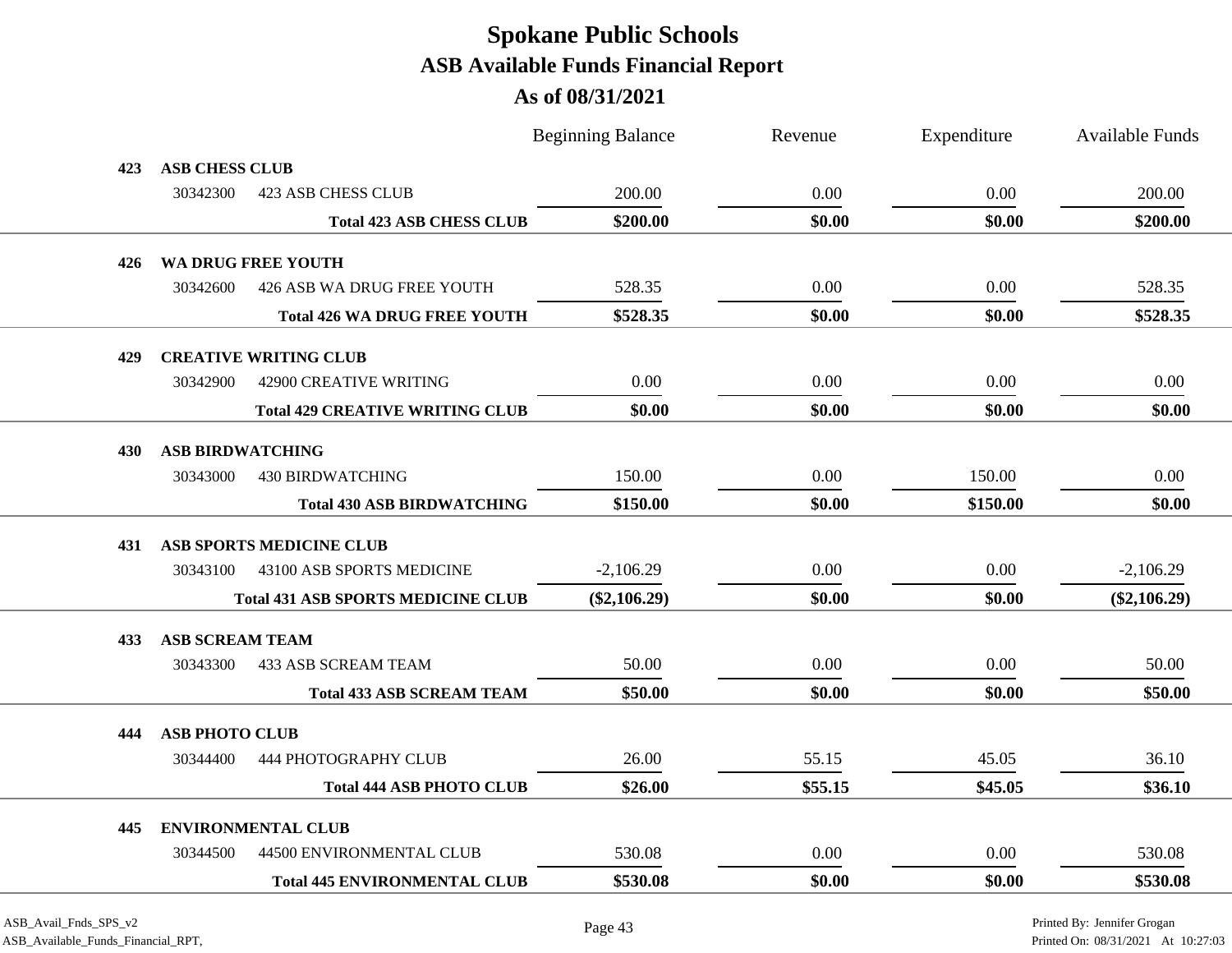# Spokane Public Schools
## ASB Available Funds Financial Report
### As of 08/31/2021

| | | | Beginning Balance | Revenue | Expenditure | Available Funds |
|---|---|---|---|---|---|---|
| **423** | **ASB CHESS CLUB** | | | | | |
| | 30342300 | 423 ASB CHESS CLUB | 200.00 | 0.00 | 0.00 | 200.00 |
| | | **Total 423 ASB CHESS CLUB** | **$200.00** | **$0.00** | **$0.00** | **$200.00** |
| **426** | **WA DRUG FREE YOUTH** | | | | | |
| | 30342600 | 426 ASB WA DRUG FREE YOUTH | 528.35 | 0.00 | 0.00 | 528.35 |
| | | **Total 426 WA DRUG FREE YOUTH** | **$528.35** | **$0.00** | **$0.00** | **$528.35** |
| **429** | **CREATIVE WRITING CLUB** | | | | | |
| | 30342900 | 42900 CREATIVE WRITING | 0.00 | 0.00 | 0.00 | 0.00 |
| | | **Total 429 CREATIVE WRITING CLUB** | **$0.00** | **$0.00** | **$0.00** | **$0.00** |
| **430** | **ASB BIRDWATCHING** | | | | | |
| | 30343000 | 430 BIRDWATCHING | 150.00 | 0.00 | 150.00 | 0.00 |
| | | **Total 430 ASB BIRDWATCHING** | **$150.00** | **$0.00** | **$150.00** | **$0.00** |
| **431** | **ASB SPORTS MEDICINE CLUB** | | | | | |
| | 30343100 | 43100 ASB SPORTS MEDICINE | -2,106.29 | 0.00 | 0.00 | -2,106.29 |
| | | **Total 431 ASB SPORTS MEDICINE CLUB** | **($2,106.29)** | **$0.00** | **$0.00** | **($2,106.29)** |
| **433** | **ASB SCREAM TEAM** | | | | | |
| | 30343300 | 433 ASB SCREAM TEAM | 50.00 | 0.00 | 0.00 | 50.00 |
| | | **Total 433 ASB SCREAM TEAM** | **$50.00** | **$0.00** | **$0.00** | **$50.00** |
| **444** | **ASB PHOTO CLUB** | | | | | |
| | 30344400 | 444 PHOTOGRAPHY CLUB | 26.00 | 55.15 | 45.05 | 36.10 |
| | | **Total 444 ASB PHOTO CLUB** | **$26.00** | **$55.15** | **$45.05** | **$36.10** |
| **445** | **ENVIRONMENTAL CLUB** | | | | | |
| | 30344500 | 44500 ENVIRONMENTAL CLUB | 530.08 | 0.00 | 0.00 | 530.08 |
| | | **Total 445 ENVIRONMENTAL CLUB** | **$530.08** | **$0.00** | **$0.00** | **$530.08** |

ASB_Avail_Fnds_SPS_v2
ASB_Available_Funds_Financial_RPT,

Printed By: Jennifer Grogan
Printed On: 08/31/2021 At 10:27:03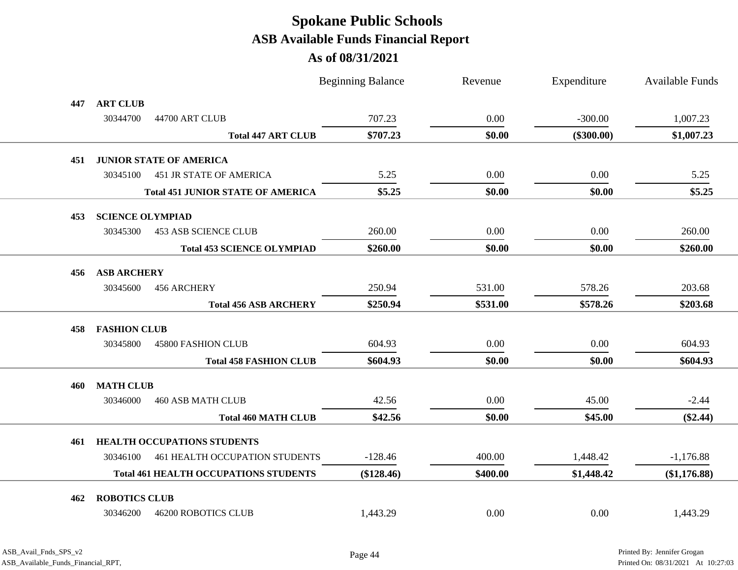# Spokane Public Schools

## ASB Available Funds Financial Report

### As of 08/31/2021

| | | | Beginning Balance | Revenue | Expenditure | Available Funds |
|---|---|---|---|---|---|---|
| **447** | **ART CLUB** | | | | | |
| | 30344700 | 44700 ART CLUB | 707.23 | 0.00 | -300.00 | 1,007.23 |
| | | **Total 447 ART CLUB** | **$707.23** | **$0.00** | **($300.00)** | **$1,007.23** |
| **451** | **JUNIOR STATE OF AMERICA** | | | | | |
| | 30345100 | 451 JR STATE OF AMERICA | 5.25 | 0.00 | 0.00 | 5.25 |
| | | **Total 451 JUNIOR STATE OF AMERICA** | **$5.25** | **$0.00** | **$0.00** | **$5.25** |
| **453** | **SCIENCE OLYMPIAD** | | | | | |
| | 30345300 | 453 ASB SCIENCE CLUB | 260.00 | 0.00 | 0.00 | 260.00 |
| | | **Total 453 SCIENCE OLYMPIAD** | **$260.00** | **$0.00** | **$0.00** | **$260.00** |
| **456** | **ASB ARCHERY** | | | | | |
| | 30345600 | 456 ARCHERY | 250.94 | 531.00 | 578.26 | 203.68 |
| | | **Total 456 ASB ARCHERY** | **$250.94** | **$531.00** | **$578.26** | **$203.68** |
| **458** | **FASHION CLUB** | | | | | |
| | 30345800 | 45800 FASHION CLUB | 604.93 | 0.00 | 0.00 | 604.93 |
| | | **Total 458 FASHION CLUB** | **$604.93** | **$0.00** | **$0.00** | **$604.93** |
| **460** | **MATH CLUB** | | | | | |
| | 30346000 | 460 ASB MATH CLUB | 42.56 | 0.00 | 45.00 | -2.44 |
| | | **Total 460 MATH CLUB** | **$42.56** | **$0.00** | **$45.00** | **($2.44)** |
| **461** | **HEALTH OCCUPATIONS STUDENTS** | | | | | |
| | 30346100 | 461 HEALTH OCCUPATION STUDENTS | -128.46 | 400.00 | 1,448.42 | -1,176.88 |
| | | **Total 461 HEALTH OCCUPATIONS STUDENTS** | **($128.46)** | **$400.00** | **$1,448.42** | **($1,176.88)** |
| **462** | **ROBOTICS CLUB** | | | | | |
| | 30346200 | 46200 ROBOTICS CLUB | 1,443.29 | 0.00 | 0.00 | 1,443.29 |

ASB_Avail_Fnds_SPS_v2
ASB_Available_Funds_Financial_RPT,

Printed By: Jennifer Grogan
Printed On: 08/31/2021 At 10:27:03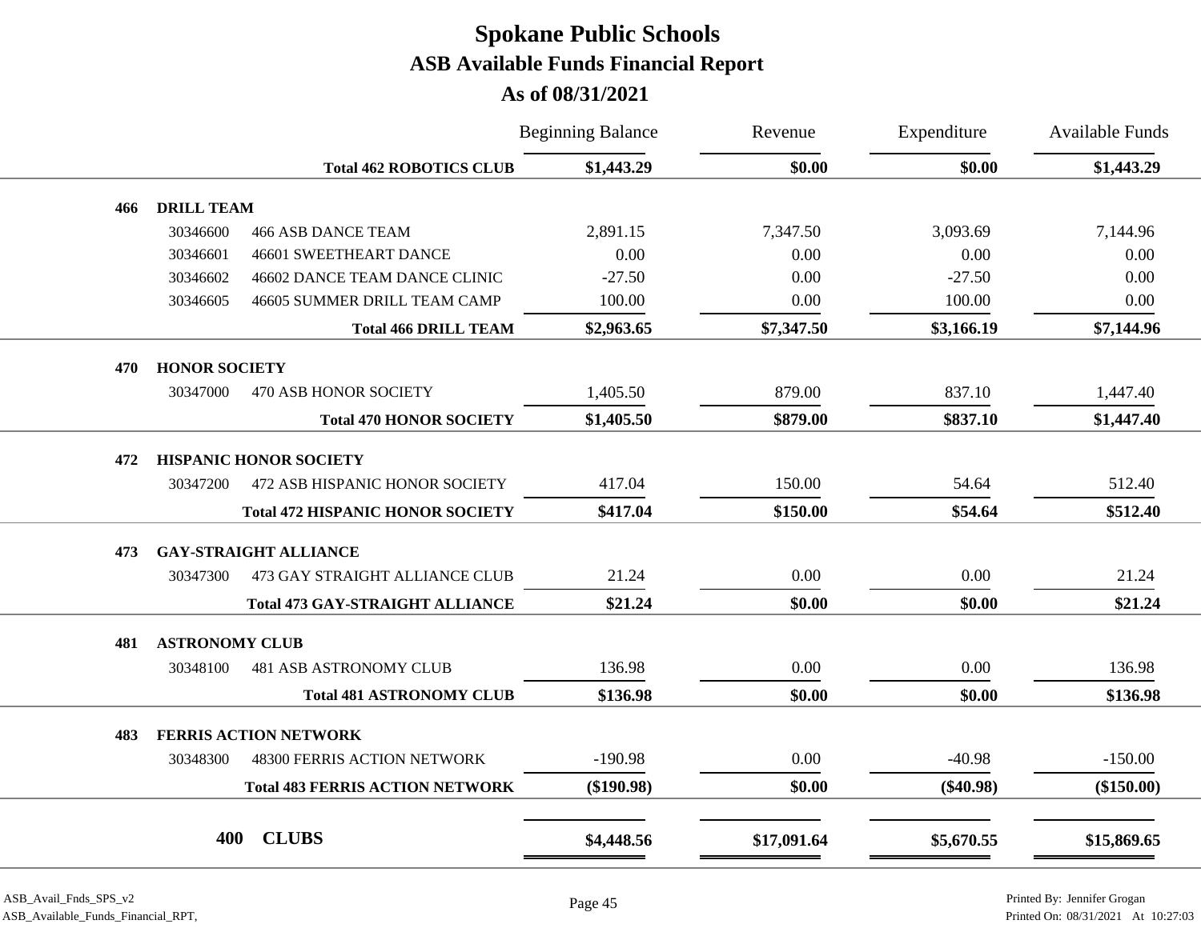# Spokane Public Schools

## ASB Available Funds Financial Report

### As of 08/31/2021

| | | | Beginning Balance | Revenue | Expenditure | Available Funds |
|---|---|---|---|---|---|---|
| | | **Total 462 ROBOTICS CLUB** | **$1,443.29** | **$0.00** | **$0.00** | **$1,443.29** |
| **466** | **DRILL TEAM** | | | | | |
| | 30346600 | 466 ASB DANCE TEAM | 2,891.15 | 7,347.50 | 3,093.69 | 7,144.96 |
| | 30346601 | 46601 SWEETHEART DANCE | 0.00 | 0.00 | 0.00 | 0.00 |
| | 30346602 | 46602 DANCE TEAM DANCE CLINIC | -27.50 | 0.00 | -27.50 | 0.00 |
| | 30346605 | 46605 SUMMER DRILL TEAM CAMP | 100.00 | 0.00 | 100.00 | 0.00 |
| | | **Total 466 DRILL TEAM** | **$2,963.65** | **$7,347.50** | **$3,166.19** | **$7,144.96** |
| **470** | **HONOR SOCIETY** | | | | | |
| | 30347000 | 470 ASB HONOR SOCIETY | 1,405.50 | 879.00 | 837.10 | 1,447.40 |
| | | **Total 470 HONOR SOCIETY** | **$1,405.50** | **$879.00** | **$837.10** | **$1,447.40** |
| **472** | **HISPANIC HONOR SOCIETY** | | | | | |
| | 30347200 | 472 ASB HISPANIC HONOR SOCIETY | 417.04 | 150.00 | 54.64 | 512.40 |
| | | **Total 472 HISPANIC HONOR SOCIETY** | **$417.04** | **$150.00** | **$54.64** | **$512.40** |
| **473** | **GAY-STRAIGHT ALLIANCE** | | | | | |
| | 30347300 | 473 GAY STRAIGHT ALLIANCE CLUB | 21.24 | 0.00 | 0.00 | 21.24 |
| | | **Total 473 GAY-STRAIGHT ALLIANCE** | **$21.24** | **$0.00** | **$0.00** | **$21.24** |
| **481** | **ASTRONOMY CLUB** | | | | | |
| | 30348100 | 481 ASB ASTRONOMY CLUB | 136.98 | 0.00 | 0.00 | 136.98 |
| | | **Total 481 ASTRONOMY CLUB** | **$136.98** | **$0.00** | **$0.00** | **$136.98** |
| **483** | **FERRIS ACTION NETWORK** | | | | | |
| | 30348300 | 48300 FERRIS ACTION NETWORK | -190.98 | 0.00 | -40.98 | -150.00 |
| | | **Total 483 FERRIS ACTION NETWORK** | **($190.98)** | **$0.00** | **($40.98)** | **($150.00)** |
| | | **400 CLUBS** | **$4,448.56** | **$17,091.64** | **$5,670.55** | **$15,869.65** |

ASB_Avail_Fnds_SPS_v2
ASB_Available_Funds_Financial_RPT,

Printed By: Jennifer Grogan
Printed On: 08/31/2021 At 10:27:03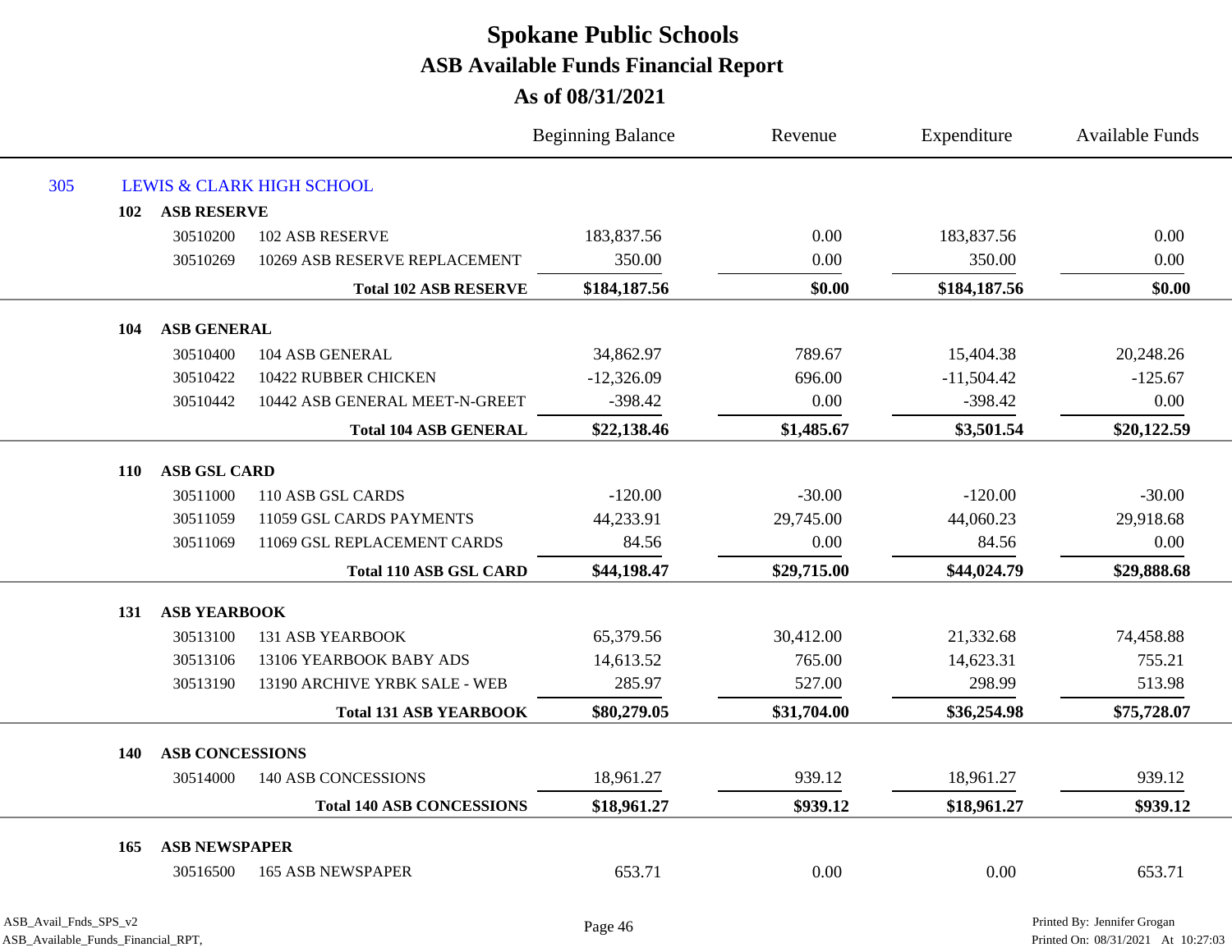# Spokane Public Schools
## ASB Available Funds Financial Report
### As of 08/31/2021

| | | | Beginning Balance | Revenue | Expenditure | Available Funds |
|---|---|---|---|---|---|---|
| 305 | LEWIS & CLARK HIGH SCHOOL | | | | | |
| **102** | **ASB RESERVE** | | | | | |
| | 30510200 | 102 ASB RESERVE | 183,837.56 | 0.00 | 183,837.56 | 0.00 |
| | 30510269 | 10269 ASB RESERVE REPLACEMENT | 350.00 | 0.00 | 350.00 | 0.00 |
| | | **Total 102 ASB RESERVE** | **$184,187.56** | **$0.00** | **$184,187.56** | **$0.00** |
| **104** | **ASB GENERAL** | | | | | |
| | 30510400 | 104 ASB GENERAL | 34,862.97 | 789.67 | 15,404.38 | 20,248.26 |
| | 30510422 | 10422 RUBBER CHICKEN | -12,326.09 | 696.00 | -11,504.42 | -125.67 |
| | 30510442 | 10442 ASB GENERAL MEET-N-GREET | -398.42 | 0.00 | -398.42 | 0.00 |
| | | **Total 104 ASB GENERAL** | **$22,138.46** | **$1,485.67** | **$3,501.54** | **$20,122.59** |
| **110** | **ASB GSL CARD** | | | | | |
| | 30511000 | 110 ASB GSL CARDS | -120.00 | -30.00 | -120.00 | -30.00 |
| | 30511059 | 11059 GSL CARDS PAYMENTS | 44,233.91 | 29,745.00 | 44,060.23 | 29,918.68 |
| | 30511069 | 11069 GSL REPLACEMENT CARDS | 84.56 | 0.00 | 84.56 | 0.00 |
| | | **Total 110 ASB GSL CARD** | **$44,198.47** | **$29,715.00** | **$44,024.79** | **$29,888.68** |
| **131** | **ASB YEARBOOK** | | | | | |
| | 30513100 | 131 ASB YEARBOOK | 65,379.56 | 30,412.00 | 21,332.68 | 74,458.88 |
| | 30513106 | 13106 YEARBOOK BABY ADS | 14,613.52 | 765.00 | 14,623.31 | 755.21 |
| | 30513190 | 13190 ARCHIVE YRBK SALE - WEB | 285.97 | 527.00 | 298.99 | 513.98 |
| | | **Total 131 ASB YEARBOOK** | **$80,279.05** | **$31,704.00** | **$36,254.98** | **$75,728.07** |
| **140** | **ASB CONCESSIONS** | | | | | |
| | 30514000 | 140 ASB CONCESSIONS | 18,961.27 | 939.12 | 18,961.27 | 939.12 |
| | | **Total 140 ASB CONCESSIONS** | **$18,961.27** | **$939.12** | **$18,961.27** | **$939.12** |
| **165** | **ASB NEWSPAPER** | | | | | |
| | 30516500 | 165 ASB NEWSPAPER | 653.71 | 0.00 | 0.00 | 653.71 |

ASB_Avail_Fnds_SPS_v2
ASB_Available_Funds_Financial_RPT,

Printed By: Jennifer Grogan
Printed On: 08/31/2021 At 10:27:03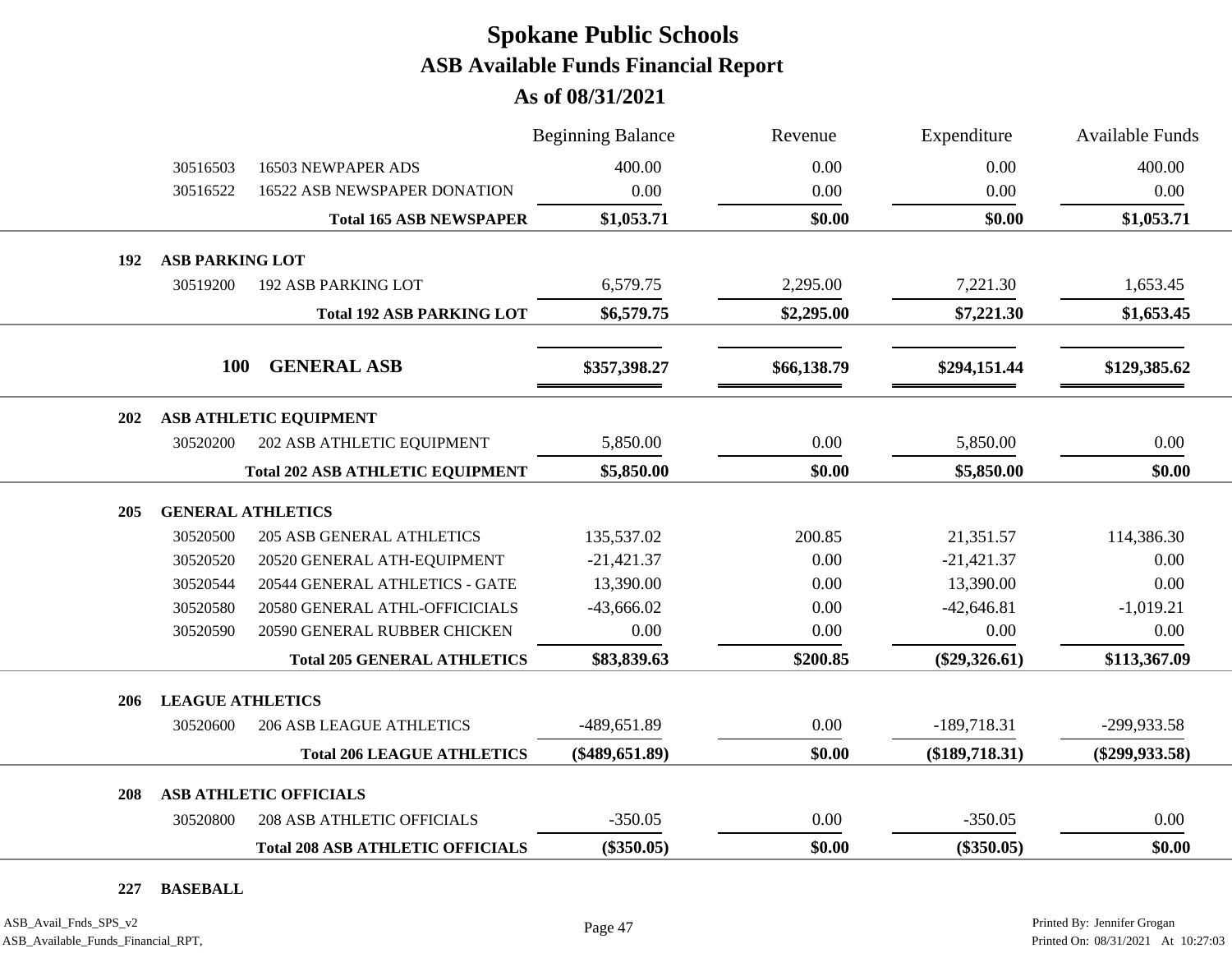# Spokane Public Schools
## ASB Available Funds Financial Report
### As of 08/31/2021

| | | | Beginning Balance | Revenue | Expenditure | Available Funds |
|---|---|---|---|---|---|---|
| | 30516503 | 16503 NEWPAPER ADS | 400.00 | 0.00 | 0.00 | 400.00 |
| | 30516522 | 16522 ASB NEWSPAPER DONATION | 0.00 | 0.00 | 0.00 | 0.00 |
| | | **Total 165 ASB NEWSPAPER** | **$1,053.71** | **$0.00** | **$0.00** | **$1,053.71** |
| **192** | **ASB PARKING LOT** | | | | | |
| | 30519200 | 192 ASB PARKING LOT | 6,579.75 | 2,295.00 | 7,221.30 | 1,653.45 |
| | | **Total 192 ASB PARKING LOT** | **$6,579.75** | **$2,295.00** | **$7,221.30** | **$1,653.45** |
| | **100** | **GENERAL ASB** | **$357,398.27** | **$66,138.79** | **$294,151.44** | **$129,385.62** |
| **202** | **ASB ATHLETIC EQUIPMENT** | | | | | |
| | 30520200 | 202 ASB ATHLETIC EQUIPMENT | 5,850.00 | 0.00 | 5,850.00 | 0.00 |
| | | **Total 202 ASB ATHLETIC EQUIPMENT** | **$5,850.00** | **$0.00** | **$5,850.00** | **$0.00** |
| **205** | **GENERAL ATHLETICS** | | | | | |
| | 30520500 | 205 ASB GENERAL ATHLETICS | 135,537.02 | 200.85 | 21,351.57 | 114,386.30 |
| | 30520520 | 20520 GENERAL ATH-EQUIPMENT | -21,421.37 | 0.00 | -21,421.37 | 0.00 |
| | 30520544 | 20544 GENERAL ATHLETICS - GATE | 13,390.00 | 0.00 | 13,390.00 | 0.00 |
| | 30520580 | 20580 GENERAL ATHL-OFFICICIALS | -43,666.02 | 0.00 | -42,646.81 | -1,019.21 |
| | 30520590 | 20590 GENERAL RUBBER CHICKEN | 0.00 | 0.00 | 0.00 | 0.00 |
| | | **Total 205 GENERAL ATHLETICS** | **$83,839.63** | **$200.85** | **($29,326.61)** | **$113,367.09** |
| **206** | **LEAGUE ATHLETICS** | | | | | |
| | 30520600 | 206 ASB LEAGUE ATHLETICS | -489,651.89 | 0.00 | -189,718.31 | -299,933.58 |
| | | **Total 206 LEAGUE ATHLETICS** | **($489,651.89)** | **$0.00** | **($189,718.31)** | **($299,933.58)** |
| **208** | **ASB ATHLETIC OFFICIALS** | | | | | |
| | 30520800 | 208 ASB ATHLETIC OFFICIALS | -350.05 | 0.00 | -350.05 | 0.00 |
| | | **Total 208 ASB ATHLETIC OFFICIALS** | **($350.05)** | **$0.00** | **($350.05)** | **$0.00** |
| **227** | **BASEBALL** | | | | | |

ASB_Avail_Fnds_SPS_v2
ASB_Available_Funds_Financial_RPT,

Printed By: Jennifer Grogan
Printed On: 08/31/2021 At 10:27:03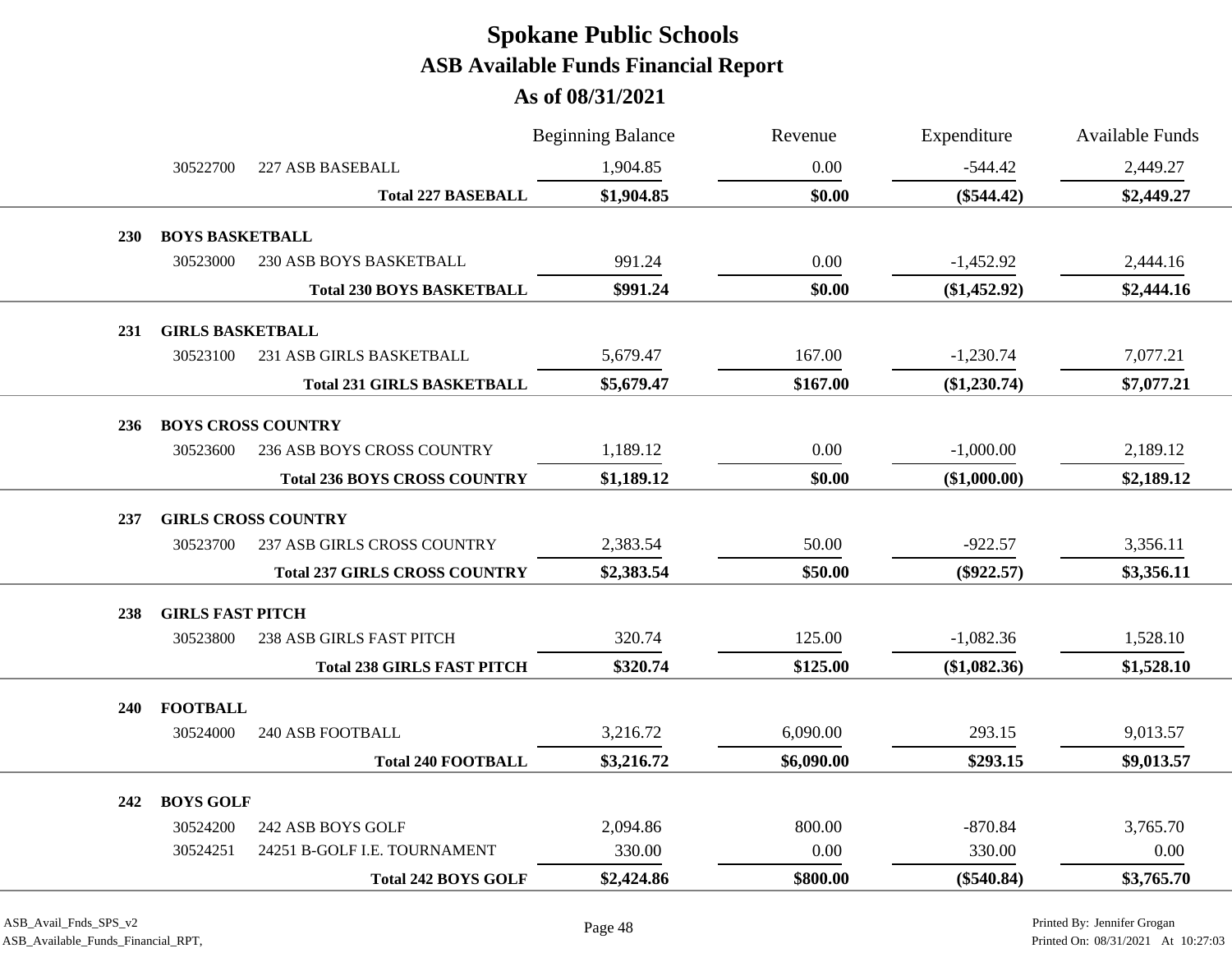# Spokane Public Schools

## ASB Available Funds Financial Report

### As of 08/31/2021

| | | Beginning Balance | Revenue | Expenditure | Available Funds |
|---|---|---|---|---|---|
| 30522700 | 227 ASB BASEBALL | 1,904.85 | 0.00 | -544.42 | 2,449.27 |
| | **Total 227 BASEBALL** | **$1,904.85** | **$0.00** | **($544.42)** | **$2,449.27** |
| **230** | **BOYS BASKETBALL** | | | | |
| 30523000 | 230 ASB BOYS BASKETBALL | 991.24 | 0.00 | -1,452.92 | 2,444.16 |
| | **Total 230 BOYS BASKETBALL** | **$991.24** | **$0.00** | **($1,452.92)** | **$2,444.16** |
| **231** | **GIRLS BASKETBALL** | | | | |
| 30523100 | 231 ASB GIRLS BASKETBALL | 5,679.47 | 167.00 | -1,230.74 | 7,077.21 |
| | **Total 231 GIRLS BASKETBALL** | **$5,679.47** | **$167.00** | **($1,230.74)** | **$7,077.21** |
| **236** | **BOYS CROSS COUNTRY** | | | | |
| 30523600 | 236 ASB BOYS CROSS COUNTRY | 1,189.12 | 0.00 | -1,000.00 | 2,189.12 |
| | **Total 236 BOYS CROSS COUNTRY** | **$1,189.12** | **$0.00** | **($1,000.00)** | **$2,189.12** |
| **237** | **GIRLS CROSS COUNTRY** | | | | |
| 30523700 | 237 ASB GIRLS CROSS COUNTRY | 2,383.54 | 50.00 | -922.57 | 3,356.11 |
| | **Total 237 GIRLS CROSS COUNTRY** | **$2,383.54** | **$50.00** | **($922.57)** | **$3,356.11** |
| **238** | **GIRLS FAST PITCH** | | | | |
| 30523800 | 238 ASB GIRLS FAST PITCH | 320.74 | 125.00 | -1,082.36 | 1,528.10 |
| | **Total 238 GIRLS FAST PITCH** | **$320.74** | **$125.00** | **($1,082.36)** | **$1,528.10** |
| **240** | **FOOTBALL** | | | | |
| 30524000 | 240 ASB FOOTBALL | 3,216.72 | 6,090.00 | 293.15 | 9,013.57 |
| | **Total 240 FOOTBALL** | **$3,216.72** | **$6,090.00** | **$293.15** | **$9,013.57** |
| **242** | **BOYS GOLF** | | | | |
| 30524200 | 242 ASB BOYS GOLF | 2,094.86 | 800.00 | -870.84 | 3,765.70 |
| 30524251 | 24251 B-GOLF I.E. TOURNAMENT | 330.00 | 0.00 | 330.00 | 0.00 |
| | **Total 242 BOYS GOLF** | **$2,424.86** | **$800.00** | **($540.84)** | **$3,765.70** |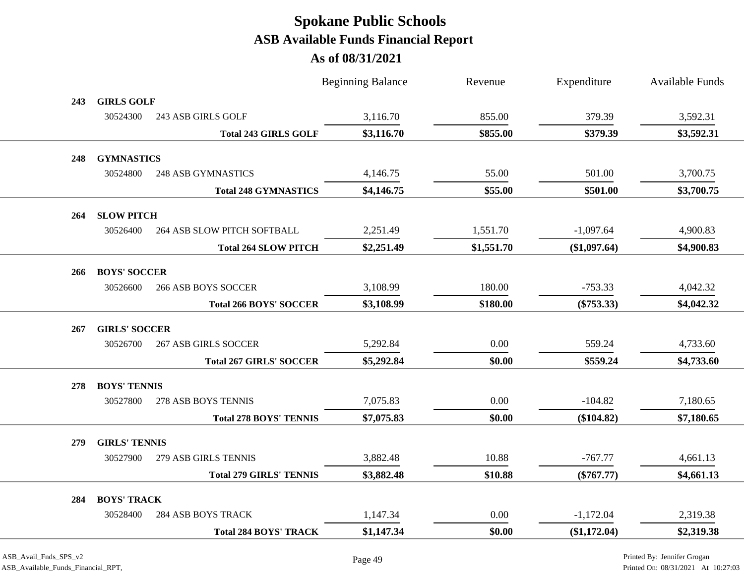# Spokane Public Schools
## ASB Available Funds Financial Report
### As of 08/31/2021

| | | Beginning Balance | Revenue | Expenditure | Available Funds |
|---|---|---|---|---|---|
| **243** | **GIRLS GOLF** | | | | |
| 30524300 | 243 ASB GIRLS GOLF | 3,116.70 | 855.00 | 379.39 | 3,592.31 |
| | **Total 243 GIRLS GOLF** | **$3,116.70** | **$855.00** | **$379.39** | **$3,592.31** |
| **248** | **GYMNASTICS** | | | | |
| 30524800 | 248 ASB GYMNASTICS | 4,146.75 | 55.00 | 501.00 | 3,700.75 |
| | **Total 248 GYMNASTICS** | **$4,146.75** | **$55.00** | **$501.00** | **$3,700.75** |
| **264** | **SLOW PITCH** | | | | |
| 30526400 | 264 ASB SLOW PITCH SOFTBALL | 2,251.49 | 1,551.70 | -1,097.64 | 4,900.83 |
| | **Total 264 SLOW PITCH** | **$2,251.49** | **$1,551.70** | **($1,097.64)** | **$4,900.83** |
| **266** | **BOYS' SOCCER** | | | | |
| 30526600 | 266 ASB BOYS SOCCER | 3,108.99 | 180.00 | -753.33 | 4,042.32 |
| | **Total 266 BOYS' SOCCER** | **$3,108.99** | **$180.00** | **($753.33)** | **$4,042.32** |
| **267** | **GIRLS' SOCCER** | | | | |
| 30526700 | 267 ASB GIRLS SOCCER | 5,292.84 | 0.00 | 559.24 | 4,733.60 |
| | **Total 267 GIRLS' SOCCER** | **$5,292.84** | **$0.00** | **$559.24** | **$4,733.60** |
| **278** | **BOYS' TENNIS** | | | | |
| 30527800 | 278 ASB BOYS TENNIS | 7,075.83 | 0.00 | -104.82 | 7,180.65 |
| | **Total 278 BOYS' TENNIS** | **$7,075.83** | **$0.00** | **($104.82)** | **$7,180.65** |
| **279** | **GIRLS' TENNIS** | | | | |
| 30527900 | 279 ASB GIRLS TENNIS | 3,882.48 | 10.88 | -767.77 | 4,661.13 |
| | **Total 279 GIRLS' TENNIS** | **$3,882.48** | **$10.88** | **($767.77)** | **$4,661.13** |
| **284** | **BOYS' TRACK** | | | | |
| 30528400 | 284 ASB BOYS TRACK | 1,147.34 | 0.00 | -1,172.04 | 2,319.38 |
| | **Total 284 BOYS' TRACK** | **$1,147.34** | **$0.00** | **($1,172.04)** | **$2,319.38** |

ASB_Avail_Fnds_SPS_v2
ASB_Available_Funds_Financial_RPT,

Printed By: Jennifer Grogan
Printed On: 08/31/2021 At 10:27:03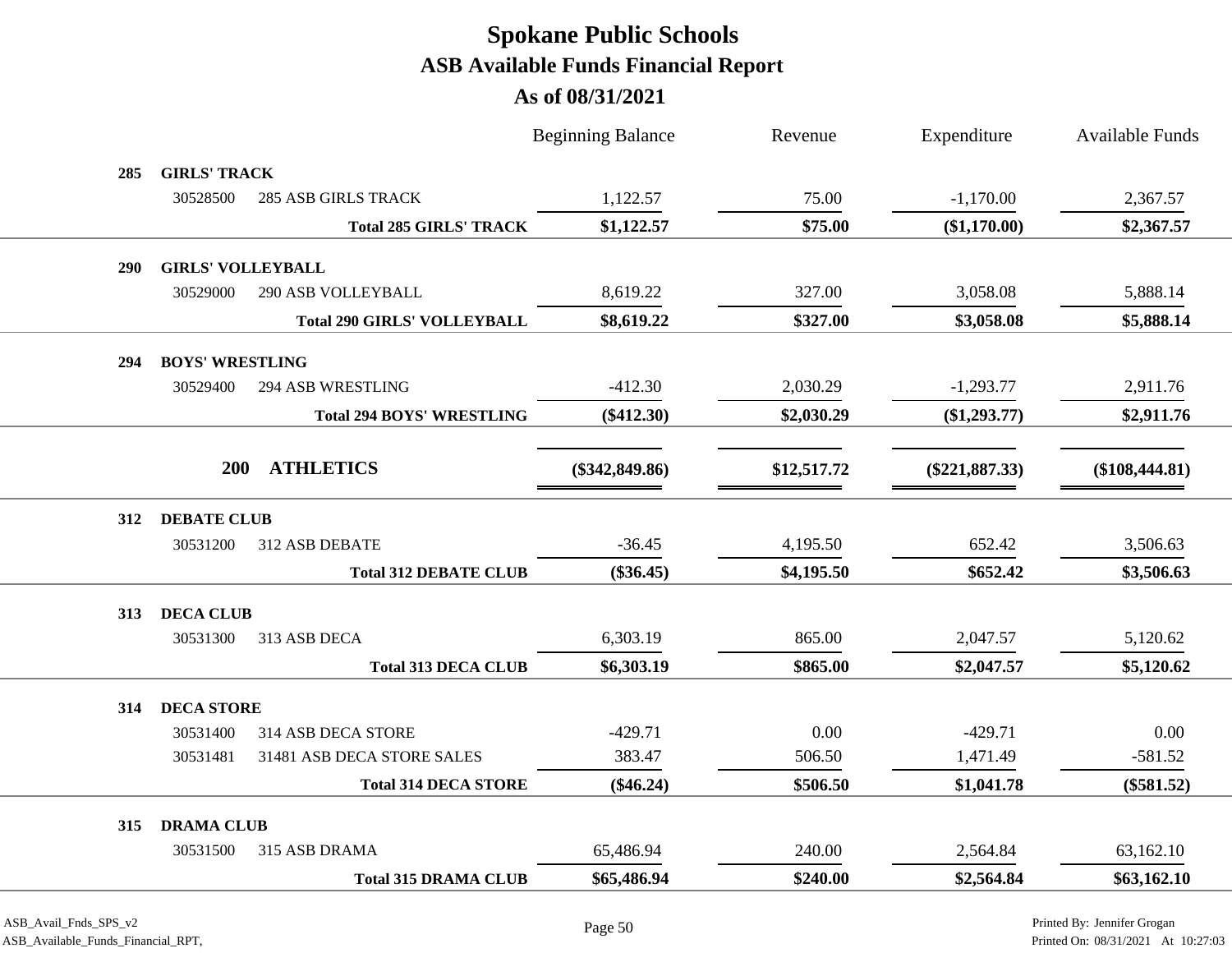# Spokane Public Schools

## ASB Available Funds Financial Report

### As of 08/31/2021

| | | Beginning Balance | Revenue | Expenditure | Available Funds |
|---|---|---|---|---|---|
| **285** | **GIRLS' TRACK** | | | | |
| 30528500 | 285 ASB GIRLS TRACK | 1,122.57 | 75.00 | -1,170.00 | 2,367.57 |
| | **Total 285 GIRLS' TRACK** | **$1,122.57** | **$75.00** | **($1,170.00)** | **$2,367.57** |
| **290** | **GIRLS' VOLLEYBALL** | | | | |
| 30529000 | 290 ASB VOLLEYBALL | 8,619.22 | 327.00 | 3,058.08 | 5,888.14 |
| | **Total 290 GIRLS' VOLLEYBALL** | **$8,619.22** | **$327.00** | **$3,058.08** | **$5,888.14** |
| **294** | **BOYS' WRESTLING** | | | | |
| 30529400 | 294 ASB WRESTLING | -412.30 | 2,030.29 | -1,293.77 | 2,911.76 |
| | **Total 294 BOYS' WRESTLING** | **($412.30)** | **$2,030.29** | **($1,293.77)** | **$2,911.76** |
| **200** | **ATHLETICS** | **($342,849.86)** | **$12,517.72** | **($221,887.33)** | **($108,444.81)** |
| **312** | **DEBATE CLUB** | | | | |
| 30531200 | 312 ASB DEBATE | -36.45 | 4,195.50 | 652.42 | 3,506.63 |
| | **Total 312 DEBATE CLUB** | **($36.45)** | **$4,195.50** | **$652.42** | **$3,506.63** |
| **313** | **DECA CLUB** | | | | |
| 30531300 | 313 ASB DECA | 6,303.19 | 865.00 | 2,047.57 | 5,120.62 |
| | **Total 313 DECA CLUB** | **$6,303.19** | **$865.00** | **$2,047.57** | **$5,120.62** |
| **314** | **DECA STORE** | | | | |
| 30531400 | 314 ASB DECA STORE | -429.71 | 0.00 | -429.71 | 0.00 |
| 30531481 | 31481 ASB DECA STORE SALES | 383.47 | 506.50 | 1,471.49 | -581.52 |
| | **Total 314 DECA STORE** | **($46.24)** | **$506.50** | **$1,041.78** | **($581.52)** |
| **315** | **DRAMA CLUB** | | | | |
| 30531500 | 315 ASB DRAMA | 65,486.94 | 240.00 | 2,564.84 | 63,162.10 |
| | **Total 315 DRAMA CLUB** | **$65,486.94** | **$240.00** | **$2,564.84** | **$63,162.10** |

ASB_Avail_Fnds_SPS_v2
ASB_Available_Funds_Financial_RPT,

Printed By: Jennifer Grogan
Printed On: 08/31/2021 At 10:27:03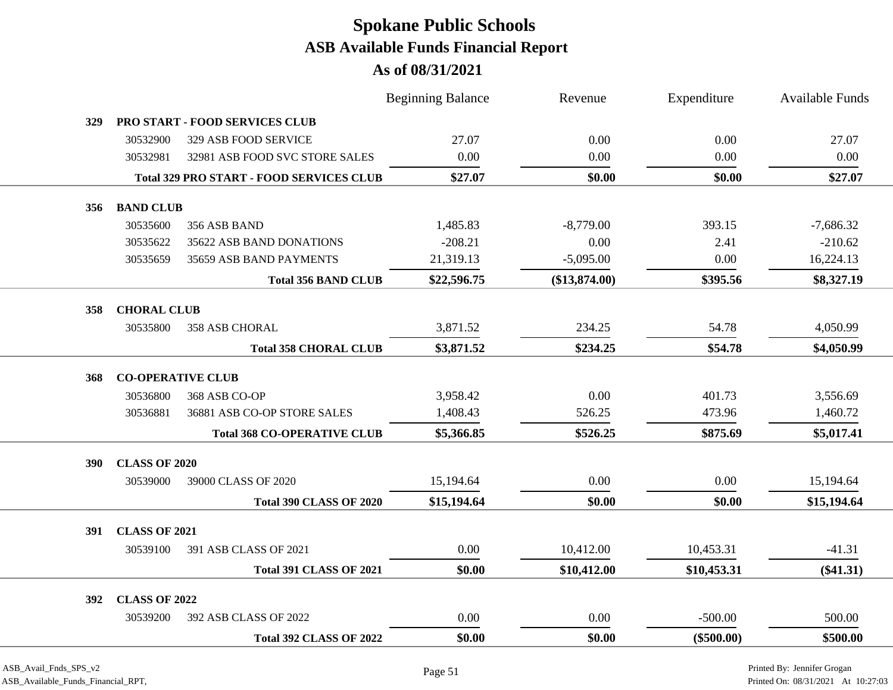# Spokane Public Schools
## ASB Available Funds Financial Report
### As of 08/31/2021

| | | | Beginning Balance | Revenue | Expenditure | Available Funds |
|---|---|---|---|---|---|---|
| **329** | **PRO START - FOOD SERVICES CLUB** | | | | | |
| | 30532900 | 329 ASB FOOD SERVICE | 27.07 | 0.00 | 0.00 | 27.07 |
| | 30532981 | 32981 ASB FOOD SVC STORE SALES | 0.00 | 0.00 | 0.00 | 0.00 |
| | | **Total 329 PRO START - FOOD SERVICES CLUB** | **$27.07** | **$0.00** | **$0.00** | **$27.07** |
| **356** | **BAND CLUB** | | | | | |
| | 30535600 | 356 ASB BAND | 1,485.83 | -8,779.00 | 393.15 | -7,686.32 |
| | 30535622 | 35622 ASB BAND DONATIONS | -208.21 | 0.00 | 2.41 | -210.62 |
| | 30535659 | 35659 ASB BAND PAYMENTS | 21,319.13 | -5,095.00 | 0.00 | 16,224.13 |
| | | **Total 356 BAND CLUB** | **$22,596.75** | **($13,874.00)** | **$395.56** | **$8,327.19** |
| **358** | **CHORAL CLUB** | | | | | |
| | 30535800 | 358 ASB CHORAL | 3,871.52 | 234.25 | 54.78 | 4,050.99 |
| | | **Total 358 CHORAL CLUB** | **$3,871.52** | **$234.25** | **$54.78** | **$4,050.99** |
| **368** | **CO-OPERATIVE CLUB** | | | | | |
| | 30536800 | 368 ASB CO-OP | 3,958.42 | 0.00 | 401.73 | 3,556.69 |
| | 30536881 | 36881 ASB CO-OP STORE SALES | 1,408.43 | 526.25 | 473.96 | 1,460.72 |
| | | **Total 368 CO-OPERATIVE CLUB** | **$5,366.85** | **$526.25** | **$875.69** | **$5,017.41** |
| **390** | **CLASS OF 2020** | | | | | |
| | 30539000 | 39000 CLASS OF 2020 | 15,194.64 | 0.00 | 0.00 | 15,194.64 |
| | | **Total 390 CLASS OF 2020** | **$15,194.64** | **$0.00** | **$0.00** | **$15,194.64** |
| **391** | **CLASS OF 2021** | | | | | |
| | 30539100 | 391 ASB CLASS OF 2021 | 0.00 | 10,412.00 | 10,453.31 | -41.31 |
| | | **Total 391 CLASS OF 2021** | **$0.00** | **$10,412.00** | **$10,453.31** | **($41.31)** |
| **392** | **CLASS OF 2022** | | | | | |
| | 30539200 | 392 ASB CLASS OF 2022 | 0.00 | 0.00 | -500.00 | 500.00 |
| | | **Total 392 CLASS OF 2022** | **$0.00** | **$0.00** | **($500.00)** | **$500.00** |

ASB_Avail_Fnds_SPS_v2
ASB_Available_Funds_Financial_RPT,

Printed By: Jennifer Grogan
Printed On: 08/31/2021 At 10:27:03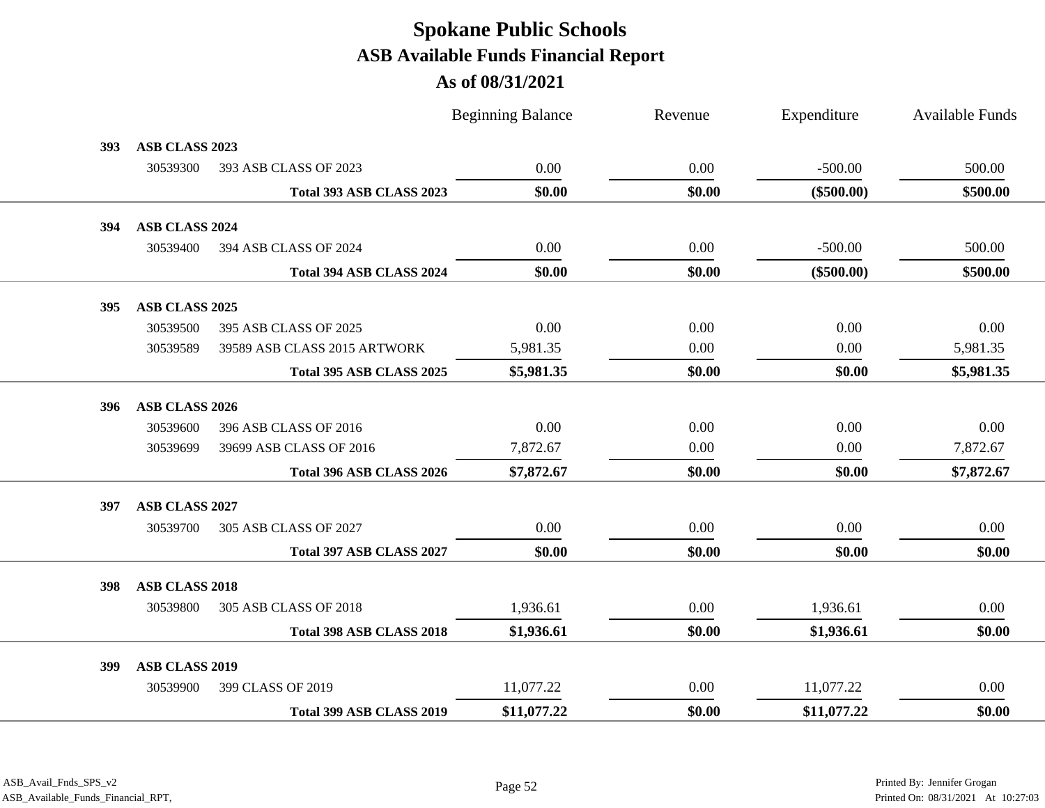# Spokane Public Schools

## ASB Available Funds Financial Report

### As of 08/31/2021

| | | | Beginning Balance | Revenue | Expenditure | Available Funds |
|---|---|---|---|---|---|---|
| **393** | **ASB CLASS 2023** | | | | | |
| | 30539300 | 393 ASB CLASS OF 2023 | 0.00 | 0.00 | -500.00 | 500.00 |
| | | **Total 393 ASB CLASS 2023** | **$0.00** | **$0.00** | **($500.00)** | **$500.00** |
| **394** | **ASB CLASS 2024** | | | | | |
| | 30539400 | 394 ASB CLASS OF 2024 | 0.00 | 0.00 | -500.00 | 500.00 |
| | | **Total 394 ASB CLASS 2024** | **$0.00** | **$0.00** | **($500.00)** | **$500.00** |
| **395** | **ASB CLASS 2025** | | | | | |
| | 30539500 | 395 ASB CLASS OF 2025 | 0.00 | 0.00 | 0.00 | 0.00 |
| | 30539589 | 39589 ASB CLASS 2015 ARTWORK | 5,981.35 | 0.00 | 0.00 | 5,981.35 |
| | | **Total 395 ASB CLASS 2025** | **$5,981.35** | **$0.00** | **$0.00** | **$5,981.35** |
| **396** | **ASB CLASS 2026** | | | | | |
| | 30539600 | 396 ASB CLASS OF 2016 | 0.00 | 0.00 | 0.00 | 0.00 |
| | 30539699 | 39699 ASB CLASS OF 2016 | 7,872.67 | 0.00 | 0.00 | 7,872.67 |
| | | **Total 396 ASB CLASS 2026** | **$7,872.67** | **$0.00** | **$0.00** | **$7,872.67** |
| **397** | **ASB CLASS 2027** | | | | | |
| | 30539700 | 305 ASB CLASS OF 2027 | 0.00 | 0.00 | 0.00 | 0.00 |
| | | **Total 397 ASB CLASS 2027** | **$0.00** | **$0.00** | **$0.00** | **$0.00** |
| **398** | **ASB CLASS 2018** | | | | | |
| | 30539800 | 305 ASB CLASS OF 2018 | 1,936.61 | 0.00 | 1,936.61 | 0.00 |
| | | **Total 398 ASB CLASS 2018** | **$1,936.61** | **$0.00** | **$1,936.61** | **$0.00** |
| **399** | **ASB CLASS 2019** | | | | | |
| | 30539900 | 399 CLASS OF 2019 | 11,077.22 | 0.00 | 11,077.22 | 0.00 |
| | | **Total 399 ASB CLASS 2019** | **$11,077.22** | **$0.00** | **$11,077.22** | **$0.00** |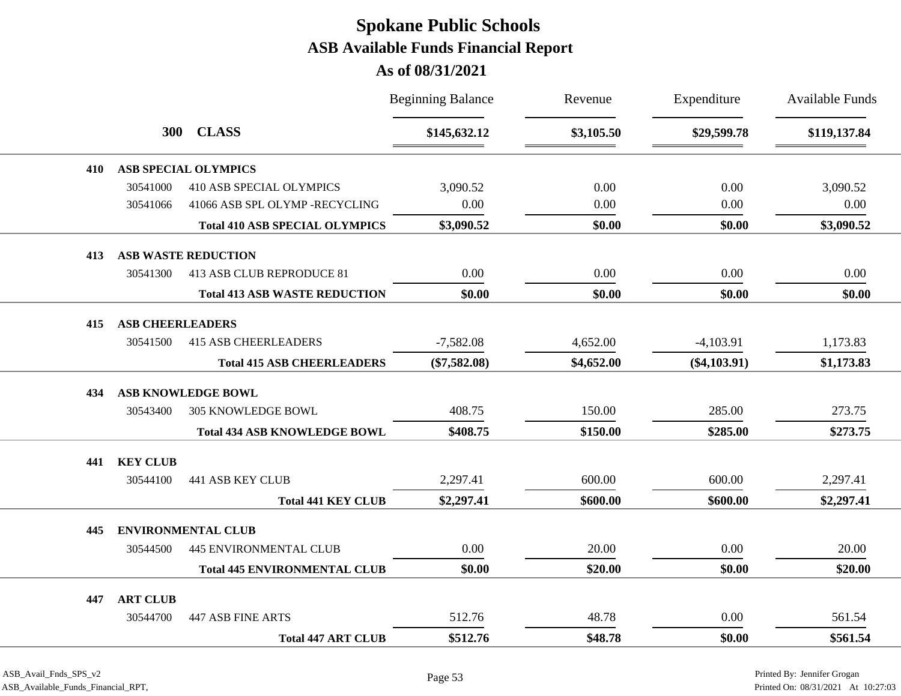# Spokane Public Schools
## ASB Available Funds Financial Report
### As of 08/31/2021

| | | Beginning Balance | Revenue | Expenditure | Available Funds |
|---|---|---|---|---|---|
| **300** | **CLASS** | **$145,632.12** | **$3,105.50** | **$29,599.78** | **$119,137.84** |
| **410** | **ASB SPECIAL OLYMPICS** | | | | |
| 30541000 | 410 ASB SPECIAL OLYMPICS | 3,090.52 | 0.00 | 0.00 | 3,090.52 |
| 30541066 | 41066 ASB SPL OLYMP -RECYCLING | 0.00 | 0.00 | 0.00 | 0.00 |
| | **Total 410 ASB SPECIAL OLYMPICS** | **$3,090.52** | **$0.00** | **$0.00** | **$3,090.52** |
| **413** | **ASB WASTE REDUCTION** | | | | |
| 30541300 | 413 ASB CLUB REPRODUCE 81 | 0.00 | 0.00 | 0.00 | 0.00 |
| | **Total 413 ASB WASTE REDUCTION** | **$0.00** | **$0.00** | **$0.00** | **$0.00** |
| **415** | **ASB CHEERLEADERS** | | | | |
| 30541500 | 415 ASB CHEERLEADERS | -7,582.08 | 4,652.00 | -4,103.91 | 1,173.83 |
| | **Total 415 ASB CHEERLEADERS** | **($7,582.08)** | **$4,652.00** | **($4,103.91)** | **$1,173.83** |
| **434** | **ASB KNOWLEDGE BOWL** | | | | |
| 30543400 | 305 KNOWLEDGE BOWL | 408.75 | 150.00 | 285.00 | 273.75 |
| | **Total 434 ASB KNOWLEDGE BOWL** | **$408.75** | **$150.00** | **$285.00** | **$273.75** |
| **441** | **KEY CLUB** | | | | |
| 30544100 | 441 ASB KEY CLUB | 2,297.41 | 600.00 | 600.00 | 2,297.41 |
| | **Total 441 KEY CLUB** | **$2,297.41** | **$600.00** | **$600.00** | **$2,297.41** |
| **445** | **ENVIRONMENTAL CLUB** | | | | |
| 30544500 | 445 ENVIRONMENTAL CLUB | 0.00 | 20.00 | 0.00 | 20.00 |
| | **Total 445 ENVIRONMENTAL CLUB** | **$0.00** | **$20.00** | **$0.00** | **$20.00** |
| **447** | **ART CLUB** | | | | |
| 30544700 | 447 ASB FINE ARTS | 512.76 | 48.78 | 0.00 | 561.54 |
| | **Total 447 ART CLUB** | **$512.76** | **$48.78** | **$0.00** | **$561.54** |

ASB_Avail_Fnds_SPS_v2
ASB_Available_Funds_Financial_RPT,

Printed By: Jennifer Grogan
Printed On: 08/31/2021 At 10:27:03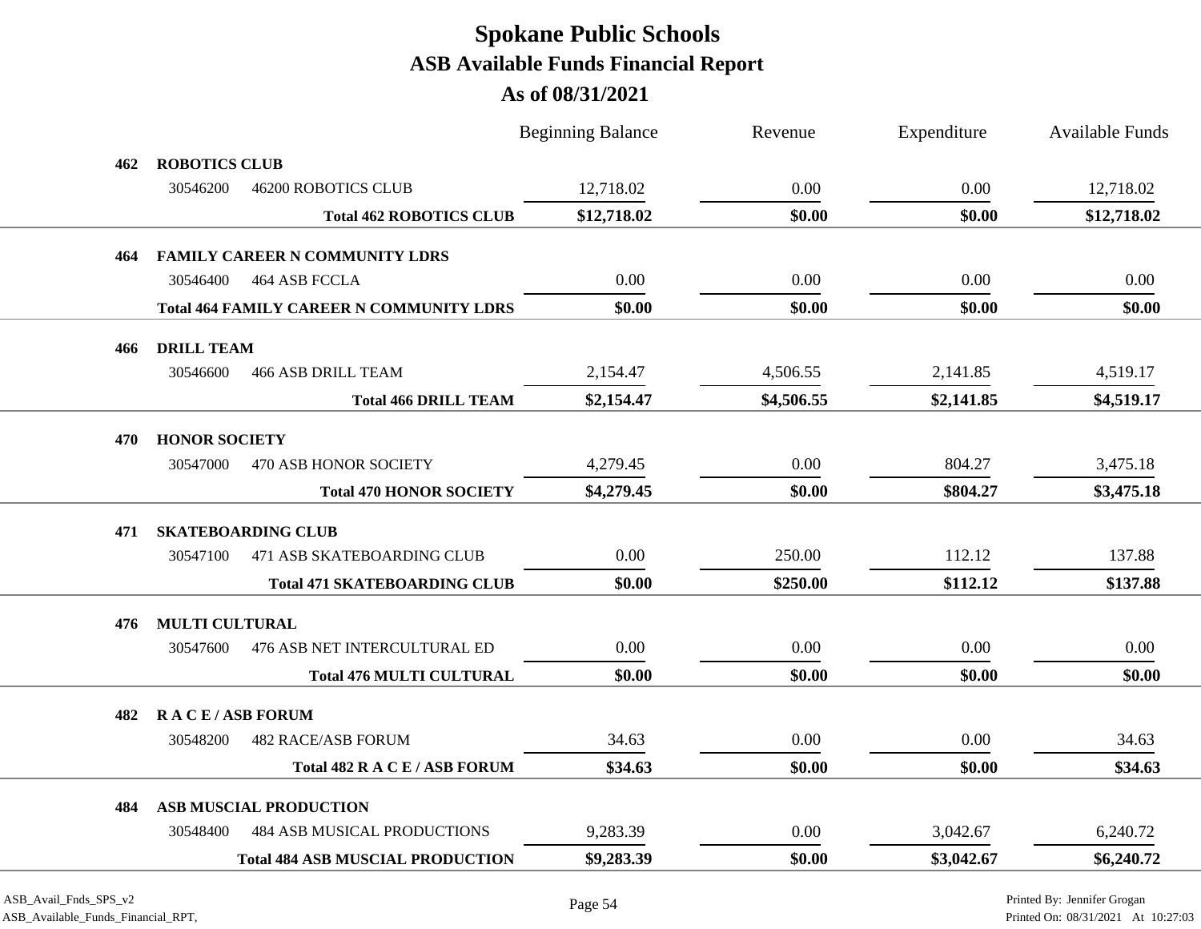# Spokane Public Schools
## ASB Available Funds Financial Report
### As of 08/31/2021

| | | | Beginning Balance | Revenue | Expenditure | Available Funds |
|---|---|---|---|---|---|---|
| **462** | **ROBOTICS CLUB** | | | | | |
| | 30546200 | 46200 ROBOTICS CLUB | 12,718.02 | 0.00 | 0.00 | 12,718.02 |
| | | **Total 462 ROBOTICS CLUB** | **$12,718.02** | **$0.00** | **$0.00** | **$12,718.02** |
| **464** | **FAMILY CAREER N COMMUNITY LDRS** | | | | | |
| | 30546400 | 464 ASB FCCLA | 0.00 | 0.00 | 0.00 | 0.00 |
| | | **Total 464 FAMILY CAREER N COMMUNITY LDRS** | **$0.00** | **$0.00** | **$0.00** | **$0.00** |
| **466** | **DRILL TEAM** | | | | | |
| | 30546600 | 466 ASB DRILL TEAM | 2,154.47 | 4,506.55 | 2,141.85 | 4,519.17 |
| | | **Total 466 DRILL TEAM** | **$2,154.47** | **$4,506.55** | **$2,141.85** | **$4,519.17** |
| **470** | **HONOR SOCIETY** | | | | | |
| | 30547000 | 470 ASB HONOR SOCIETY | 4,279.45 | 0.00 | 804.27 | 3,475.18 |
| | | **Total 470 HONOR SOCIETY** | **$4,279.45** | **$0.00** | **$804.27** | **$3,475.18** |
| **471** | **SKATEBOARDING CLUB** | | | | | |
| | 30547100 | 471 ASB SKATEBOARDING CLUB | 0.00 | 250.00 | 112.12 | 137.88 |
| | | **Total 471 SKATEBOARDING CLUB** | **$0.00** | **$250.00** | **$112.12** | **$137.88** |
| **476** | **MULTI CULTURAL** | | | | | |
| | 30547600 | 476 ASB NET INTERCULTURAL ED | 0.00 | 0.00 | 0.00 | 0.00 |
| | | **Total 476 MULTI CULTURAL** | **$0.00** | **$0.00** | **$0.00** | **$0.00** |
| **482** | **R A C E / ASB FORUM** | | | | | |
| | 30548200 | 482 RACE/ASB FORUM | 34.63 | 0.00 | 0.00 | 34.63 |
| | | **Total 482 R A C E / ASB FORUM** | **$34.63** | **$0.00** | **$0.00** | **$34.63** |
| **484** | **ASB MUSCIAL PRODUCTION** | | | | | |
| | 30548400 | 484 ASB MUSICAL PRODUCTIONS | 9,283.39 | 0.00 | 3,042.67 | 6,240.72 |
| | | **Total 484 ASB MUSCIAL PRODUCTION** | **$9,283.39** | **$0.00** | **$3,042.67** | **$6,240.72** |

ASB_Avail_Fnds_SPS_v2
ASB_Available_Funds_Financial_RPT,

Printed By: Jennifer Grogan
Printed On: 08/31/2021 At 10:27:03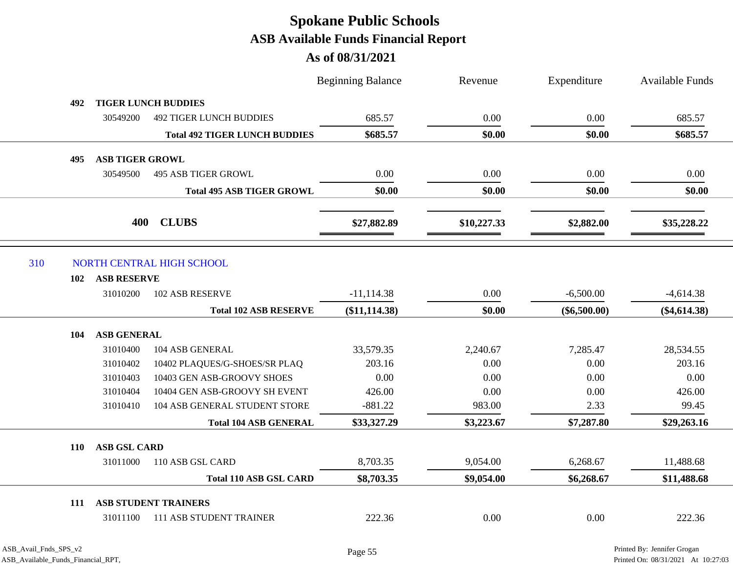# Spokane Public Schools
## ASB Available Funds Financial Report
### As of 08/31/2021

| | | Beginning Balance | Revenue | Expenditure | Available Funds |
|---|---|---|---|---|---|
| **492** | **TIGER LUNCH BUDDIES** | | | | |
| 30549200 | 492 TIGER LUNCH BUDDIES | 685.57 | 0.00 | 0.00 | 685.57 |
| | **Total 492 TIGER LUNCH BUDDIES** | **$685.57** | **$0.00** | **$0.00** | **$685.57** |
| **495** | **ASB TIGER GROWL** | | | | |
| 30549500 | 495 ASB TIGER GROWL | 0.00 | 0.00 | 0.00 | 0.00 |
| | **Total 495 ASB TIGER GROWL** | **$0.00** | **$0.00** | **$0.00** | **$0.00** |
| **400** | **CLUBS** | **$27,882.89** | **$10,227.33** | **$2,882.00** | **$35,228.22** |
| 310 | NORTH CENTRAL HIGH SCHOOL | | | | |
| **102** | **ASB RESERVE** | | | | |
| 31010200 | 102 ASB RESERVE | -11,114.38 | 0.00 | -6,500.00 | -4,614.38 |
| | **Total 102 ASB RESERVE** | **($11,114.38)** | **$0.00** | **($6,500.00)** | **($4,614.38)** |
| **104** | **ASB GENERAL** | | | | |
| 31010400 | 104 ASB GENERAL | 33,579.35 | 2,240.67 | 7,285.47 | 28,534.55 |
| 31010402 | 10402 PLAQUES/G-SHOES/SR PLAQ | 203.16 | 0.00 | 0.00 | 203.16 |
| 31010403 | 10403 GEN ASB-GROOVY SHOES | 0.00 | 0.00 | 0.00 | 0.00 |
| 31010404 | 10404 GEN ASB-GROOVY SH EVENT | 426.00 | 0.00 | 0.00 | 426.00 |
| 31010410 | 104 ASB GENERAL STUDENT STORE | -881.22 | 983.00 | 2.33 | 99.45 |
| | **Total 104 ASB GENERAL** | **$33,327.29** | **$3,223.67** | **$7,287.80** | **$29,263.16** |
| **110** | **ASB GSL CARD** | | | | |
| 31011000 | 110 ASB GSL CARD | 8,703.35 | 9,054.00 | 6,268.67 | 11,488.68 |
| | **Total 110 ASB GSL CARD** | **$8,703.35** | **$9,054.00** | **$6,268.67** | **$11,488.68** |
| **111** | **ASB STUDENT TRAINERS** | | | | |
| 31011100 | 111 ASB STUDENT TRAINER | 222.36 | 0.00 | 0.00 | 222.36 |

ASB_Avail_Fnds_SPS_v2
ASB_Available_Funds_Financial_RPT,

Printed By: Jennifer Grogan
Printed On: 08/31/2021 At 10:27:03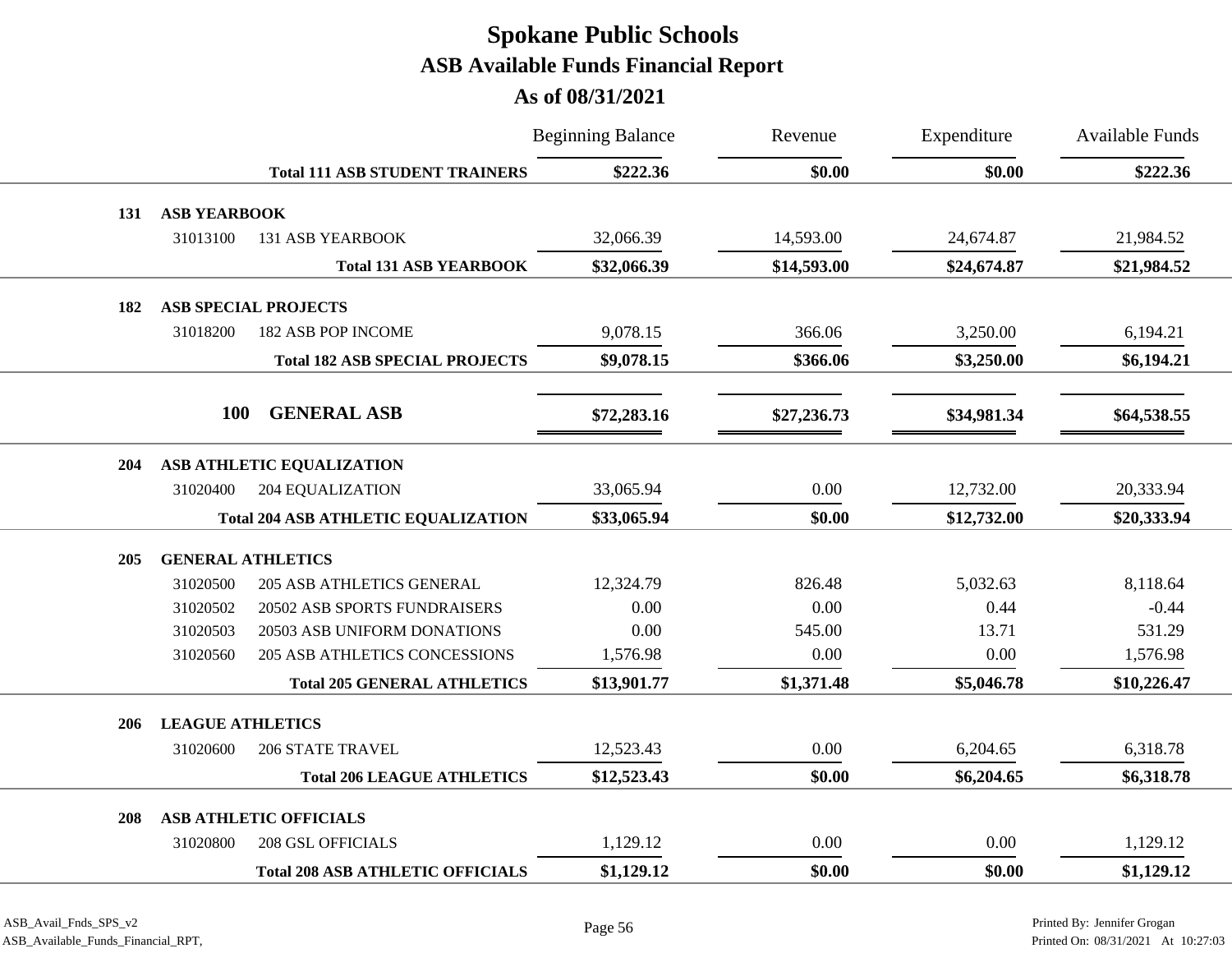# Spokane Public Schools

## ASB Available Funds Financial Report

### As of 08/31/2021

| | | Beginning Balance | Revenue | Expenditure | Available Funds |
|---|---|---|---|---|---|
| | **Total 111 ASB STUDENT TRAINERS** | **$222.36** | **$0.00** | **$0.00** | **$222.36** |
| **131** | **ASB YEARBOOK** | | | | |
| 31013100 | 131 ASB YEARBOOK | 32,066.39 | 14,593.00 | 24,674.87 | 21,984.52 |
| | **Total 131 ASB YEARBOOK** | **$32,066.39** | **$14,593.00** | **$24,674.87** | **$21,984.52** |
| **182** | **ASB SPECIAL PROJECTS** | | | | |
| 31018200 | 182 ASB POP INCOME | 9,078.15 | 366.06 | 3,250.00 | 6,194.21 |
| | **Total 182 ASB SPECIAL PROJECTS** | **$9,078.15** | **$366.06** | **$3,250.00** | **$6,194.21** |
| **100** | **GENERAL ASB** | **$72,283.16** | **$27,236.73** | **$34,981.34** | **$64,538.55** |
| **204** | **ASB ATHLETIC EQUALIZATION** | | | | |
| 31020400 | 204 EQUALIZATION | 33,065.94 | 0.00 | 12,732.00 | 20,333.94 |
| | **Total 204 ASB ATHLETIC EQUALIZATION** | **$33,065.94** | **$0.00** | **$12,732.00** | **$20,333.94** |
| **205** | **GENERAL ATHLETICS** | | | | |
| 31020500 | 205 ASB ATHLETICS GENERAL | 12,324.79 | 826.48 | 5,032.63 | 8,118.64 |
| 31020502 | 20502 ASB SPORTS FUNDRAISERS | 0.00 | 0.00 | 0.44 | -0.44 |
| 31020503 | 20503 ASB UNIFORM DONATIONS | 0.00 | 545.00 | 13.71 | 531.29 |
| 31020560 | 205 ASB ATHLETICS CONCESSIONS | 1,576.98 | 0.00 | 0.00 | 1,576.98 |
| | **Total 205 GENERAL ATHLETICS** | **$13,901.77** | **$1,371.48** | **$5,046.78** | **$10,226.47** |
| **206** | **LEAGUE ATHLETICS** | | | | |
| 31020600 | 206 STATE TRAVEL | 12,523.43 | 0.00 | 6,204.65 | 6,318.78 |
| | **Total 206 LEAGUE ATHLETICS** | **$12,523.43** | **$0.00** | **$6,204.65** | **$6,318.78** |
| **208** | **ASB ATHLETIC OFFICIALS** | | | | |
| 31020800 | 208 GSL OFFICIALS | 1,129.12 | 0.00 | 0.00 | 1,129.12 |
| | **Total 208 ASB ATHLETIC OFFICIALS** | **$1,129.12** | **$0.00** | **$0.00** | **$1,129.12** |

ASB_Avail_Fnds_SPS_v2
ASB_Available_Funds_Financial_RPT,

Printed By: Jennifer Grogan
Printed On: 08/31/2021 At 10:27:03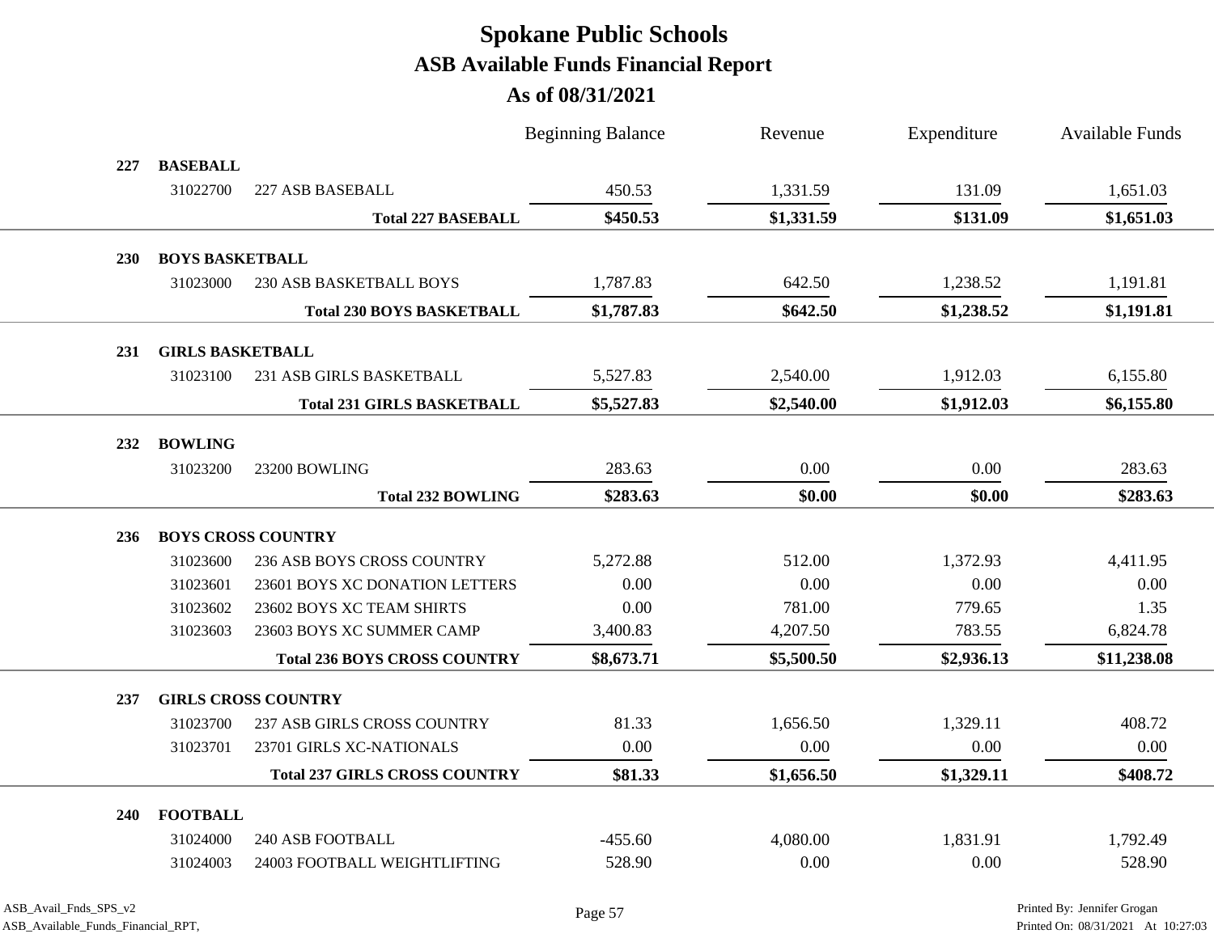# Spokane Public Schools
## ASB Available Funds Financial Report
### As of 08/31/2021

| | | | Beginning Balance | Revenue | Expenditure | Available Funds |
|---|---|---|---|---|---|---|
| **227** | **BASEBALL** | | | | | |
| | 31022700 | 227 ASB BASEBALL | 450.53 | 1,331.59 | 131.09 | 1,651.03 |
| | | **Total 227 BASEBALL** | **$450.53** | **$1,331.59** | **$131.09** | **$1,651.03** |
| **230** | **BOYS BASKETBALL** | | | | | |
| | 31023000 | 230 ASB BASKETBALL BOYS | 1,787.83 | 642.50 | 1,238.52 | 1,191.81 |
| | | **Total 230 BOYS BASKETBALL** | **$1,787.83** | **$642.50** | **$1,238.52** | **$1,191.81** |
| **231** | **GIRLS BASKETBALL** | | | | | |
| | 31023100 | 231 ASB GIRLS BASKETBALL | 5,527.83 | 2,540.00 | 1,912.03 | 6,155.80 |
| | | **Total 231 GIRLS BASKETBALL** | **$5,527.83** | **$2,540.00** | **$1,912.03** | **$6,155.80** |
| **232** | **BOWLING** | | | | | |
| | 31023200 | 23200 BOWLING | 283.63 | 0.00 | 0.00 | 283.63 |
| | | **Total 232 BOWLING** | **$283.63** | **$0.00** | **$0.00** | **$283.63** |
| **236** | **BOYS CROSS COUNTRY** | | | | | |
| | 31023600 | 236 ASB BOYS CROSS COUNTRY | 5,272.88 | 512.00 | 1,372.93 | 4,411.95 |
| | 31023601 | 23601 BOYS XC DONATION LETTERS | 0.00 | 0.00 | 0.00 | 0.00 |
| | 31023602 | 23602 BOYS XC TEAM SHIRTS | 0.00 | 781.00 | 779.65 | 1.35 |
| | 31023603 | 23603 BOYS XC SUMMER CAMP | 3,400.83 | 4,207.50 | 783.55 | 6,824.78 |
| | | **Total 236 BOYS CROSS COUNTRY** | **$8,673.71** | **$5,500.50** | **$2,936.13** | **$11,238.08** |
| **237** | **GIRLS CROSS COUNTRY** | | | | | |
| | 31023700 | 237 ASB GIRLS CROSS COUNTRY | 81.33 | 1,656.50 | 1,329.11 | 408.72 |
| | 31023701 | 23701 GIRLS XC-NATIONALS | 0.00 | 0.00 | 0.00 | 0.00 |
| | | **Total 237 GIRLS CROSS COUNTRY** | **$81.33** | **$1,656.50** | **$1,329.11** | **$408.72** |
| **240** | **FOOTBALL** | | | | | |
| | 31024000 | 240 ASB FOOTBALL | -455.60 | 4,080.00 | 1,831.91 | 1,792.49 |
| | 31024003 | 24003 FOOTBALL WEIGHTLIFTING | 528.90 | 0.00 | 0.00 | 528.90 |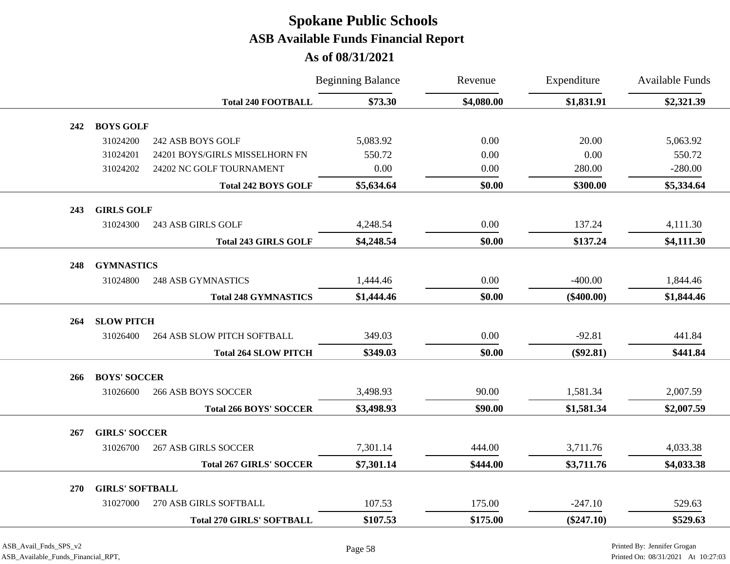# Spokane Public Schools

## ASB Available Funds Financial Report

### As of 08/31/2021

| | | | Beginning Balance | Revenue | Expenditure | Available Funds |
|---|---|---|---|---|---|---|
| | | **Total 240 FOOTBALL** | **$73.30** | **$4,080.00** | **$1,831.91** | **$2,321.39** |
| **242** | **BOYS GOLF** | | | | | |
| | 31024200 | 242 ASB BOYS GOLF | 5,083.92 | 0.00 | 20.00 | 5,063.92 |
| | 31024201 | 24201 BOYS/GIRLS MISSELHORN FN | 550.72 | 0.00 | 0.00 | 550.72 |
| | 31024202 | 24202 NC GOLF TOURNAMENT | 0.00 | 0.00 | 280.00 | -280.00 |
| | | **Total 242 BOYS GOLF** | **$5,634.64** | **$0.00** | **$300.00** | **$5,334.64** |
| **243** | **GIRLS GOLF** | | | | | |
| | 31024300 | 243 ASB GIRLS GOLF | 4,248.54 | 0.00 | 137.24 | 4,111.30 |
| | | **Total 243 GIRLS GOLF** | **$4,248.54** | **$0.00** | **$137.24** | **$4,111.30** |
| **248** | **GYMNASTICS** | | | | | |
| | 31024800 | 248 ASB GYMNASTICS | 1,444.46 | 0.00 | -400.00 | 1,844.46 |
| | | **Total 248 GYMNASTICS** | **$1,444.46** | **$0.00** | **($400.00)** | **$1,844.46** |
| **264** | **SLOW PITCH** | | | | | |
| | 31026400 | 264 ASB SLOW PITCH SOFTBALL | 349.03 | 0.00 | -92.81 | 441.84 |
| | | **Total 264 SLOW PITCH** | **$349.03** | **$0.00** | **($92.81)** | **$441.84** |
| **266** | **BOYS' SOCCER** | | | | | |
| | 31026600 | 266 ASB BOYS SOCCER | 3,498.93 | 90.00 | 1,581.34 | 2,007.59 |
| | | **Total 266 BOYS' SOCCER** | **$3,498.93** | **$90.00** | **$1,581.34** | **$2,007.59** |
| **267** | **GIRLS' SOCCER** | | | | | |
| | 31026700 | 267 ASB GIRLS SOCCER | 7,301.14 | 444.00 | 3,711.76 | 4,033.38 |
| | | **Total 267 GIRLS' SOCCER** | **$7,301.14** | **$444.00** | **$3,711.76** | **$4,033.38** |
| **270** | **GIRLS' SOFTBALL** | | | | | |
| | 31027000 | 270 ASB GIRLS SOFTBALL | 107.53 | 175.00 | -247.10 | 529.63 |
| | | **Total 270 GIRLS' SOFTBALL** | **$107.53** | **$175.00** | **($247.10)** | **$529.63** |

ASB_Avail_Fnds_SPS_v2
ASB_Available_Funds_Financial_RPT,

Printed By: Jennifer Grogan
Printed On: 08/31/2021 At 10:27:03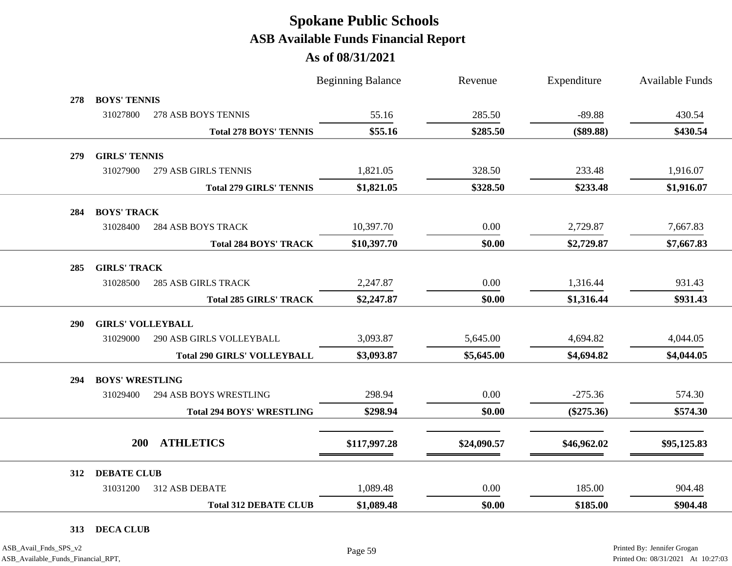# Spokane Public Schools

## ASB Available Funds Financial Report

### As of 08/31/2021

| | | Beginning Balance | Revenue | Expenditure | Available Funds |
|---|---|---|---|---|---|
| **278** | **BOYS' TENNIS** | | | | |
| 31027800 | 278 ASB BOYS TENNIS | 55.16 | 285.50 | -89.88 | 430.54 |
| | **Total 278 BOYS' TENNIS** | **$55.16** | **$285.50** | **($89.88)** | **$430.54** |
| **279** | **GIRLS' TENNIS** | | | | |
| 31027900 | 279 ASB GIRLS TENNIS | 1,821.05 | 328.50 | 233.48 | 1,916.07 |
| | **Total 279 GIRLS' TENNIS** | **$1,821.05** | **$328.50** | **$233.48** | **$1,916.07** |
| **284** | **BOYS' TRACK** | | | | |
| 31028400 | 284 ASB BOYS TRACK | 10,397.70 | 0.00 | 2,729.87 | 7,667.83 |
| | **Total 284 BOYS' TRACK** | **$10,397.70** | **$0.00** | **$2,729.87** | **$7,667.83** |
| **285** | **GIRLS' TRACK** | | | | |
| 31028500 | 285 ASB GIRLS TRACK | 2,247.87 | 0.00 | 1,316.44 | 931.43 |
| | **Total 285 GIRLS' TRACK** | **$2,247.87** | **$0.00** | **$1,316.44** | **$931.43** |
| **290** | **GIRLS' VOLLEYBALL** | | | | |
| 31029000 | 290 ASB GIRLS VOLLEYBALL | 3,093.87 | 5,645.00 | 4,694.82 | 4,044.05 |
| | **Total 290 GIRLS' VOLLEYBALL** | **$3,093.87** | **$5,645.00** | **$4,694.82** | **$4,044.05** |
| **294** | **BOYS' WRESTLING** | | | | |
| 31029400 | 294 ASB BOYS WRESTLING | 298.94 | 0.00 | -275.36 | 574.30 |
| | **Total 294 BOYS' WRESTLING** | **$298.94** | **$0.00** | **($275.36)** | **$574.30** |
| **200** | **ATHLETICS** | **$117,997.28** | **$24,090.57** | **$46,962.02** | **$95,125.83** |
| **312** | **DEBATE CLUB** | | | | |
| 31031200 | 312 ASB DEBATE | 1,089.48 | 0.00 | 185.00 | 904.48 |
| | **Total 312 DEBATE CLUB** | **$1,089.48** | **$0.00** | **$185.00** | **$904.48** |
| **313** | **DECA CLUB** | | | | |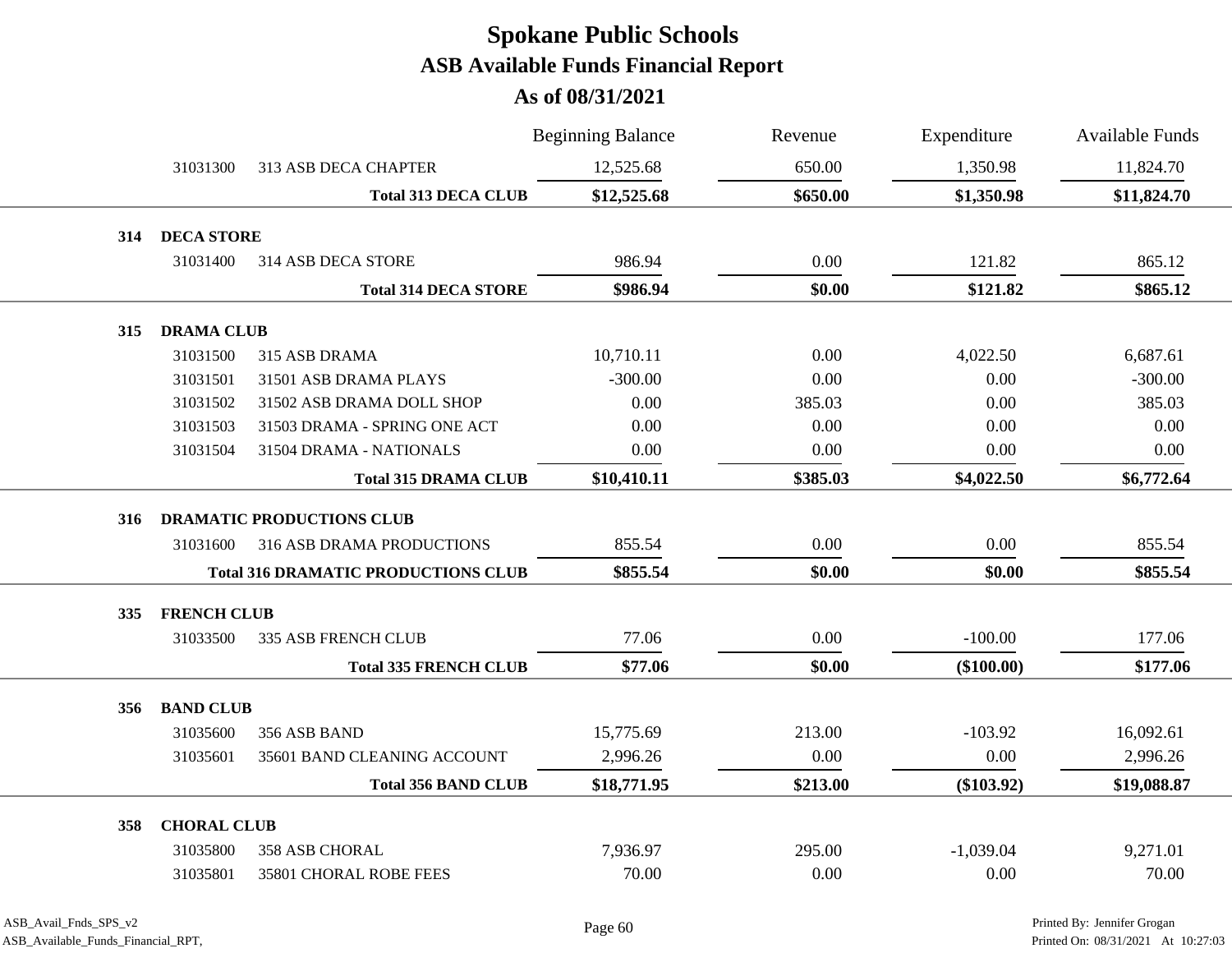# Spokane Public Schools
## ASB Available Funds Financial Report
### As of 08/31/2021

| | | | Beginning Balance | Revenue | Expenditure | Available Funds |
|---|---|---|---|---|---|---|
| | 31031300 | 313 ASB DECA CHAPTER | 12,525.68 | 650.00 | 1,350.98 | 11,824.70 |
| | | **Total 313 DECA CLUB** | **$12,525.68** | **$650.00** | **$1,350.98** | **$11,824.70** |
| **314** | **DECA STORE** | | | | | |
| | 31031400 | 314 ASB DECA STORE | 986.94 | 0.00 | 121.82 | 865.12 |
| | | **Total 314 DECA STORE** | **$986.94** | **$0.00** | **$121.82** | **$865.12** |
| **315** | **DRAMA CLUB** | | | | | |
| | 31031500 | 315 ASB DRAMA | 10,710.11 | 0.00 | 4,022.50 | 6,687.61 |
| | 31031501 | 31501 ASB DRAMA PLAYS | -300.00 | 0.00 | 0.00 | -300.00 |
| | 31031502 | 31502 ASB DRAMA DOLL SHOP | 0.00 | 385.03 | 0.00 | 385.03 |
| | 31031503 | 31503 DRAMA - SPRING ONE ACT | 0.00 | 0.00 | 0.00 | 0.00 |
| | 31031504 | 31504 DRAMA - NATIONALS | 0.00 | 0.00 | 0.00 | 0.00 |
| | | **Total 315 DRAMA CLUB** | **$10,410.11** | **$385.03** | **$4,022.50** | **$6,772.64** |
| **316** | **DRAMATIC PRODUCTIONS CLUB** | | | | | |
| | 31031600 | 316 ASB DRAMA PRODUCTIONS | 855.54 | 0.00 | 0.00 | 855.54 |
| | | **Total 316 DRAMATIC PRODUCTIONS CLUB** | **$855.54** | **$0.00** | **$0.00** | **$855.54** |
| **335** | **FRENCH CLUB** | | | | | |
| | 31033500 | 335 ASB FRENCH CLUB | 77.06 | 0.00 | -100.00 | 177.06 |
| | | **Total 335 FRENCH CLUB** | **$77.06** | **$0.00** | **($100.00)** | **$177.06** |
| **356** | **BAND CLUB** | | | | | |
| | 31035600 | 356 ASB BAND | 15,775.69 | 213.00 | -103.92 | 16,092.61 |
| | 31035601 | 35601 BAND CLEANING ACCOUNT | 2,996.26 | 0.00 | 0.00 | 2,996.26 |
| | | **Total 356 BAND CLUB** | **$18,771.95** | **$213.00** | **($103.92)** | **$19,088.87** |
| **358** | **CHORAL CLUB** | | | | | |
| | 31035800 | 358 ASB CHORAL | 7,936.97 | 295.00 | -1,039.04 | 9,271.01 |
| | 31035801 | 35801 CHORAL ROBE FEES | 70.00 | 0.00 | 0.00 | 70.00 |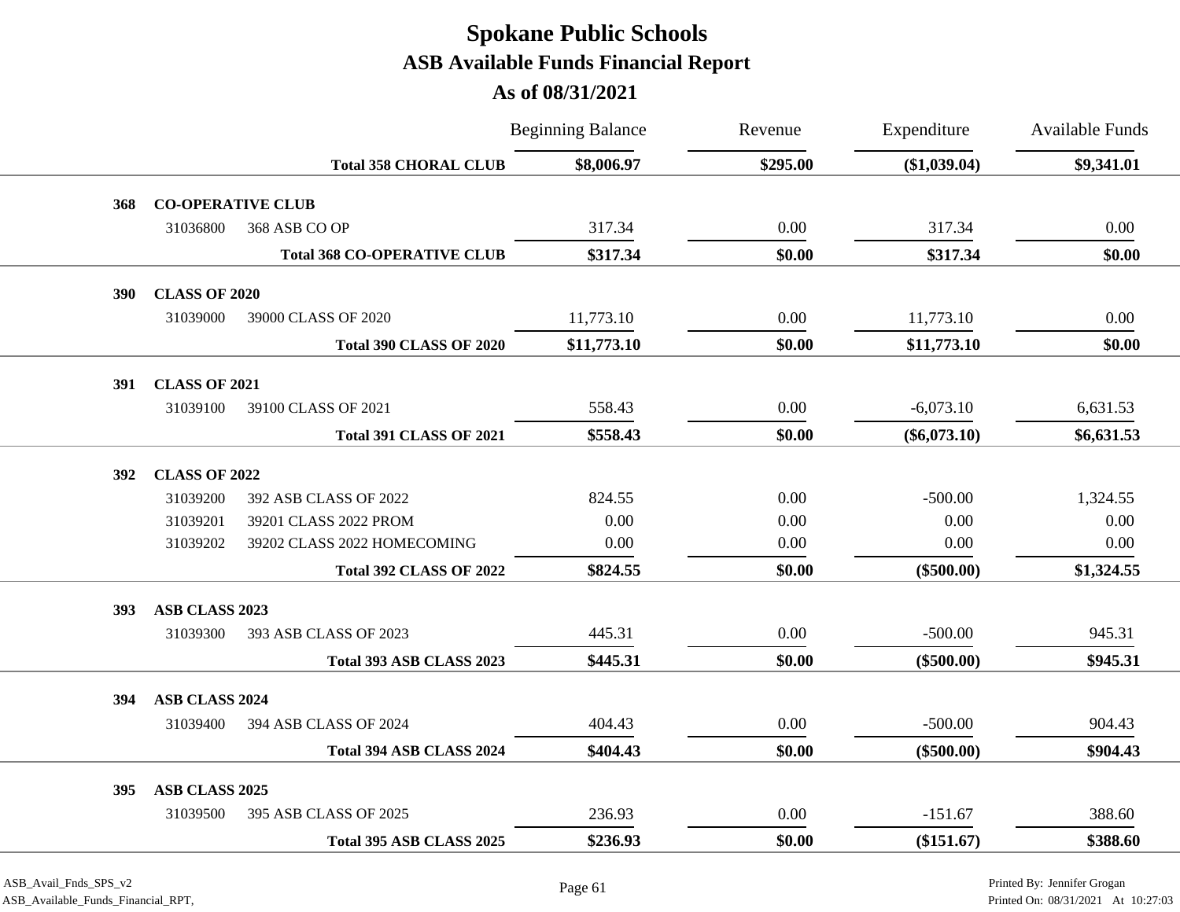# Spokane Public Schools

## ASB Available Funds Financial Report

### As of 08/31/2021

| | | Beginning Balance | Revenue | Expenditure | Available Funds |
|---|---|---|---|---|---|
| | **Total 358 CHORAL CLUB** | **$8,006.97** | **$295.00** | **($1,039.04)** | **$9,341.01** |
| **368** | **CO-OPERATIVE CLUB** | | | | |
| 31036800 | 368 ASB CO OP | 317.34 | 0.00 | 317.34 | 0.00 |
| | **Total 368 CO-OPERATIVE CLUB** | **$317.34** | **$0.00** | **$317.34** | **$0.00** |
| **390** | **CLASS OF 2020** | | | | |
| 31039000 | 39000 CLASS OF 2020 | 11,773.10 | 0.00 | 11,773.10 | 0.00 |
| | **Total 390 CLASS OF 2020** | **$11,773.10** | **$0.00** | **$11,773.10** | **$0.00** |
| **391** | **CLASS OF 2021** | | | | |
| 31039100 | 39100 CLASS OF 2021 | 558.43 | 0.00 | -6,073.10 | 6,631.53 |
| | **Total 391 CLASS OF 2021** | **$558.43** | **$0.00** | **($6,073.10)** | **$6,631.53** |
| **392** | **CLASS OF 2022** | | | | |
| 31039200 | 392 ASB CLASS OF 2022 | 824.55 | 0.00 | -500.00 | 1,324.55 |
| 31039201 | 39201 CLASS 2022 PROM | 0.00 | 0.00 | 0.00 | 0.00 |
| 31039202 | 39202 CLASS 2022 HOMECOMING | 0.00 | 0.00 | 0.00 | 0.00 |
| | **Total 392 CLASS OF 2022** | **$824.55** | **$0.00** | **($500.00)** | **$1,324.55** |
| **393** | **ASB CLASS 2023** | | | | |
| 31039300 | 393 ASB CLASS OF 2023 | 445.31 | 0.00 | -500.00 | 945.31 |
| | **Total 393 ASB CLASS 2023** | **$445.31** | **$0.00** | **($500.00)** | **$945.31** |
| **394** | **ASB CLASS 2024** | | | | |
| 31039400 | 394 ASB CLASS OF 2024 | 404.43 | 0.00 | -500.00 | 904.43 |
| | **Total 394 ASB CLASS 2024** | **$404.43** | **$0.00** | **($500.00)** | **$904.43** |
| **395** | **ASB CLASS 2025** | | | | |
| 31039500 | 395 ASB CLASS OF 2025 | 236.93 | 0.00 | -151.67 | 388.60 |
| | **Total 395 ASB CLASS 2025** | **$236.93** | **$0.00** | **($151.67)** | **$388.60** |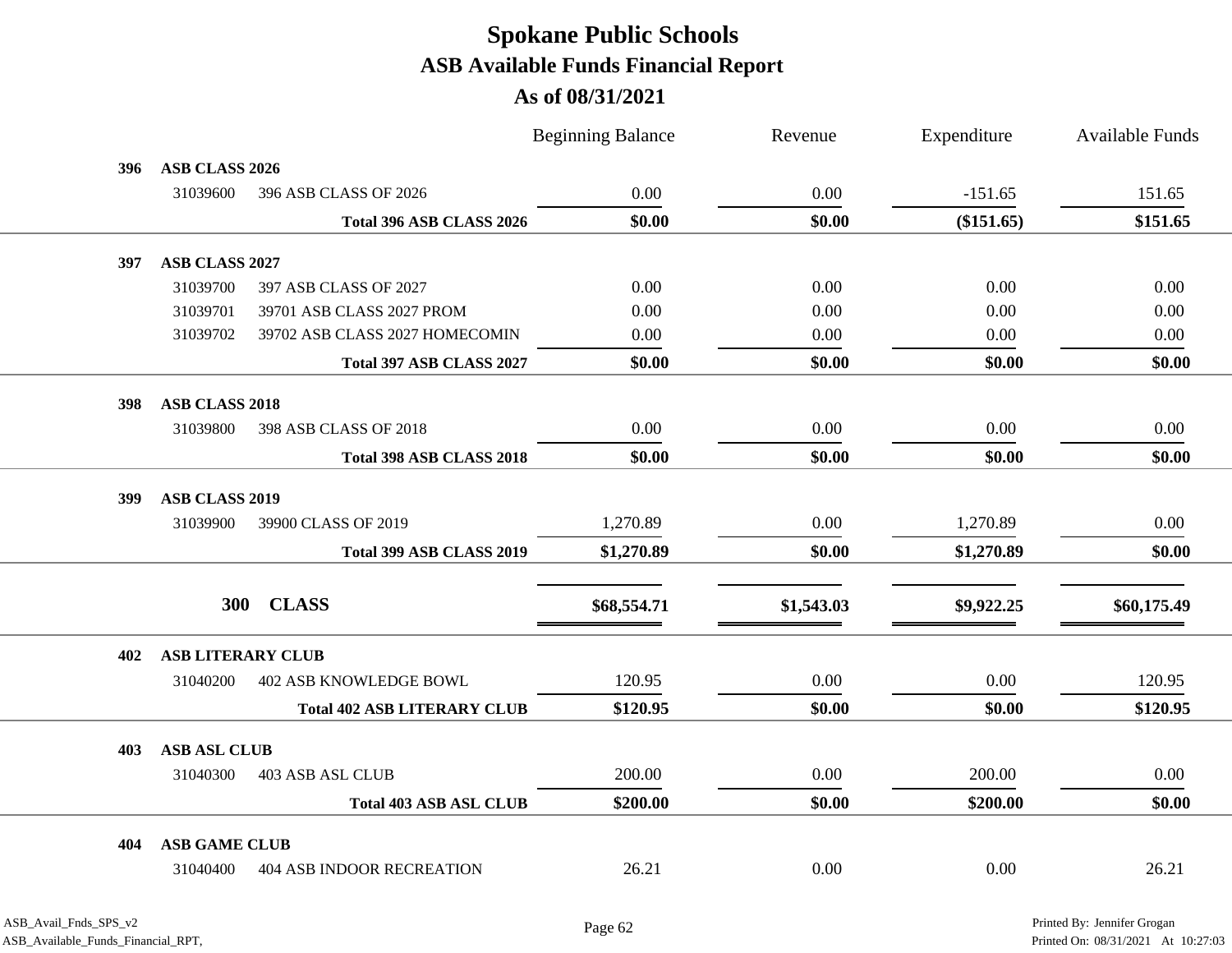# Spokane Public Schools
## ASB Available Funds Financial Report
### As of 08/31/2021

| | | Beginning Balance | Revenue | Expenditure | Available Funds |
|---|---|---|---|---|---|
| **396** | **ASB CLASS 2026** | | | | |
| 31039600 | 396 ASB CLASS OF 2026 | 0.00 | 0.00 | -151.65 | 151.65 |
| | **Total 396 ASB CLASS 2026** | **$0.00** | **$0.00** | **($151.65)** | **$151.65** |
| **397** | **ASB CLASS 2027** | | | | |
| 31039700 | 397 ASB CLASS OF 2027 | 0.00 | 0.00 | 0.00 | 0.00 |
| 31039701 | 39701 ASB CLASS 2027 PROM | 0.00 | 0.00 | 0.00 | 0.00 |
| 31039702 | 39702 ASB CLASS 2027 HOMECOMIN | 0.00 | 0.00 | 0.00 | 0.00 |
| | **Total 397 ASB CLASS 2027** | **$0.00** | **$0.00** | **$0.00** | **$0.00** |
| **398** | **ASB CLASS 2018** | | | | |
| 31039800 | 398 ASB CLASS OF 2018 | 0.00 | 0.00 | 0.00 | 0.00 |
| | **Total 398 ASB CLASS 2018** | **$0.00** | **$0.00** | **$0.00** | **$0.00** |
| **399** | **ASB CLASS 2019** | | | | |
| 31039900 | 39900 CLASS OF 2019 | 1,270.89 | 0.00 | 1,270.89 | 0.00 |
| | **Total 399 ASB CLASS 2019** | **$1,270.89** | **$0.00** | **$1,270.89** | **$0.00** |
| **300** | **CLASS** | **$68,554.71** | **$1,543.03** | **$9,922.25** | **$60,175.49** |
| **402** | **ASB LITERARY CLUB** | | | | |
| 31040200 | 402 ASB KNOWLEDGE BOWL | 120.95 | 0.00 | 0.00 | 120.95 |
| | **Total 402 ASB LITERARY CLUB** | **$120.95** | **$0.00** | **$0.00** | **$120.95** |
| **403** | **ASB ASL CLUB** | | | | |
| 31040300 | 403 ASB ASL CLUB | 200.00 | 0.00 | 200.00 | 0.00 |
| | **Total 403 ASB ASL CLUB** | **$200.00** | **$0.00** | **$200.00** | **$0.00** |
| **404** | **ASB GAME CLUB** | | | | |
| 31040400 | 404 ASB INDOOR RECREATION | 26.21 | 0.00 | 0.00 | 26.21 |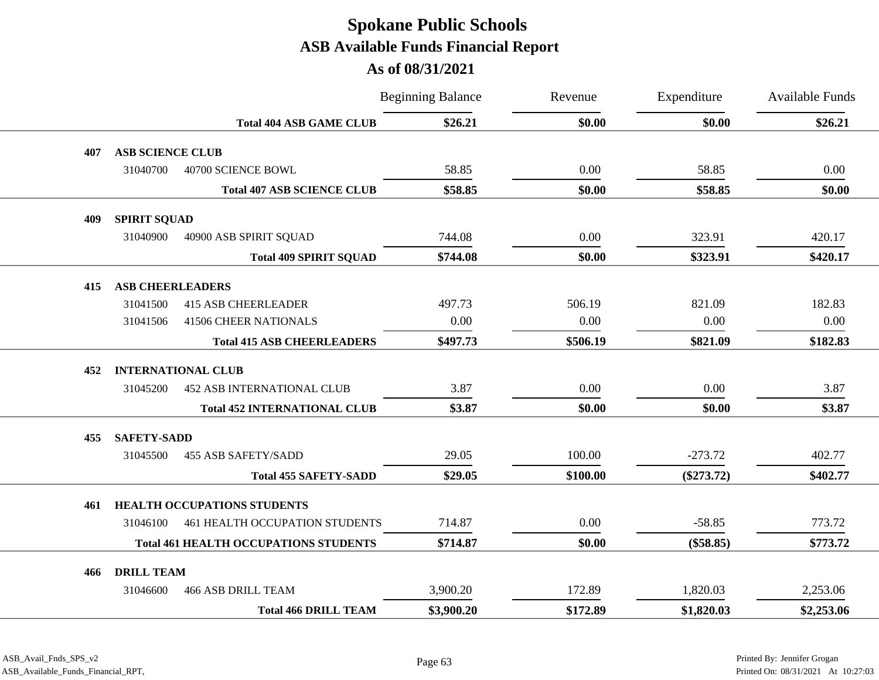# Spokane Public Schools
## ASB Available Funds Financial Report
### As of 08/31/2021

| | | | Beginning Balance | Revenue | Expenditure | Available Funds |
|---|---|---|---|---|---|---|
| | | **Total 404 ASB GAME CLUB** | **$26.21** | **$0.00** | **$0.00** | **$26.21** |
| **407** | **ASB SCIENCE CLUB** | | | | | |
| | 31040700 | 40700 SCIENCE BOWL | 58.85 | 0.00 | 58.85 | 0.00 |
| | | **Total 407 ASB SCIENCE CLUB** | **$58.85** | **$0.00** | **$58.85** | **$0.00** |
| **409** | **SPIRIT SQUAD** | | | | | |
| | 31040900 | 40900 ASB SPIRIT SQUAD | 744.08 | 0.00 | 323.91 | 420.17 |
| | | **Total 409 SPIRIT SQUAD** | **$744.08** | **$0.00** | **$323.91** | **$420.17** |
| **415** | **ASB CHEERLEADERS** | | | | | |
| | 31041500 | 415 ASB CHEERLEADER | 497.73 | 506.19 | 821.09 | 182.83 |
| | 31041506 | 41506 CHEER NATIONALS | 0.00 | 0.00 | 0.00 | 0.00 |
| | | **Total 415 ASB CHEERLEADERS** | **$497.73** | **$506.19** | **$821.09** | **$182.83** |
| **452** | **INTERNATIONAL CLUB** | | | | | |
| | 31045200 | 452 ASB INTERNATIONAL CLUB | 3.87 | 0.00 | 0.00 | 3.87 |
| | | **Total 452 INTERNATIONAL CLUB** | **$3.87** | **$0.00** | **$0.00** | **$3.87** |
| **455** | **SAFETY-SADD** | | | | | |
| | 31045500 | 455 ASB SAFETY/SADD | 29.05 | 100.00 | -273.72 | 402.77 |
| | | **Total 455 SAFETY-SADD** | **$29.05** | **$100.00** | **($273.72)** | **$402.77** |
| **461** | **HEALTH OCCUPATIONS STUDENTS** | | | | | |
| | 31046100 | 461 HEALTH OCCUPATION STUDENTS | 714.87 | 0.00 | -58.85 | 773.72 |
| | | **Total 461 HEALTH OCCUPATIONS STUDENTS** | **$714.87** | **$0.00** | **($58.85)** | **$773.72** |
| **466** | **DRILL TEAM** | | | | | |
| | 31046600 | 466 ASB DRILL TEAM | 3,900.20 | 172.89 | 1,820.03 | 2,253.06 |
| | | **Total 466 DRILL TEAM** | **$3,900.20** | **$172.89** | **$1,820.03** | **$2,253.06** |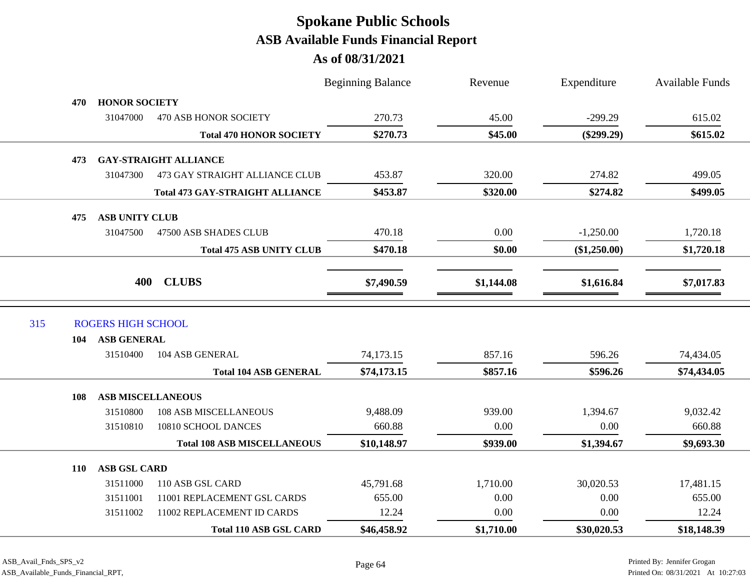# Spokane Public Schools

## ASB Available Funds Financial Report

### As of 08/31/2021

| | | Beginning Balance | Revenue | Expenditure | Available Funds |
|---|---|---|---|---|---|
| **470** | **HONOR SOCIETY** | | | | |
| 31047000 | 470 ASB HONOR SOCIETY | 270.73 | 45.00 | -299.29 | 615.02 |
| | **Total 470 HONOR SOCIETY** | **$270.73** | **$45.00** | **($299.29)** | **$615.02** |
| **473** | **GAY-STRAIGHT ALLIANCE** | | | | |
| 31047300 | 473 GAY STRAIGHT ALLIANCE CLUB | 453.87 | 320.00 | 274.82 | 499.05 |
| | **Total 473 GAY-STRAIGHT ALLIANCE** | **$453.87** | **$320.00** | **$274.82** | **$499.05** |
| **475** | **ASB UNITY CLUB** | | | | |
| 31047500 | 47500 ASB SHADES CLUB | 470.18 | 0.00 | -1,250.00 | 1,720.18 |
| | **Total 475 ASB UNITY CLUB** | **$470.18** | **$0.00** | **($1,250.00)** | **$1,720.18** |
| **400** | **CLUBS** | **$7,490.59** | **$1,144.08** | **$1,616.84** | **$7,017.83** |

315 ROGERS HIGH SCHOOL

| | | Beginning Balance | Revenue | Expenditure | Available Funds |
|---|---|---|---|---|---|
| **104** | **ASB GENERAL** | | | | |
| 31510400 | 104 ASB GENERAL | 74,173.15 | 857.16 | 596.26 | 74,434.05 |
| | **Total 104 ASB GENERAL** | **$74,173.15** | **$857.16** | **$596.26** | **$74,434.05** |
| **108** | **ASB MISCELLANEOUS** | | | | |
| 31510800 | 108 ASB MISCELLANEOUS | 9,488.09 | 939.00 | 1,394.67 | 9,032.42 |
| 31510810 | 10810 SCHOOL DANCES | 660.88 | 0.00 | 0.00 | 660.88 |
| | **Total 108 ASB MISCELLANEOUS** | **$10,148.97** | **$939.00** | **$1,394.67** | **$9,693.30** |
| **110** | **ASB GSL CARD** | | | | |
| 31511000 | 110 ASB GSL CARD | 45,791.68 | 1,710.00 | 30,020.53 | 17,481.15 |
| 31511001 | 11001 REPLACEMENT GSL CARDS | 655.00 | 0.00 | 0.00 | 655.00 |
| 31511002 | 11002 REPLACEMENT ID CARDS | 12.24 | 0.00 | 0.00 | 12.24 |
| | **Total 110 ASB GSL CARD** | **$46,458.92** | **$1,710.00** | **$30,020.53** | **$18,148.39** |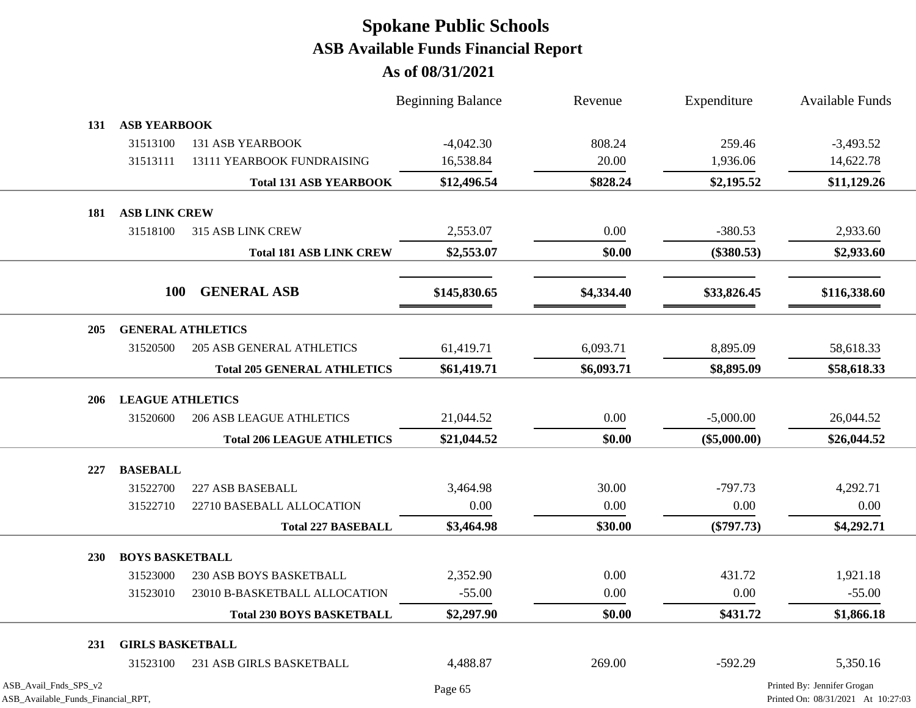# Spokane Public Schools
## ASB Available Funds Financial Report
### As of 08/31/2021

| | | Beginning Balance | Revenue | Expenditure | Available Funds |
|---|---|---|---|---|---|
| **131** | **ASB YEARBOOK** | | | | |
| 31513100 | 131 ASB YEARBOOK | -4,042.30 | 808.24 | 259.46 | -3,493.52 |
| 31513111 | 13111 YEARBOOK FUNDRAISING | 16,538.84 | 20.00 | 1,936.06 | 14,622.78 |
| | **Total 131 ASB YEARBOOK** | **$12,496.54** | **$828.24** | **$2,195.52** | **$11,129.26** |
| **181** | **ASB LINK CREW** | | | | |
| 31518100 | 315 ASB LINK CREW | 2,553.07 | 0.00 | -380.53 | 2,933.60 |
| | **Total 181 ASB LINK CREW** | **$2,553.07** | **$0.00** | **($380.53)** | **$2,933.60** |
| **100** | **GENERAL ASB** | **$145,830.65** | **$4,334.40** | **$33,826.45** | **$116,338.60** |
| **205** | **GENERAL ATHLETICS** | | | | |
| 31520500 | 205 ASB GENERAL ATHLETICS | 61,419.71 | 6,093.71 | 8,895.09 | 58,618.33 |
| | **Total 205 GENERAL ATHLETICS** | **$61,419.71** | **$6,093.71** | **$8,895.09** | **$58,618.33** |
| **206** | **LEAGUE ATHLETICS** | | | | |
| 31520600 | 206 ASB LEAGUE ATHLETICS | 21,044.52 | 0.00 | -5,000.00 | 26,044.52 |
| | **Total 206 LEAGUE ATHLETICS** | **$21,044.52** | **$0.00** | **($5,000.00)** | **$26,044.52** |
| **227** | **BASEBALL** | | | | |
| 31522700 | 227 ASB BASEBALL | 3,464.98 | 30.00 | -797.73 | 4,292.71 |
| 31522710 | 22710 BASEBALL ALLOCATION | 0.00 | 0.00 | 0.00 | 0.00 |
| | **Total 227 BASEBALL** | **$3,464.98** | **$30.00** | **($797.73)** | **$4,292.71** |
| **230** | **BOYS BASKETBALL** | | | | |
| 31523000 | 230 ASB BOYS BASKETBALL | 2,352.90 | 0.00 | 431.72 | 1,921.18 |
| 31523010 | 23010 B-BASKETBALL ALLOCATION | -55.00 | 0.00 | 0.00 | -55.00 |
| | **Total 230 BOYS BASKETBALL** | **$2,297.90** | **$0.00** | **$431.72** | **$1,866.18** |
| **231** | **GIRLS BASKETBALL** | | | | |
| 31523100 | 231 ASB GIRLS BASKETBALL | 4,488.87 | 269.00 | -592.29 | 5,350.16 |

ASB_Avail_Fnds_SPS_v2
ASB_Available_Funds_Financial_RPT,

Printed By: Jennifer Grogan
Printed On: 08/31/2021 At 10:27:03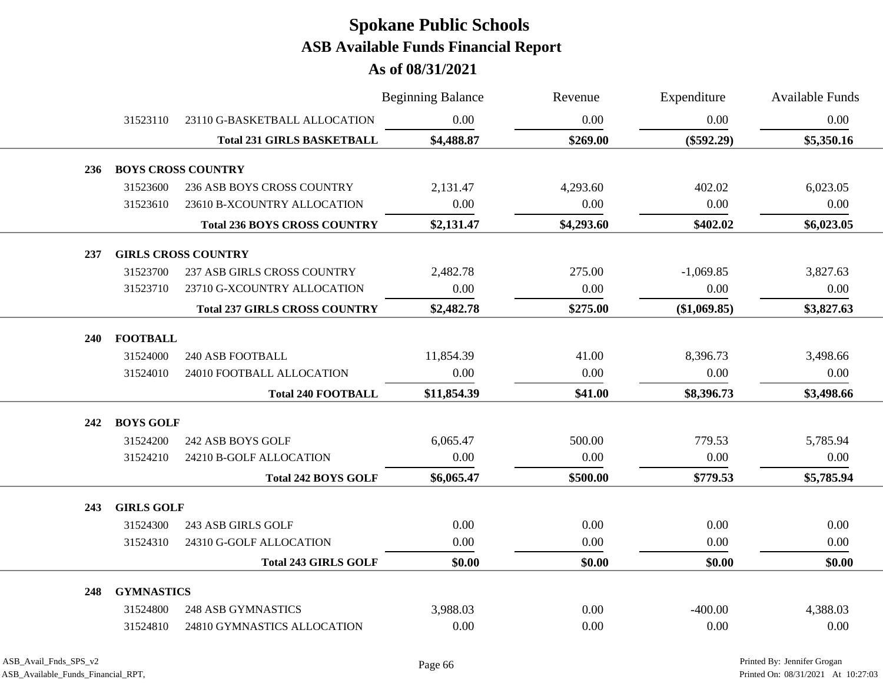# Spokane Public Schools

## ASB Available Funds Financial Report

### As of 08/31/2021

| | | Beginning Balance | Revenue | Expenditure | Available Funds |
|---|---|---|---|---|---|
| 31523110 | 23110 G-BASKETBALL ALLOCATION | 0.00 | 0.00 | 0.00 | 0.00 |
| | **Total 231 GIRLS BASKETBALL** | **$4,488.87** | **$269.00** | **($592.29)** | **$5,350.16** |
| **236** | **BOYS CROSS COUNTRY** | | | | |
| 31523600 | 236 ASB BOYS CROSS COUNTRY | 2,131.47 | 4,293.60 | 402.02 | 6,023.05 |
| 31523610 | 23610 B-XCOUNTRY ALLOCATION | 0.00 | 0.00 | 0.00 | 0.00 |
| | **Total 236 BOYS CROSS COUNTRY** | **$2,131.47** | **$4,293.60** | **$402.02** | **$6,023.05** |
| **237** | **GIRLS CROSS COUNTRY** | | | | |
| 31523700 | 237 ASB GIRLS CROSS COUNTRY | 2,482.78 | 275.00 | -1,069.85 | 3,827.63 |
| 31523710 | 23710 G-XCOUNTRY ALLOCATION | 0.00 | 0.00 | 0.00 | 0.00 |
| | **Total 237 GIRLS CROSS COUNTRY** | **$2,482.78** | **$275.00** | **($1,069.85)** | **$3,827.63** |
| **240** | **FOOTBALL** | | | | |
| 31524000 | 240 ASB FOOTBALL | 11,854.39 | 41.00 | 8,396.73 | 3,498.66 |
| 31524010 | 24010 FOOTBALL ALLOCATION | 0.00 | 0.00 | 0.00 | 0.00 |
| | **Total 240 FOOTBALL** | **$11,854.39** | **$41.00** | **$8,396.73** | **$3,498.66** |
| **242** | **BOYS GOLF** | | | | |
| 31524200 | 242 ASB BOYS GOLF | 6,065.47 | 500.00 | 779.53 | 5,785.94 |
| 31524210 | 24210 B-GOLF ALLOCATION | 0.00 | 0.00 | 0.00 | 0.00 |
| | **Total 242 BOYS GOLF** | **$6,065.47** | **$500.00** | **$779.53** | **$5,785.94** |
| **243** | **GIRLS GOLF** | | | | |
| 31524300 | 243 ASB GIRLS GOLF | 0.00 | 0.00 | 0.00 | 0.00 |
| 31524310 | 24310 G-GOLF ALLOCATION | 0.00 | 0.00 | 0.00 | 0.00 |
| | **Total 243 GIRLS GOLF** | **$0.00** | **$0.00** | **$0.00** | **$0.00** |
| **248** | **GYMNASTICS** | | | | |
| 31524800 | 248 ASB GYMNASTICS | 3,988.03 | 0.00 | -400.00 | 4,388.03 |
| 31524810 | 24810 GYMNASTICS ALLOCATION | 0.00 | 0.00 | 0.00 | 0.00 |

ASB_Avail_Fnds_SPS_v2
ASB_Available_Funds_Financial_RPT,

Printed By: Jennifer Grogan
Printed On: 08/31/2021 At 10:27:03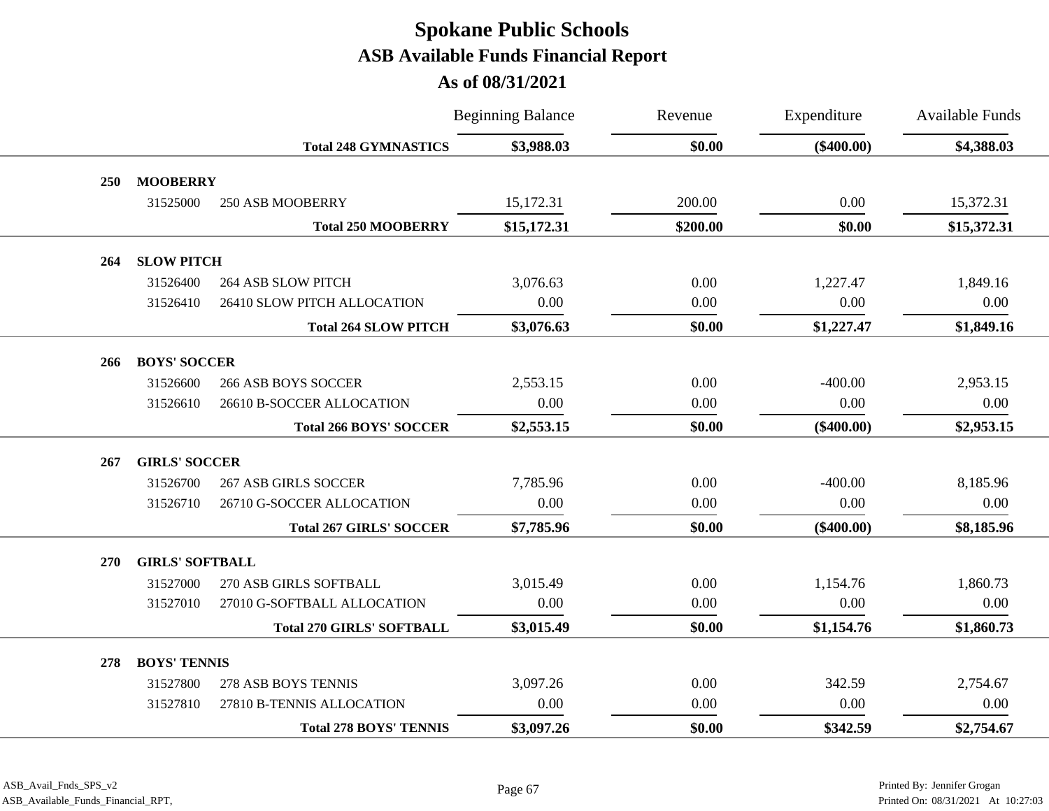# Spokane Public Schools

## ASB Available Funds Financial Report

### As of 08/31/2021

| | | | Beginning Balance | Revenue | Expenditure | Available Funds |
|---|---|---|---|---|---|---|
| | | **Total 248 GYMNASTICS** | **$3,988.03** | **$0.00** | **($400.00)** | **$4,388.03** |
| **250** | **MOOBERRY** | | | | | |
| | 31525000 | 250 ASB MOOBERRY | 15,172.31 | 200.00 | 0.00 | 15,372.31 |
| | | **Total 250 MOOBERRY** | **$15,172.31** | **$200.00** | **$0.00** | **$15,372.31** |
| **264** | **SLOW PITCH** | | | | | |
| | 31526400 | 264 ASB SLOW PITCH | 3,076.63 | 0.00 | 1,227.47 | 1,849.16 |
| | 31526410 | 26410 SLOW PITCH ALLOCATION | 0.00 | 0.00 | 0.00 | 0.00 |
| | | **Total 264 SLOW PITCH** | **$3,076.63** | **$0.00** | **$1,227.47** | **$1,849.16** |
| **266** | **BOYS' SOCCER** | | | | | |
| | 31526600 | 266 ASB BOYS SOCCER | 2,553.15 | 0.00 | -400.00 | 2,953.15 |
| | 31526610 | 26610 B-SOCCER ALLOCATION | 0.00 | 0.00 | 0.00 | 0.00 |
| | | **Total 266 BOYS' SOCCER** | **$2,553.15** | **$0.00** | **($400.00)** | **$2,953.15** |
| **267** | **GIRLS' SOCCER** | | | | | |
| | 31526700 | 267 ASB GIRLS SOCCER | 7,785.96 | 0.00 | -400.00 | 8,185.96 |
| | 31526710 | 26710 G-SOCCER ALLOCATION | 0.00 | 0.00 | 0.00 | 0.00 |
| | | **Total 267 GIRLS' SOCCER** | **$7,785.96** | **$0.00** | **($400.00)** | **$8,185.96** |
| **270** | **GIRLS' SOFTBALL** | | | | | |
| | 31527000 | 270 ASB GIRLS SOFTBALL | 3,015.49 | 0.00 | 1,154.76 | 1,860.73 |
| | 31527010 | 27010 G-SOFTBALL ALLOCATION | 0.00 | 0.00 | 0.00 | 0.00 |
| | | **Total 270 GIRLS' SOFTBALL** | **$3,015.49** | **$0.00** | **$1,154.76** | **$1,860.73** |
| **278** | **BOYS' TENNIS** | | | | | |
| | 31527800 | 278 ASB BOYS TENNIS | 3,097.26 | 0.00 | 342.59 | 2,754.67 |
| | 31527810 | 27810 B-TENNIS ALLOCATION | 0.00 | 0.00 | 0.00 | 0.00 |
| | | **Total 278 BOYS' TENNIS** | **$3,097.26** | **$0.00** | **$342.59** | **$2,754.67** |

ASB_Avail_Fnds_SPS_v2
ASB_Available_Funds_Financial_RPT,

Printed By: Jennifer Grogan
Printed On: 08/31/2021 At 10:27:03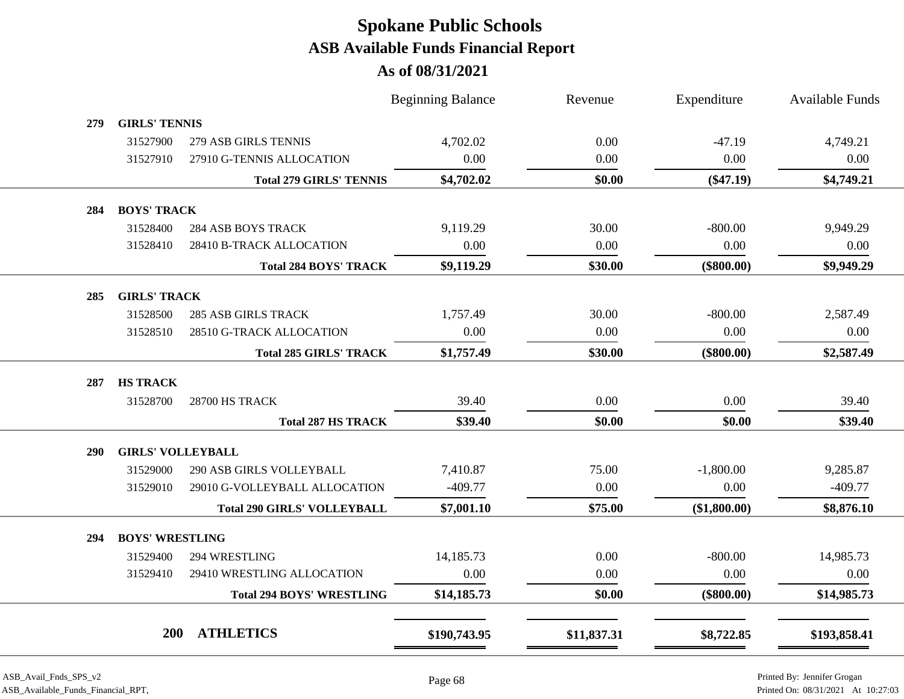# Spokane Public Schools

## ASB Available Funds Financial Report

### As of 08/31/2021

| | | Beginning Balance | Revenue | Expenditure | Available Funds |
|---|---|---|---|---|---|
| **279** | **GIRLS' TENNIS** | | | | |
| 31527900 | 279 ASB GIRLS TENNIS | 4,702.02 | 0.00 | -47.19 | 4,749.21 |
| 31527910 | 27910 G-TENNIS ALLOCATION | 0.00 | 0.00 | 0.00 | 0.00 |
| | **Total 279 GIRLS' TENNIS** | **$4,702.02** | **$0.00** | **($47.19)** | **$4,749.21** |
| **284** | **BOYS' TRACK** | | | | |
| 31528400 | 284 ASB BOYS TRACK | 9,119.29 | 30.00 | -800.00 | 9,949.29 |
| 31528410 | 28410 B-TRACK ALLOCATION | 0.00 | 0.00 | 0.00 | 0.00 |
| | **Total 284 BOYS' TRACK** | **$9,119.29** | **$30.00** | **($800.00)** | **$9,949.29** |
| **285** | **GIRLS' TRACK** | | | | |
| 31528500 | 285 ASB GIRLS TRACK | 1,757.49 | 30.00 | -800.00 | 2,587.49 |
| 31528510 | 28510 G-TRACK ALLOCATION | 0.00 | 0.00 | 0.00 | 0.00 |
| | **Total 285 GIRLS' TRACK** | **$1,757.49** | **$30.00** | **($800.00)** | **$2,587.49** |
| **287** | **HS TRACK** | | | | |
| 31528700 | 28700 HS TRACK | 39.40 | 0.00 | 0.00 | 39.40 |
| | **Total 287 HS TRACK** | **$39.40** | **$0.00** | **$0.00** | **$39.40** |
| **290** | **GIRLS' VOLLEYBALL** | | | | |
| 31529000 | 290 ASB GIRLS VOLLEYBALL | 7,410.87 | 75.00 | -1,800.00 | 9,285.87 |
| 31529010 | 29010 G-VOLLEYBALL ALLOCATION | -409.77 | 0.00 | 0.00 | -409.77 |
| | **Total 290 GIRLS' VOLLEYBALL** | **$7,001.10** | **$75.00** | **($1,800.00)** | **$8,876.10** |
| **294** | **BOYS' WRESTLING** | | | | |
| 31529400 | 294 WRESTLING | 14,185.73 | 0.00 | -800.00 | 14,985.73 |
| 31529410 | 29410 WRESTLING ALLOCATION | 0.00 | 0.00 | 0.00 | 0.00 |
| | **Total 294 BOYS' WRESTLING** | **$14,185.73** | **$0.00** | **($800.00)** | **$14,985.73** |
| **200** | **ATHLETICS** | **$190,743.95** | **$11,837.31** | **$8,722.85** | **$193,858.41** |

ASB_Avail_Fnds_SPS_v2
ASB_Available_Funds_Financial_RPT,

Printed By: Jennifer Grogan
Printed On: 08/31/2021 At 10:27:03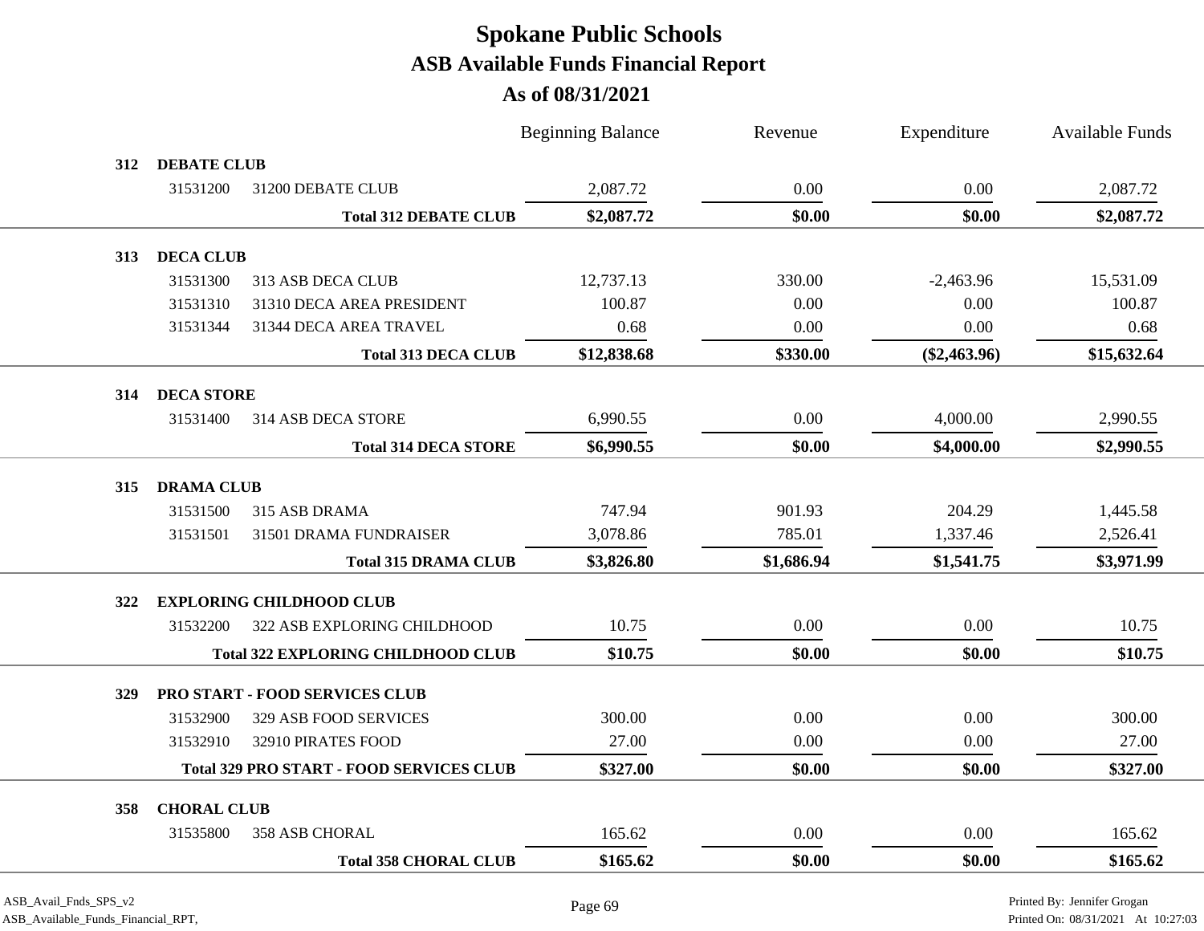# Spokane Public Schools

## ASB Available Funds Financial Report

### As of 08/31/2021

| | | Beginning Balance | Revenue | Expenditure | Available Funds |
|---|---|---|---|---|---|
| **312** | **DEBATE CLUB** | | | | |
| 31531200 | 31200 DEBATE CLUB | 2,087.72 | 0.00 | 0.00 | 2,087.72 |
| | **Total 312 DEBATE CLUB** | **$2,087.72** | **$0.00** | **$0.00** | **$2,087.72** |
| **313** | **DECA CLUB** | | | | |
| 31531300 | 313 ASB DECA CLUB | 12,737.13 | 330.00 | -2,463.96 | 15,531.09 |
| 31531310 | 31310 DECA AREA PRESIDENT | 100.87 | 0.00 | 0.00 | 100.87 |
| 31531344 | 31344 DECA AREA TRAVEL | 0.68 | 0.00 | 0.00 | 0.68 |
| | **Total 313 DECA CLUB** | **$12,838.68** | **$330.00** | **($2,463.96)** | **$15,632.64** |
| **314** | **DECA STORE** | | | | |
| 31531400 | 314 ASB DECA STORE | 6,990.55 | 0.00 | 4,000.00 | 2,990.55 |
| | **Total 314 DECA STORE** | **$6,990.55** | **$0.00** | **$4,000.00** | **$2,990.55** |
| **315** | **DRAMA CLUB** | | | | |
| 31531500 | 315 ASB DRAMA | 747.94 | 901.93 | 204.29 | 1,445.58 |
| 31531501 | 31501 DRAMA FUNDRAISER | 3,078.86 | 785.01 | 1,337.46 | 2,526.41 |
| | **Total 315 DRAMA CLUB** | **$3,826.80** | **$1,686.94** | **$1,541.75** | **$3,971.99** |
| **322** | **EXPLORING CHILDHOOD CLUB** | | | | |
| 31532200 | 322 ASB EXPLORING CHILDHOOD | 10.75 | 0.00 | 0.00 | 10.75 |
| | **Total 322 EXPLORING CHILDHOOD CLUB** | **$10.75** | **$0.00** | **$0.00** | **$10.75** |
| **329** | **PRO START - FOOD SERVICES CLUB** | | | | |
| 31532900 | 329 ASB FOOD SERVICES | 300.00 | 0.00 | 0.00 | 300.00 |
| 31532910 | 32910 PIRATES FOOD | 27.00 | 0.00 | 0.00 | 27.00 |
| | **Total 329 PRO START - FOOD SERVICES CLUB** | **$327.00** | **$0.00** | **$0.00** | **$327.00** |
| **358** | **CHORAL CLUB** | | | | |
| 31535800 | 358 ASB CHORAL | 165.62 | 0.00 | 0.00 | 165.62 |
| | **Total 358 CHORAL CLUB** | **$165.62** | **$0.00** | **$0.00** | **$165.62** |

ASB_Avail_Fnds_SPS_v2
ASB_Available_Funds_Financial_RPT,

Printed By: Jennifer Grogan
Printed On: 08/31/2021 At 10:27:03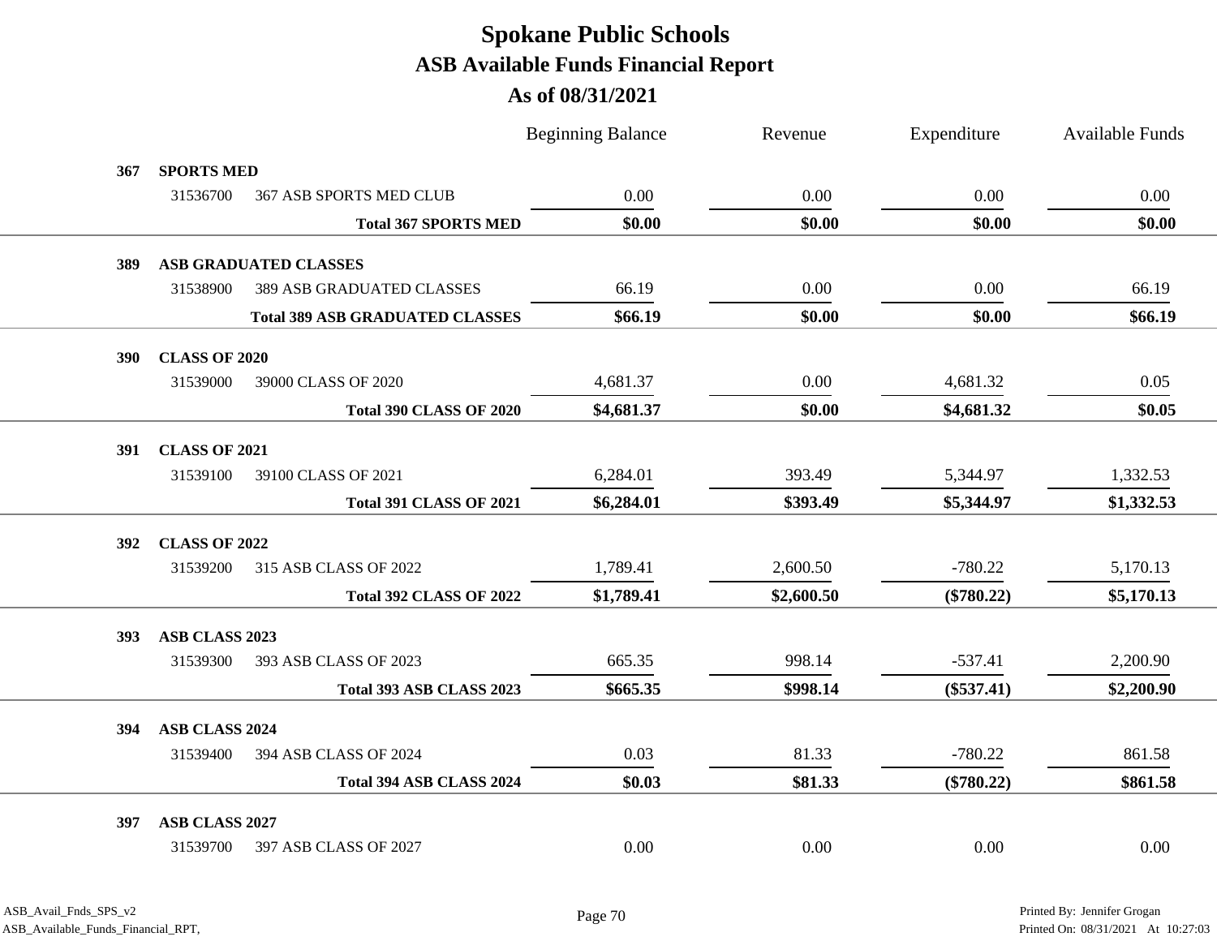# Spokane Public Schools

## ASB Available Funds Financial Report

### As of 08/31/2021

| | | Beginning Balance | Revenue | Expenditure | Available Funds |
|---|---|---|---|---|---|
| **367** | **SPORTS MED** | | | | |
| 31536700 | 367 ASB SPORTS MED CLUB | 0.00 | 0.00 | 0.00 | 0.00 |
| | **Total 367 SPORTS MED** | **$0.00** | **$0.00** | **$0.00** | **$0.00** |
| **389** | **ASB GRADUATED CLASSES** | | | | |
| 31538900 | 389 ASB GRADUATED CLASSES | 66.19 | 0.00 | 0.00 | 66.19 |
| | **Total 389 ASB GRADUATED CLASSES** | **$66.19** | **$0.00** | **$0.00** | **$66.19** |
| **390** | **CLASS OF 2020** | | | | |
| 31539000 | 39000 CLASS OF 2020 | 4,681.37 | 0.00 | 4,681.32 | 0.05 |
| | **Total 390 CLASS OF 2020** | **$4,681.37** | **$0.00** | **$4,681.32** | **$0.05** |
| **391** | **CLASS OF 2021** | | | | |
| 31539100 | 39100 CLASS OF 2021 | 6,284.01 | 393.49 | 5,344.97 | 1,332.53 |
| | **Total 391 CLASS OF 2021** | **$6,284.01** | **$393.49** | **$5,344.97** | **$1,332.53** |
| **392** | **CLASS OF 2022** | | | | |
| 31539200 | 315 ASB CLASS OF 2022 | 1,789.41 | 2,600.50 | -780.22 | 5,170.13 |
| | **Total 392 CLASS OF 2022** | **$1,789.41** | **$2,600.50** | **($780.22)** | **$5,170.13** |
| **393** | **ASB CLASS 2023** | | | | |
| 31539300 | 393 ASB CLASS OF 2023 | 665.35 | 998.14 | -537.41 | 2,200.90 |
| | **Total 393 ASB CLASS 2023** | **$665.35** | **$998.14** | **($537.41)** | **$2,200.90** |
| **394** | **ASB CLASS 2024** | | | | |
| 31539400 | 394 ASB CLASS OF 2024 | 0.03 | 81.33 | -780.22 | 861.58 |
| | **Total 394 ASB CLASS 2024** | **$0.03** | **$81.33** | **($780.22)** | **$861.58** |
| **397** | **ASB CLASS 2027** | | | | |
| 31539700 | 397 ASB CLASS OF 2027 | 0.00 | 0.00 | 0.00 | 0.00 |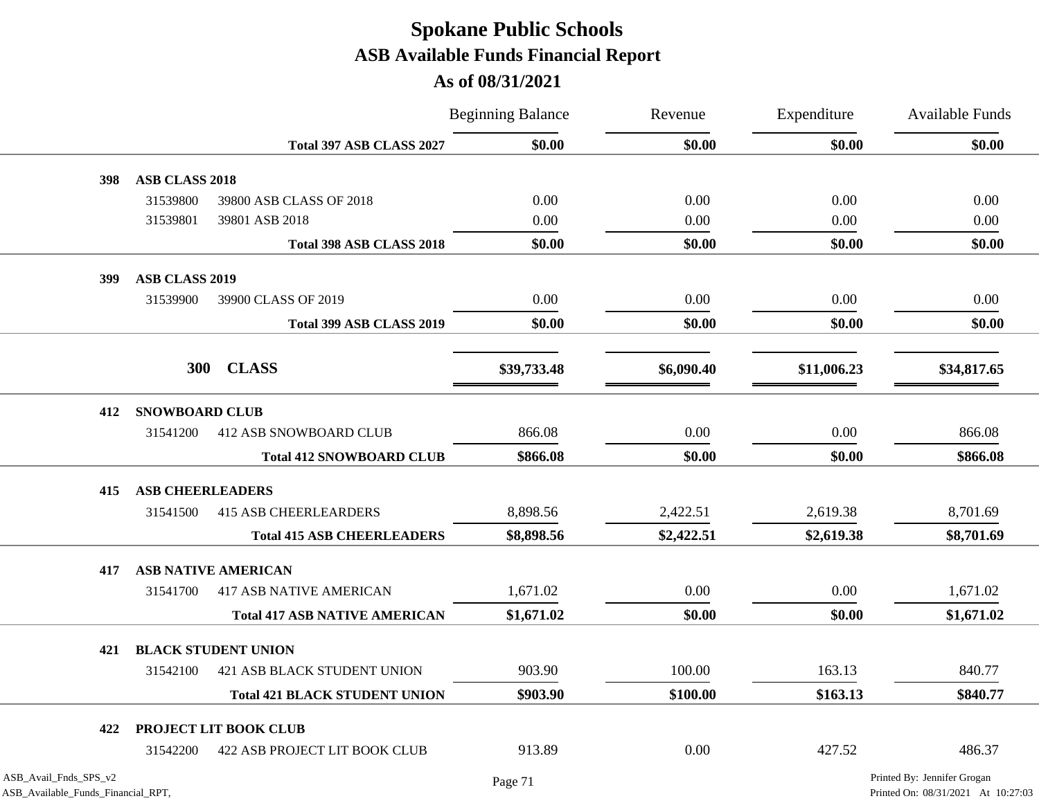# Spokane Public Schools

## ASB Available Funds Financial Report

### As of 08/31/2021

| | | | Beginning Balance | Revenue | Expenditure | Available Funds |
|---|---|---|---|---|---|---|
| | | **Total 397 ASB CLASS 2027** | **$0.00** | **$0.00** | **$0.00** | **$0.00** |
| **398** | **ASB CLASS 2018** | | | | | |
| | 31539800 | 39800 ASB CLASS OF 2018 | 0.00 | 0.00 | 0.00 | 0.00 |
| | 31539801 | 39801 ASB 2018 | 0.00 | 0.00 | 0.00 | 0.00 |
| | | **Total 398 ASB CLASS 2018** | **$0.00** | **$0.00** | **$0.00** | **$0.00** |
| **399** | **ASB CLASS 2019** | | | | | |
| | 31539900 | 39900 CLASS OF 2019 | 0.00 | 0.00 | 0.00 | 0.00 |
| | | **Total 399 ASB CLASS 2019** | **$0.00** | **$0.00** | **$0.00** | **$0.00** |
| | **300** | **CLASS** | **$39,733.48** | **$6,090.40** | **$11,006.23** | **$34,817.65** |
| **412** | **SNOWBOARD CLUB** | | | | | |
| | 31541200 | 412 ASB SNOWBOARD CLUB | 866.08 | 0.00 | 0.00 | 866.08 |
| | | **Total 412 SNOWBOARD CLUB** | **$866.08** | **$0.00** | **$0.00** | **$866.08** |
| **415** | **ASB CHEERLEADERS** | | | | | |
| | 31541500 | 415 ASB CHEERLEARDERS | 8,898.56 | 2,422.51 | 2,619.38 | 8,701.69 |
| | | **Total 415 ASB CHEERLEADERS** | **$8,898.56** | **$2,422.51** | **$2,619.38** | **$8,701.69** |
| **417** | **ASB NATIVE AMERICAN** | | | | | |
| | 31541700 | 417 ASB NATIVE AMERICAN | 1,671.02 | 0.00 | 0.00 | 1,671.02 |
| | | **Total 417 ASB NATIVE AMERICAN** | **$1,671.02** | **$0.00** | **$0.00** | **$1,671.02** |
| **421** | **BLACK STUDENT UNION** | | | | | |
| | 31542100 | 421 ASB BLACK STUDENT UNION | 903.90 | 100.00 | 163.13 | 840.77 |
| | | **Total 421 BLACK STUDENT UNION** | **$903.90** | **$100.00** | **$163.13** | **$840.77** |
| **422** | **PROJECT LIT BOOK CLUB** | | | | | |
| | 31542200 | 422 ASB PROJECT LIT BOOK CLUB | 913.89 | 0.00 | 427.52 | 486.37 |

ASB_Avail_Fnds_SPS_v2
ASB_Available_Funds_Financial_RPT,

Printed By: Jennifer Grogan
Printed On: 08/31/2021 At 10:27:03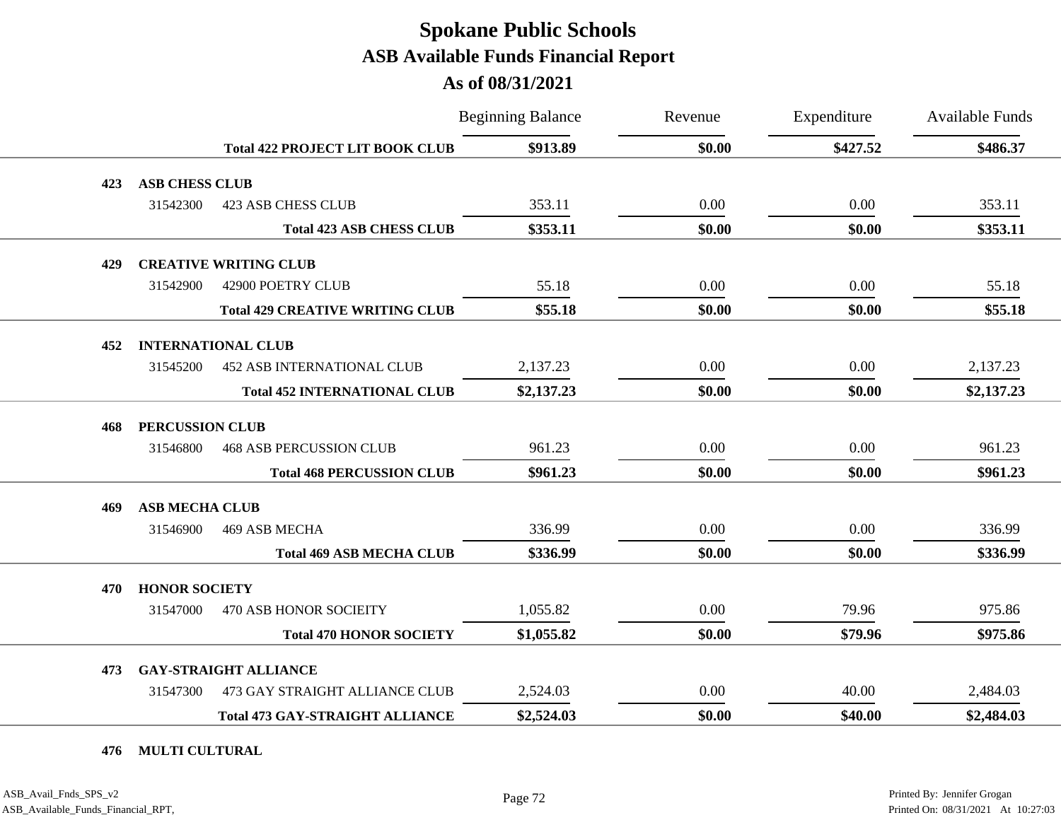# Spokane Public Schools
## ASB Available Funds Financial Report
### As of 08/31/2021

| | | | Beginning Balance | Revenue | Expenditure | Available Funds |
|---|---|---|---|---|---|---|
| | | **Total 422 PROJECT LIT BOOK CLUB** | **$913.89** | **$0.00** | **$427.52** | **$486.37** |
| **423** | **ASB CHESS CLUB** | | | | | |
| | 31542300 | 423 ASB CHESS CLUB | 353.11 | 0.00 | 0.00 | 353.11 |
| | | **Total 423 ASB CHESS CLUB** | **$353.11** | **$0.00** | **$0.00** | **$353.11** |
| **429** | **CREATIVE WRITING CLUB** | | | | | |
| | 31542900 | 42900 POETRY CLUB | 55.18 | 0.00 | 0.00 | 55.18 |
| | | **Total 429 CREATIVE WRITING CLUB** | **$55.18** | **$0.00** | **$0.00** | **$55.18** |
| **452** | **INTERNATIONAL CLUB** | | | | | |
| | 31545200 | 452 ASB INTERNATIONAL CLUB | 2,137.23 | 0.00 | 0.00 | 2,137.23 |
| | | **Total 452 INTERNATIONAL CLUB** | **$2,137.23** | **$0.00** | **$0.00** | **$2,137.23** |
| **468** | **PERCUSSION CLUB** | | | | | |
| | 31546800 | 468 ASB PERCUSSION CLUB | 961.23 | 0.00 | 0.00 | 961.23 |
| | | **Total 468 PERCUSSION CLUB** | **$961.23** | **$0.00** | **$0.00** | **$961.23** |
| **469** | **ASB MECHA CLUB** | | | | | |
| | 31546900 | 469 ASB MECHA | 336.99 | 0.00 | 0.00 | 336.99 |
| | | **Total 469 ASB MECHA CLUB** | **$336.99** | **$0.00** | **$0.00** | **$336.99** |
| **470** | **HONOR SOCIETY** | | | | | |
| | 31547000 | 470 ASB HONOR SOCIEITY | 1,055.82 | 0.00 | 79.96 | 975.86 |
| | | **Total 470 HONOR SOCIETY** | **$1,055.82** | **$0.00** | **$79.96** | **$975.86** |
| **473** | **GAY-STRAIGHT ALLIANCE** | | | | | |
| | 31547300 | 473 GAY STRAIGHT ALLIANCE CLUB | 2,524.03 | 0.00 | 40.00 | 2,484.03 |
| | | **Total 473 GAY-STRAIGHT ALLIANCE** | **$2,524.03** | **$0.00** | **$40.00** | **$2,484.03** |
| **476** | **MULTI CULTURAL** | | | | | |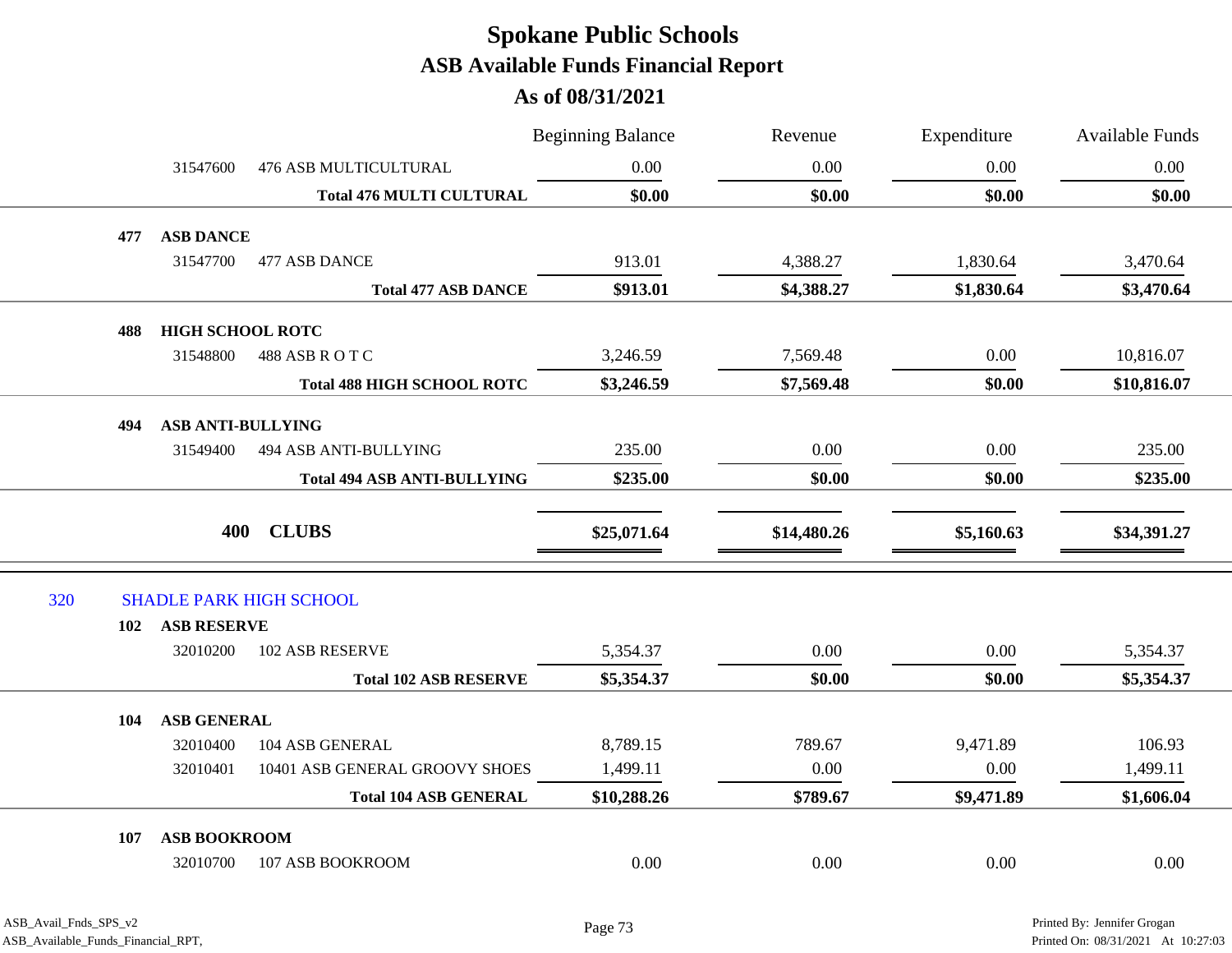# Spokane Public Schools
## ASB Available Funds Financial Report
### As of 08/31/2021

| | | | Beginning Balance | Revenue | Expenditure | Available Funds |
|---|---|---|---|---|---|---|
| | 31547600 | 476 ASB MULTICULTURAL | 0.00 | 0.00 | 0.00 | 0.00 |
| | | **Total 476 MULTI CULTURAL** | **$0.00** | **$0.00** | **$0.00** | **$0.00** |
| **477** | **ASB DANCE** | | | | | |
| | 31547700 | 477 ASB DANCE | 913.01 | 4,388.27 | 1,830.64 | 3,470.64 |
| | | **Total 477 ASB DANCE** | **$913.01** | **$4,388.27** | **$1,830.64** | **$3,470.64** |
| **488** | **HIGH SCHOOL ROTC** | | | | | |
| | 31548800 | 488 ASB R O T C | 3,246.59 | 7,569.48 | 0.00 | 10,816.07 |
| | | **Total 488 HIGH SCHOOL ROTC** | **$3,246.59** | **$7,569.48** | **$0.00** | **$10,816.07** |
| **494** | **ASB ANTI-BULLYING** | | | | | |
| | 31549400 | 494 ASB ANTI-BULLYING | 235.00 | 0.00 | 0.00 | 235.00 |
| | | **Total 494 ASB ANTI-BULLYING** | **$235.00** | **$0.00** | **$0.00** | **$235.00** |
| | **400** | **CLUBS** | **$25,071.64** | **$14,480.26** | **$5,160.63** | **$34,391.27** |
| 320 | SHADLE PARK HIGH SCHOOL | | | | | |
| **102** | **ASB RESERVE** | | | | | |
| | 32010200 | 102 ASB RESERVE | 5,354.37 | 0.00 | 0.00 | 5,354.37 |
| | | **Total 102 ASB RESERVE** | **$5,354.37** | **$0.00** | **$0.00** | **$5,354.37** |
| **104** | **ASB GENERAL** | | | | | |
| | 32010400 | 104 ASB GENERAL | 8,789.15 | 789.67 | 9,471.89 | 106.93 |
| | 32010401 | 10401 ASB GENERAL GROOVY SHOES | 1,499.11 | 0.00 | 0.00 | 1,499.11 |
| | | **Total 104 ASB GENERAL** | **$10,288.26** | **$789.67** | **$9,471.89** | **$1,606.04** |
| **107** | **ASB BOOKROOM** | | | | | |
| | 32010700 | 107 ASB BOOKROOM | 0.00 | 0.00 | 0.00 | 0.00 |

ASB_Avail_Fnds_SPS_v2
ASB_Available_Funds_Financial_RPT,

Printed By: Jennifer Grogan
Printed On: 08/31/2021 At 10:27:03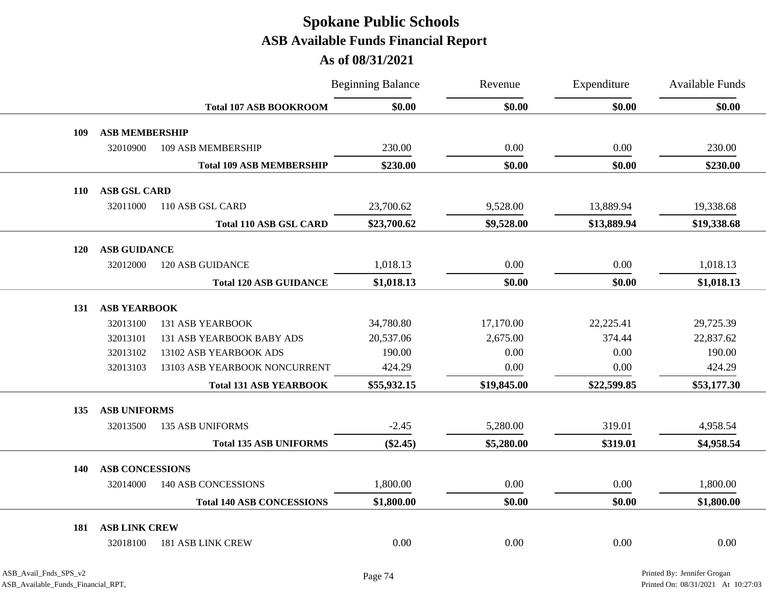# Spokane Public Schools

## ASB Available Funds Financial Report

### As of 08/31/2021

| | | Beginning Balance | Revenue | Expenditure | Available Funds |
|---|---|---|---|---|---|
| | **Total 107 ASB BOOKROOM** | **$0.00** | **$0.00** | **$0.00** | **$0.00** |
| **109** | **ASB MEMBERSHIP** | | | | |
| 32010900 | 109 ASB MEMBERSHIP | 230.00 | 0.00 | 0.00 | 230.00 |
| | **Total 109 ASB MEMBERSHIP** | **$230.00** | **$0.00** | **$0.00** | **$230.00** |
| **110** | **ASB GSL CARD** | | | | |
| 32011000 | 110 ASB GSL CARD | 23,700.62 | 9,528.00 | 13,889.94 | 19,338.68 |
| | **Total 110 ASB GSL CARD** | **$23,700.62** | **$9,528.00** | **$13,889.94** | **$19,338.68** |
| **120** | **ASB GUIDANCE** | | | | |
| 32012000 | 120 ASB GUIDANCE | 1,018.13 | 0.00 | 0.00 | 1,018.13 |
| | **Total 120 ASB GUIDANCE** | **$1,018.13** | **$0.00** | **$0.00** | **$1,018.13** |
| **131** | **ASB YEARBOOK** | | | | |
| 32013100 | 131 ASB YEARBOOK | 34,780.80 | 17,170.00 | 22,225.41 | 29,725.39 |
| 32013101 | 131 ASB YEARBOOK BABY ADS | 20,537.06 | 2,675.00 | 374.44 | 22,837.62 |
| 32013102 | 13102 ASB YEARBOOK ADS | 190.00 | 0.00 | 0.00 | 190.00 |
| 32013103 | 13103 ASB YEARBOOK NONCURRENT | 424.29 | 0.00 | 0.00 | 424.29 |
| | **Total 131 ASB YEARBOOK** | **$55,932.15** | **$19,845.00** | **$22,599.85** | **$53,177.30** |
| **135** | **ASB UNIFORMS** | | | | |
| 32013500 | 135 ASB UNIFORMS | -2.45 | 5,280.00 | 319.01 | 4,958.54 |
| | **Total 135 ASB UNIFORMS** | **($2.45)** | **$5,280.00** | **$319.01** | **$4,958.54** |
| **140** | **ASB CONCESSIONS** | | | | |
| 32014000 | 140 ASB CONCESSIONS | 1,800.00 | 0.00 | 0.00 | 1,800.00 |
| | **Total 140 ASB CONCESSIONS** | **$1,800.00** | **$0.00** | **$0.00** | **$1,800.00** |
| **181** | **ASB LINK CREW** | | | | |
| 32018100 | 181 ASB LINK CREW | 0.00 | 0.00 | 0.00 | 0.00 |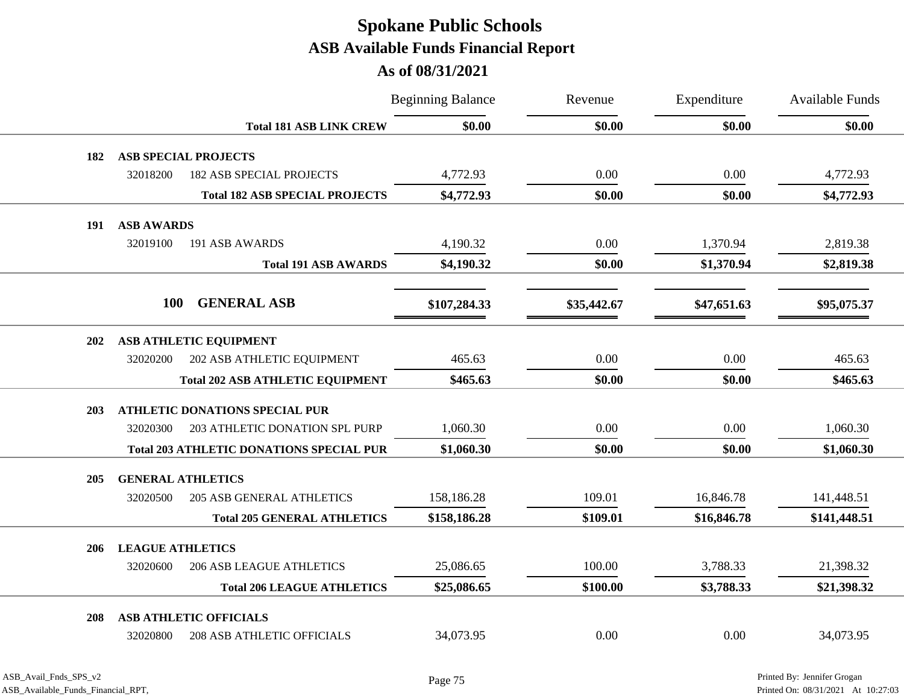# Spokane Public Schools
## ASB Available Funds Financial Report
### As of 08/31/2021

| | | Beginning Balance | Revenue | Expenditure | Available Funds |
|---|---|---|---|---|---|
| | **Total 181 ASB LINK CREW** | **$0.00** | **$0.00** | **$0.00** | **$0.00** |
| **182** | **ASB SPECIAL PROJECTS** | | | | |
| 32018200 | 182 ASB SPECIAL PROJECTS | 4,772.93 | 0.00 | 0.00 | 4,772.93 |
| | **Total 182 ASB SPECIAL PROJECTS** | **$4,772.93** | **$0.00** | **$0.00** | **$4,772.93** |
| **191** | **ASB AWARDS** | | | | |
| 32019100 | 191 ASB AWARDS | 4,190.32 | 0.00 | 1,370.94 | 2,819.38 |
| | **Total 191 ASB AWARDS** | **$4,190.32** | **$0.00** | **$1,370.94** | **$2,819.38** |
| **100** | **GENERAL ASB** | **$107,284.33** | **$35,442.67** | **$47,651.63** | **$95,075.37** |
| **202** | **ASB ATHLETIC EQUIPMENT** | | | | |
| 32020200 | 202 ASB ATHLETIC EQUIPMENT | 465.63 | 0.00 | 0.00 | 465.63 |
| | **Total 202 ASB ATHLETIC EQUIPMENT** | **$465.63** | **$0.00** | **$0.00** | **$465.63** |
| **203** | **ATHLETIC DONATIONS SPECIAL PUR** | | | | |
| 32020300 | 203 ATHLETIC DONATION SPL PURP | 1,060.30 | 0.00 | 0.00 | 1,060.30 |
| | **Total 203 ATHLETIC DONATIONS SPECIAL PUR** | **$1,060.30** | **$0.00** | **$0.00** | **$1,060.30** |
| **205** | **GENERAL ATHLETICS** | | | | |
| 32020500 | 205 ASB GENERAL ATHLETICS | 158,186.28 | 109.01 | 16,846.78 | 141,448.51 |
| | **Total 205 GENERAL ATHLETICS** | **$158,186.28** | **$109.01** | **$16,846.78** | **$141,448.51** |
| **206** | **LEAGUE ATHLETICS** | | | | |
| 32020600 | 206 ASB LEAGUE ATHLETICS | 25,086.65 | 100.00 | 3,788.33 | 21,398.32 |
| | **Total 206 LEAGUE ATHLETICS** | **$25,086.65** | **$100.00** | **$3,788.33** | **$21,398.32** |
| **208** | **ASB ATHLETIC OFFICIALS** | | | | |
| 32020800 | 208 ASB ATHLETIC OFFICIALS | 34,073.95 | 0.00 | 0.00 | 34,073.95 |

ASB_Avail_Fnds_SPS_v2
ASB_Available_Funds_Financial_RPT,

Printed By: Jennifer Grogan
Printed On: 08/31/2021 At 10:27:03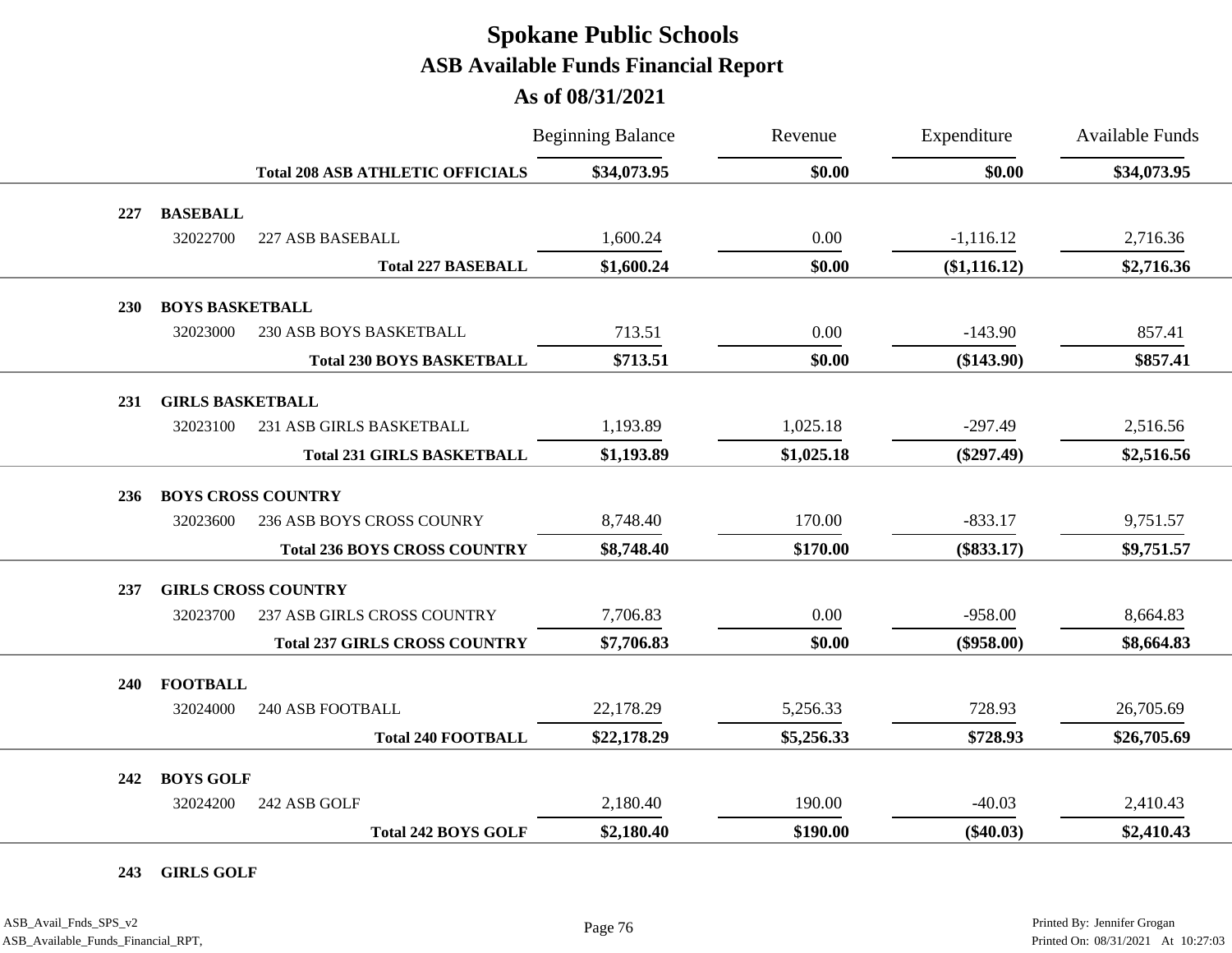# Spokane Public Schools
## ASB Available Funds Financial Report
### As of 08/31/2021

| | | | Beginning Balance | Revenue | Expenditure | Available Funds |
|---|---|---|---|---|---|---|
| | | **Total 208 ASB ATHLETIC OFFICIALS** | **$34,073.95** | **$0.00** | **$0.00** | **$34,073.95** |
| **227** | **BASEBALL** | | | | | |
| | 32022700 | 227 ASB BASEBALL | 1,600.24 | 0.00 | -1,116.12 | 2,716.36 |
| | | **Total 227 BASEBALL** | **$1,600.24** | **$0.00** | **($1,116.12)** | **$2,716.36** |
| **230** | **BOYS BASKETBALL** | | | | | |
| | 32023000 | 230 ASB BOYS BASKETBALL | 713.51 | 0.00 | -143.90 | 857.41 |
| | | **Total 230 BOYS BASKETBALL** | **$713.51** | **$0.00** | **($143.90)** | **$857.41** |
| **231** | **GIRLS BASKETBALL** | | | | | |
| | 32023100 | 231 ASB GIRLS BASKETBALL | 1,193.89 | 1,025.18 | -297.49 | 2,516.56 |
| | | **Total 231 GIRLS BASKETBALL** | **$1,193.89** | **$1,025.18** | **($297.49)** | **$2,516.56** |
| **236** | **BOYS CROSS COUNTRY** | | | | | |
| | 32023600 | 236 ASB BOYS CROSS COUNRY | 8,748.40 | 170.00 | -833.17 | 9,751.57 |
| | | **Total 236 BOYS CROSS COUNTRY** | **$8,748.40** | **$170.00** | **($833.17)** | **$9,751.57** |
| **237** | **GIRLS CROSS COUNTRY** | | | | | |
| | 32023700 | 237 ASB GIRLS CROSS COUNTRY | 7,706.83 | 0.00 | -958.00 | 8,664.83 |
| | | **Total 237 GIRLS CROSS COUNTRY** | **$7,706.83** | **$0.00** | **($958.00)** | **$8,664.83** |
| **240** | **FOOTBALL** | | | | | |
| | 32024000 | 240 ASB FOOTBALL | 22,178.29 | 5,256.33 | 728.93 | 26,705.69 |
| | | **Total 240 FOOTBALL** | **$22,178.29** | **$5,256.33** | **$728.93** | **$26,705.69** |
| **242** | **BOYS GOLF** | | | | | |
| | 32024200 | 242 ASB GOLF | 2,180.40 | 190.00 | -40.03 | 2,410.43 |
| | | **Total 242 BOYS GOLF** | **$2,180.40** | **$190.00** | **($40.03)** | **$2,410.43** |
| **243** | **GIRLS GOLF** | | | | | |

ASB_Avail_Fnds_SPS_v2
ASB_Available_Funds_Financial_RPT,

Printed By: Jennifer Grogan
Printed On: 08/31/2021 At 10:27:03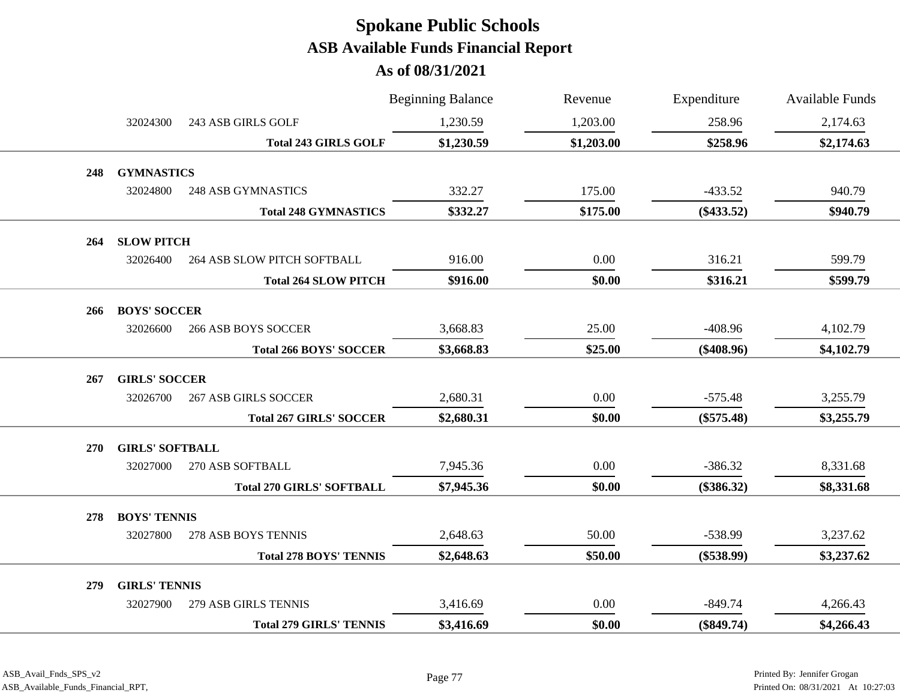# Spokane Public Schools
## ASB Available Funds Financial Report
### As of 08/31/2021

| | | Beginning Balance | Revenue | Expenditure | Available Funds |
|---|---|---|---|---|---|
| 32024300 | 243 ASB GIRLS GOLF | 1,230.59 | 1,203.00 | 258.96 | 2,174.63 |
| | **Total 243 GIRLS GOLF** | **$1,230.59** | **$1,203.00** | **$258.96** | **$2,174.63** |
| **248** | **GYMNASTICS** | | | | |
| 32024800 | 248 ASB GYMNASTICS | 332.27 | 175.00 | -433.52 | 940.79 |
| | **Total 248 GYMNASTICS** | **$332.27** | **$175.00** | **($433.52)** | **$940.79** |
| **264** | **SLOW PITCH** | | | | |
| 32026400 | 264 ASB SLOW PITCH SOFTBALL | 916.00 | 0.00 | 316.21 | 599.79 |
| | **Total 264 SLOW PITCH** | **$916.00** | **$0.00** | **$316.21** | **$599.79** |
| **266** | **BOYS' SOCCER** | | | | |
| 32026600 | 266 ASB BOYS SOCCER | 3,668.83 | 25.00 | -408.96 | 4,102.79 |
| | **Total 266 BOYS' SOCCER** | **$3,668.83** | **$25.00** | **($408.96)** | **$4,102.79** |
| **267** | **GIRLS' SOCCER** | | | | |
| 32026700 | 267 ASB GIRLS SOCCER | 2,680.31 | 0.00 | -575.48 | 3,255.79 |
| | **Total 267 GIRLS' SOCCER** | **$2,680.31** | **$0.00** | **($575.48)** | **$3,255.79** |
| **270** | **GIRLS' SOFTBALL** | | | | |
| 32027000 | 270 ASB SOFTBALL | 7,945.36 | 0.00 | -386.32 | 8,331.68 |
| | **Total 270 GIRLS' SOFTBALL** | **$7,945.36** | **$0.00** | **($386.32)** | **$8,331.68** |
| **278** | **BOYS' TENNIS** | | | | |
| 32027800 | 278 ASB BOYS TENNIS | 2,648.63 | 50.00 | -538.99 | 3,237.62 |
| | **Total 278 BOYS' TENNIS** | **$2,648.63** | **$50.00** | **($538.99)** | **$3,237.62** |
| **279** | **GIRLS' TENNIS** | | | | |
| 32027900 | 279 ASB GIRLS TENNIS | 3,416.69 | 0.00 | -849.74 | 4,266.43 |
| | **Total 279 GIRLS' TENNIS** | **$3,416.69** | **$0.00** | **($849.74)** | **$4,266.43** |

ASB_Avail_Fnds_SPS_v2
ASB_Available_Funds_Financial_RPT,

Printed By: Jennifer Grogan
Printed On: 08/31/2021 At 10:27:03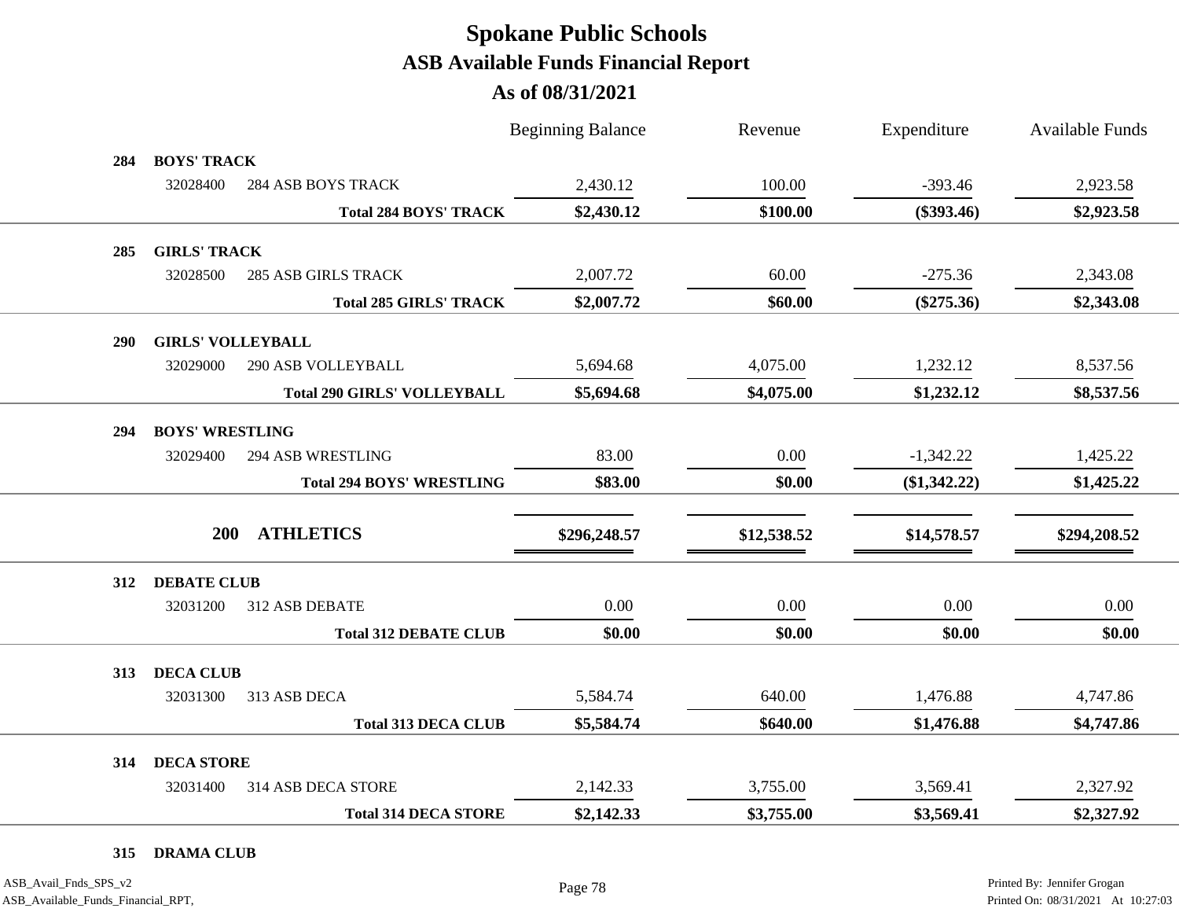# Spokane Public Schools

## ASB Available Funds Financial Report

### As of 08/31/2021

| | | Beginning Balance | Revenue | Expenditure | Available Funds |
|---|---|---|---|---|---|
| **284** | **BOYS' TRACK** | | | | |
| 32028400 | 284 ASB BOYS TRACK | 2,430.12 | 100.00 | -393.46 | 2,923.58 |
| | **Total 284 BOYS' TRACK** | **$2,430.12** | **$100.00** | **($393.46)** | **$2,923.58** |
| **285** | **GIRLS' TRACK** | | | | |
| 32028500 | 285 ASB GIRLS TRACK | 2,007.72 | 60.00 | -275.36 | 2,343.08 |
| | **Total 285 GIRLS' TRACK** | **$2,007.72** | **$60.00** | **($275.36)** | **$2,343.08** |
| **290** | **GIRLS' VOLLEYBALL** | | | | |
| 32029000 | 290 ASB VOLLEYBALL | 5,694.68 | 4,075.00 | 1,232.12 | 8,537.56 |
| | **Total 290 GIRLS' VOLLEYBALL** | **$5,694.68** | **$4,075.00** | **$1,232.12** | **$8,537.56** |
| **294** | **BOYS' WRESTLING** | | | | |
| 32029400 | 294 ASB WRESTLING | 83.00 | 0.00 | -1,342.22 | 1,425.22 |
| | **Total 294 BOYS' WRESTLING** | **$83.00** | **$0.00** | **($1,342.22)** | **$1,425.22** |
| **200** | **ATHLETICS** | **$296,248.57** | **$12,538.52** | **$14,578.57** | **$294,208.52** |
| **312** | **DEBATE CLUB** | | | | |
| 32031200 | 312 ASB DEBATE | 0.00 | 0.00 | 0.00 | 0.00 |
| | **Total 312 DEBATE CLUB** | **$0.00** | **$0.00** | **$0.00** | **$0.00** |
| **313** | **DECA CLUB** | | | | |
| 32031300 | 313 ASB DECA | 5,584.74 | 640.00 | 1,476.88 | 4,747.86 |
| | **Total 313 DECA CLUB** | **$5,584.74** | **$640.00** | **$1,476.88** | **$4,747.86** |
| **314** | **DECA STORE** | | | | |
| 32031400 | 314 ASB DECA STORE | 2,142.33 | 3,755.00 | 3,569.41 | 2,327.92 |
| | **Total 314 DECA STORE** | **$2,142.33** | **$3,755.00** | **$3,569.41** | **$2,327.92** |
| **315** | **DRAMA CLUB** | | | | |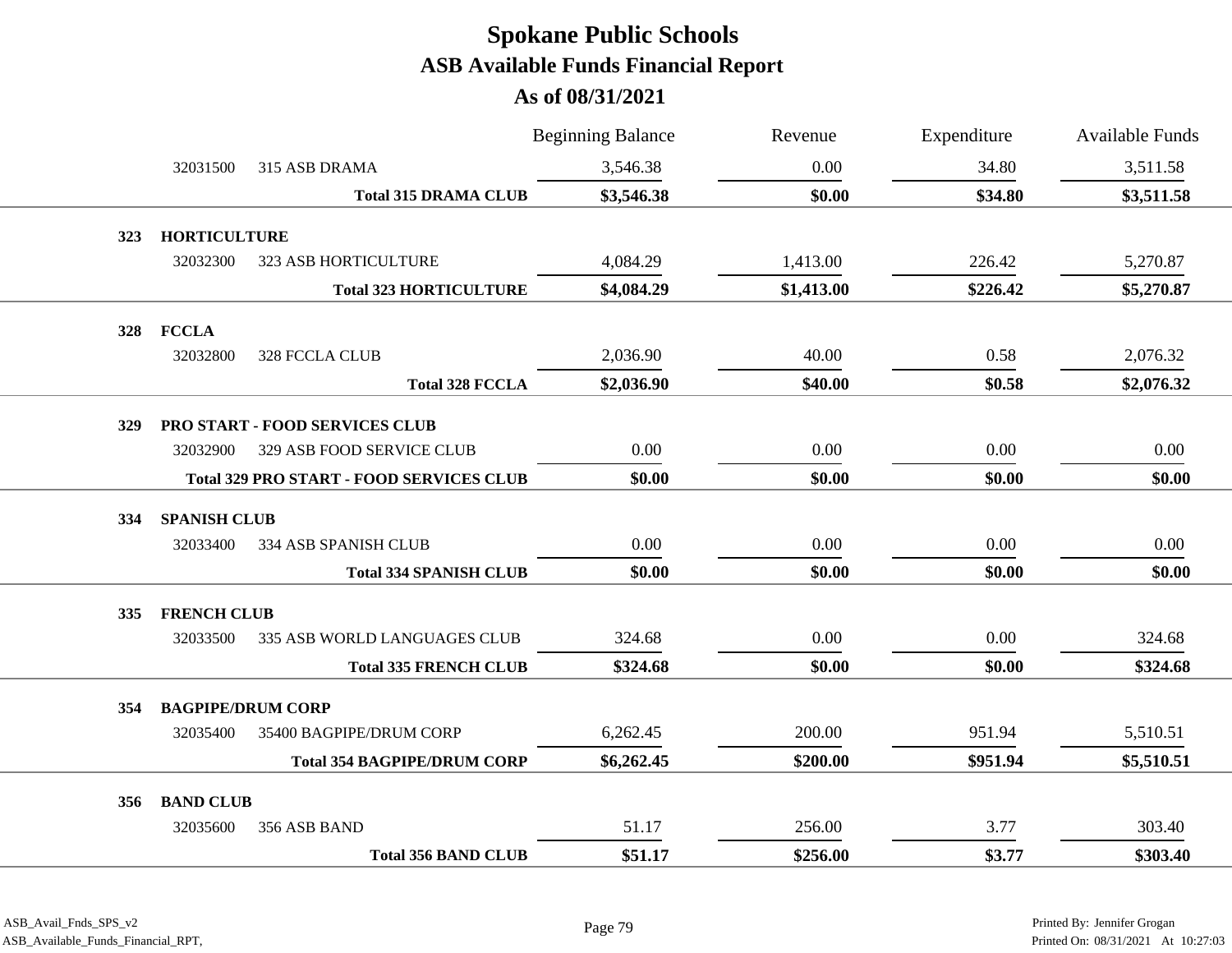# Spokane Public Schools
## ASB Available Funds Financial Report
### As of 08/31/2021

| | | Beginning Balance | Revenue | Expenditure | Available Funds |
|---|---|---|---|---|---|
| 32031500 | 315 ASB DRAMA | 3,546.38 | 0.00 | 34.80 | 3,511.58 |
| | **Total 315 DRAMA CLUB** | **$3,546.38** | **$0.00** | **$34.80** | **$3,511.58** |
| **323** | **HORTICULTURE** | | | | |
| 32032300 | 323 ASB HORTICULTURE | 4,084.29 | 1,413.00 | 226.42 | 5,270.87 |
| | **Total 323 HORTICULTURE** | **$4,084.29** | **$1,413.00** | **$226.42** | **$5,270.87** |
| **328** | **FCCLA** | | | | |
| 32032800 | 328 FCCLA CLUB | 2,036.90 | 40.00 | 0.58 | 2,076.32 |
| | **Total 328 FCCLA** | **$2,036.90** | **$40.00** | **$0.58** | **$2,076.32** |
| **329** | **PRO START - FOOD SERVICES CLUB** | | | | |
| 32032900 | 329 ASB FOOD SERVICE CLUB | 0.00 | 0.00 | 0.00 | 0.00 |
| | **Total 329 PRO START - FOOD SERVICES CLUB** | **$0.00** | **$0.00** | **$0.00** | **$0.00** |
| **334** | **SPANISH CLUB** | | | | |
| 32033400 | 334 ASB SPANISH CLUB | 0.00 | 0.00 | 0.00 | 0.00 |
| | **Total 334 SPANISH CLUB** | **$0.00** | **$0.00** | **$0.00** | **$0.00** |
| **335** | **FRENCH CLUB** | | | | |
| 32033500 | 335 ASB WORLD LANGUAGES CLUB | 324.68 | 0.00 | 0.00 | 324.68 |
| | **Total 335 FRENCH CLUB** | **$324.68** | **$0.00** | **$0.00** | **$324.68** |
| **354** | **BAGPIPE/DRUM CORP** | | | | |
| 32035400 | 35400 BAGPIPE/DRUM CORP | 6,262.45 | 200.00 | 951.94 | 5,510.51 |
| | **Total 354 BAGPIPE/DRUM CORP** | **$6,262.45** | **$200.00** | **$951.94** | **$5,510.51** |
| **356** | **BAND CLUB** | | | | |
| 32035600 | 356 ASB BAND | 51.17 | 256.00 | 3.77 | 303.40 |
| | **Total 356 BAND CLUB** | **$51.17** | **$256.00** | **$3.77** | **$303.40** |

ASB_Avail_Fnds_SPS_v2
ASB_Available_Funds_Financial_RPT,

Printed By: Jennifer Grogan
Printed On: 08/31/2021 At 10:27:03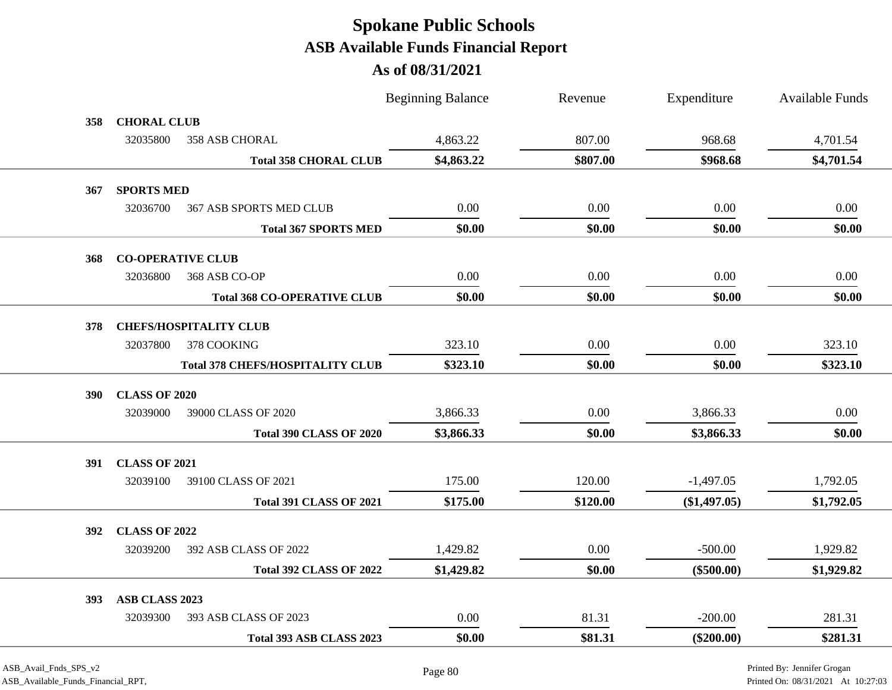# Spokane Public Schools

## ASB Available Funds Financial Report

### As of 08/31/2021

| | | Beginning Balance | Revenue | Expenditure | Available Funds |
|---|---|---|---|---|---|
| **358** | **CHORAL CLUB** | | | | |
| 32035800 | 358 ASB CHORAL | 4,863.22 | 807.00 | 968.68 | 4,701.54 |
| | **Total 358 CHORAL CLUB** | **$4,863.22** | **$807.00** | **$968.68** | **$4,701.54** |
| **367** | **SPORTS MED** | | | | |
| 32036700 | 367 ASB SPORTS MED CLUB | 0.00 | 0.00 | 0.00 | 0.00 |
| | **Total 367 SPORTS MED** | **$0.00** | **$0.00** | **$0.00** | **$0.00** |
| **368** | **CO-OPERATIVE CLUB** | | | | |
| 32036800 | 368 ASB CO-OP | 0.00 | 0.00 | 0.00 | 0.00 |
| | **Total 368 CO-OPERATIVE CLUB** | **$0.00** | **$0.00** | **$0.00** | **$0.00** |
| **378** | **CHEFS/HOSPITALITY CLUB** | | | | |
| 32037800 | 378 COOKING | 323.10 | 0.00 | 0.00 | 323.10 |
| | **Total 378 CHEFS/HOSPITALITY CLUB** | **$323.10** | **$0.00** | **$0.00** | **$323.10** |
| **390** | **CLASS OF 2020** | | | | |
| 32039000 | 39000 CLASS OF 2020 | 3,866.33 | 0.00 | 3,866.33 | 0.00 |
| | **Total 390 CLASS OF 2020** | **$3,866.33** | **$0.00** | **$3,866.33** | **$0.00** |
| **391** | **CLASS OF 2021** | | | | |
| 32039100 | 39100 CLASS OF 2021 | 175.00 | 120.00 | -1,497.05 | 1,792.05 |
| | **Total 391 CLASS OF 2021** | **$175.00** | **$120.00** | **($1,497.05)** | **$1,792.05** |
| **392** | **CLASS OF 2022** | | | | |
| 32039200 | 392 ASB CLASS OF 2022 | 1,429.82 | 0.00 | -500.00 | 1,929.82 |
| | **Total 392 CLASS OF 2022** | **$1,429.82** | **$0.00** | **($500.00)** | **$1,929.82** |
| **393** | **ASB CLASS 2023** | | | | |
| 32039300 | 393 ASB CLASS OF 2023 | 0.00 | 81.31 | -200.00 | 281.31 |
| | **Total 393 ASB CLASS 2023** | **$0.00** | **$81.31** | **($200.00)** | **$281.31** |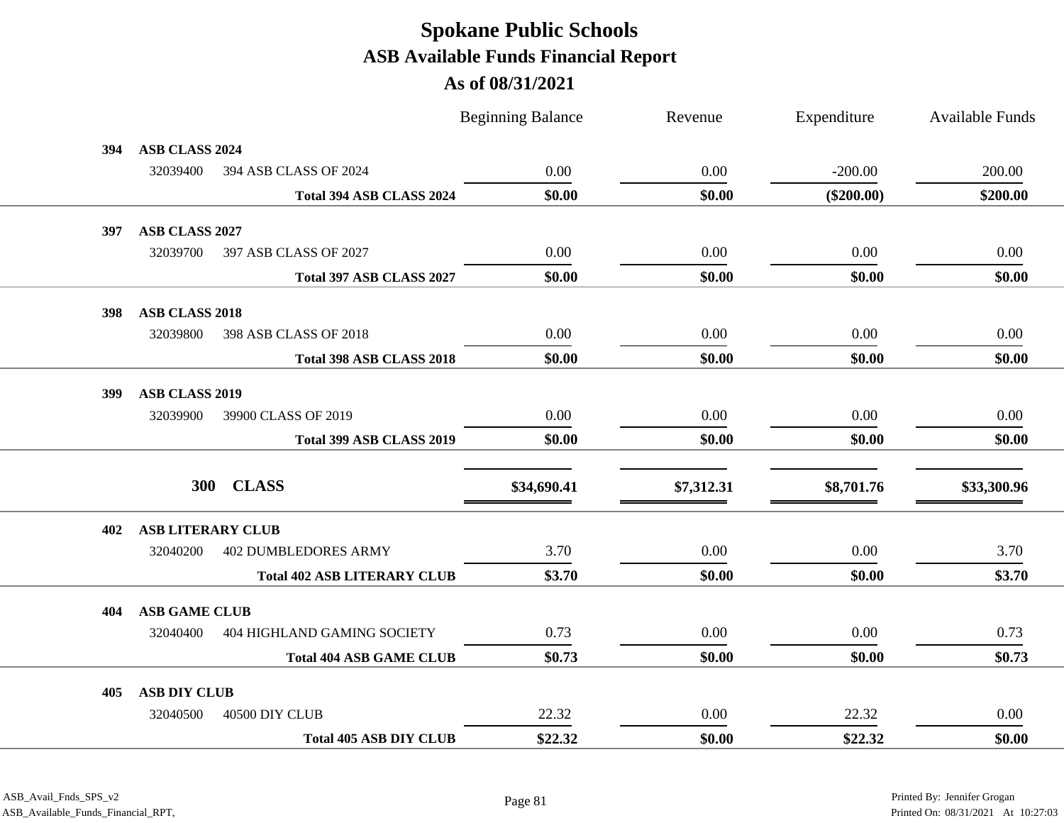# Spokane Public Schools

## ASB Available Funds Financial Report

### As of 08/31/2021

| | | Beginning Balance | Revenue | Expenditure | Available Funds |
|---|---|---|---|---|---|
| **394** | **ASB CLASS 2024** | | | | |
| 32039400 | 394 ASB CLASS OF 2024 | 0.00 | 0.00 | -200.00 | 200.00 |
| | **Total 394 ASB CLASS 2024** | **$0.00** | **$0.00** | **($200.00)** | **$200.00** |
| **397** | **ASB CLASS 2027** | | | | |
| 32039700 | 397 ASB CLASS OF 2027 | 0.00 | 0.00 | 0.00 | 0.00 |
| | **Total 397 ASB CLASS 2027** | **$0.00** | **$0.00** | **$0.00** | **$0.00** |
| **398** | **ASB CLASS 2018** | | | | |
| 32039800 | 398 ASB CLASS OF 2018 | 0.00 | 0.00 | 0.00 | 0.00 |
| | **Total 398 ASB CLASS 2018** | **$0.00** | **$0.00** | **$0.00** | **$0.00** |
| **399** | **ASB CLASS 2019** | | | | |
| 32039900 | 39900 CLASS OF 2019 | 0.00 | 0.00 | 0.00 | 0.00 |
| | **Total 399 ASB CLASS 2019** | **$0.00** | **$0.00** | **$0.00** | **$0.00** |
| **300** | **CLASS** | **$34,690.41** | **$7,312.31** | **$8,701.76** | **$33,300.96** |
| **402** | **ASB LITERARY CLUB** | | | | |
| 32040200 | 402 DUMBLEDORES ARMY | 3.70 | 0.00 | 0.00 | 3.70 |
| | **Total 402 ASB LITERARY CLUB** | **$3.70** | **$0.00** | **$0.00** | **$3.70** |
| **404** | **ASB GAME CLUB** | | | | |
| 32040400 | 404 HIGHLAND GAMING SOCIETY | 0.73 | 0.00 | 0.00 | 0.73 |
| | **Total 404 ASB GAME CLUB** | **$0.73** | **$0.00** | **$0.00** | **$0.73** |
| **405** | **ASB DIY CLUB** | | | | |
| 32040500 | 40500 DIY CLUB | 22.32 | 0.00 | 22.32 | 0.00 |
| | **Total 405 ASB DIY CLUB** | **$22.32** | **$0.00** | **$22.32** | **$0.00** |

ASB_Avail_Fnds_SPS_v2
ASB_Available_Funds_Financial_RPT,

Printed By: Jennifer Grogan
Printed On: 08/31/2021 At 10:27:03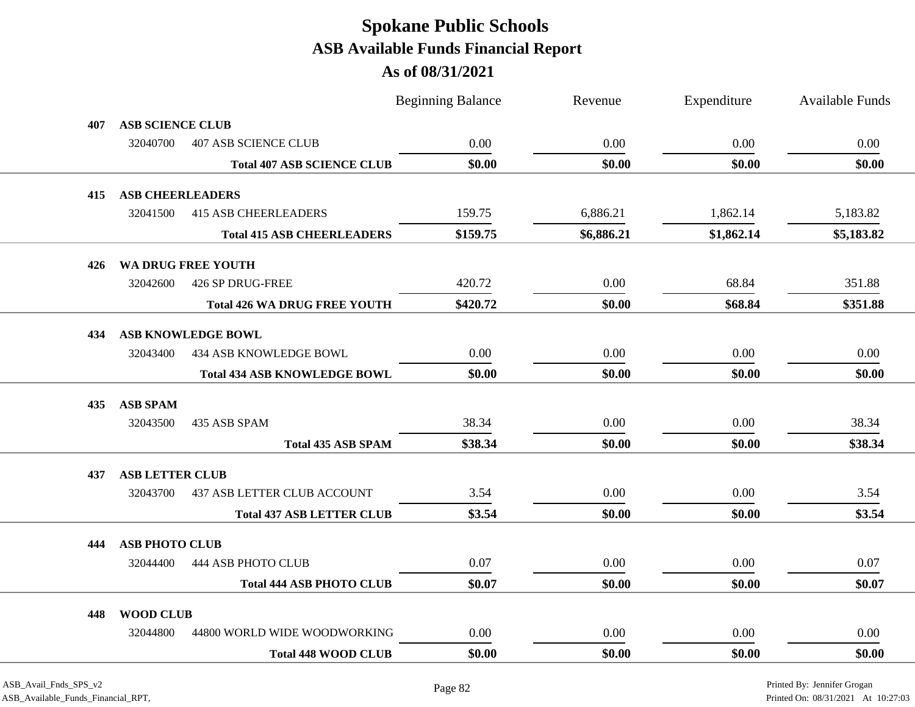# Spokane Public Schools

## ASB Available Funds Financial Report

### As of 08/31/2021

| | | Beginning Balance | Revenue | Expenditure | Available Funds |
|---|---|---|---|---|---|
| **407** | **ASB SCIENCE CLUB** | | | | |
| 32040700 | 407 ASB SCIENCE CLUB | 0.00 | 0.00 | 0.00 | 0.00 |
| | **Total 407 ASB SCIENCE CLUB** | **$0.00** | **$0.00** | **$0.00** | **$0.00** |
| **415** | **ASB CHEERLEADERS** | | | | |
| 32041500 | 415 ASB CHEERLEADERS | 159.75 | 6,886.21 | 1,862.14 | 5,183.82 |
| | **Total 415 ASB CHEERLEADERS** | **$159.75** | **$6,886.21** | **$1,862.14** | **$5,183.82** |
| **426** | **WA DRUG FREE YOUTH** | | | | |
| 32042600 | 426 SP DRUG-FREE | 420.72 | 0.00 | 68.84 | 351.88 |
| | **Total 426 WA DRUG FREE YOUTH** | **$420.72** | **$0.00** | **$68.84** | **$351.88** |
| **434** | **ASB KNOWLEDGE BOWL** | | | | |
| 32043400 | 434 ASB KNOWLEDGE BOWL | 0.00 | 0.00 | 0.00 | 0.00 |
| | **Total 434 ASB KNOWLEDGE BOWL** | **$0.00** | **$0.00** | **$0.00** | **$0.00** |
| **435** | **ASB SPAM** | | | | |
| 32043500 | 435 ASB SPAM | 38.34 | 0.00 | 0.00 | 38.34 |
| | **Total 435 ASB SPAM** | **$38.34** | **$0.00** | **$0.00** | **$38.34** |
| **437** | **ASB LETTER CLUB** | | | | |
| 32043700 | 437 ASB LETTER CLUB ACCOUNT | 3.54 | 0.00 | 0.00 | 3.54 |
| | **Total 437 ASB LETTER CLUB** | **$3.54** | **$0.00** | **$0.00** | **$3.54** |
| **444** | **ASB PHOTO CLUB** | | | | |
| 32044400 | 444 ASB PHOTO CLUB | 0.07 | 0.00 | 0.00 | 0.07 |
| | **Total 444 ASB PHOTO CLUB** | **$0.07** | **$0.00** | **$0.00** | **$0.07** |
| **448** | **WOOD CLUB** | | | | |
| 32044800 | 44800 WORLD WIDE WOODWORKING | 0.00 | 0.00 | 0.00 | 0.00 |
| | **Total 448 WOOD CLUB** | **$0.00** | **$0.00** | **$0.00** | **$0.00** |

ASB_Avail_Fnds_SPS_v2
ASB_Available_Funds_Financial_RPT,

Printed By: Jennifer Grogan
Printed On: 08/31/2021 At 10:27:03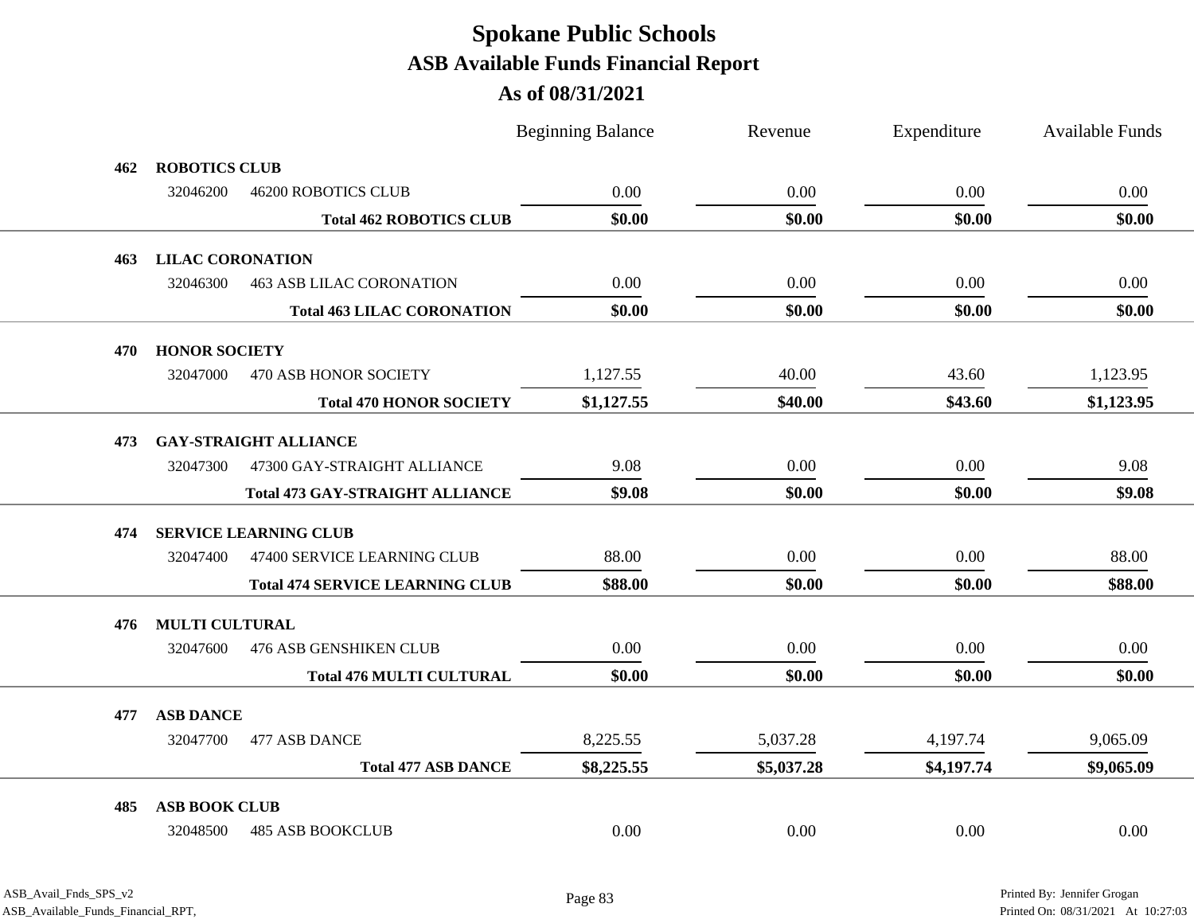# Spokane Public Schools

## ASB Available Funds Financial Report

### As of 08/31/2021

| | | | Beginning Balance | Revenue | Expenditure | Available Funds |
|---|---|---|---|---|---|---|
| **462** | **ROBOTICS CLUB** | | | | | |
| | 32046200 | 46200 ROBOTICS CLUB | 0.00 | 0.00 | 0.00 | 0.00 |
| | | **Total 462 ROBOTICS CLUB** | **$0.00** | **$0.00** | **$0.00** | **$0.00** |
| **463** | **LILAC CORONATION** | | | | | |
| | 32046300 | 463 ASB LILAC CORONATION | 0.00 | 0.00 | 0.00 | 0.00 |
| | | **Total 463 LILAC CORONATION** | **$0.00** | **$0.00** | **$0.00** | **$0.00** |
| **470** | **HONOR SOCIETY** | | | | | |
| | 32047000 | 470 ASB HONOR SOCIETY | 1,127.55 | 40.00 | 43.60 | 1,123.95 |
| | | **Total 470 HONOR SOCIETY** | **$1,127.55** | **$40.00** | **$43.60** | **$1,123.95** |
| **473** | **GAY-STRAIGHT ALLIANCE** | | | | | |
| | 32047300 | 47300 GAY-STRAIGHT ALLIANCE | 9.08 | 0.00 | 0.00 | 9.08 |
| | | **Total 473 GAY-STRAIGHT ALLIANCE** | **$9.08** | **$0.00** | **$0.00** | **$9.08** |
| **474** | **SERVICE LEARNING CLUB** | | | | | |
| | 32047400 | 47400 SERVICE LEARNING CLUB | 88.00 | 0.00 | 0.00 | 88.00 |
| | | **Total 474 SERVICE LEARNING CLUB** | **$88.00** | **$0.00** | **$0.00** | **$88.00** |
| **476** | **MULTI CULTURAL** | | | | | |
| | 32047600 | 476 ASB GENSHIKEN CLUB | 0.00 | 0.00 | 0.00 | 0.00 |
| | | **Total 476 MULTI CULTURAL** | **$0.00** | **$0.00** | **$0.00** | **$0.00** |
| **477** | **ASB DANCE** | | | | | |
| | 32047700 | 477 ASB DANCE | 8,225.55 | 5,037.28 | 4,197.74 | 9,065.09 |
| | | **Total 477 ASB DANCE** | **$8,225.55** | **$5,037.28** | **$4,197.74** | **$9,065.09** |
| **485** | **ASB BOOK CLUB** | | | | | |
| | 32048500 | 485 ASB BOOKCLUB | 0.00 | 0.00 | 0.00 | 0.00 |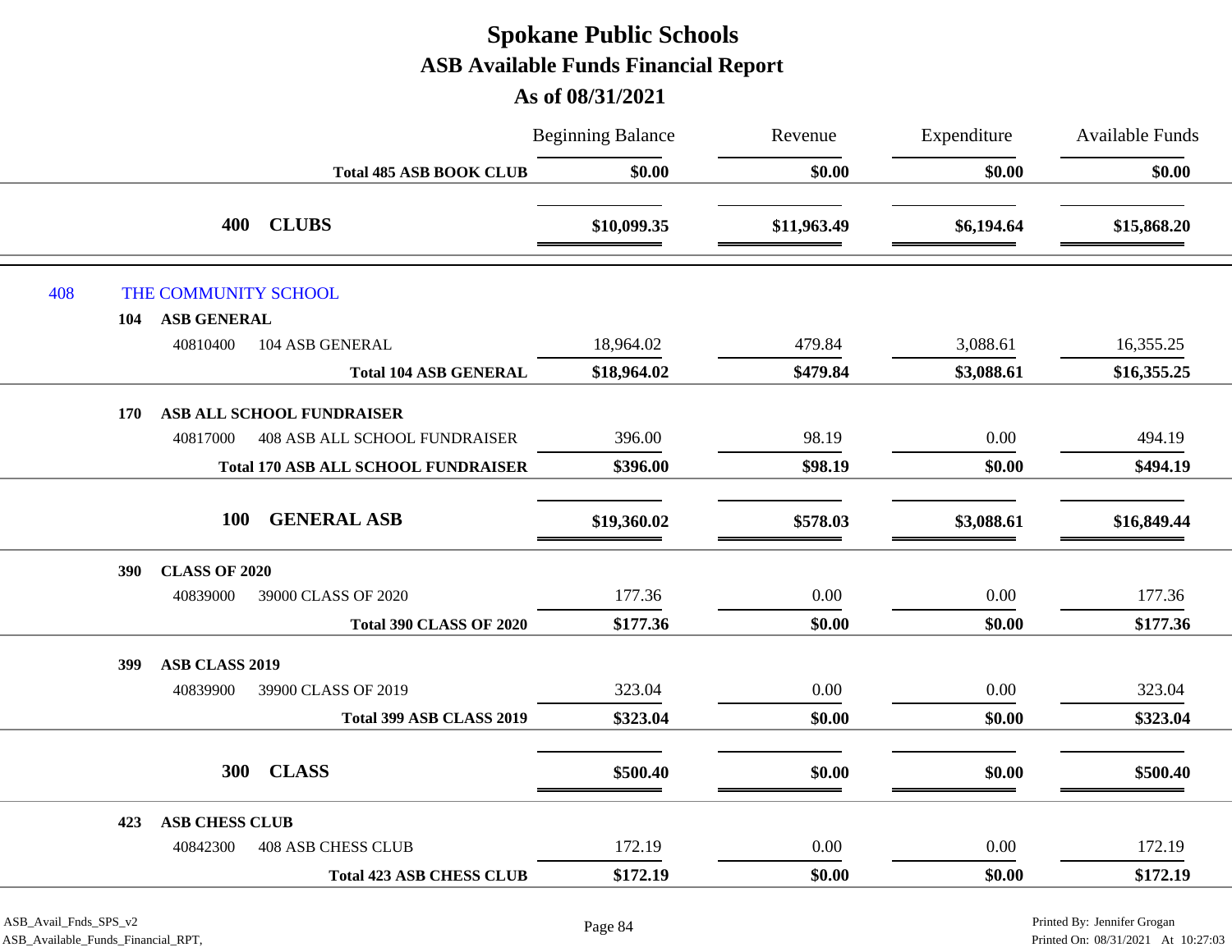# Spokane Public Schools

## ASB Available Funds Financial Report

### As of 08/31/2021

| | | Beginning Balance | Revenue | Expenditure | Available Funds |
|---|---|---|---|---|---|
| | **Total 485 ASB BOOK CLUB** | **$0.00** | **$0.00** | **$0.00** | **$0.00** |
| | **400 CLUBS** | **$10,099.35** | **$11,963.49** | **$6,194.64** | **$15,868.20** |
| **408** | **THE COMMUNITY SCHOOL** | | | | |
| **104** | **ASB GENERAL** | | | | |
| 40810400 | 104 ASB GENERAL | 18,964.02 | 479.84 | 3,088.61 | 16,355.25 |
| | **Total 104 ASB GENERAL** | **$18,964.02** | **$479.84** | **$3,088.61** | **$16,355.25** |
| **170** | **ASB ALL SCHOOL FUNDRAISER** | | | | |
| 40817000 | 408 ASB ALL SCHOOL FUNDRAISER | 396.00 | 98.19 | 0.00 | 494.19 |
| | **Total 170 ASB ALL SCHOOL FUNDRAISER** | **$396.00** | **$98.19** | **$0.00** | **$494.19** |
| | **100 GENERAL ASB** | **$19,360.02** | **$578.03** | **$3,088.61** | **$16,849.44** |
| **390** | **CLASS OF 2020** | | | | |
| 40839000 | 39000 CLASS OF 2020 | 177.36 | 0.00 | 0.00 | 177.36 |
| | **Total 390 CLASS OF 2020** | **$177.36** | **$0.00** | **$0.00** | **$177.36** |
| **399** | **ASB CLASS 2019** | | | | |
| 40839900 | 39900 CLASS OF 2019 | 323.04 | 0.00 | 0.00 | 323.04 |
| | **Total 399 ASB CLASS 2019** | **$323.04** | **$0.00** | **$0.00** | **$323.04** |
| | **300 CLASS** | **$500.40** | **$0.00** | **$0.00** | **$500.40** |
| **423** | **ASB CHESS CLUB** | | | | |
| 40842300 | 408 ASB CHESS CLUB | 172.19 | 0.00 | 0.00 | 172.19 |
| | **Total 423 ASB CHESS CLUB** | **$172.19** | **$0.00** | **$0.00** | **$172.19** |

ASB_Avail_Fnds_SPS_v2
ASB_Available_Funds_Financial_RPT,

Printed By: Jennifer Grogan
Printed On: 08/31/2021 At 10:27:03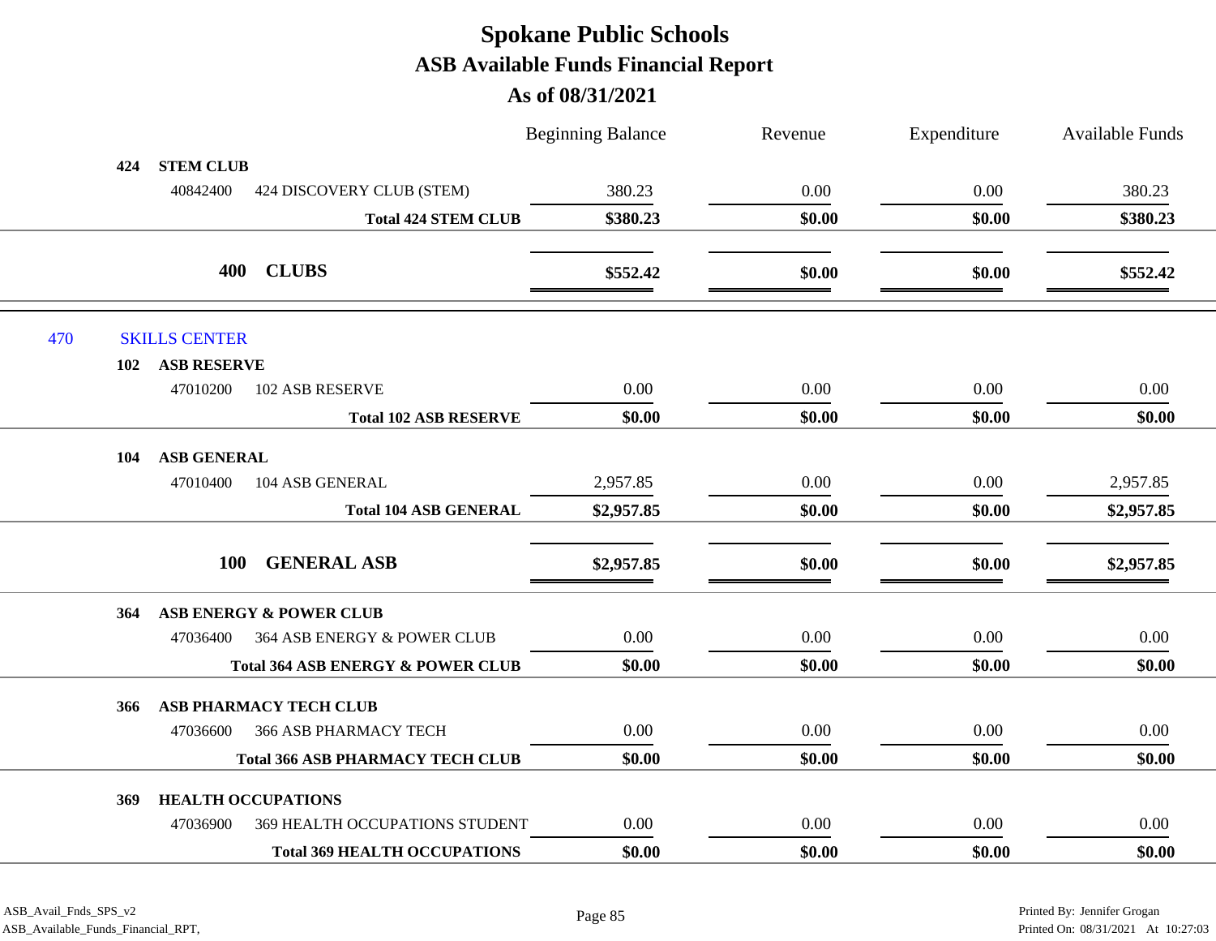# Spokane Public Schools

## ASB Available Funds Financial Report

### As of 08/31/2021

| | | Beginning Balance | Revenue | Expenditure | Available Funds |
|---|---|---|---|---|---|
| **424** | **STEM CLUB** | | | | |
| 40842400 | 424 DISCOVERY CLUB (STEM) | 380.23 | 0.00 | 0.00 | 380.23 |
| | **Total 424 STEM CLUB** | **$380.23** | **$0.00** | **$0.00** | **$380.23** |
| **400** | **CLUBS** | **$552.42** | **$0.00** | **$0.00** | **$552.42** |
| 470 | SKILLS CENTER | | | | |
| **102** | **ASB RESERVE** | | | | |
| 47010200 | 102 ASB RESERVE | 0.00 | 0.00 | 0.00 | 0.00 |
| | **Total 102 ASB RESERVE** | **$0.00** | **$0.00** | **$0.00** | **$0.00** |
| **104** | **ASB GENERAL** | | | | |
| 47010400 | 104 ASB GENERAL | 2,957.85 | 0.00 | 0.00 | 2,957.85 |
| | **Total 104 ASB GENERAL** | **$2,957.85** | **$0.00** | **$0.00** | **$2,957.85** |
| **100** | **GENERAL ASB** | **$2,957.85** | **$0.00** | **$0.00** | **$2,957.85** |
| **364** | **ASB ENERGY & POWER CLUB** | | | | |
| 47036400 | 364 ASB ENERGY & POWER CLUB | 0.00 | 0.00 | 0.00 | 0.00 |
| | **Total 364 ASB ENERGY & POWER CLUB** | **$0.00** | **$0.00** | **$0.00** | **$0.00** |
| **366** | **ASB PHARMACY TECH CLUB** | | | | |
| 47036600 | 366 ASB PHARMACY TECH | 0.00 | 0.00 | 0.00 | 0.00 |
| | **Total 366 ASB PHARMACY TECH CLUB** | **$0.00** | **$0.00** | **$0.00** | **$0.00** |
| **369** | **HEALTH OCCUPATIONS** | | | | |
| 47036900 | 369 HEALTH OCCUPATIONS STUDENT | 0.00 | 0.00 | 0.00 | 0.00 |
| | **Total 369 HEALTH OCCUPATIONS** | **$0.00** | **$0.00** | **$0.00** | **$0.00** |

ASB_Avail_Fnds_SPS_v2
ASB_Available_Funds_Financial_RPT,

Printed By: Jennifer Grogan
Printed On: 08/31/2021 At 10:27:03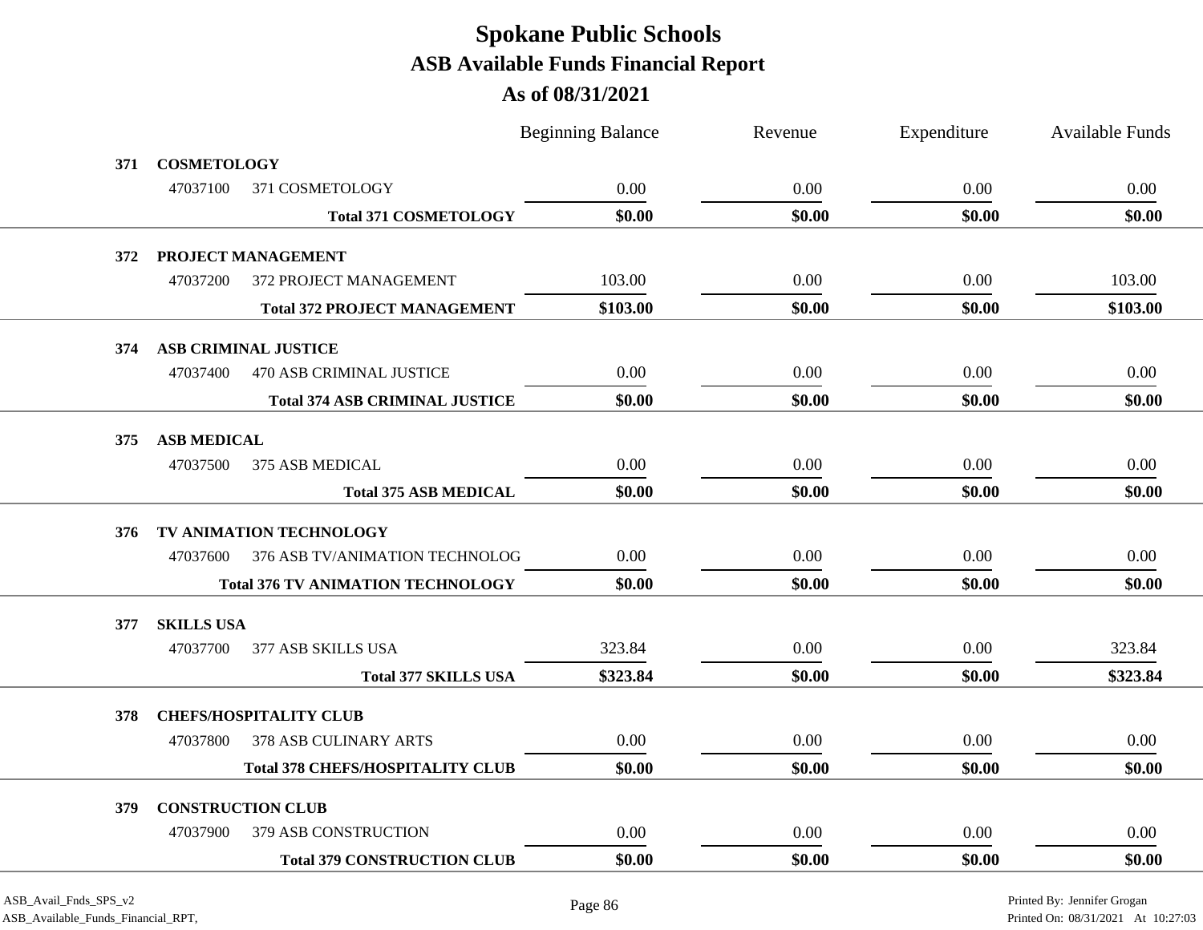# Spokane Public Schools

## ASB Available Funds Financial Report

### As of 08/31/2021

| | | Beginning Balance | Revenue | Expenditure | Available Funds |
|---|---|---|---|---|---|
| **371** | **COSMETOLOGY** | | | | |
| 47037100 | 371 COSMETOLOGY | 0.00 | 0.00 | 0.00 | 0.00 |
| | **Total 371 COSMETOLOGY** | **$0.00** | **$0.00** | **$0.00** | **$0.00** |
| **372** | **PROJECT MANAGEMENT** | | | | |
| 47037200 | 372 PROJECT MANAGEMENT | 103.00 | 0.00 | 0.00 | 103.00 |
| | **Total 372 PROJECT MANAGEMENT** | **$103.00** | **$0.00** | **$0.00** | **$103.00** |
| **374** | **ASB CRIMINAL JUSTICE** | | | | |
| 47037400 | 470 ASB CRIMINAL JUSTICE | 0.00 | 0.00 | 0.00 | 0.00 |
| | **Total 374 ASB CRIMINAL JUSTICE** | **$0.00** | **$0.00** | **$0.00** | **$0.00** |
| **375** | **ASB MEDICAL** | | | | |
| 47037500 | 375 ASB MEDICAL | 0.00 | 0.00 | 0.00 | 0.00 |
| | **Total 375 ASB MEDICAL** | **$0.00** | **$0.00** | **$0.00** | **$0.00** |
| **376** | **TV ANIMATION TECHNOLOGY** | | | | |
| 47037600 | 376 ASB TV/ANIMATION TECHNOLOG | 0.00 | 0.00 | 0.00 | 0.00 |
| | **Total 376 TV ANIMATION TECHNOLOGY** | **$0.00** | **$0.00** | **$0.00** | **$0.00** |
| **377** | **SKILLS USA** | | | | |
| 47037700 | 377 ASB SKILLS USA | 323.84 | 0.00 | 0.00 | 323.84 |
| | **Total 377 SKILLS USA** | **$323.84** | **$0.00** | **$0.00** | **$323.84** |
| **378** | **CHEFS/HOSPITALITY CLUB** | | | | |
| 47037800 | 378 ASB CULINARY ARTS | 0.00 | 0.00 | 0.00 | 0.00 |
| | **Total 378 CHEFS/HOSPITALITY CLUB** | **$0.00** | **$0.00** | **$0.00** | **$0.00** |
| **379** | **CONSTRUCTION CLUB** | | | | |
| 47037900 | 379 ASB CONSTRUCTION | 0.00 | 0.00 | 0.00 | 0.00 |
| | **Total 379 CONSTRUCTION CLUB** | **$0.00** | **$0.00** | **$0.00** | **$0.00** |

ASB_Avail_Fnds_SPS_v2
ASB_Available_Funds_Financial_RPT,

Printed By: Jennifer Grogan
Printed On: 08/31/2021 At 10:27:03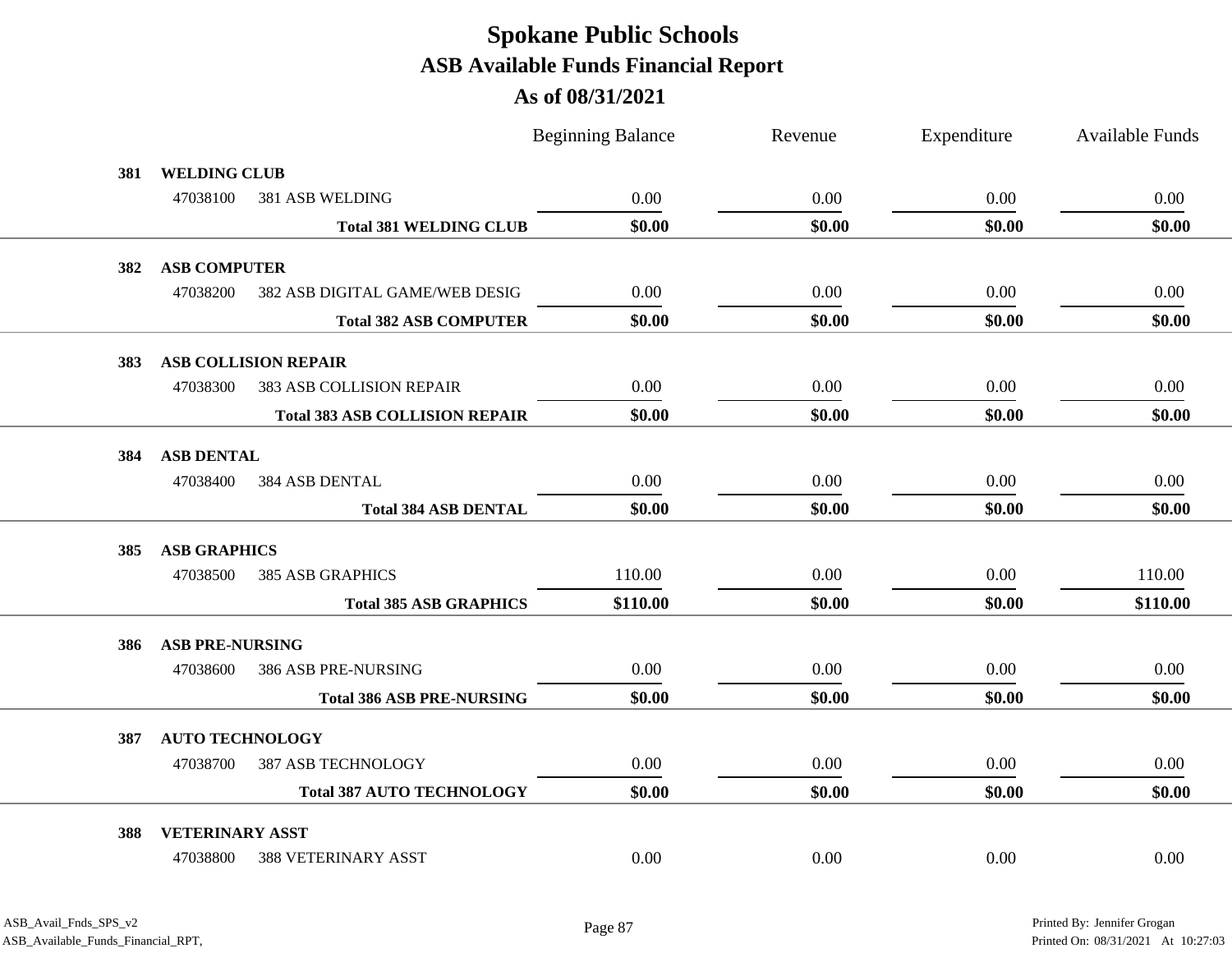# Spokane Public Schools
## ASB Available Funds Financial Report
### As of 08/31/2021

| | | | Beginning Balance | Revenue | Expenditure | Available Funds |
|---|---|---|---|---|---|---|
| **381** | **WELDING CLUB** | | | | | |
| | 47038100 | 381 ASB WELDING | 0.00 | 0.00 | 0.00 | 0.00 |
| | | **Total 381 WELDING CLUB** | **$0.00** | **$0.00** | **$0.00** | **$0.00** |
| **382** | **ASB COMPUTER** | | | | | |
| | 47038200 | 382 ASB DIGITAL GAME/WEB DESIG | 0.00 | 0.00 | 0.00 | 0.00 |
| | | **Total 382 ASB COMPUTER** | **$0.00** | **$0.00** | **$0.00** | **$0.00** |
| **383** | **ASB COLLISION REPAIR** | | | | | |
| | 47038300 | 383 ASB COLLISION REPAIR | 0.00 | 0.00 | 0.00 | 0.00 |
| | | **Total 383 ASB COLLISION REPAIR** | **$0.00** | **$0.00** | **$0.00** | **$0.00** |
| **384** | **ASB DENTAL** | | | | | |
| | 47038400 | 384 ASB DENTAL | 0.00 | 0.00 | 0.00 | 0.00 |
| | | **Total 384 ASB DENTAL** | **$0.00** | **$0.00** | **$0.00** | **$0.00** |
| **385** | **ASB GRAPHICS** | | | | | |
| | 47038500 | 385 ASB GRAPHICS | 110.00 | 0.00 | 0.00 | 110.00 |
| | | **Total 385 ASB GRAPHICS** | **$110.00** | **$0.00** | **$0.00** | **$110.00** |
| **386** | **ASB PRE-NURSING** | | | | | |
| | 47038600 | 386 ASB PRE-NURSING | 0.00 | 0.00 | 0.00 | 0.00 |
| | | **Total 386 ASB PRE-NURSING** | **$0.00** | **$0.00** | **$0.00** | **$0.00** |
| **387** | **AUTO TECHNOLOGY** | | | | | |
| | 47038700 | 387 ASB TECHNOLOGY | 0.00 | 0.00 | 0.00 | 0.00 |
| | | **Total 387 AUTO TECHNOLOGY** | **$0.00** | **$0.00** | **$0.00** | **$0.00** |
| **388** | **VETERINARY ASST** | | | | | |
| | 47038800 | 388 VETERINARY ASST | 0.00 | 0.00 | 0.00 | 0.00 |

ASB_Avail_Fnds_SPS_v2
ASB_Available_Funds_Financial_RPT,

Printed By: Jennifer Grogan
Printed On: 08/31/2021 At 10:27:03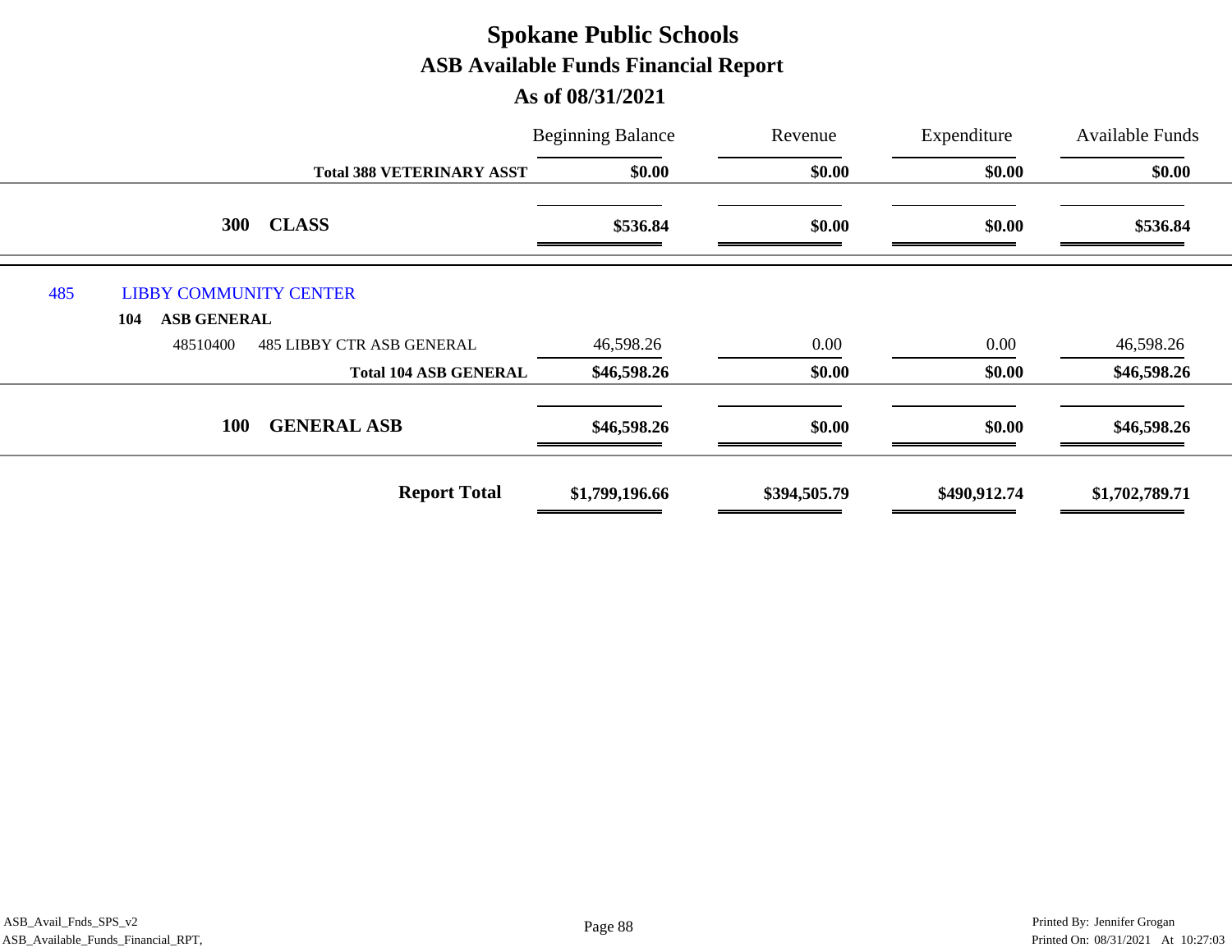# Spokane Public Schools

## ASB Available Funds Financial Report

### As of 08/31/2021

| | Beginning Balance | Revenue | Expenditure | Available Funds |
|---|---|---|---|---|
| **Total 388 VETERINARY ASST** | **$0.00** | **$0.00** | **$0.00** | **$0.00** |
| **300 CLASS** | **$536.84** | **$0.00** | **$0.00** | **$536.84** |
| 485 LIBBY COMMUNITY CENTER | | | | |
| **104 ASB GENERAL** | | | | |
| 48510400 485 LIBBY CTR ASB GENERAL | 46,598.26 | 0.00 | 0.00 | 46,598.26 |
| **Total 104 ASB GENERAL** | **$46,598.26** | **$0.00** | **$0.00** | **$46,598.26** |
| **100 GENERAL ASB** | **$46,598.26** | **$0.00** | **$0.00** | **$46,598.26** |
| **Report Total** | **$1,799,196.66** | **$394,505.79** | **$490,912.74** | **$1,702,789.71** |

ASB_Avail_Fnds_SPS_v2
ASB_Available_Funds_Financial_RPT,

Printed By: Jennifer Grogan
Printed On: 08/31/2021 At 10:27:03